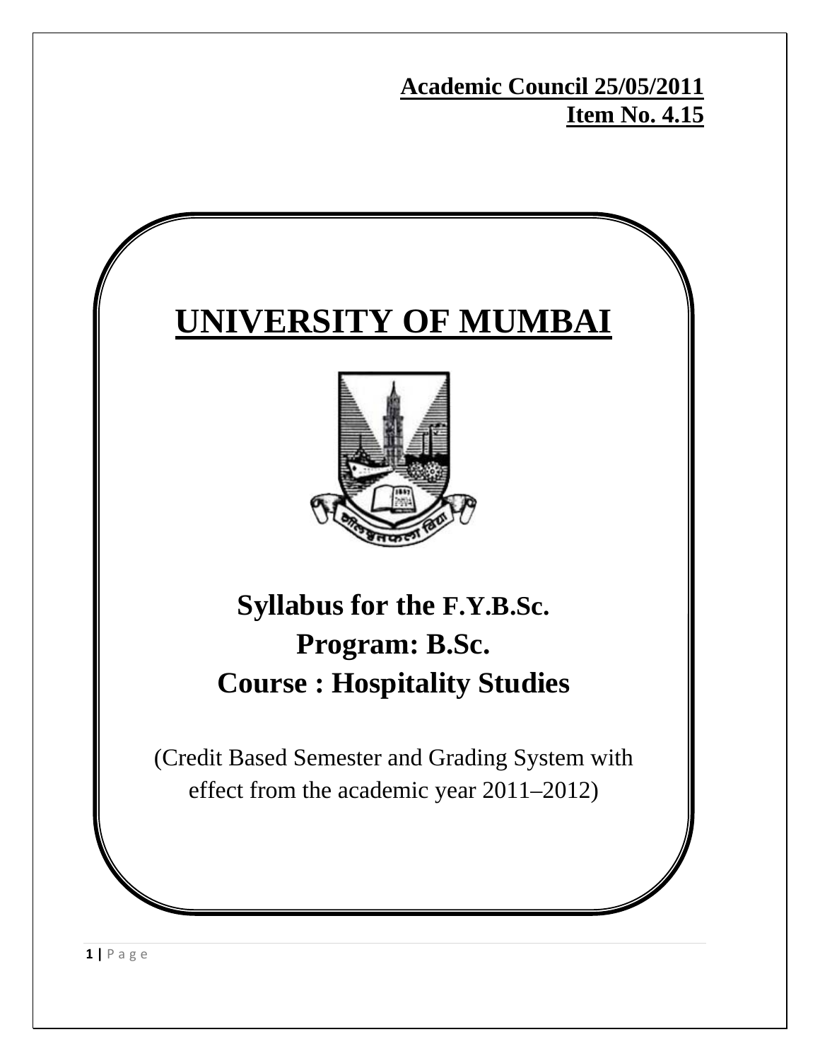**Academic Council 25/05/2011**
**Item No. 4.15**

# UNIVERSITY OF MUMBAI

## Syllabus for the F.Y.B.Sc.
## Program: B.Sc.
## Course : Hospitality Studies

(Credit Based Semester and Grading System with effect from the academic year 2011–2012)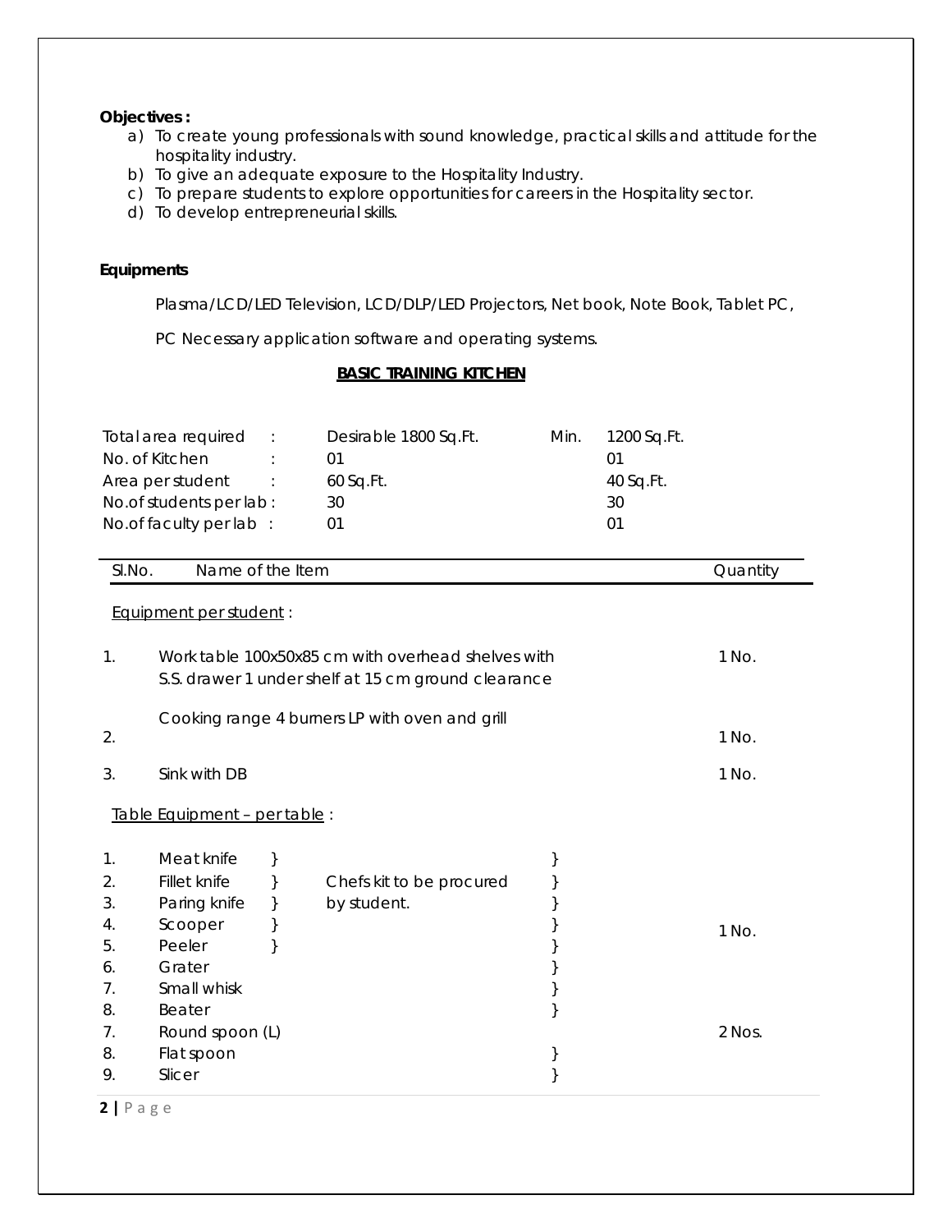**Objectives :**

a) To create young professionals with sound knowledge, practical skills and attitude for the hospitality industry.
b) To give an adequate exposure to the Hospitality Industry.
c) To prepare students to explore opportunities for careers in the Hospitality sector.
d) To develop entrepreneurial skills.

**Equipments**

Plasma/LCD/LED Television, LCD/DLP/LED Projectors, Net book, Note Book, Tablet PC,

PC Necessary application software and operating systems.

**BASIC TRAINING KITCHEN**

| | | | | |
|---|---|---|---|---|
| Total area required | : | Desirable 1800 Sq.Ft. | Min. | 1200 Sq.Ft. |
| No. of Kitchen | : | 01 | | 01 |
| Area per student | : | 60 Sq.Ft. | | 40 Sq.Ft. |
| No.of students per lab | : | 30 | | 30 |
| No.of faculty per lab | : | 01 | | 01 |

| Sl.No. | Name of the Item | Quantity |
|---|---|---|
| | Equipment per student : | |
| 1. | Work table 100x50x85 cm with overhead shelves with S.S. drawer 1 under shelf at 15 cm ground clearance | 1 No. |
| 2. | Cooking range 4 burners LP with oven and grill | 1 No. |
| 3. | Sink with DB | 1 No. |
| | Table Equipment – per table : | |
| 1. | Meat knife } Chefs kit to be procured by student. | } 1 No. |
| 2. | Fillet knife } | } |
| 3. | Paring knife } | } |
| 4. | Scooper } | } |
| 5. | Peeler } | } |
| 6. | Grater | } |
| 7. | Small whisk | } |
| 8. | Beater | } |
| 7. | Round spoon (L) | 2 Nos. |
| 8. | Flat spoon | } |
| 9. | Slicer | } |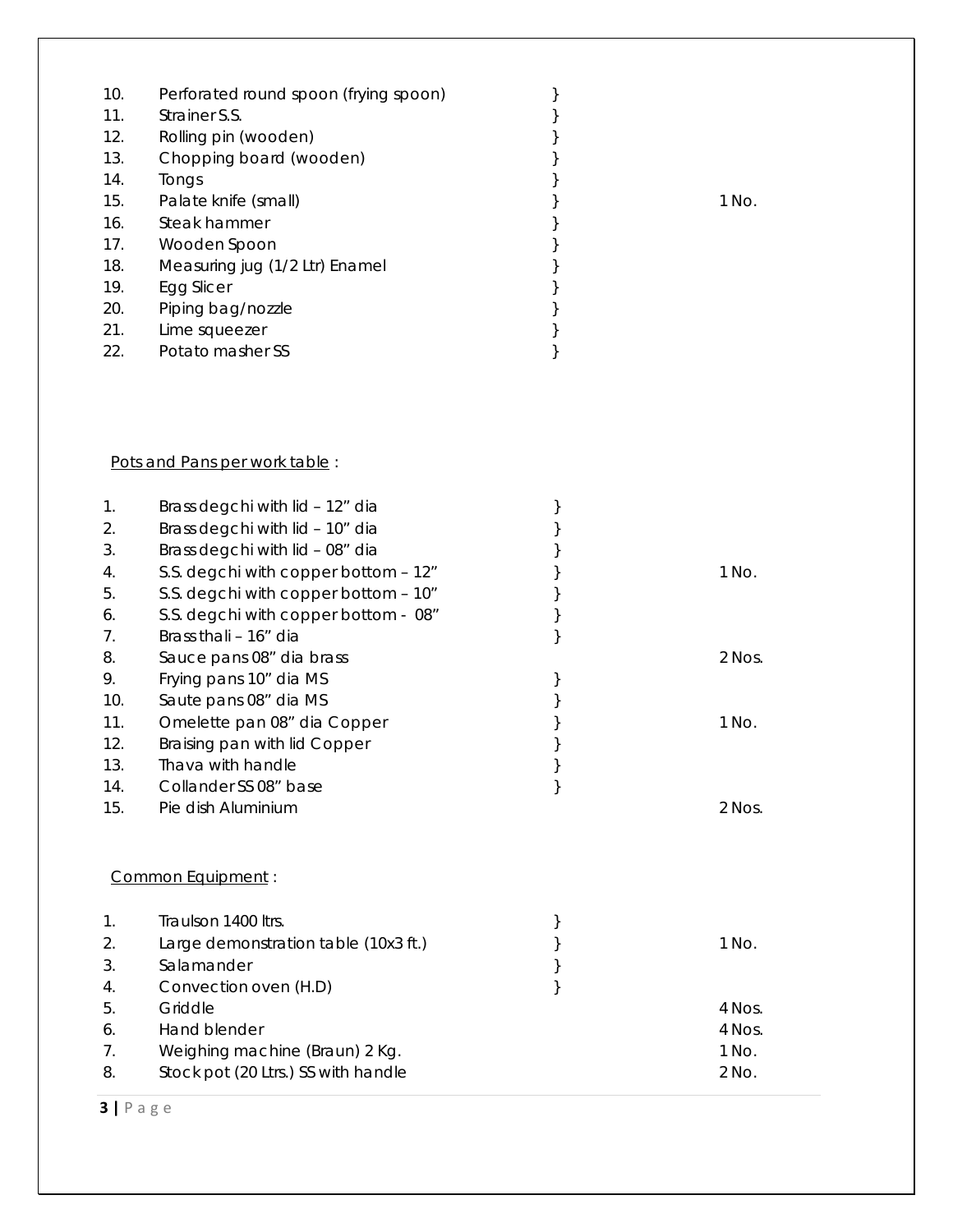| | | | |
|---|---|---|---|
| 10. | Perforated round spoon (frying spoon) | } | |
| 11. | Strainer S.S. | } | |
| 12. | Rolling pin (wooden) | } | |
| 13. | Chopping board (wooden) | } | |
| 14. | Tongs | } | |
| 15. | Palate knife (small) | } | 1 No. |
| 16. | Steak hammer | } | |
| 17. | Wooden Spoon | } | |
| 18. | Measuring jug (1/2 Ltr) Enamel | } | |
| 19. | Egg Slicer | } | |
| 20. | Piping bag/nozzle | } | |
| 21. | Lime squeezer | } | |
| 22. | Potato masher SS | } | |

<u>Pots and Pans per work table</u> :

| | | | |
|---|---|---|---|
| 1. | Brass degchi with lid – 12" dia | } | |
| 2. | Brass degchi with lid – 10" dia | } | |
| 3. | Brass degchi with lid – 08" dia | } | |
| 4. | S.S. degchi with copper bottom – 12" | } | 1 No. |
| 5. | S.S. degchi with copper bottom – 10" | } | |
| 6. | S.S. degchi with copper bottom - 08" | } | |
| 7. | Brass thali – 16" dia | } | |
| 8. | Sauce pans 08" dia brass | | 2 Nos. |
| 9. | Frying pans 10" dia MS | } | |
| 10. | Saute pans 08" dia MS | } | |
| 11. | Omelette pan 08" dia Copper | } | 1 No. |
| 12. | Braising pan with lid Copper | } | |
| 13. | Thava with handle | } | |
| 14. | Collander SS 08" base | } | |
| 15. | Pie dish Aluminium | | 2 Nos. |

<u>Common Equipment</u> :

| | | | |
|---|---|---|---|
| 1. | Traulson 1400 ltrs. | } | |
| 2. | Large demonstration table (10x3 ft.) | } | 1 No. |
| 3. | Salamander | } | |
| 4. | Convection oven (H.D) | } | |
| 5. | Griddle | | 4 Nos. |
| 6. | Hand blender | | 4 Nos. |
| 7. | Weighing machine (Braun) 2 Kg. | | 1 No. |
| 8. | Stock pot (20 Ltrs.) SS with handle | | 2 No. |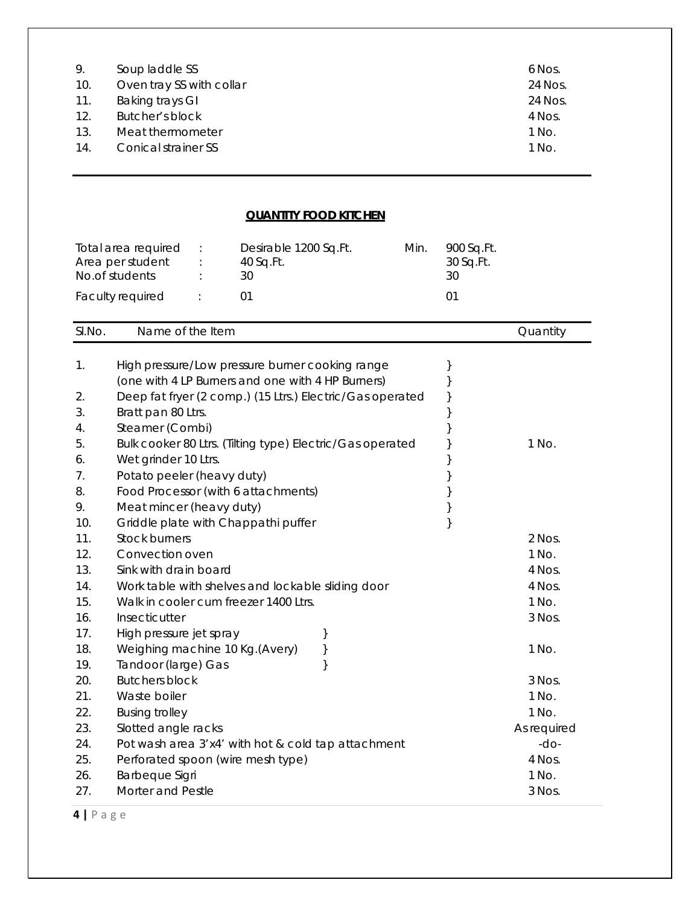| | | |
|---|---|---|
| 9. | Soup laddle SS | 6 Nos. |
| 10. | Oven tray SS with collar | 24 Nos. |
| 11. | Baking trays GI | 24 Nos. |
| 12. | Butcher's block | 4 Nos. |
| 13. | Meat thermometer | 1 No. |
| 14. | Conical strainer SS | 1 No. |

## QUANTITY FOOD KITCHEN

| | | | | |
|---|---|---|---|---|
| Total area required | : | Desirable 1200 Sq.Ft. | Min. | 900 Sq.Ft. |
| Area per student | : | 40 Sq.Ft. | | 30 Sq.Ft. |
| No.of students | : | 30 | | 30 |
| Faculty required | : | 01 | | 01 |

| Sl.No. | Name of the Item | Quantity |
|---|---|---|
| 1. | High pressure/Low pressure burner cooking range (one with 4 LP Burners and one with 4 HP Burners) | } |
| 2. | Deep fat fryer (2 comp.) (15 Ltrs.) Electric/Gas operated | } |
| 3. | Bratt pan 80 Ltrs. | } |
| 4. | Steamer (Combi) | } |
| 5. | Bulk cooker 80 Ltrs. (Tilting type) Electric/Gas operated | } 1 No. |
| 6. | Wet grinder 10 Ltrs. | } |
| 7. | Potato peeler (heavy duty) | } |
| 8. | Food Processor (with 6 attachments) | } |
| 9. | Meat mincer (heavy duty) | } |
| 10. | Griddle plate with Chappathi puffer | } |
| 11. | Stock burners | 2 Nos. |
| 12. | Convection oven | 1 No. |
| 13. | Sink with drain board | 4 Nos. |
| 14. | Work table with shelves and lockable sliding door | 4 Nos. |
| 15. | Walk in cooler cum freezer 1400 Ltrs. | 1 No. |
| 16. | Insecticutter | 3 Nos. |
| 17. | High pressure jet spray } | |
| 18. | Weighing machine 10 Kg.(Avery) } | 1 No. |
| 19. | Tandoor (large) Gas } | |
| 20. | Butchers block | 3 Nos. |
| 21. | Waste boiler | 1 No. |
| 22. | Busing trolley | 1 No. |
| 23. | Slotted angle racks | As required |
| 24. | Pot wash area 3'x4' with hot & cold tap attachment | -do- |
| 25. | Perforated spoon (wire mesh type) | 4 Nos. |
| 26. | Barbeque Sigri | 1 No. |
| 27. | Morter and Pestle | 3 Nos. |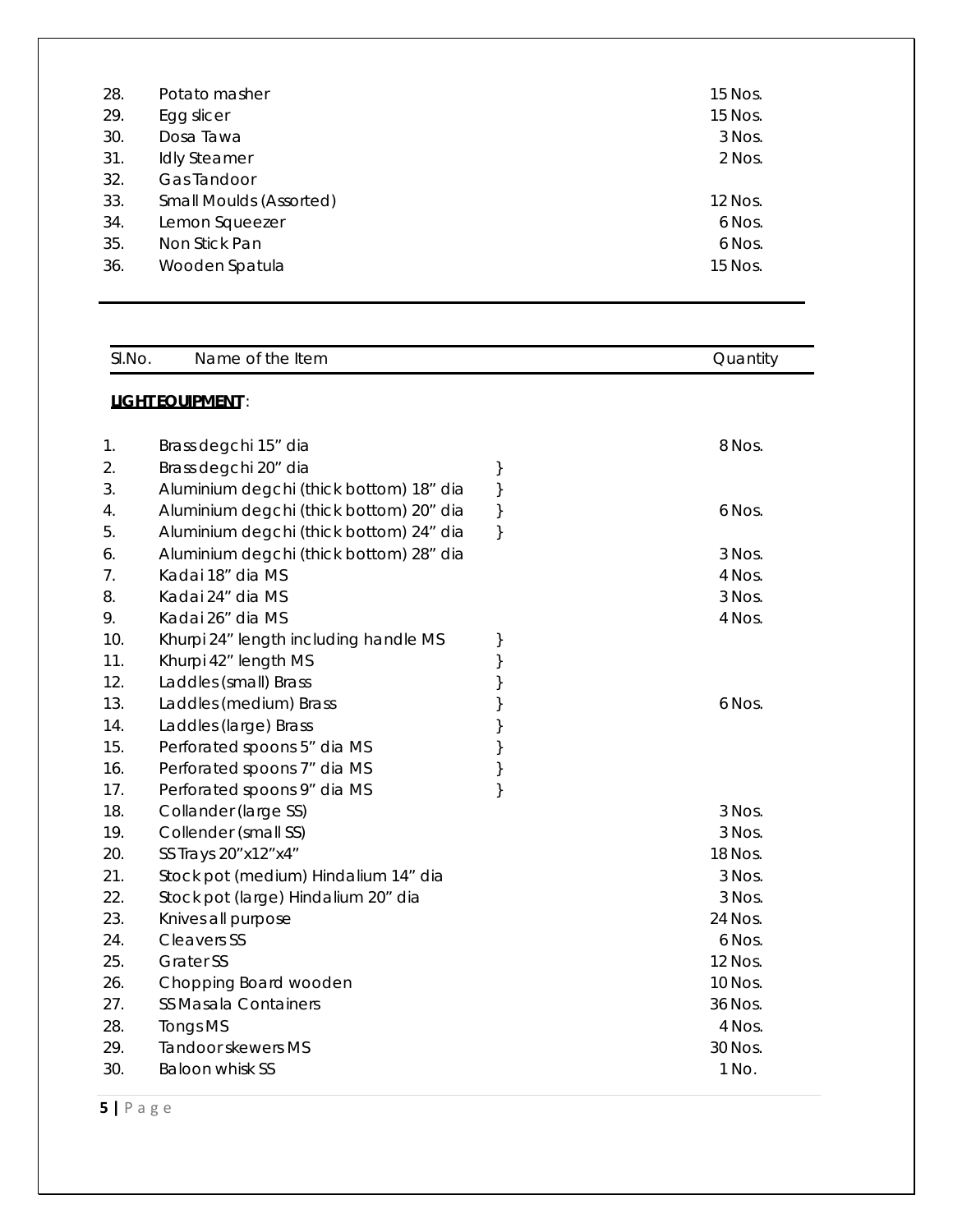| | | |
|---|---|---|
| 28. | Potato masher | 15 Nos. |
| 29. | Egg slicer | 15 Nos. |
| 30. | Dosa Tawa | 3 Nos. |
| 31. | Idly Steamer | 2 Nos. |
| 32. | Gas Tandoor | |
| 33. | Small Moulds (Assorted) | 12 Nos. |
| 34. | Lemon Squeezer | 6 Nos. |
| 35. | Non Stick Pan | 6 Nos. |
| 36. | Wooden Spatula | 15 Nos. |

| Sl.No. | Name of the Item | | Quantity |
|---|---|---|---|

**LIGHT EQUIPMENT**:

| | | | |
|---|---|---|---|
| 1. | Brass degchi 15" dia | | 8 Nos. |
| 2. | Brass degchi 20" dia | } | |
| 3. | Aluminium degchi (thick bottom) 18" dia | } | |
| 4. | Aluminium degchi (thick bottom) 20" dia | } | 6 Nos. |
| 5. | Aluminium degchi (thick bottom) 24" dia | } | |
| 6. | Aluminium degchi (thick bottom) 28" dia | | 3 Nos. |
| 7. | Kadai 18" dia MS | | 4 Nos. |
| 8. | Kadai 24" dia MS | | 3 Nos. |
| 9. | Kadai 26" dia MS | | 4 Nos. |
| 10. | Khurpi 24" length including handle MS | } | |
| 11. | Khurpi 42" length MS | } | |
| 12. | Laddles (small) Brass | } | |
| 13. | Laddles (medium) Brass | } | 6 Nos. |
| 14. | Laddles (large) Brass | } | |
| 15. | Perforated spoons 5" dia MS | } | |
| 16. | Perforated spoons 7" dia MS | } | |
| 17. | Perforated spoons 9" dia MS | } | |
| 18. | Collander (large SS) | | 3 Nos. |
| 19. | Collender (small SS) | | 3 Nos. |
| 20. | SS Trays 20"x12"x4" | | 18 Nos. |
| 21. | Stock pot (medium) Hindalium 14" dia | | 3 Nos. |
| 22. | Stock pot (large) Hindalium 20" dia | | 3 Nos. |
| 23. | Knives all purpose | | 24 Nos. |
| 24. | Cleavers SS | | 6 Nos. |
| 25. | Grater SS | | 12 Nos. |
| 26. | Chopping Board wooden | | 10 Nos. |
| 27. | SS Masala Containers | | 36 Nos. |
| 28. | Tongs MS | | 4 Nos. |
| 29. | Tandoor skewers MS | | 30 Nos. |
| 30. | Baloon whisk SS | | 1 No. |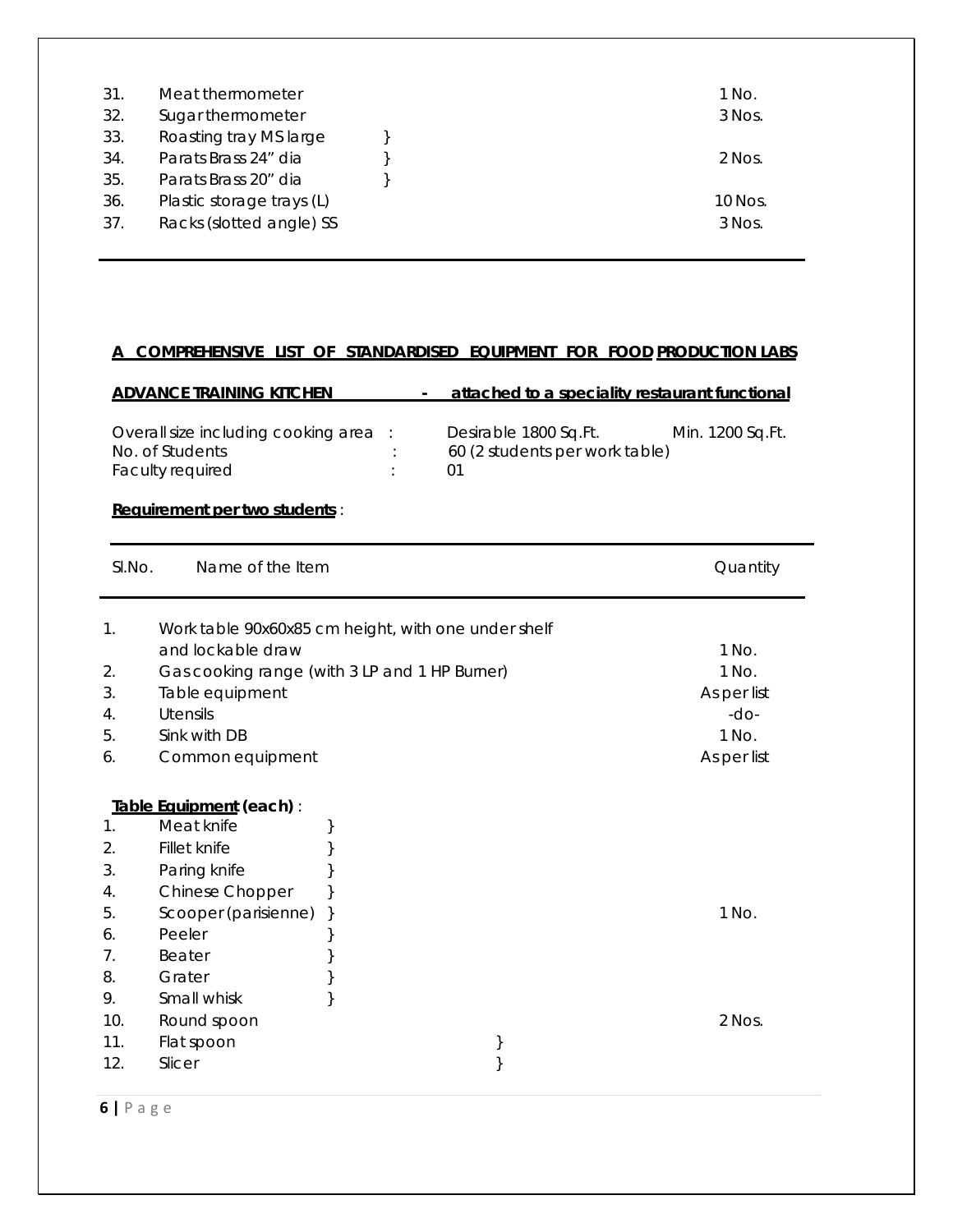| | | |
|---|---|---|
| 31. | Meat thermometer | 1 No. |
| 32. | Sugar thermometer | 3 Nos. |
| 33. | Roasting tray MS large } | |
| 34. | Parats Brass 24" dia } | 2 Nos. |
| 35. | Parats Brass 20" dia } | |
| 36. | Plastic storage trays (L) | 10 Nos. |
| 37. | Racks (slotted angle) SS | 3 Nos. |

## A COMPREHENSIVE LIST OF STANDARDISED EQUIPMENT FOR FOOD PRODUCTION LABS

**ADVANCE TRAINING KITCHEN - attached to a speciality restaurant functional**

| | | | |
|---|---|---|---|
| Overall size including cooking area | : | Desirable 1800 Sq.Ft. | Min. 1200 Sq.Ft. |
| No. of Students | : | 60 (2 students per work table) | |
| Faculty required | : | 01 | |

**Requirement per two students** :

| Sl.No. | Name of the Item | Quantity |
|---|---|---|
| 1. | Work table 90x60x85 cm height, with one under shelf and lockable draw | 1 No. |
| 2. | Gas cooking range (with 3 LP and 1 HP Burner) | 1 No. |
| 3. | Table equipment | As per list |
| 4. | Utensils | -do- |
| 5. | Sink with DB | 1 No. |
| 6. | Common equipment | As per list |

**Table Equipment (each)** :

| | | |
|---|---|---|
| 1. | Meat knife } | |
| 2. | Fillet knife } | |
| 3. | Paring knife } | |
| 4. | Chinese Chopper } | |
| 5. | Scooper (parisienne) } | 1 No. |
| 6. | Peeler } | |
| 7. | Beater } | |
| 8. | Grater } | |
| 9. | Small whisk } | |
| 10. | Round spoon | 2 Nos. |
| 11. | Flat spoon } | |
| 12. | Slicer } | |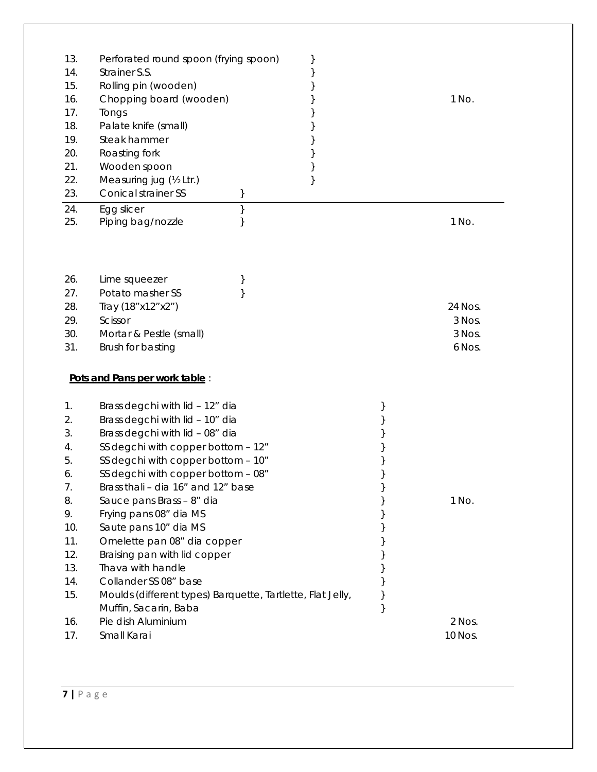| | | |
|---|---|---|
| 13. | Perforated round spoon (frying spoon) } | |
| 14. | Strainer S.S. } | |
| 15. | Rolling pin (wooden) } | |
| 16. | Chopping board (wooden) } | 1 No. |
| 17. | Tongs } | |
| 18. | Palate knife (small) } | |
| 19. | Steak hammer } | |
| 20. | Roasting fork } | |
| 21. | Wooden spoon } | |
| 22. | Measuring jug (½ Ltr.) } | |
| 23. | Conical strainer SS } | |
| 24. | Egg slicer } | |
| 25. | Piping bag/nozzle } | 1 No. |
| 26. | Lime squeezer } | |
| 27. | Potato masher SS } | |
| 28. | Tray (18"x12"x2") | 24 Nos. |
| 29. | Scissor | 3 Nos. |
| 30. | Mortar & Pestle (small) | 3 Nos. |
| 31. | Brush for basting | 6 Nos. |

**Pots and Pans per work table** :

| | | |
|---|---|---|
| 1. | Brass degchi with lid – 12" dia } | |
| 2. | Brass degchi with lid – 10" dia } | |
| 3. | Brass degchi with lid – 08" dia } | |
| 4. | SS degchi with copper bottom – 12" } | |
| 5. | SS degchi with copper bottom – 10" } | |
| 6. | SS degchi with copper bottom – 08" } | |
| 7. | Brass thali – dia 16" and 12" base } | |
| 8. | Sauce pans Brass – 8" dia } | 1 No. |
| 9. | Frying pans 08" dia MS } | |
| 10. | Saute pans 10" dia MS } | |
| 11. | Omelette pan 08" dia copper } | |
| 12. | Braising pan with lid copper } | |
| 13. | Thava with handle } | |
| 14. | Collander SS 08" base } | |
| 15. | Moulds (different types) Barquette, Tartlette, Flat Jelly, Muffin, Sacarin, Baba } | |
| 16. | Pie dish Aluminium | 2 Nos. |
| 17. | Small Karai | 10 Nos. |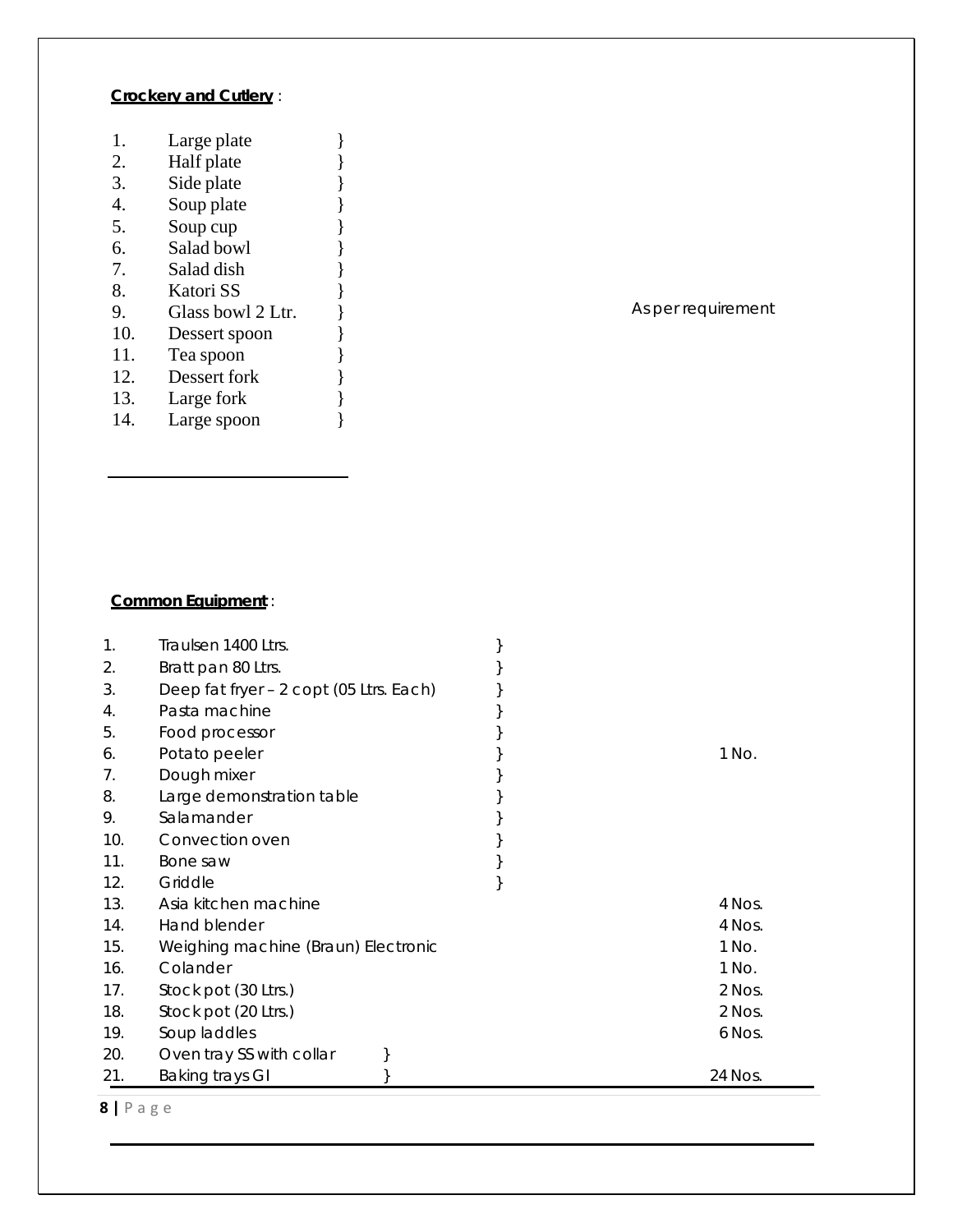**Crockery and Cutlery** :

| No. | Item | Quantity |
|---|---|---|
| 1. | Large plate | } |
| 2. | Half plate | } |
| 3. | Side plate | } |
| 4. | Soup plate | } |
| 5. | Soup cup | } |
| 6. | Salad bowl | } |
| 7. | Salad dish | } |
| 8. | Katori SS | } |
| 9. | Glass bowl 2 Ltr. | } As per requirement |
| 10. | Dessert spoon | } |
| 11. | Tea spoon | } |
| 12. | Dessert fork | } |
| 13. | Large fork | } |
| 14. | Large spoon | } |

**Common Equipment** :

| No. | Item | Quantity |
|---|---|---|
| 1. | Traulsen 1400 Ltrs. | } |
| 2. | Bratt pan 80 Ltrs. | } |
| 3. | Deep fat fryer – 2 copt (05 Ltrs. Each) | } |
| 4. | Pasta machine | } |
| 5. | Food processor | } |
| 6. | Potato peeler | } 1 No. |
| 7. | Dough mixer | } |
| 8. | Large demonstration table | } |
| 9. | Salamander | } |
| 10. | Convection oven | } |
| 11. | Bone saw | } |
| 12. | Griddle | } |
| 13. | Asia kitchen machine | 4 Nos. |
| 14. | Hand blender | 4 Nos. |
| 15. | Weighing machine (Braun) Electronic | 1 No. |
| 16. | Colander | 1 No. |
| 17. | Stock pot (30 Ltrs.) | 2 Nos. |
| 18. | Stock pot (20 Ltrs.) | 2 Nos. |
| 19. | Soup laddles | 6 Nos. |
| 20. | Oven tray SS with collar | } |
| 21. | Baking trays GI | } 24 Nos. |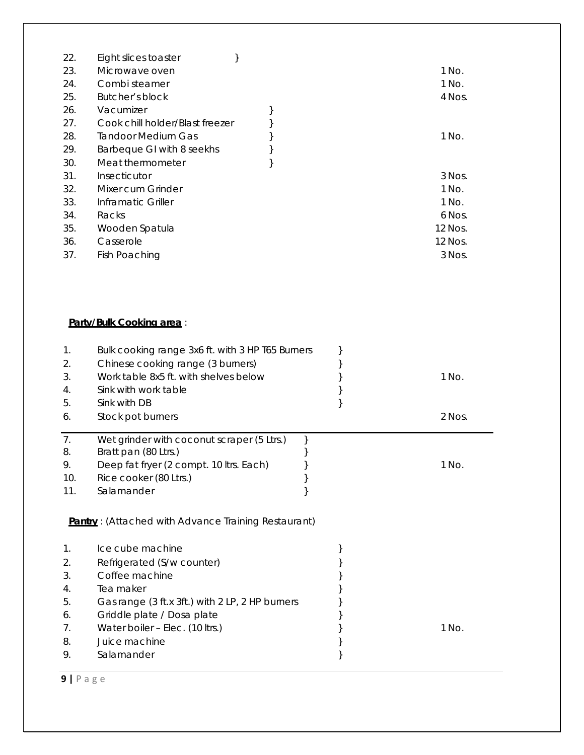| | | | |
|---|---|---|---|
| 22. | Eight slices toaster | } | |
| 23. | Microwave oven | | 1 No. |
| 24. | Combi steamer | | 1 No. |
| 25. | Butcher's block | | 4 Nos. |
| 26. | Vacumizer | } | |
| 27. | Cook chill holder/Blast freezer | } | |
| 28. | Tandoor Medium Gas | } | 1 No. |
| 29. | Barbeque GI with 8 seekhs | } | |
| 30. | Meat thermometer | } | |
| 31. | Insecticutor | | 3 Nos. |
| 32. | Mixer cum Grinder | | 1 No. |
| 33. | Inframatic Griller | | 1 No. |
| 34. | Racks | | 6 Nos. |
| 35. | Wooden Spatula | | 12 Nos. |
| 36. | Casserole | | 12 Nos. |
| 37. | Fish Poaching | | 3 Nos. |

**Party/Bulk Cooking area** :

| | | | |
|---|---|---|---|
| 1. | Bulk cooking range 3x6 ft. with 3 HP T65 Burners | } | |
| 2. | Chinese cooking range (3 burners) | } | |
| 3. | Work table 8x5 ft. with shelves below | } | 1 No. |
| 4. | Sink with work table | } | |
| 5. | Sink with DB | } | |
| 6. | Stock pot burners | | 2 Nos. |
| 7. | Wet grinder with coconut scraper (5 Ltrs.) | } | |
| 8. | Bratt pan (80 Ltrs.) | } | |
| 9. | Deep fat fryer (2 compt. 10 ltrs. Each) | } | 1 No. |
| 10. | Rice cooker (80 Ltrs.) | } | |
| 11. | Salamander | } | |

**Pantry** : (Attached with Advance Training Restaurant)

| | | | |
|---|---|---|---|
| 1. | Ice cube machine | } | |
| 2. | Refrigerated (S/w counter) | } | |
| 3. | Coffee machine | } | |
| 4. | Tea maker | } | |
| 5. | Gas range (3 ft.x 3ft.) with 2 LP, 2 HP burners | } | |
| 6. | Griddle plate / Dosa plate | } | |
| 7. | Water boiler – Elec. (10 ltrs.) | } | 1 No. |
| 8. | Juice machine | } | |
| 9. | Salamander | } | |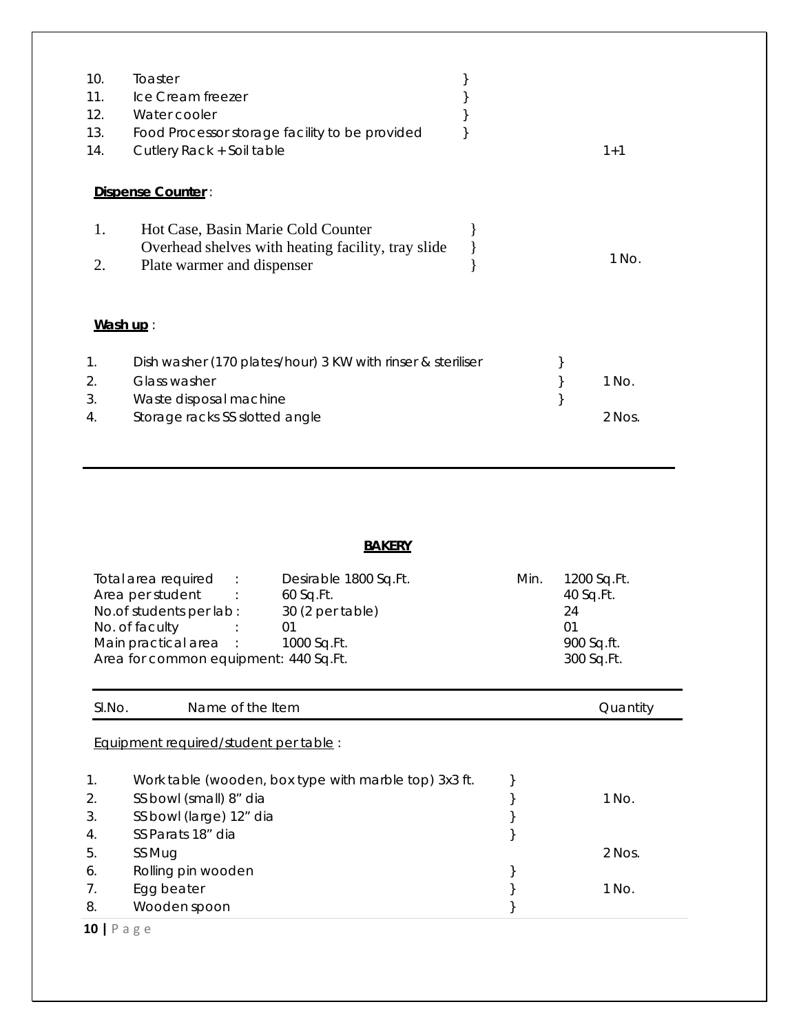| | | |
|---|---|---|
| 10. | Toaster | } |
| 11. | Ice Cream freezer | } |
| 12. | Water cooler | } |
| 13. | Food Processor storage facility to be provided | } |
| 14. | Cutlery Rack + Soil table | 1+1 |

**Dispense Counter** :

| | | |
|---|---|---|
| 1. | Hot Case, Basin Marie Cold Counter<br>Overhead shelves with heating facility, tray slide | } |
| 2. | Plate warmer and dispenser | } 1 No. |

**Wash up** :

| | | |
|---|---|---|
| 1. | Dish washer (170 plates/hour) 3 KW with rinser & steriliser | } |
| 2. | Glass washer | } 1 No. |
| 3. | Waste disposal machine | } |
| 4. | Storage racks SS slotted angle | 2 Nos. |

---

## BAKERY

| | | Desirable | | Min. |
|---|---|---|---|---|
| Total area required | : | Desirable 1800 Sq.Ft. | Min. | 1200 Sq.Ft. |
| Area per student | : | 60 Sq.Ft. | | 40 Sq.Ft. |
| No.of students per lab | : | 30 (2 per table) | | 24 |
| No. of faculty | : | 01 | | 01 |
| Main practical area | : | 1000 Sq.Ft. | | 900 Sq.ft. |
| Area for common equipment: | | 440 Sq.Ft. | | 300 Sq.Ft. |

| Sl.No. | Name of the Item | Quantity |
|---|---|---|

Equipment required/student per table :

| | | |
|---|---|---|
| 1. | Work table (wooden, box type with marble top) 3x3 ft. | } |
| 2. | SS bowl (small) 8" dia | } 1 No. |
| 3. | SS bowl (large) 12" dia | } |
| 4. | SS Parats 18" dia | } |
| 5. | SS Mug | 2 Nos. |
| 6. | Rolling pin wooden | } |
| 7. | Egg beater | } 1 No. |
| 8. | Wooden spoon | } |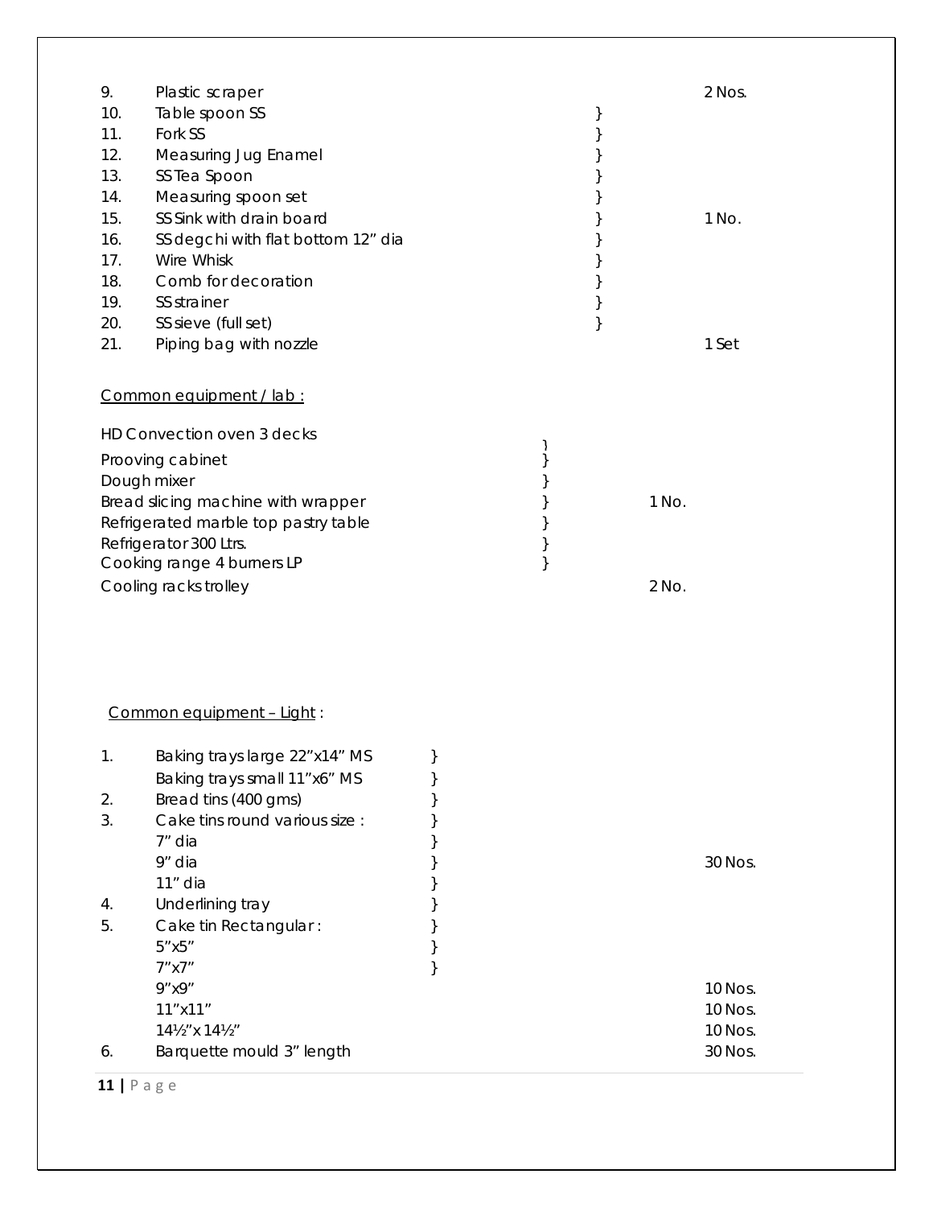| | | | |
|---|---|---|---|
| 9. | Plastic scraper | | 2 Nos. |
| 10. | Table spoon SS | } | |
| 11. | Fork SS | } | |
| 12. | Measuring Jug Enamel | } | |
| 13. | SS Tea Spoon | } | |
| 14. | Measuring spoon set | } | |
| 15. | SS Sink with drain board | } | 1 No. |
| 16. | SS degchi with flat bottom 12" dia | } | |
| 17. | Wire Whisk | } | |
| 18. | Comb for decoration | } | |
| 19. | SS strainer | } | |
| 20. | SS sieve (full set) | } | |
| 21. | Piping bag with nozzle | | 1 Set |

Common equipment / lab :

| | | |
|---|---|---|
| HD Convection oven 3 decks | } | |
| Prooving cabinet | } | |
| Dough mixer | } | |
| Bread slicing machine with wrapper | } | 1 No. |
| Refrigerated marble top pastry table | } | |
| Refrigerator 300 Ltrs. | } | |
| Cooking range 4 burners LP | } | |
| Cooling racks trolley | | 2 No. |

Common equipment – Light :

| | | | |
|---|---|---|---|
| 1. | Baking trays large 22"x14" MS | } | |
| | Baking trays small 11"x6" MS | } | |
| 2. | Bread tins (400 gms) | } | |
| 3. | Cake tins round various size : | } | |
| | 7" dia | } | |
| | 9" dia | } | 30 Nos. |
| | 11" dia | } | |
| 4. | Underlining tray | } | |
| 5. | Cake tin Rectangular : | } | |
| | 5"x5" | } | |
| | 7"x7" | } | |
| | 9"x9" | | 10 Nos. |
| | 11"x11" | | 10 Nos. |
| | 14½"x 14½" | | 10 Nos. |
| 6. | Barquette mould 3" length | | 30 Nos. |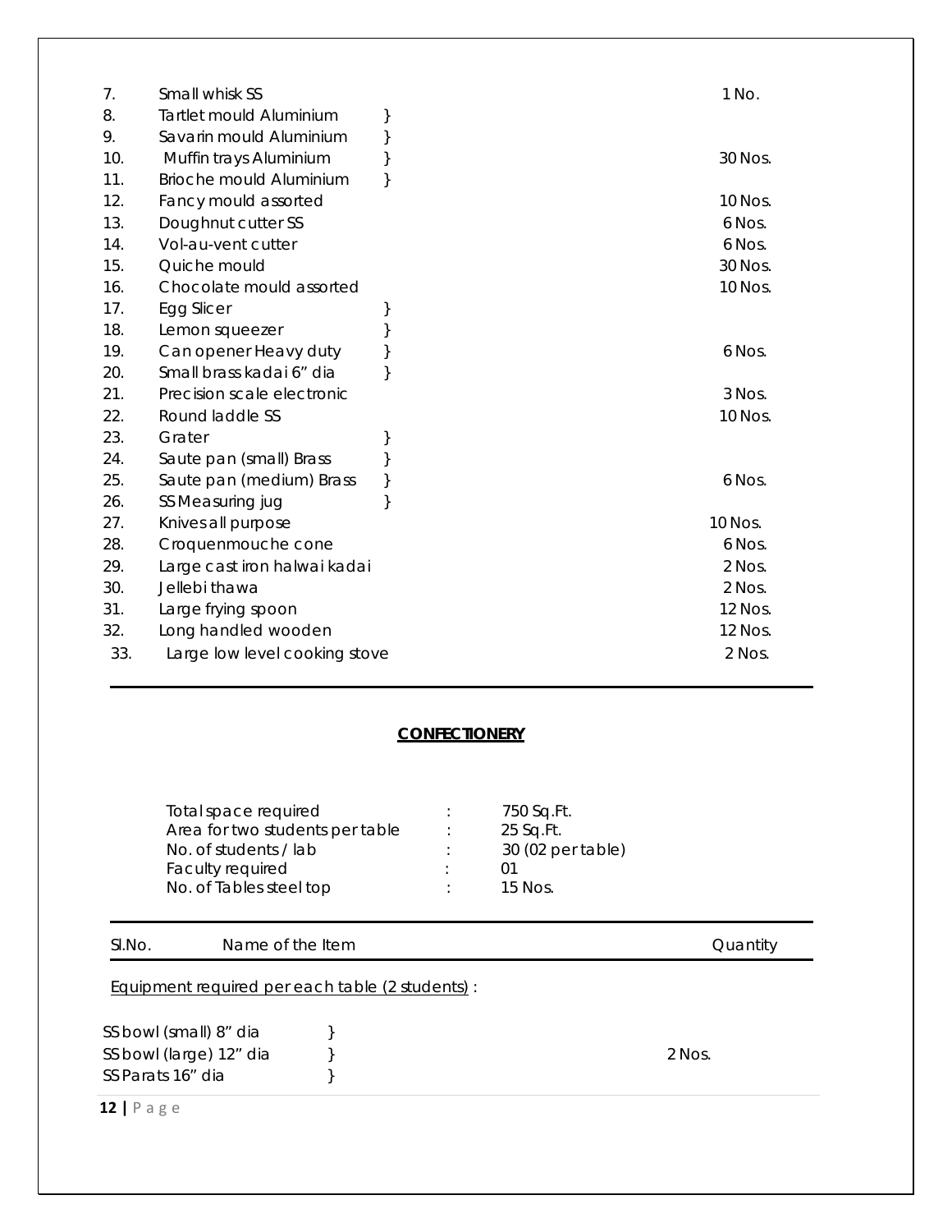| | | | |
|---|---|---|---|
| 7. | Small whisk SS | | 1 No. |
| 8. | Tartlet mould Aluminium | } | |
| 9. | Savarin mould Aluminium | } | |
| 10. | Muffin trays Aluminium | } | 30 Nos. |
| 11. | Brioche mould Aluminium | } | |
| 12. | Fancy mould assorted | | 10 Nos. |
| 13. | Doughnut cutter SS | | 6 Nos. |
| 14. | Vol-au-vent cutter | | 6 Nos. |
| 15. | Quiche mould | | 30 Nos. |
| 16. | Chocolate mould assorted | | 10 Nos. |
| 17. | Egg Slicer | } | |
| 18. | Lemon squeezer | } | |
| 19. | Can opener Heavy duty | } | 6 Nos. |
| 20. | Small brass kadai 6" dia | } | |
| 21. | Precision scale electronic | | 3 Nos. |
| 22. | Round laddle SS | | 10 Nos. |
| 23. | Grater | } | |
| 24. | Saute pan (small) Brass | } | |
| 25. | Saute pan (medium) Brass | } | 6 Nos. |
| 26. | SS Measuring jug | } | |
| 27. | Knives all purpose | | 10 Nos. |
| 28. | Croquenmouche cone | | 6 Nos. |
| 29. | Large cast iron halwai kadai | | 2 Nos. |
| 30. | Jellebi thawa | | 2 Nos. |
| 31. | Large frying spoon | | 12 Nos. |
| 32. | Long handled wooden | | 12 Nos. |
| 33. | Large low level cooking stove | | 2 Nos. |

## CONFECTIONERY

| | | |
|---|---|---|
| Total space required | : | 750 Sq.Ft. |
| Area for two students per table | : | 25 Sq.Ft. |
| No. of students / lab | : | 30 (02 per table) |
| Faculty required | : | 01 |
| No. of Tables steel top | : | 15 Nos. |

| Sl.No. | Name of the Item | | Quantity |
|---|---|---|---|

Equipment required per each table (2 students) :

| | | |
|---|---|---|
| SS bowl (small) 8" dia | } | |
| SS bowl (large) 12" dia | } | 2 Nos. |
| SS Parats 16" dia | } | |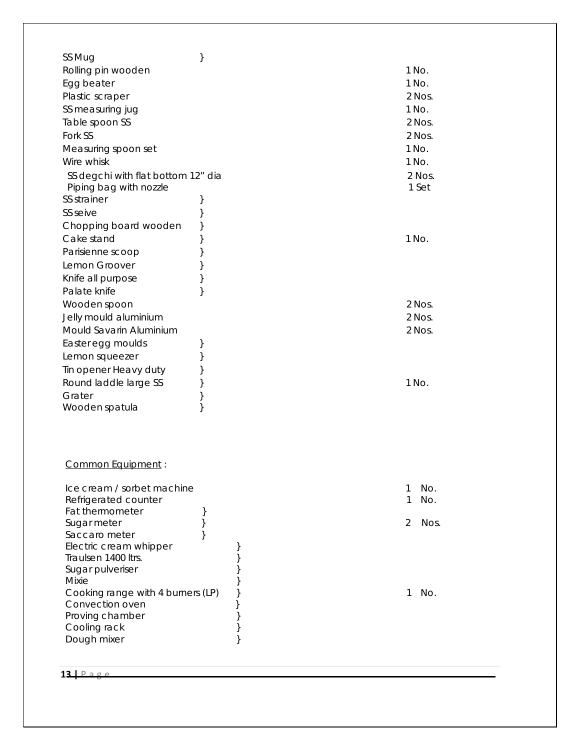| | | |
|---|---|---|
| SS Mug | } | |
| Rolling pin wooden | | 1 No. |
| Egg beater | | 1 No. |
| Plastic scraper | | 2 Nos. |
| SS measuring jug | | 1 No. |
| Table spoon SS | | 2 Nos. |
| Fork SS | | 2 Nos. |
| Measuring spoon set | | 1 No. |
| Wire whisk | | 1 No. |
| SS degchi with flat bottom 12" dia | | 2 Nos. |
| Piping bag with nozzle | | 1 Set |
| SS strainer | } | |
| SS seive | } | |
| Chopping board wooden | } | |
| Cake stand | } | 1 No. |
| Parisienne scoop | } | |
| Lemon Groover | } | |
| Knife all purpose | } | |
| Palate knife | } | |
| Wooden spoon | | 2 Nos. |
| Jelly mould aluminium | | 2 Nos. |
| Mould Savarin Aluminium | | 2 Nos. |
| Easter egg moulds | } | |
| Lemon squeezer | } | |
| Tin opener Heavy duty | } | |
| Round laddle large SS | } | 1 No. |
| Grater | } | |
| Wooden spatula | } | |

<u>Common Equipment</u> :

| | | |
|---|---|---|
| Ice cream / sorbet machine | | 1 No. |
| Refrigerated counter | | 1 No. |
| Fat thermometer | } | |
| Sugar meter | } | 2 Nos. |
| Saccaro meter | } | |
| Electric cream whipper | } | |
| Traulsen 1400 ltrs. | } | |
| Sugar pulveriser | } | |
| Mixie | } | |
| Cooking range with 4 burners (LP) | } | 1 No. |
| Convection oven | } | |
| Proving chamber | } | |
| Cooling rack | } | |
| Dough mixer | } | |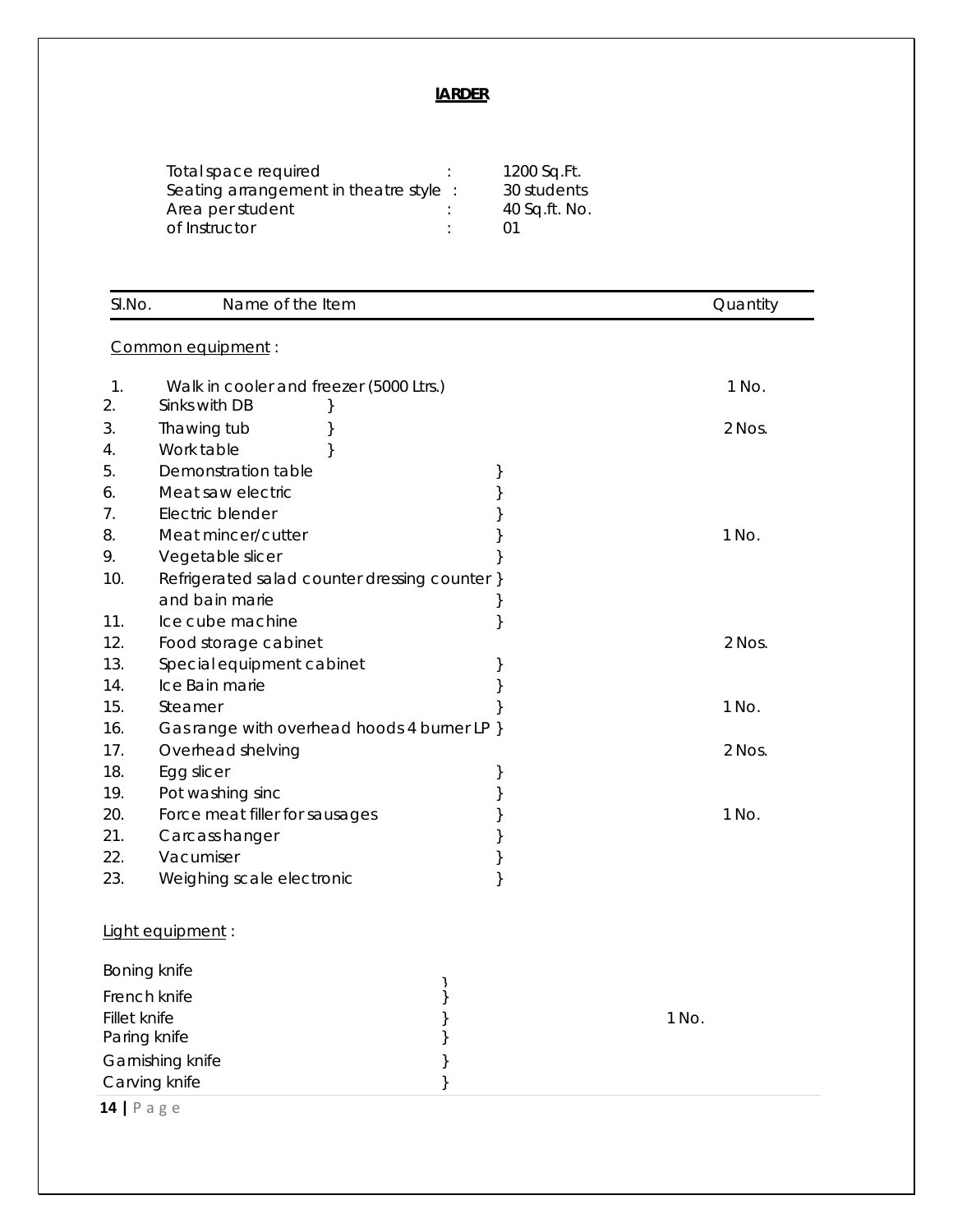# LARDER

Total space required : 1200 Sq.Ft.
Seating arrangement in theatre style : 30 students
Area per student : 40 Sq.ft. No.
of Instructor : 01

| Sl.No. | Name of the Item | | Quantity |
|---|---|---|---|
| | Common equipment : | | |
| 1. | Walk in cooler and freezer (5000 Ltrs.) | | 1 No. |
| 2. | Sinks with DB | } | |
| 3. | Thawing tub | } | 2 Nos. |
| 4. | Work table | } | |
| 5. | Demonstration table | } | |
| 6. | Meat saw electric | } | |
| 7. | Electric blender | } | |
| 8. | Meat mincer/cutter | } | 1 No. |
| 9. | Vegetable slicer | } | |
| 10. | Refrigerated salad counter dressing counter and bain marie | } | |
| 11. | Ice cube machine | } | |
| 12. | Food storage cabinet | | 2 Nos. |
| 13. | Special equipment cabinet | } | |
| 14. | Ice Bain marie | } | |
| 15. | Steamer | } | 1 No. |
| 16. | Gas range with overhead hoods 4 burner LP | } | |
| 17. | Overhead shelving | | 2 Nos. |
| 18. | Egg slicer | } | |
| 19. | Pot washing sinc | } | |
| 20. | Force meat filler for sausages | } | 1 No. |
| 21. | Carcass hanger | } | |
| 22. | Vacumiser | } | |
| 23. | Weighing scale electronic | } | |

Light equipment :

| Item | | Quantity |
|---|---|---|
| Boning knife | } | |
| French knife | } | |
| Fillet knife | } | 1 No. |
| Paring knife | } | |
| Garnishing knife | } | |
| Carving knife | } | |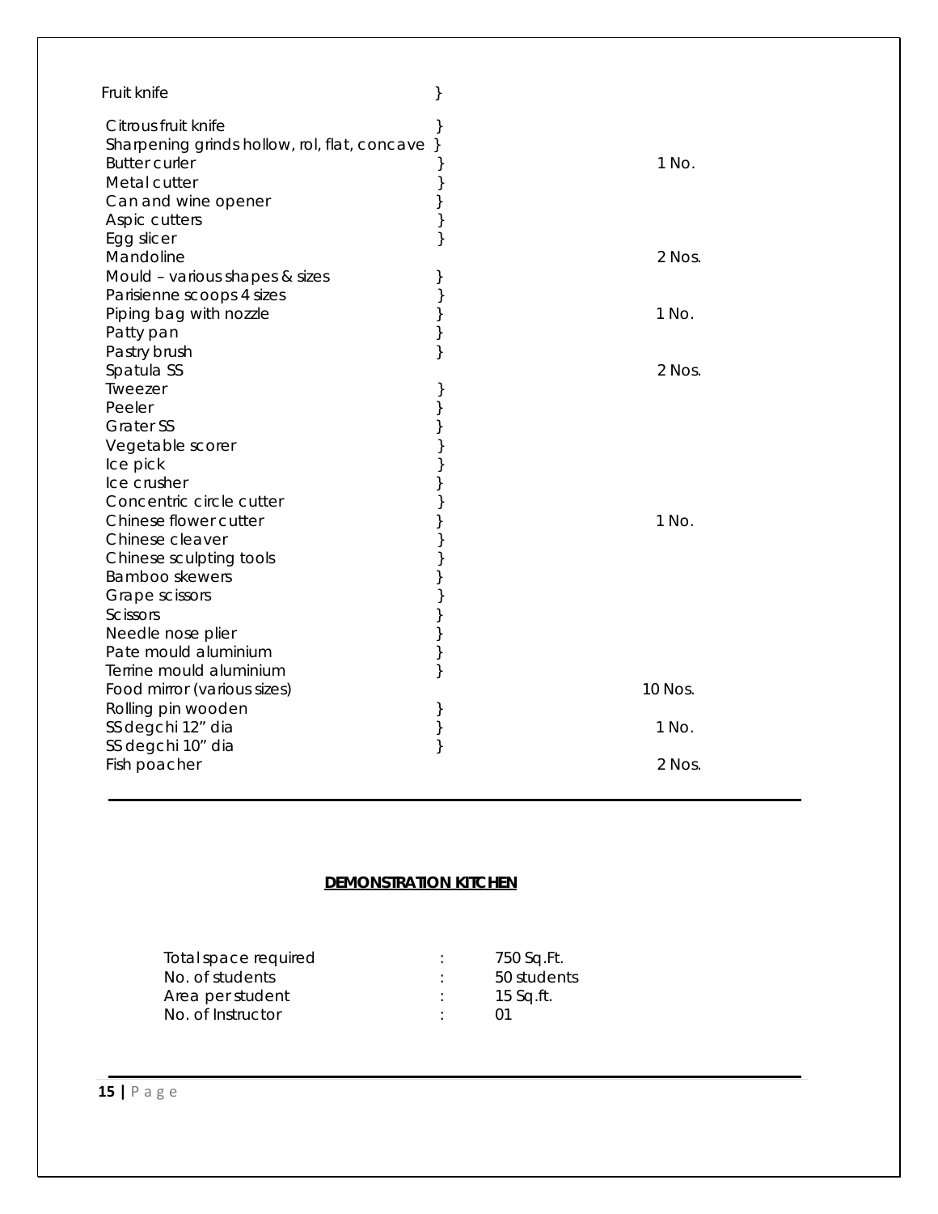| Item | | Quantity |
|---|---|---|
| Fruit knife | } | |
| Citrous fruit knife | } | |
| Sharpening grinds hollow, rol, flat, concave | } | |
| Butter curler | } | 1 No. |
| Metal cutter | } | |
| Can and wine opener | } | |
| Aspic cutters | } | |
| Egg slicer | } | |
| Mandoline | | 2 Nos. |
| Mould – various shapes & sizes | } | |
| Parisienne scoops 4 sizes | } | |
| Piping bag with nozzle | } | 1 No. |
| Patty pan | } | |
| Pastry brush | } | |
| Spatula SS | | 2 Nos. |
| Tweezer | } | |
| Peeler | } | |
| Grater SS | } | |
| Vegetable scorer | } | |
| Ice pick | } | |
| Ice crusher | } | |
| Concentric circle cutter | } | |
| Chinese flower cutter | } | 1 No. |
| Chinese cleaver | } | |
| Chinese sculpting tools | } | |
| Bamboo skewers | } | |
| Grape scissors | } | |
| Scissors | } | |
| Needle nose plier | } | |
| Pate mould aluminium | } | |
| Terrine mould aluminium | } | |
| Food mirror (various sizes) | | 10 Nos. |
| Rolling pin wooden | } | |
| SS degchi 12" dia | } | 1 No. |
| SS degchi 10" dia | } | |
| Fish poacher | | 2 Nos. |

## DEMONSTRATION KITCHEN

| | | |
|---|---|---|
| Total space required | : | 750 Sq.Ft. |
| No. of students | : | 50 students |
| Area per student | : | 15 Sq.ft. |
| No. of Instructor | : | 01 |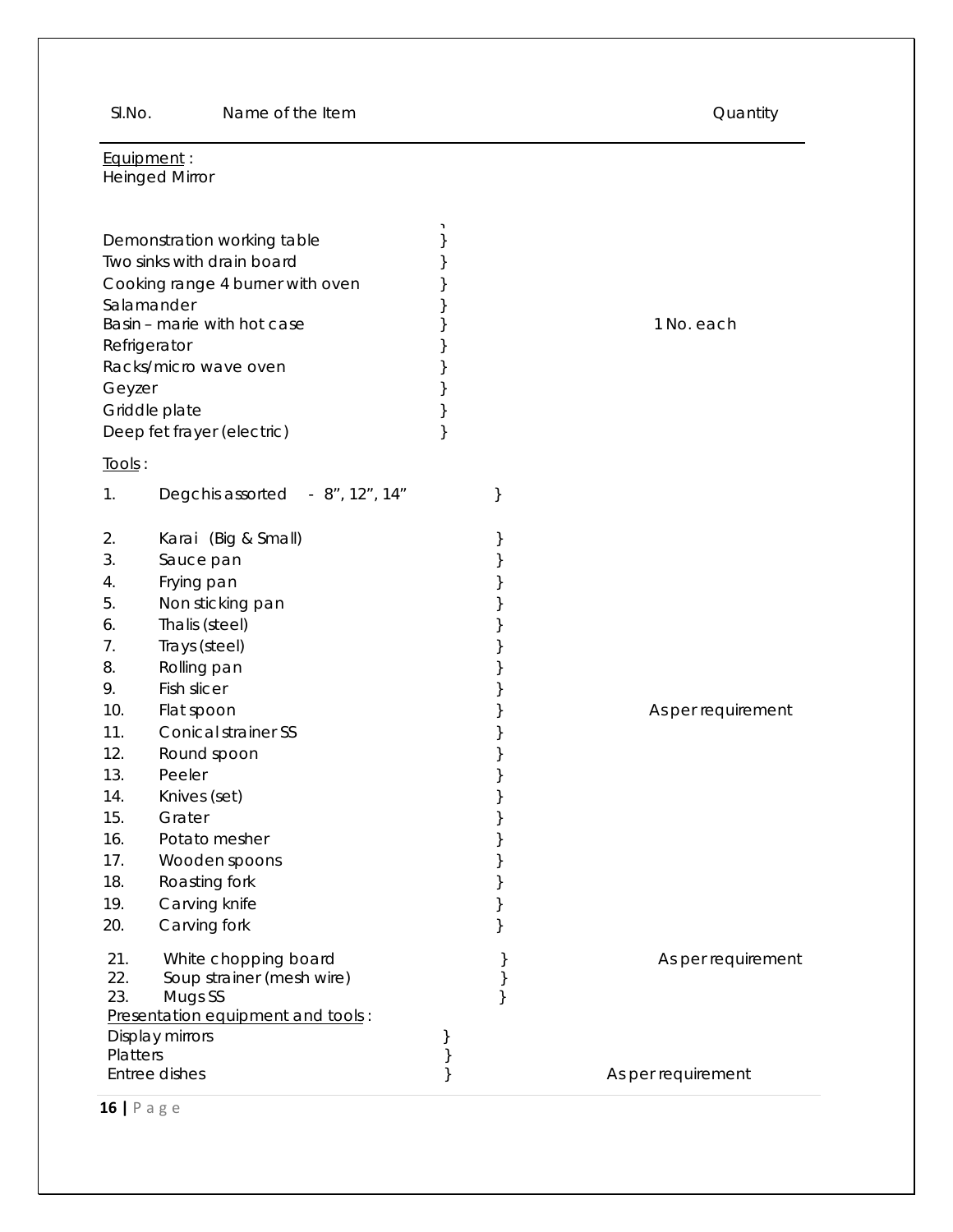| Sl.No. | Name of the Item | Quantity |
|---|---|---|
| | **Equipment** : | |
| | Heinged Mirror | |
| | Demonstration working table | 1 No. each |
| | Two sinks with drain board | |
| | Cooking range 4 burner with oven | |
| | Salamander | |
| | Basin – marie with hot case | |
| | Refrigerator | |
| | Racks/micro wave oven | |
| | Geyzer | |
| | Griddle plate | |
| | Deep fet frayer (electric) | |
| | **Tools** : | |
| 1. | Degchis assorted - 8", 12", 14" | As per requirement |
| 2. | Karai (Big & Small) | |
| 3. | Sauce pan | |
| 4. | Frying pan | |
| 5. | Non sticking pan | |
| 6. | Thalis (steel) | |
| 7. | Trays (steel) | |
| 8. | Rolling pan | |
| 9. | Fish slicer | |
| 10. | Flat spoon | |
| 11. | Conical strainer SS | |
| 12. | Round spoon | |
| 13. | Peeler | |
| 14. | Knives (set) | |
| 15. | Grater | |
| 16. | Potato mesher | |
| 17. | Wooden spoons | |
| 18. | Roasting fork | |
| 19. | Carving knife | |
| 20. | Carving fork | |
| 21. | White chopping board | As per requirement |
| 22. | Soup strainer (mesh wire) | |
| 23. | Mugs SS | |
| | **Presentation equipment and tools** : | |
| | Display mirrors | As per requirement |
| | Platters | |
| | Entree dishes | |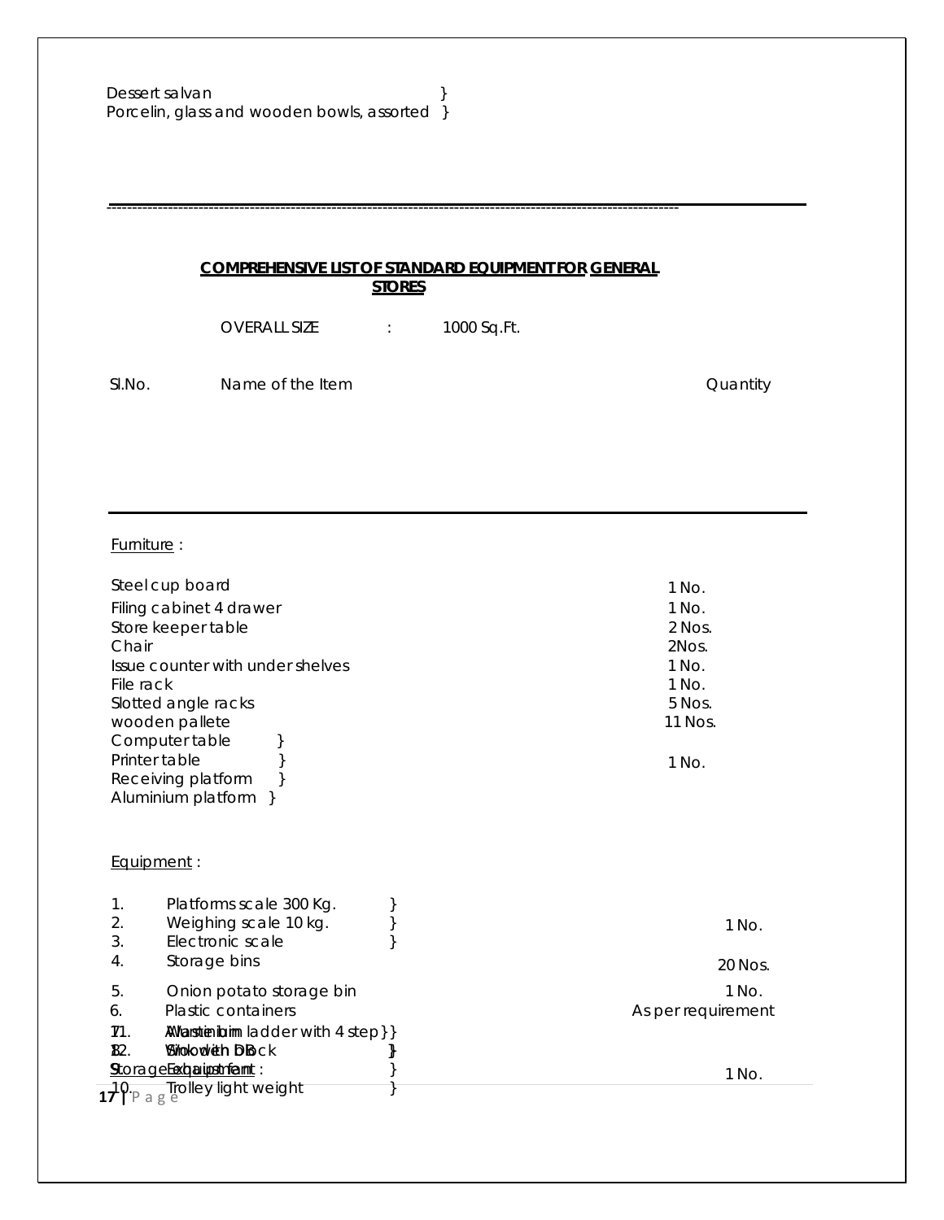Dessert salvan }
Porcelin, glass and wooden bowls, assorted }

---

## COMPREHENSIVE LIST OF STANDARD EQUIPMENT FOR GENERAL STORES

OVERALL SIZE : 1000 Sq.Ft.

| Sl.No. | Name of the Item | Quantity |
|---|---|---|

**Furniture :**

| Name of the Item | Quantity |
|---|---|
| Steel cup board | 1 No. |
| Filing cabinet 4 drawer | 1 No. |
| Store keeper table | 2 Nos. |
| Chair | 2Nos. |
| Issue counter with under shelves | 1 No. |
| File rack | 1 No. |
| Slotted angle racks | 5 Nos. |
| wooden pallete | 11 Nos. |
| Computer table } | |
| Printer table } | 1 No. |
| Receiving platform } | |
| Aluminium platform } | |

**Equipment :**

| Sl.No. | Name of the Item | Quantity |
|---|---|---|
| 1. | Platforms scale 300 Kg. } | |
| 2. | Weighing scale 10 kg. } | 1 No. |
| 3. | Electronic scale } | |
| 4. | Storage bins | 20 Nos. |
| 5. | Onion potato storage bin | 1 No. |
| 6. | Plastic containers | As per requirement |
| 7. | Waste bin } | |
| 8. | Wooden block } | |
| 9. | Exhaust fan } | 1 No. |
| 10. | Trolley light weight } | |
| 11. | Aluminium ladder with 4 step } | |
| 12. | Smoke DB } | |

Storage Equipment :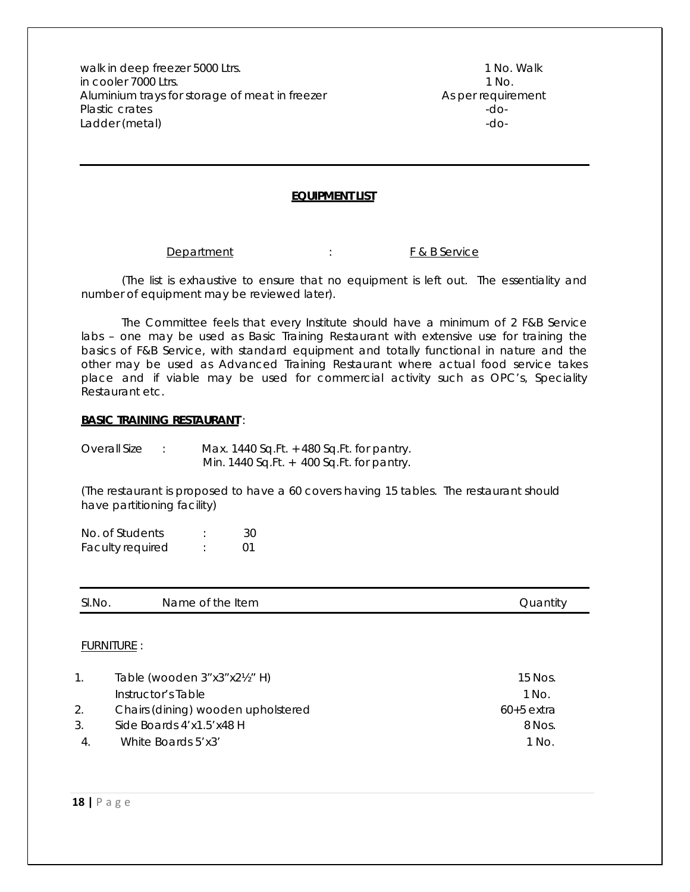| | |
|---|---|
| walk in deep freezer 5000 Ltrs. | 1 No. Walk |
| in cooler 7000 Ltrs. | 1 No. |
| Aluminium trays for storage of meat in freezer | As per requirement |
| Plastic crates | -do- |
| Ladder (metal) | -do- |

---

## EQUIPMENT LIST

Department : F & B Service

(The list is exhaustive to ensure that no equipment is left out. The essentiality and number of equipment may be reviewed later).

The Committee feels that every Institute should have a minimum of 2 F&B Service labs – one may be used as Basic Training Restaurant with extensive use for training the basics of F&B Service, with standard equipment and totally functional in nature and the other may be used as Advanced Training Restaurant where actual food service takes place and if viable may be used for commercial activity such as OPC's, Speciality Restaurant etc.

**BASIC TRAINING RESTAURANT**:

Overall Size : Max. 1440 Sq.Ft. + 480 Sq.Ft. for pantry.
Min. 1440 Sq.Ft. + 400 Sq.Ft. for pantry.

(The restaurant is proposed to have a 60 covers having 15 tables. The restaurant should have partitioning facility)

No. of Students : 30
Faculty required : 01

| Sl.No. | Name of the Item | Quantity |
|---|---|---|
| | FURNITURE : | |
| 1. | Table (wooden 3"x3"x2½" H) | 15 Nos. |
| | Instructor's Table | 1 No. |
| 2. | Chairs (dining) wooden upholstered | 60+5 extra |
| 3. | Side Boards 4'x1.5'x48 H | 8 Nos. |
| 4. | White Boards 5'x3' | 1 No. |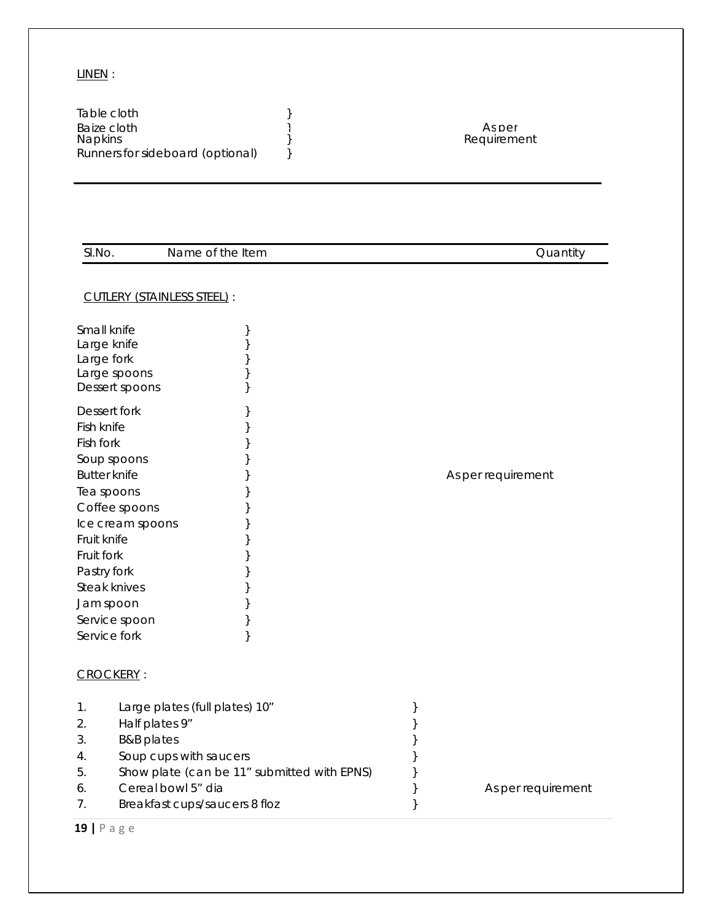LINEN :

| | | |
|---|---|---|
| Table cloth | } | |
| Baize cloth | } | As per Requirement |
| Napkins | } | |
| Runners for sideboard (optional) | } | |

---

| Sl.No. | Name of the Item | Quantity |
|---|---|---|

CUTLERY (STAINLESS STEEL) :

| | | |
|---|---|---|
| Small knife | } | |
| Large knife | } | |
| Large fork | } | |
| Large spoons | } | |
| Dessert spoons | } | |
| Dessert fork | } | |
| Fish knife | } | |
| Fish fork | } | |
| Soup spoons | } | |
| Butter knife | } | As per requirement |
| Tea spoons | } | |
| Coffee spoons | } | |
| Ice cream spoons | } | |
| Fruit knife | } | |
| Fruit fork | } | |
| Pastry fork | } | |
| Steak knives | } | |
| Jam spoon | } | |
| Service spoon | } | |
| Service fork | } | |

CROCKERY :

| | | | |
|---|---|---|---|
| 1. | Large plates (full plates) 10" | } | |
| 2. | Half plates 9" | } | |
| 3. | B&B plates | } | |
| 4. | Soup cups with saucers | } | |
| 5. | Show plate (can be 11" submitted with EPNS) | } | |
| 6. | Cereal bowl 5" dia | } | As per requirement |
| 7. | Breakfast cups/saucers 8 floz | } | |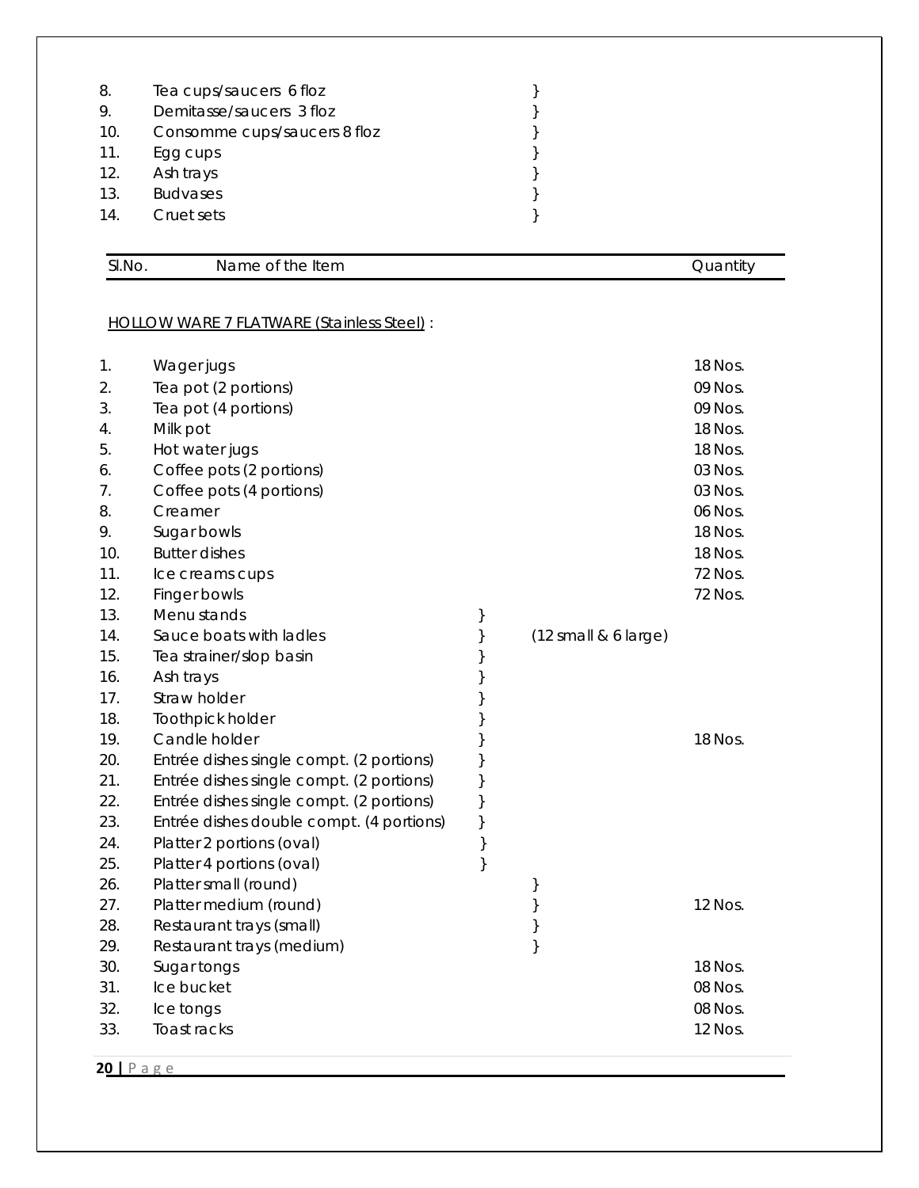| | | | |
|---|---|---|---|
| 8. | Tea cups/saucers 6 floz | } | |
| 9. | Demitasse/saucers 3 floz | } | |
| 10. | Consomme cups/saucers 8 floz | } | |
| 11. | Egg cups | } | |
| 12. | Ash trays | } | |
| 13. | Budvases | } | |
| 14. | Cruet sets | } | |

| Sl.No. | Name of the Item | | | Quantity |
|---|---|---|---|---|
| | <u>HOLLOW WARE 7 FLATWARE (Stainless Steel)</u> : | | | |
| 1. | Wager jugs | | | 18 Nos. |
| 2. | Tea pot (2 portions) | | | 09 Nos. |
| 3. | Tea pot (4 portions) | | | 09 Nos. |
| 4. | Milk pot | | | 18 Nos. |
| 5. | Hot water jugs | | | 18 Nos. |
| 6. | Coffee pots (2 portions) | | | 03 Nos. |
| 7. | Coffee pots (4 portions) | | | 03 Nos. |
| 8. | Creamer | | | 06 Nos. |
| 9. | Sugar bowls | | | 18 Nos. |
| 10. | Butter dishes | | | 18 Nos. |
| 11. | Ice creams cups | | | 72 Nos. |
| 12. | Finger bowls | | | 72 Nos. |
| 13. | Menu stands | } | | |
| 14. | Sauce boats with ladles | } | (12 small & 6 large) | |
| 15. | Tea strainer/slop basin | } | | |
| 16. | Ash trays | } | | |
| 17. | Straw holder | } | | |
| 18. | Toothpick holder | } | | |
| 19. | Candle holder | } | | 18 Nos. |
| 20. | Entrée dishes single compt. (2 portions) | } | | |
| 21. | Entrée dishes single compt. (2 portions) | } | | |
| 22. | Entrée dishes single compt. (2 portions) | } | | |
| 23. | Entrée dishes double compt. (4 portions) | } | | |
| 24. | Platter 2 portions (oval) | } | | |
| 25. | Platter 4 portions (oval) | } | | |
| 26. | Platter small (round) | | } | |
| 27. | Platter medium (round) | | } | 12 Nos. |
| 28. | Restaurant trays (small) | | } | |
| 29. | Restaurant trays (medium) | | } | |
| 30. | Sugar tongs | | | 18 Nos. |
| 31. | Ice bucket | | | 08 Nos. |
| 32. | Ice tongs | | | 08 Nos. |
| 33. | Toast racks | | | 12 Nos. |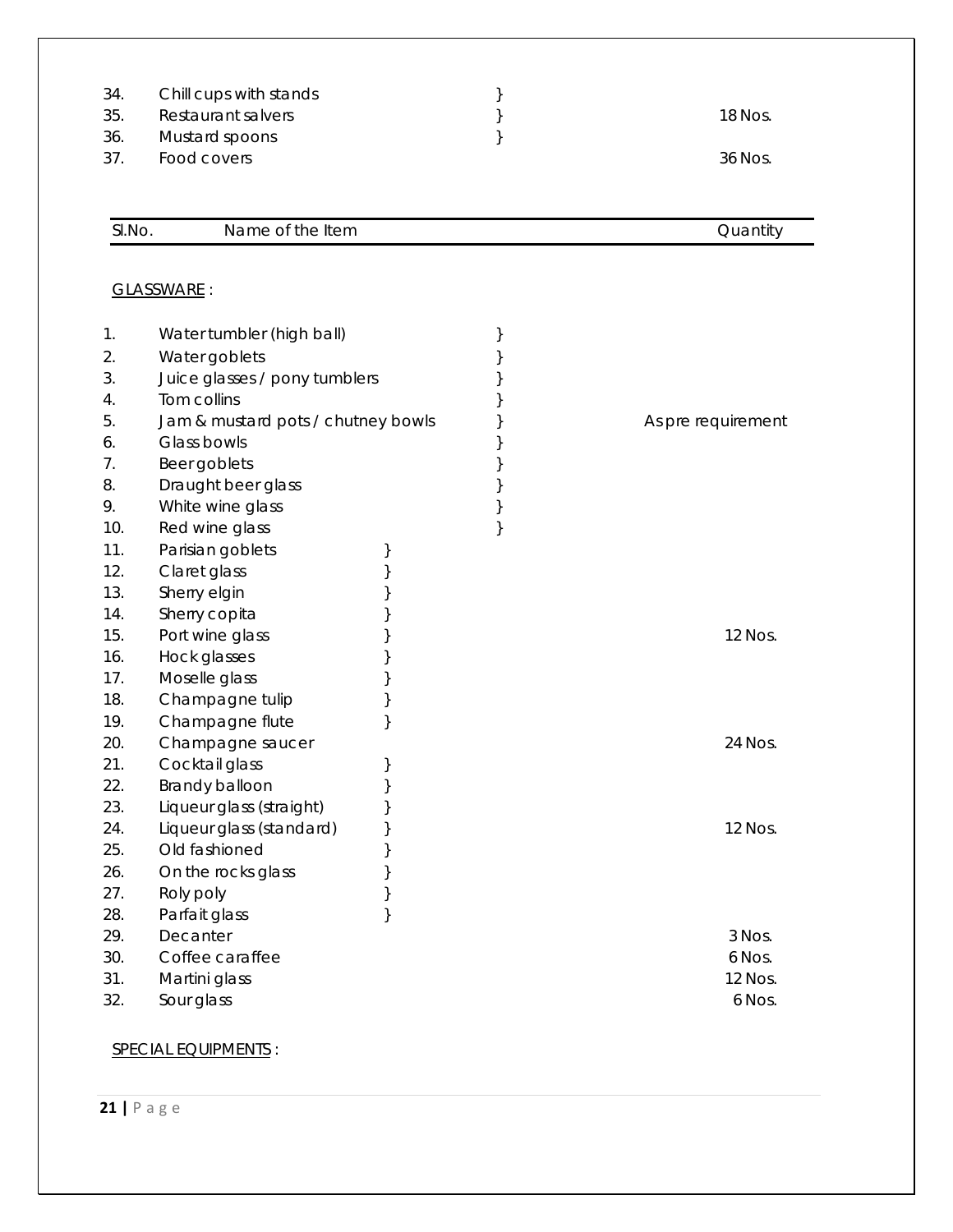| | | | |
|---|---|---|---|
| 34. | Chill cups with stands | } | |
| 35. | Restaurant salvers | } | 18 Nos. |
| 36. | Mustard spoons | } | |
| 37. | Food covers | | 36 Nos. |

| Sl.No. | Name of the Item | | Quantity |
|---|---|---|---|

GLASSWARE :

| | | | |
|---|---|---|---|
| 1. | Water tumbler (high ball) | } | |
| 2. | Water goblets | } | |
| 3. | Juice glasses / pony tumblers | } | |
| 4. | Tom collins | } | |
| 5. | Jam & mustard pots / chutney bowls | } | As pre requirement |
| 6. | Glass bowls | } | |
| 7. | Beer goblets | } | |
| 8. | Draught beer glass | } | |
| 9. | White wine glass | } | |
| 10. | Red wine glass | } | |
| 11. | Parisian goblets | } | |
| 12. | Claret glass | } | |
| 13. | Sherry elgin | } | |
| 14. | Sherry copita | } | |
| 15. | Port wine glass | } | 12 Nos. |
| 16. | Hock glasses | } | |
| 17. | Moselle glass | } | |
| 18. | Champagne tulip | } | |
| 19. | Champagne flute | } | |
| 20. | Champagne saucer | | 24 Nos. |
| 21. | Cocktail glass | } | |
| 22. | Brandy balloon | } | |
| 23. | Liqueur glass (straight) | } | |
| 24. | Liqueur glass (standard) | } | 12 Nos. |
| 25. | Old fashioned | } | |
| 26. | On the rocks glass | } | |
| 27. | Roly poly | } | |
| 28. | Parfait glass | } | |
| 29. | Decanter | | 3 Nos. |
| 30. | Coffee caraffee | | 6 Nos. |
| 31. | Martini glass | | 12 Nos. |
| 32. | Sour glass | | 6 Nos. |

SPECIAL EQUIPMENTS :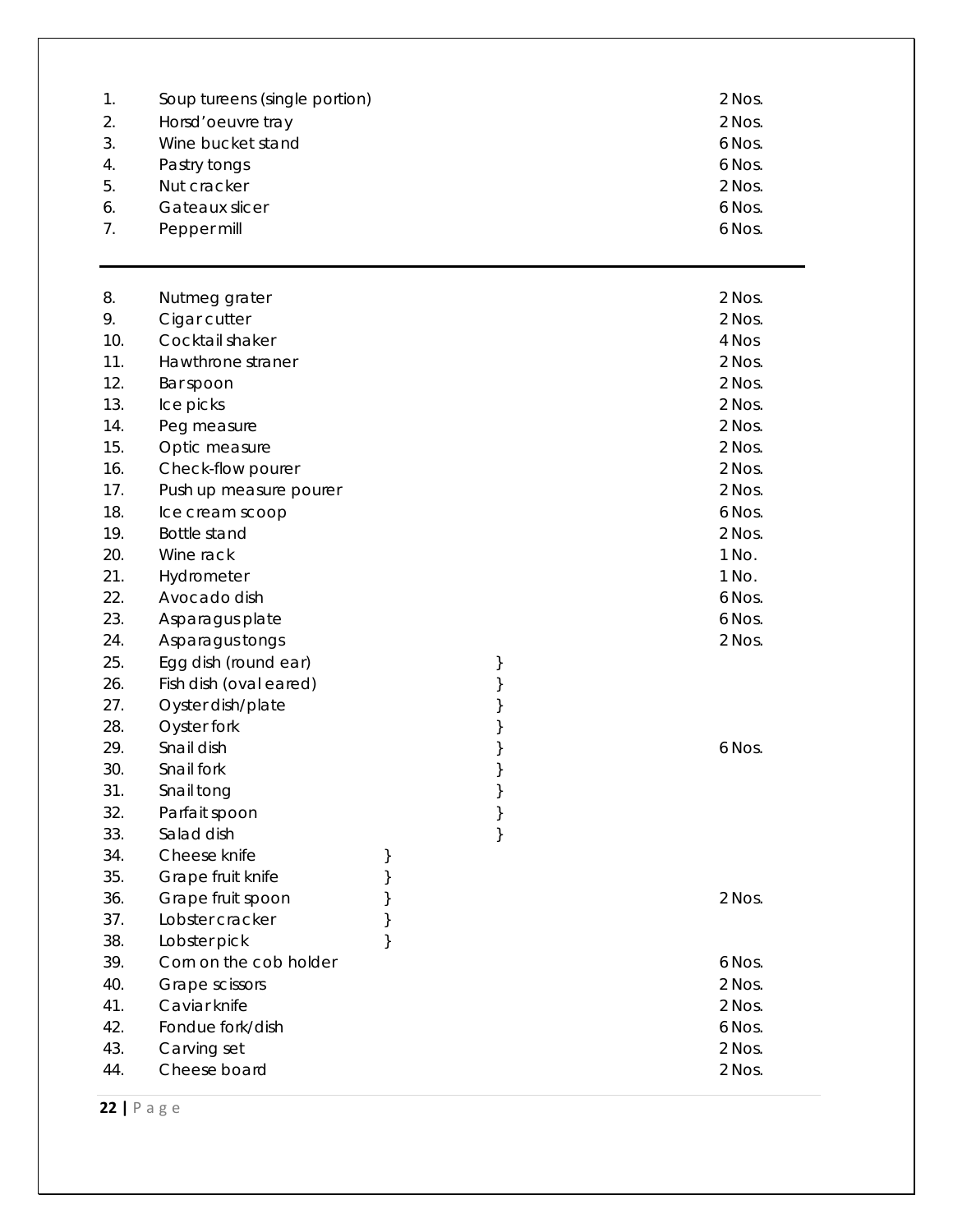| No. | Item | Quantity |
|---|---|---|
| 1. | Soup tureens (single portion) | 2 Nos. |
| 2. | Horsd'oeuvre tray | 2 Nos. |
| 3. | Wine bucket stand | 6 Nos. |
| 4. | Pastry tongs | 6 Nos. |
| 5. | Nut cracker | 2 Nos. |
| 6. | Gateaux slicer | 6 Nos. |
| 7. | Pepper mill | 6 Nos. |

---

| No. | Item | Quantity |
|---|---|---|
| 8. | Nutmeg grater | 2 Nos. |
| 9. | Cigar cutter | 2 Nos. |
| 10. | Cocktail shaker | 4 Nos |
| 11. | Hawthrone straner | 2 Nos. |
| 12. | Bar spoon | 2 Nos. |
| 13. | Ice picks | 2 Nos. |
| 14. | Peg measure | 2 Nos. |
| 15. | Optic measure | 2 Nos. |
| 16. | Check-flow pourer | 2 Nos. |
| 17. | Push up measure pourer | 2 Nos. |
| 18. | Ice cream scoop | 6 Nos. |
| 19. | Bottle stand | 2 Nos. |
| 20. | Wine rack | 1 No. |
| 21. | Hydrometer | 1 No. |
| 22. | Avocado dish | 6 Nos. |
| 23. | Asparagus plate | 6 Nos. |
| 24. | Asparagus tongs | 2 Nos. |
| 25. | Egg dish (round ear) | } |
| 26. | Fish dish (oval eared) | } |
| 27. | Oyster dish/plate | } |
| 28. | Oyster fork | } |
| 29. | Snail dish | } 6 Nos. |
| 30. | Snail fork | } |
| 31. | Snail tong | } |
| 32. | Parfait spoon | } |
| 33. | Salad dish | } |
| 34. | Cheese knife | } |
| 35. | Grape fruit knife | } |
| 36. | Grape fruit spoon | } 2 Nos. |
| 37. | Lobster cracker | } |
| 38. | Lobster pick | } |
| 39. | Corn on the cob holder | 6 Nos. |
| 40. | Grape scissors | 2 Nos. |
| 41. | Caviar knife | 2 Nos. |
| 42. | Fondue fork/dish | 6 Nos. |
| 43. | Carving set | 2 Nos. |
| 44. | Cheese board | 2 Nos. |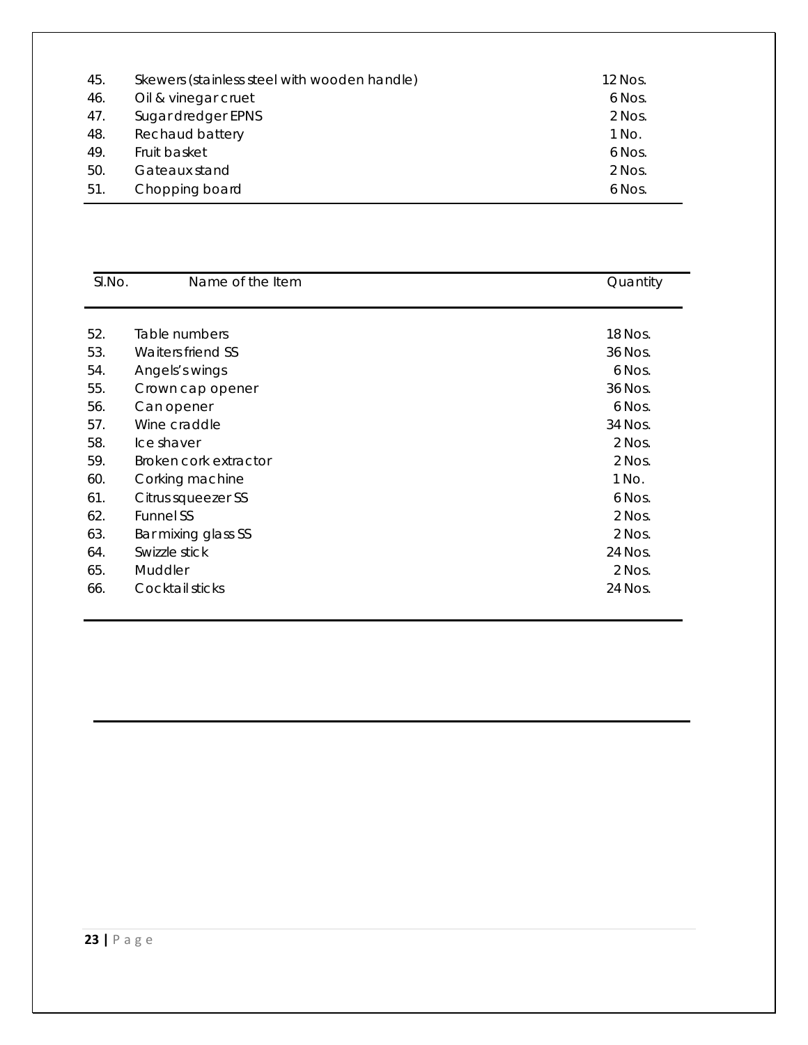| | | |
|---|---|---|
| 45. | Skewers (stainless steel with wooden handle) | 12 Nos. |
| 46. | Oil & vinegar cruet | 6 Nos. |
| 47. | Sugar dredger EPNS | 2 Nos. |
| 48. | Rechaud battery | 1 No. |
| 49. | Fruit basket | 6 Nos. |
| 50. | Gateaux stand | 2 Nos. |
| 51. | Chopping board | 6 Nos. |

| Sl.No. | Name of the Item | Quantity |
|---|---|---|
| 52. | Table numbers | 18 Nos. |
| 53. | Waiters friend SS | 36 Nos. |
| 54. | Angels's wings | 6 Nos. |
| 55. | Crown cap opener | 36 Nos. |
| 56. | Can opener | 6 Nos. |
| 57. | Wine craddle | 34 Nos. |
| 58. | Ice shaver | 2 Nos. |
| 59. | Broken cork extractor | 2 Nos. |
| 60. | Corking machine | 1 No. |
| 61. | Citrus squeezer SS | 6 Nos. |
| 62. | Funnel SS | 2 Nos. |
| 63. | Bar mixing glass SS | 2 Nos. |
| 64. | Swizzle stick | 24 Nos. |
| 65. | Muddler | 2 Nos. |
| 66. | Cocktail sticks | 24 Nos. |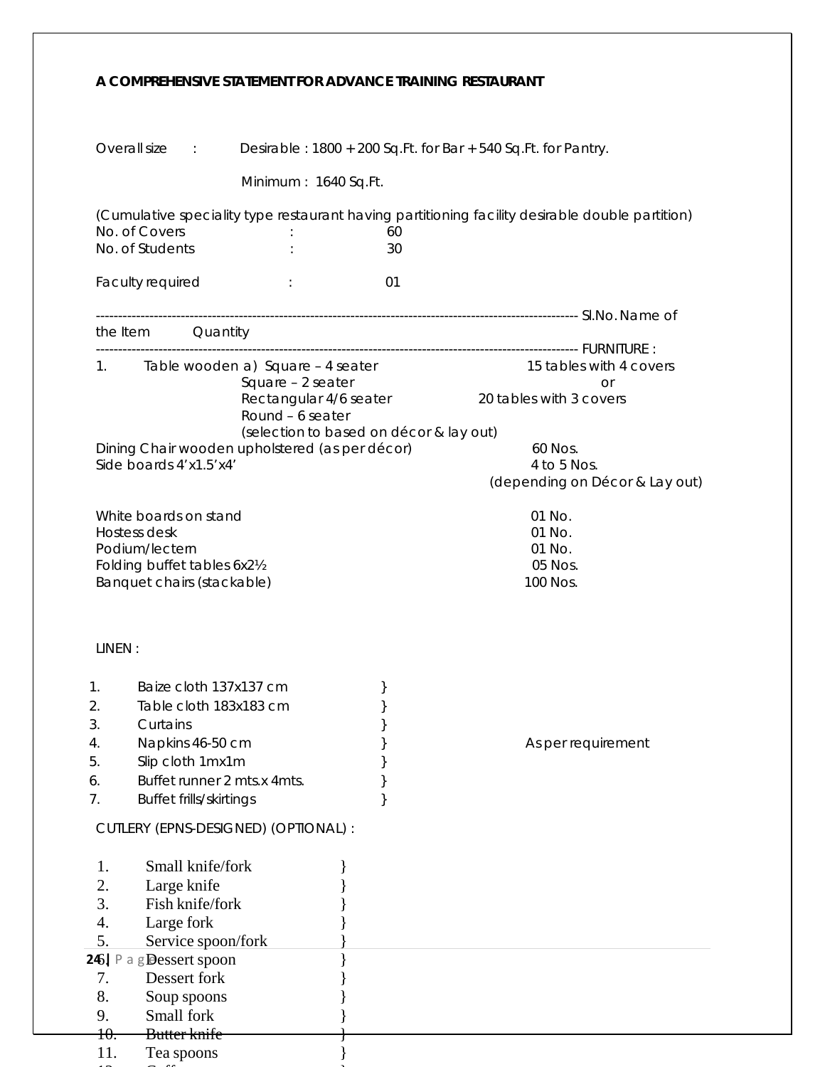**A COMPREHENSIVE STATEMENT FOR ADVANCE TRAINING RESTAURANT**

Overall size : Desirable : 1800 + 200 Sq.Ft. for Bar + 540 Sq.Ft. for Pantry.

Minimum : 1640 Sq.Ft.

(Cumulative speciality type restaurant having partitioning facility desirable double partition)

No. of Covers : 60

No. of Students : 30

Faculty required : 01

| Sl.No. | Name of the Item | Quantity |
|---|---|---|
| | FURNITURE : | |
| 1. | Table wooden a) Square – 4 seater<br>Square – 2 seater<br>Rectangular 4/6 seater<br>Round – 6 seater<br>(selection to based on décor & lay out) | 15 tables with 4 covers<br>or<br>20 tables with 3 covers |
| | Dining Chair wooden upholstered (as per décor) | 60 Nos. |
| | Side boards 4'x1.5'x4' | 4 to 5 Nos.<br>(depending on Décor & Lay out) |
| | White boards on stand | 01 No. |
| | Hostess desk | 01 No. |
| | Podium/lectern | 01 No. |
| | Folding buffet tables 6x2½ | 05 Nos. |
| | Banquet chairs (stackable) | 100 Nos. |

LINEN :

| | Item | Quantity |
|---|---|---|
| 1. | Baize cloth 137x137 cm | As per requirement |
| 2. | Table cloth 183x183 cm | |
| 3. | Curtains | |
| 4. | Napkins 46-50 cm | |
| 5. | Slip cloth 1mx1m | |
| 6. | Buffet runner 2 mts.x 4mts. | |
| 7. | Buffet frills/skirtings | |

CUTLERY (EPNS-DESIGNED) (OPTIONAL) :

1. Small knife/fork }
2. Large knife }
3. Fish knife/fork }
4. Large fork }
5. Service spoon/fork }
6. Dessert spoon }
7. Dessert fork }
8. Soup spoons }
9. Small fork }
10. Butter knife }
11. Tea spoons }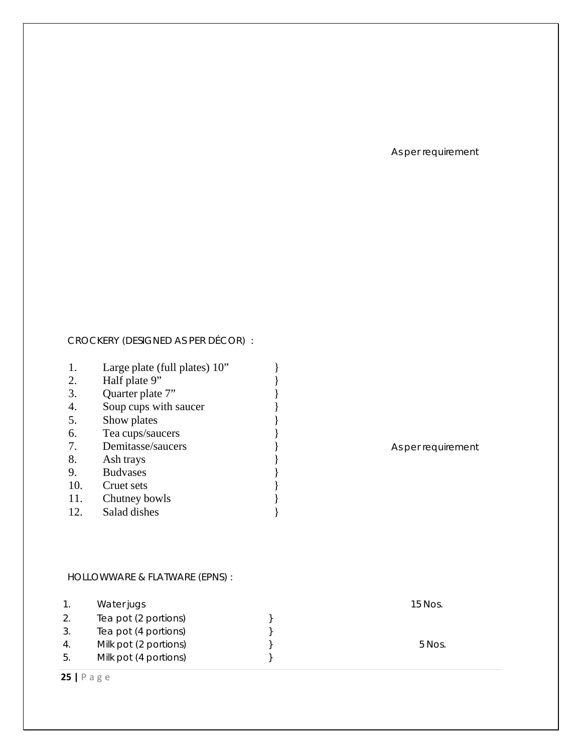As per requirement

CROCKERY (DESIGNED AS PER DÉCOR) :

| No. | Item | Quantity |
|---|---|---|
| 1. | Large plate (full plates) 10” | As per requirement |
| 2. | Half plate 9” | |
| 3. | Quarter plate 7” | |
| 4. | Soup cups with saucer | |
| 5. | Show plates | |
| 6. | Tea cups/saucers | |
| 7. | Demitasse/saucers | |
| 8. | Ash trays | |
| 9. | Budvases | |
| 10. | Cruet sets | |
| 11. | Chutney bowls | |
| 12. | Salad dishes | |

HOLLOWWARE & FLATWARE (EPNS) :

| No. | Item | Quantity |
|---|---|---|
| 1. | Water jugs | 15 Nos. |
| 2. | Tea pot (2 portions) | 5 Nos. |
| 3. | Tea pot (4 portions) | |
| 4. | Milk pot (2 portions) | |
| 5. | Milk pot (4 portions) | |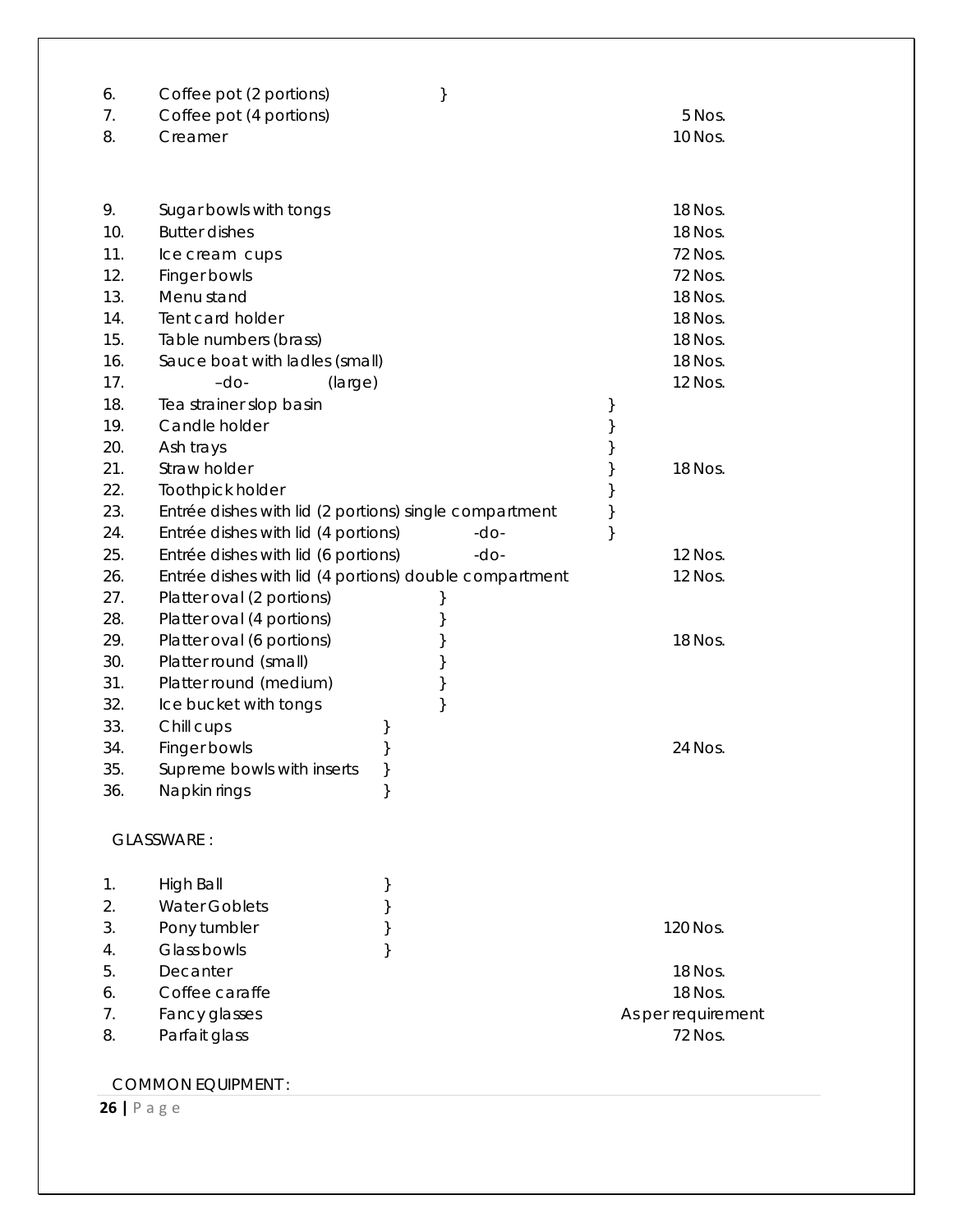| No. | Item | | Quantity |
|---|---|---|---|
| 6. | Coffee pot (2 portions) | } | |
| 7. | Coffee pot (4 portions) | | 5 Nos. |
| 8. | Creamer | | 10 Nos. |
| 9. | Sugar bowls with tongs | | 18 Nos. |
| 10. | Butter dishes | | 18 Nos. |
| 11. | Ice cream cups | | 72 Nos. |
| 12. | Finger bowls | | 72 Nos. |
| 13. | Menu stand | | 18 Nos. |
| 14. | Tent card holder | | 18 Nos. |
| 15. | Table numbers (brass) | | 18 Nos. |
| 16. | Sauce boat with ladles (small) | | 18 Nos. |
| 17. | –do- (large) | | 12 Nos. |
| 18. | Tea strainer slop basin | } | |
| 19. | Candle holder | } | |
| 20. | Ash trays | } | |
| 21. | Straw holder | } | 18 Nos. |
| 22. | Toothpick holder | } | |
| 23. | Entrée dishes with lid (2 portions) single compartment | } | |
| 24. | Entrée dishes with lid (4 portions) -do- | } | |
| 25. | Entrée dishes with lid (6 portions) -do- | | 12 Nos. |
| 26. | Entrée dishes with lid (4 portions) double compartment | | 12 Nos. |
| 27. | Platter oval (2 portions) | } | |
| 28. | Platter oval (4 portions) | } | |
| 29. | Platter oval (6 portions) | } | 18 Nos. |
| 30. | Platter round (small) | } | |
| 31. | Platter round (medium) | } | |
| 32. | Ice bucket with tongs | } | |
| 33. | Chill cups | } | |
| 34. | Finger bowls | } | 24 Nos. |
| 35. | Supreme bowls with inserts | } | |
| 36. | Napkin rings | } | |

GLASSWARE :

| No. | Item | | Quantity |
|---|---|---|---|
| 1. | High Ball | } | |
| 2. | Water Goblets | } | |
| 3. | Pony tumbler | } | 120 Nos. |
| 4. | Glass bowls | } | |
| 5. | Decanter | | 18 Nos. |
| 6. | Coffee caraffe | | 18 Nos. |
| 7. | Fancy glasses | | As per requirement |
| 8. | Parfait glass | | 72 Nos. |

COMMON EQUIPMENT :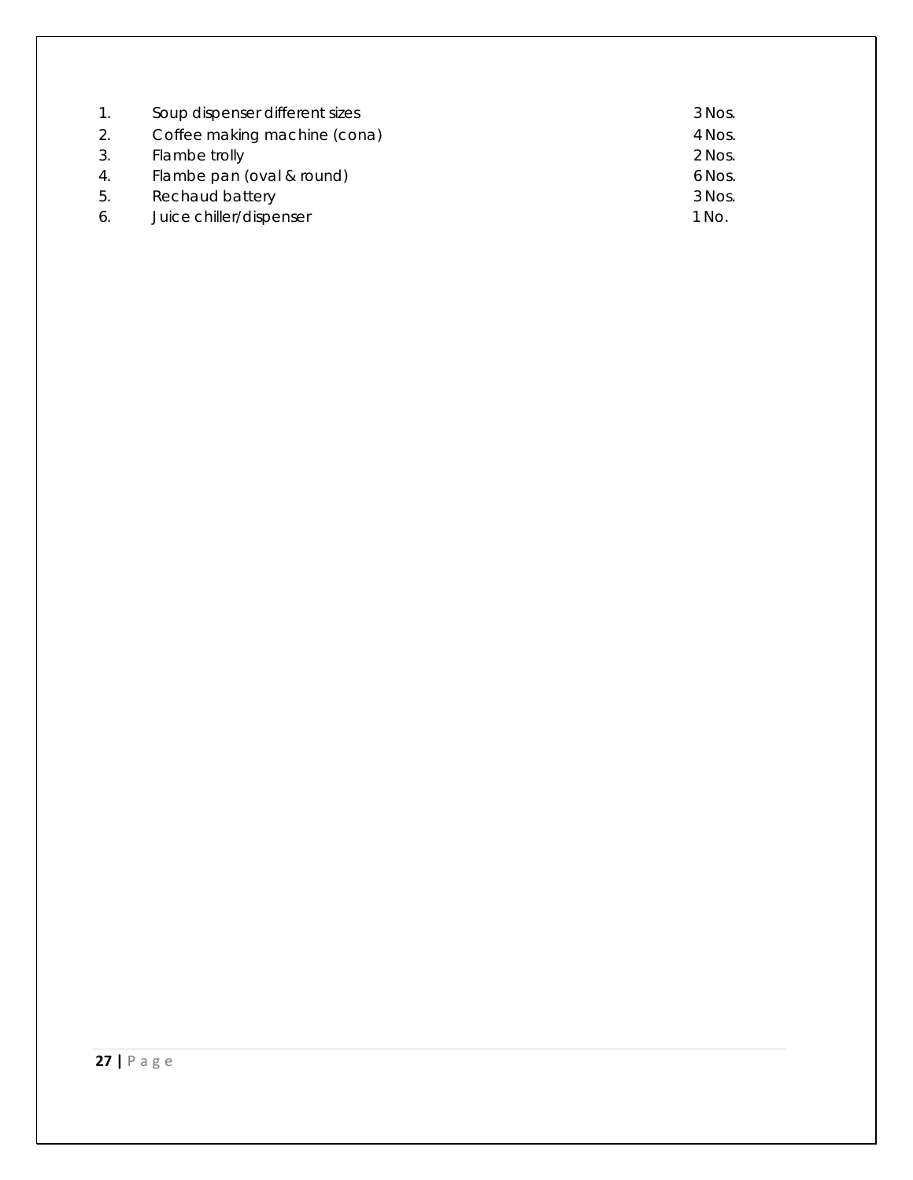1. Soup dispenser different sizes 3 Nos.
2. Coffee making machine (cona) 4 Nos.
3. Flambe trolly 2 Nos.
4. Flambe pan (oval & round) 6 Nos.
5. Rechaud battery 3 Nos.
6. Juice chiller/dispenser 1 No.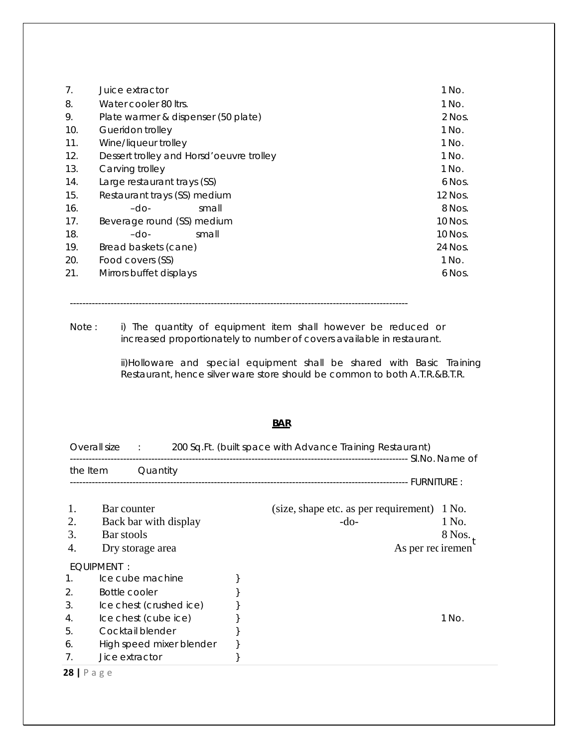| | | |
|---|---|---|
| 7. | Juice extractor | 1 No. |
| 8. | Water cooler 80 ltrs. | 1 No. |
| 9. | Plate warmer & dispenser (50 plate) | 2 Nos. |
| 10. | Gueridon trolley | 1 No. |
| 11. | Wine/liqueur trolley | 1 No. |
| 12. | Dessert trolley and Horsd'oeuvre trolley | 1 No. |
| 13. | Carving trolley | 1 No. |
| 14. | Large restaurant trays (SS) | 6 Nos. |
| 15. | Restaurant trays (SS) medium | 12 Nos. |
| 16. | –do- small | 8 Nos. |
| 17. | Beverage round (SS) medium | 10 Nos. |
| 18. | –do- small | 10 Nos. |
| 19. | Bread baskets (cane) | 24 Nos. |
| 20. | Food covers (SS) | 1 No. |
| 21. | Mirrors buffet displays | 6 Nos. |

-----------------------------------------------------------------------------------------------------------

Note : i) The quantity of equipment item shall however be reduced or increased proportionately to number of covers available in restaurant.

ii)Holloware and special equipment shall be shared with Basic Training Restaurant, hence silver ware store should be common to both A.T.R.&B.T.R.

## BAR

Overall size : 200 Sq.Ft. (built space with Advance Training Restaurant)

----------------------------------------------------------------------------------------------------------- Sl.No. Name of the Item Quantity

----------------------------------------------------------------------------------------------------------- FURNITURE :

| | | | |
|---|---|---|---|
| 1. | Bar counter | (size, shape etc. as per requirement) | 1 No. |
| 2. | Back bar with display | -do- | 1 No. |
| 3. | Bar stools | | 8 Nos. |
| 4. | Dry storage area | | As per requirement |

EQUIPMENT :

| | | |
|---|---|---|
| 1. | Ice cube machine | } |
| 2. | Bottle cooler | } |
| 3. | Ice chest (crushed ice) | } |
| 4. | Ice chest (cube ice) | } 1 No. |
| 5. | Cocktail blender | } |
| 6. | High speed mixer blender | } |
| 7. | Jice extractor | } |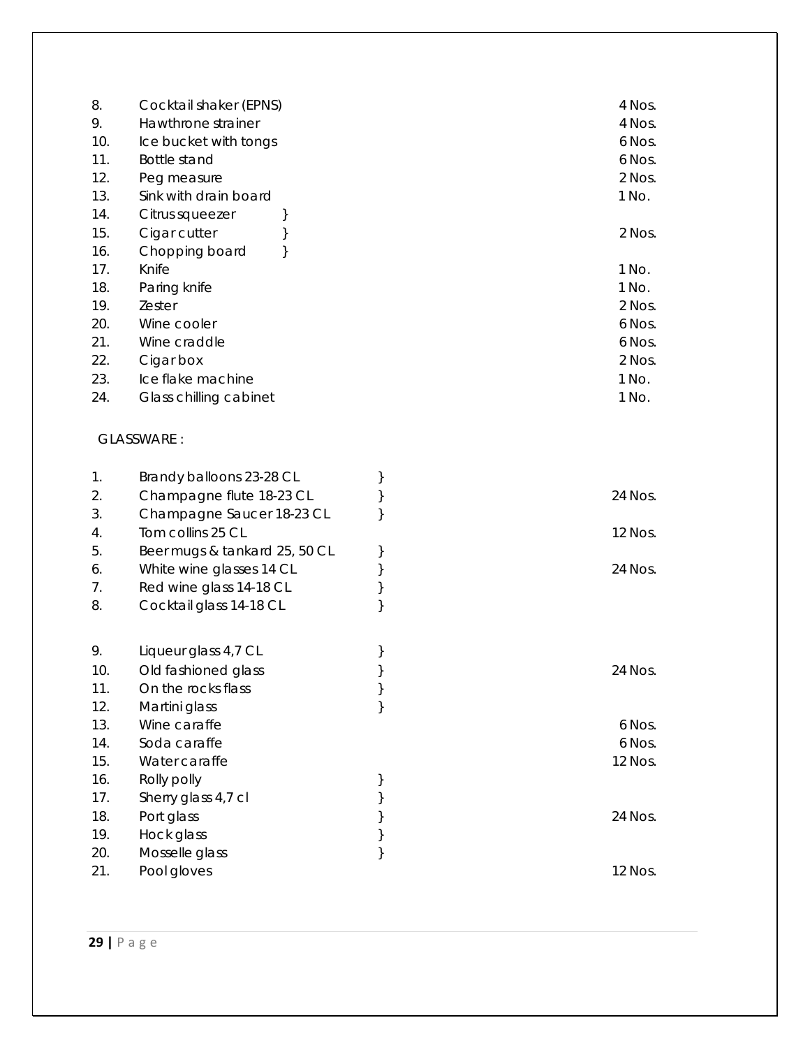| No. | Item | | Quantity |
|---|---|---|---|
| 8. | Cocktail shaker (EPNS) | | 4 Nos. |
| 9. | Hawthrone strainer | | 4 Nos. |
| 10. | Ice bucket with tongs | | 6 Nos. |
| 11. | Bottle stand | | 6 Nos. |
| 12. | Peg measure | | 2 Nos. |
| 13. | Sink with drain board | | 1 No. |
| 14. | Citrus squeezer | } | |
| 15. | Cigar cutter | } | 2 Nos. |
| 16. | Chopping board | } | |
| 17. | Knife | | 1 No. |
| 18. | Paring knife | | 1 No. |
| 19. | Zester | | 2 Nos. |
| 20. | Wine cooler | | 6 Nos. |
| 21. | Wine craddle | | 6 Nos. |
| 22. | Cigar box | | 2 Nos. |
| 23. | Ice flake machine | | 1 No. |
| 24. | Glass chilling cabinet | | 1 No. |

GLASSWARE :

| No. | Item | | Quantity |
|---|---|---|---|
| 1. | Brandy balloons 23-28 CL | } | |
| 2. | Champagne flute 18-23 CL | } | 24 Nos. |
| 3. | Champagne Saucer 18-23 CL | } | |
| 4. | Tom collins 25 CL | | 12 Nos. |
| 5. | Beer mugs & tankard 25, 50 CL | } | |
| 6. | White wine glasses 14 CL | } | 24 Nos. |
| 7. | Red wine glass 14-18 CL | } | |
| 8. | Cocktail glass 14-18 CL | } | |
| 9. | Liqueur glass 4,7 CL | } | |
| 10. | Old fashioned glass | } | 24 Nos. |
| 11. | On the rocks flass | } | |
| 12. | Martini glass | } | |
| 13. | Wine caraffe | | 6 Nos. |
| 14. | Soda caraffe | | 6 Nos. |
| 15. | Water caraffe | | 12 Nos. |
| 16. | Rolly polly | } | |
| 17. | Sherry glass 4,7 cl | } | |
| 18. | Port glass | } | 24 Nos. |
| 19. | Hock glass | } | |
| 20. | Mosselle glass | } | |
| 21. | Pool gloves | | 12 Nos. |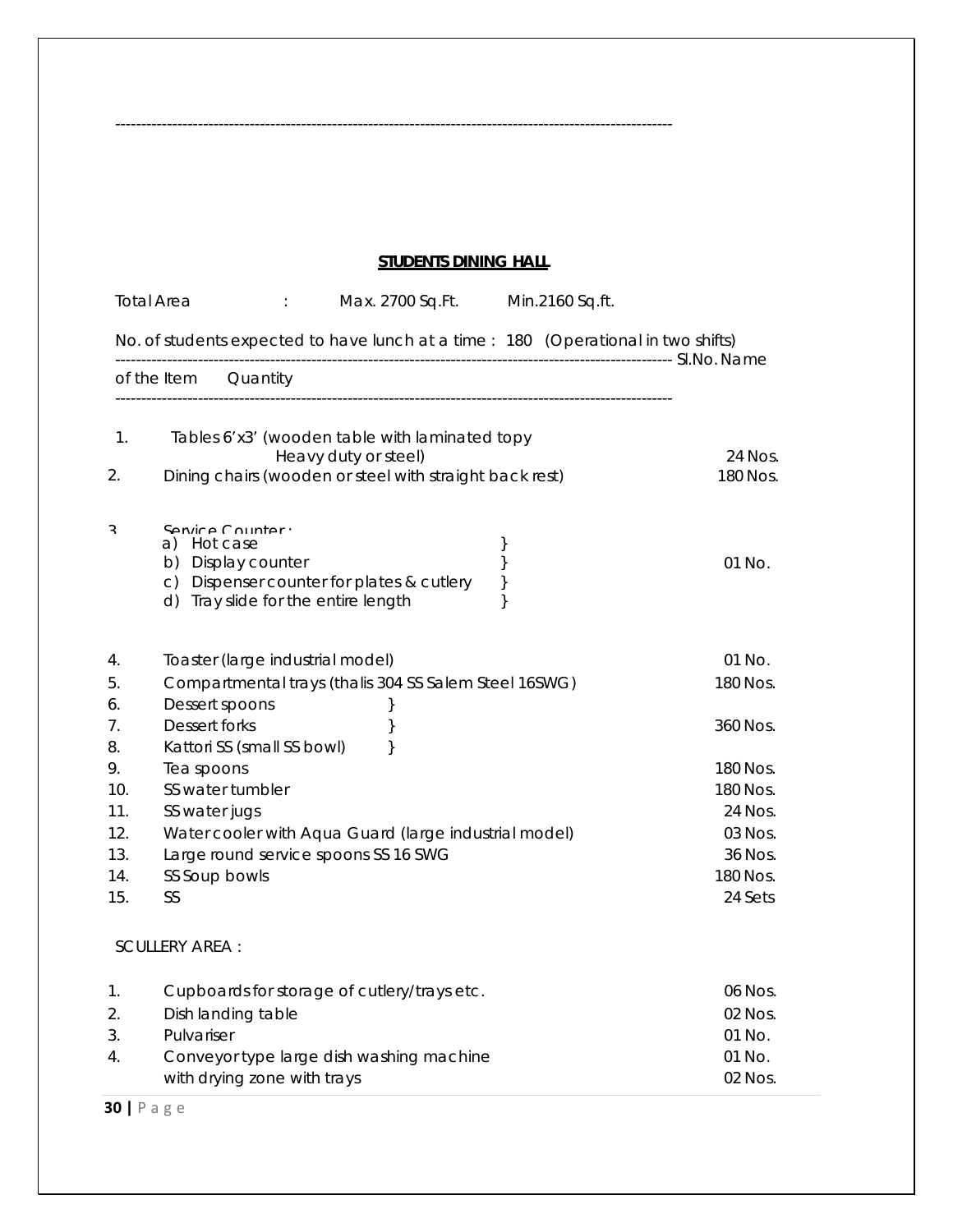---

## STUDENTS DINING HALL

Total Area : Max. 2700 Sq.Ft. Min.2160 Sq.ft.

No. of students expected to have lunch at a time : 180 (Operational in two shifts)

| Sl.No. | Name of the Item | Quantity |
|---|---|---|
| 1. | Tables 6'x3' (wooden table with laminated topy Heavy duty or steel) | 24 Nos. |
| 2. | Dining chairs (wooden or steel with straight back rest) | 180 Nos. |
| 3. | Service Counter :<br>a) Hot case }<br>b) Display counter }<br>c) Dispenser counter for plates & cutlery }<br>d) Tray slide for the entire length } | 01 No. |
| 4. | Toaster (large industrial model) | 01 No. |
| 5. | Compartmental trays (thalis 304 SS Salem Steel 16SWG) | 180 Nos. |
| 6. | Dessert spoons } | |
| 7. | Dessert forks } | 360 Nos. |
| 8. | Kattori SS (small SS bowl) } | |
| 9. | Tea spoons | 180 Nos. |
| 10. | SS water tumbler | 180 Nos. |
| 11. | SS water jugs | 24 Nos. |
| 12. | Water cooler with Aqua Guard (large industrial model) | 03 Nos. |
| 13. | Large round service spoons SS 16 SWG | 36 Nos. |
| 14. | SS Soup bowls | 180 Nos. |
| 15. | SS | 24 Sets |

SCULLERY AREA :

| | | |
|---|---|---|
| 1. | Cupboards for storage of cutlery/trays etc. | 06 Nos. |
| 2. | Dish landing table | 02 Nos. |
| 3. | Pulvariser | 01 No. |
| 4. | Conveyor type large dish washing machine | 01 No. |
| | with drying zone with trays | 02 Nos. |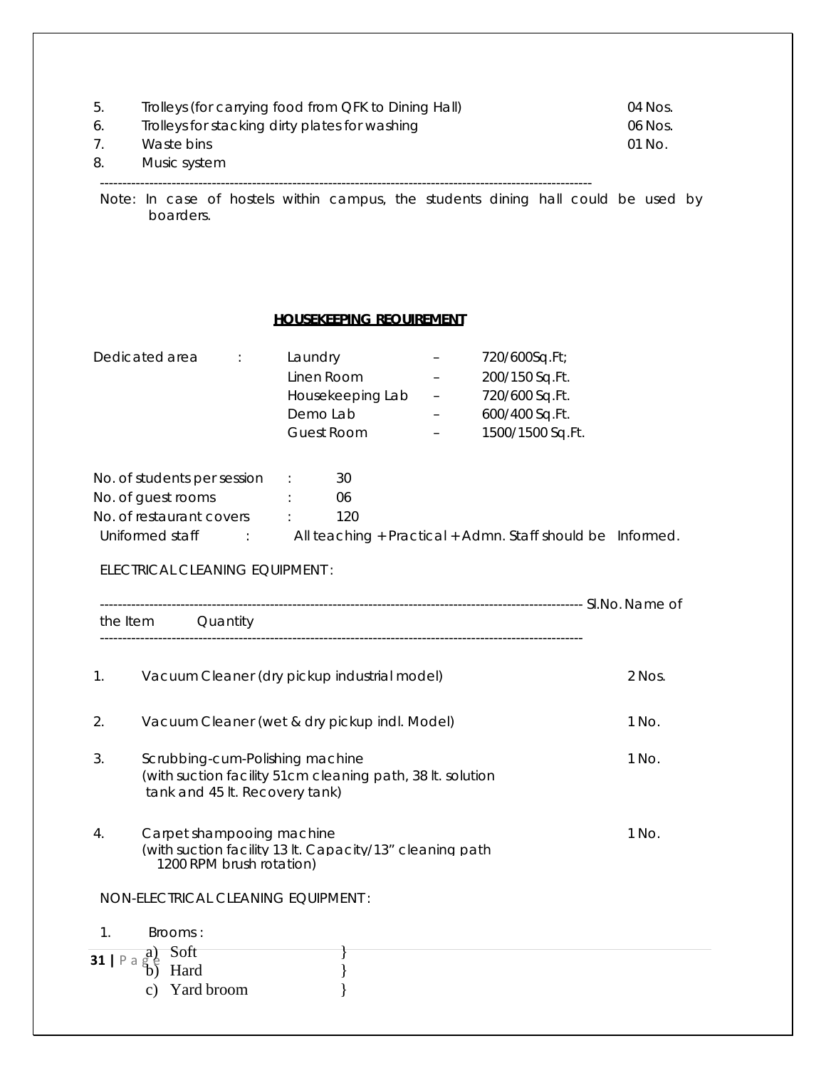5. Trolleys (for carrying food from QFK to Dining Hall) 04 Nos.
6. Trolleys for stacking dirty plates for washing 06 Nos.
7. Waste bins 01 No.
8. Music system

---

Note: In case of hostels within campus, the students dining hall could be used by boarders.

## HOUSEKEEPING REQUIREMENT

| Dedicated area | : | Laundry | – | 720/600Sq.Ft; |
|---|---|---|---|---|
| | | Linen Room | – | 200/150 Sq.Ft. |
| | | Housekeeping Lab | – | 720/600 Sq.Ft. |
| | | Demo Lab | – | 600/400 Sq.Ft. |
| | | Guest Room | – | 1500/1500 Sq.Ft. |

No. of students per session : 30
No. of guest rooms : 06
No. of restaurant covers : 120
Uniformed staff : All teaching + Practical + Admn. Staff should be Informed.

ELECTRICAL CLEANING EQUIPMENT :

| Sl.No. | Name of the Item | Quantity |
|---|---|---|
| 1. | Vacuum Cleaner (dry pickup industrial model) | 2 Nos. |
| 2. | Vacuum Cleaner (wet & dry pickup indl. Model) | 1 No. |
| 3. | Scrubbing-cum-Polishing machine (with suction facility 51cm cleaning path, 38 lt. solution tank and 45 lt. Recovery tank) | 1 No. |
| 4. | Carpet shampooing machine (with suction facility 13 lt. Capacity/13" cleaning path 1200 RPM brush rotation) | 1 No. |

NON-ELECTRICAL CLEANING EQUIPMENT :

1. Brooms :
   a) Soft }
   b) Hard }
   c) Yard broom }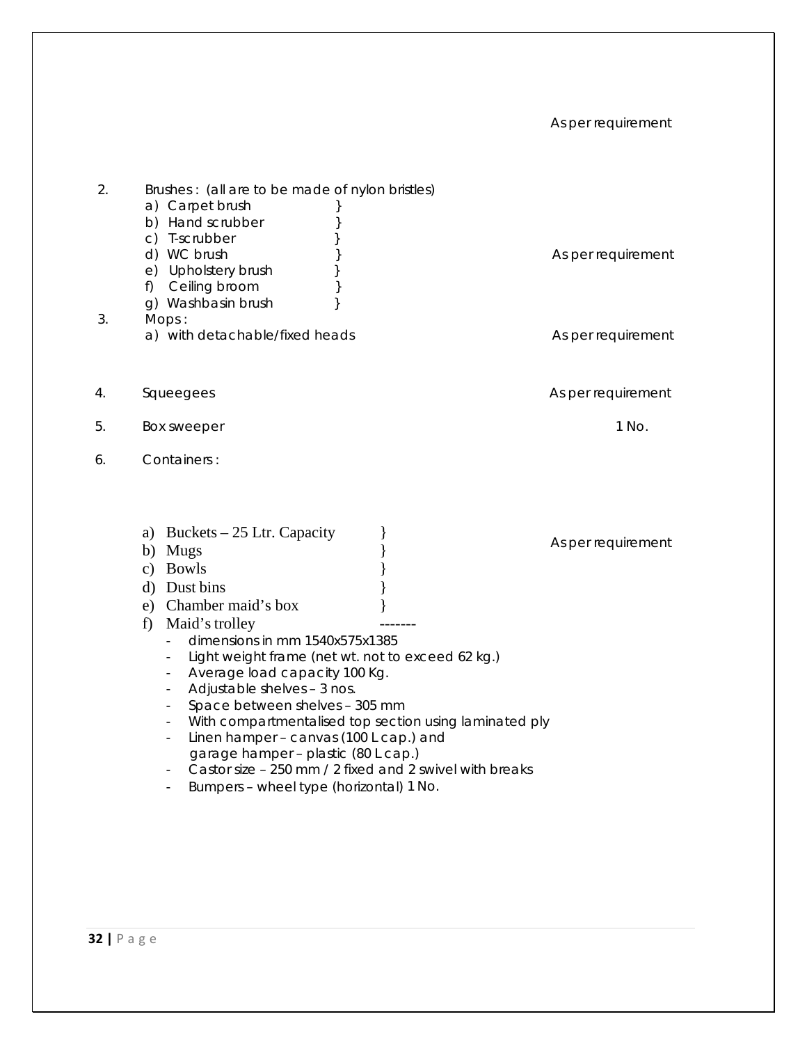As per requirement

2. Brushes : (all are to be made of nylon bristles)
   a) Carpet brush }
   b) Hand scrubber }
   c) T-scrubber }
   d) WC brush } As per requirement
   e) Upholstery brush }
   f) Ceiling broom }
   g) Washbasin brush }

3. Mops :
   a) with detachable/fixed heads — As per requirement

4. Squeegees — As per requirement

5. Box sweeper — 1 No.

6. Containers :
   a) Buckets – 25 Ltr. Capacity }
   b) Mugs } As per requirement
   c) Bowls }
   d) Dust bins }
   e) Chamber maid's box }
   f) Maid's trolley -------
      - dimensions in mm 1540x575x1385
      - Light weight frame (net wt. not to exceed 62 kg.)
      - Average load capacity 100 Kg.
      - Adjustable shelves – 3 nos.
      - Space between shelves – 305 mm
      - With compartmentalised top section using laminated ply
      - Linen hamper – canvas (100 L cap.) and garage hamper – plastic (80 L cap.)
      - Castor size – 250 mm / 2 fixed and 2 swivel with breaks
      - Bumpers – wheel type (horizontal) 1 No.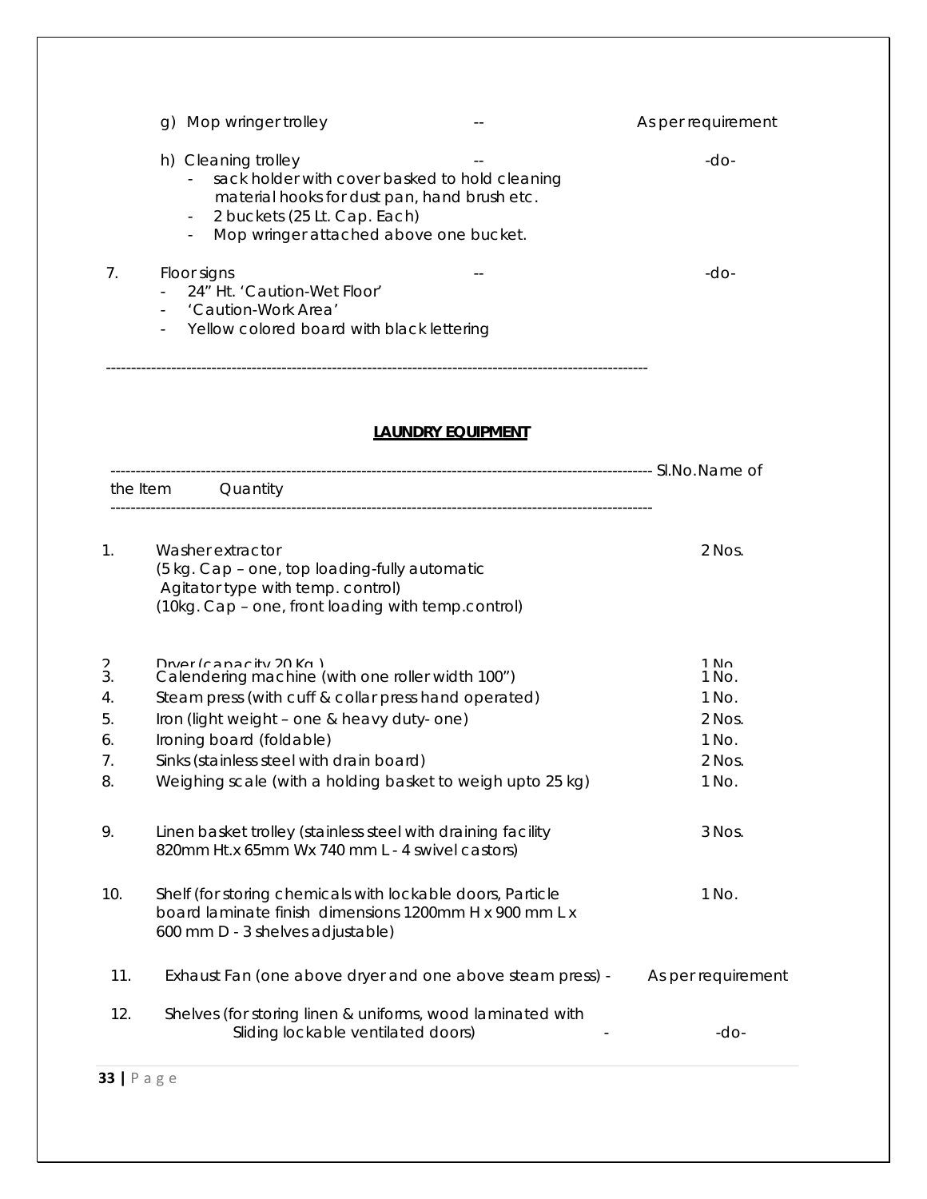g) Mop wringer trolley -- As per requirement

h) Cleaning trolley -- -do-
- sack holder with cover basked to hold cleaning material hooks for dust pan, hand brush etc.
- 2 buckets (25 Lt. Cap. Each)
- Mop wringer attached above one bucket.

7. Floor signs -- -do-
- 24" Ht. 'Caution-Wet Floor'
- 'Caution-Work Area'
- Yellow colored board with black lettering

---

## LAUNDRY EQUIPMENT

| Sl.No. | Name of the Item | Quantity |
|---|---|---|
| 1. | Washer extractor (5 kg. Cap – one, top loading-fully automatic Agitator type with temp. control) (10kg. Cap – one, front loading with temp.control) | 2 Nos. |
| 2. | Dryer (capacity 20 Kg.) | 1 No. |
| 3. | Calendering machine (with one roller width 100") | 1 No. |
| 4. | Steam press (with cuff & collar press hand operated) | 1 No. |
| 5. | Iron (light weight – one & heavy duty- one) | 2 Nos. |
| 6. | Ironing board (foldable) | 1 No. |
| 7. | Sinks (stainless steel with drain board) | 2 Nos. |
| 8. | Weighing scale (with a holding basket to weigh upto 25 kg) | 1 No. |
| 9. | Linen basket trolley (stainless steel with draining facility 820mm Ht.x 65mm Wx 740 mm L - 4 swivel castors) | 3 Nos. |
| 10. | Shelf (for storing chemicals with lockable doors, Particle board laminate finish dimensions 1200mm H x 900 mm L x 600 mm D - 3 shelves adjustable) | 1 No. |
| 11. | Exhaust Fan (one above dryer and one above steam press) - | As per requirement |
| 12. | Shelves (for storing linen & uniforms, wood laminated with Sliding lockable ventilated doors) - | -do- |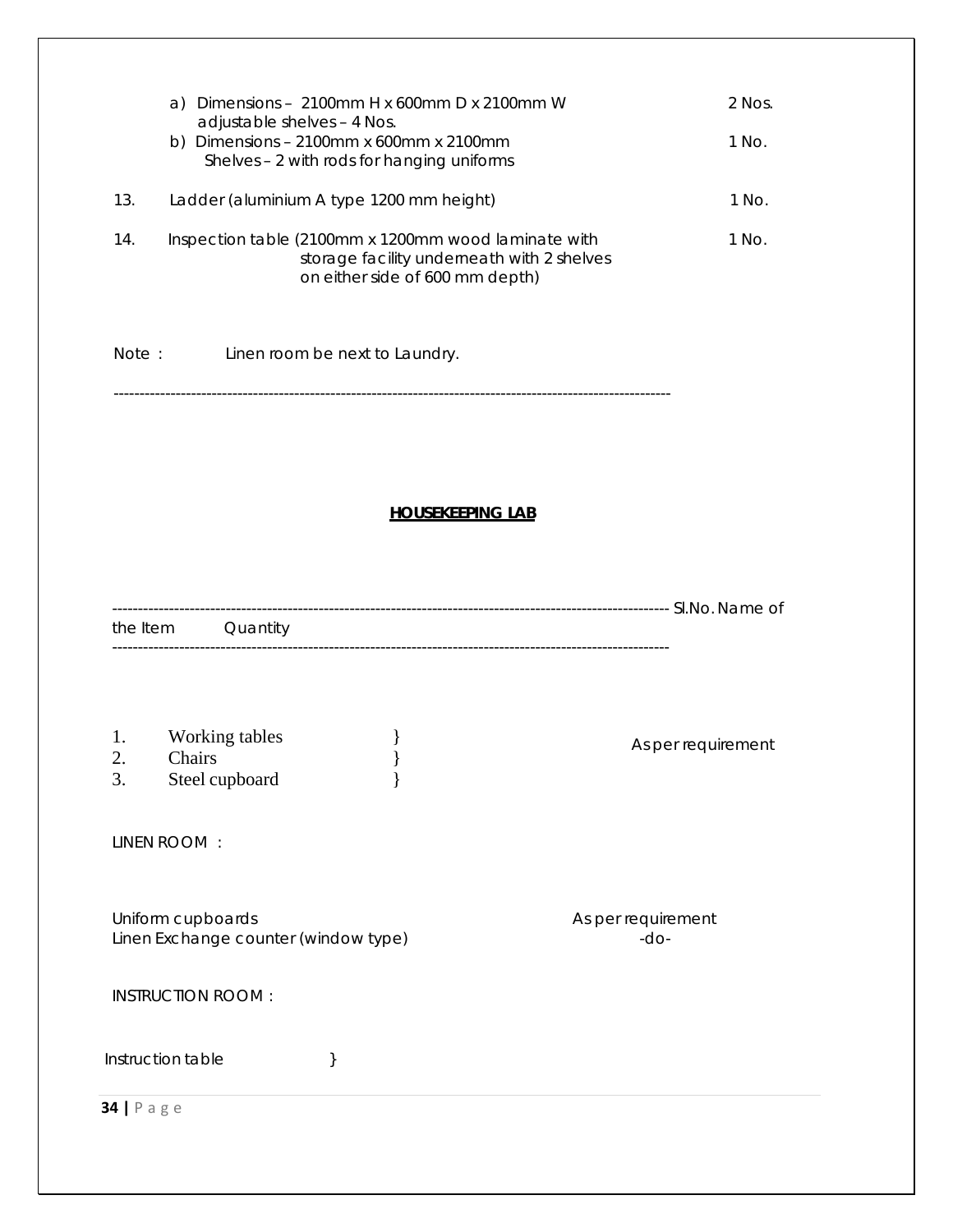a) Dimensions – 2100mm H x 600mm D x 2100mm W adjustable shelves – 4 Nos. — 2 Nos.

b) Dimensions – 2100mm x 600mm x 2100mm Shelves – 2 with rods for hanging uniforms — 1 No.

13. Ladder (aluminium A type 1200 mm height) — 1 No.

14. Inspection table (2100mm x 1200mm wood laminate with storage facility underneath with 2 shelves on either side of 600 mm depth) — 1 No.

Note : Linen room be next to Laundry.

---

## HOUSEKEEPING LAB

| Sl.No. | Name of the Item | Quantity |
|---|---|---|
| 1. | Working tables | As per requirement |
| 2. | Chairs | As per requirement |
| 3. | Steel cupboard | As per requirement |

LINEN ROOM :

| Item | Quantity |
|---|---|
| Uniform cupboards | As per requirement |
| Linen Exchange counter (window type) | -do- |

INSTRUCTION ROOM :

Instruction table }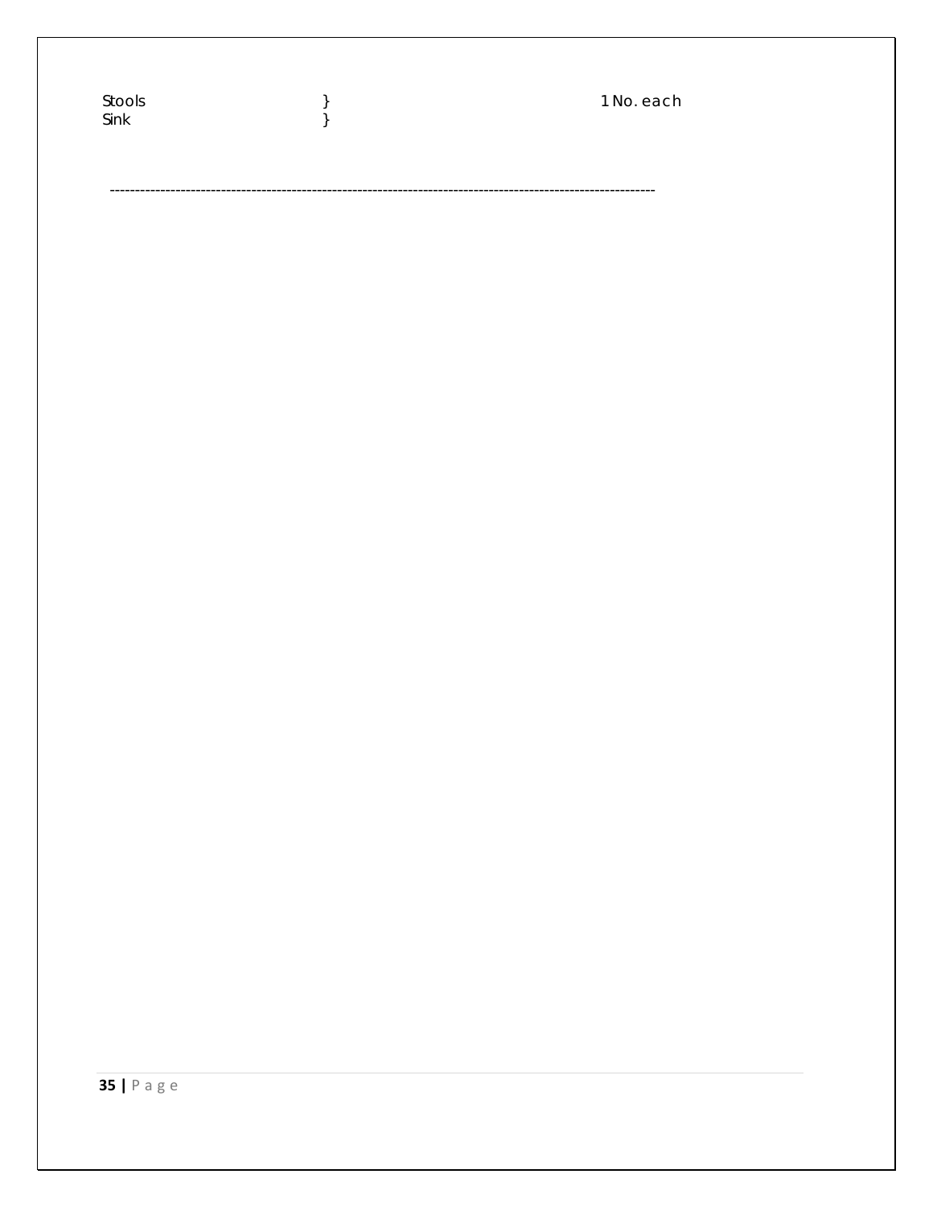| | | |
|---|---|---|
| Stools | } | 1 No. each |
| Sink | } | |

---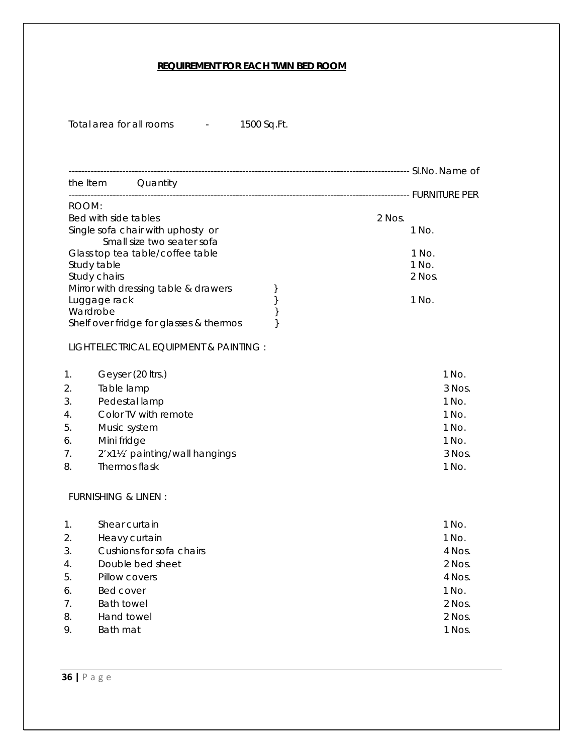## REQUIREMENT FOR EACH TWIN BED ROOM

Total area for all rooms - 1500 Sq.Ft.

| Sl.No. | Name of the Item | Quantity |
|---|---|---|
| | **FURNITURE PER ROOM:** | |
| | Bed with side tables | 2 Nos. |
| | Single sofa chair with uphosty or Small size two seater sofa | 1 No. |
| | Glass top tea table/coffee table | 1 No. |
| | Study table | 1 No. |
| | Study chairs | 2 Nos. |
| | Mirror with dressing table & drawers } Luggage rack } Wardrobe } Shelf over fridge for glasses & thermos } | 1 No. |
| | **LIGHT ELECTRICAL EQUIPMENT & PAINTING :** | |
| 1. | Geyser (20 ltrs.) | 1 No. |
| 2. | Table lamp | 3 Nos. |
| 3. | Pedestal lamp | 1 No. |
| 4. | Color TV with remote | 1 No. |
| 5. | Music system | 1 No. |
| 6. | Mini fridge | 1 No. |
| 7. | 2'x1½' painting/wall hangings | 3 Nos. |
| 8. | Thermos flask | 1 No. |
| | **FURNISHING & LINEN :** | |
| 1. | Shear curtain | 1 No. |
| 2. | Heavy curtain | 1 No. |
| 3. | Cushions for sofa chairs | 4 Nos. |
| 4. | Double bed sheet | 2 Nos. |
| 5. | Pillow covers | 4 Nos. |
| 6. | Bed cover | 1 No. |
| 7. | Bath towel | 2 Nos. |
| 8. | Hand towel | 2 Nos. |
| 9. | Bath mat | 1 Nos. |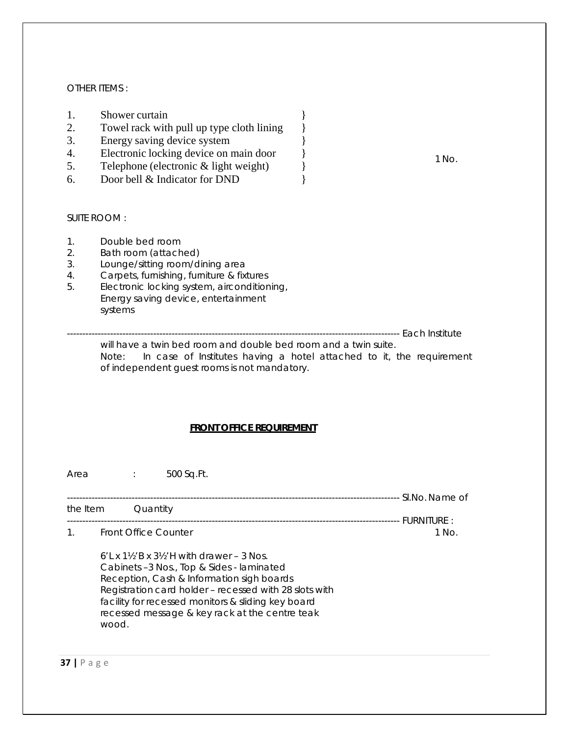OTHER ITEMS :

| | | |
|---|---|---|
| 1. | Shower curtain | } |
| 2. | Towel rack with pull up type cloth lining | } |
| 3. | Energy saving device system | } 1 No. |
| 4. | Electronic locking device on main door | } |
| 5. | Telephone (electronic & light weight) | } |
| 6. | Door bell & Indicator for DND | } |

SUITE ROOM :

1. Double bed room
2. Bath room (attached)
3. Lounge/sitting room/dining area
4. Carpets, furnishing, furniture & fixtures
5. Electronic locking system, airconditioning, Energy saving device, entertainment systems

---

Each Institute will have a twin bed room and double bed room and a twin suite.

Note: In case of Institutes having a hotel attached to it, the requirement of independent guest rooms is not mandatory.

**FRONT OFFICE REQUIREMENT**

Area : 500 Sq.Ft.

| Sl.No. | Name of the Item | Quantity |
|---|---|---|
| | FURNITURE : | |
| 1. | Front Office Counter | 1 No. |

6'L x 1½'B x 3½'H with drawer – 3 Nos.
Cabinets –3 Nos., Top & Sides - laminated
Reception, Cash & Information sigh boards
Registration card holder – recessed with 28 slots with facility for recessed monitors & sliding key board recessed message & key rack at the centre teak wood.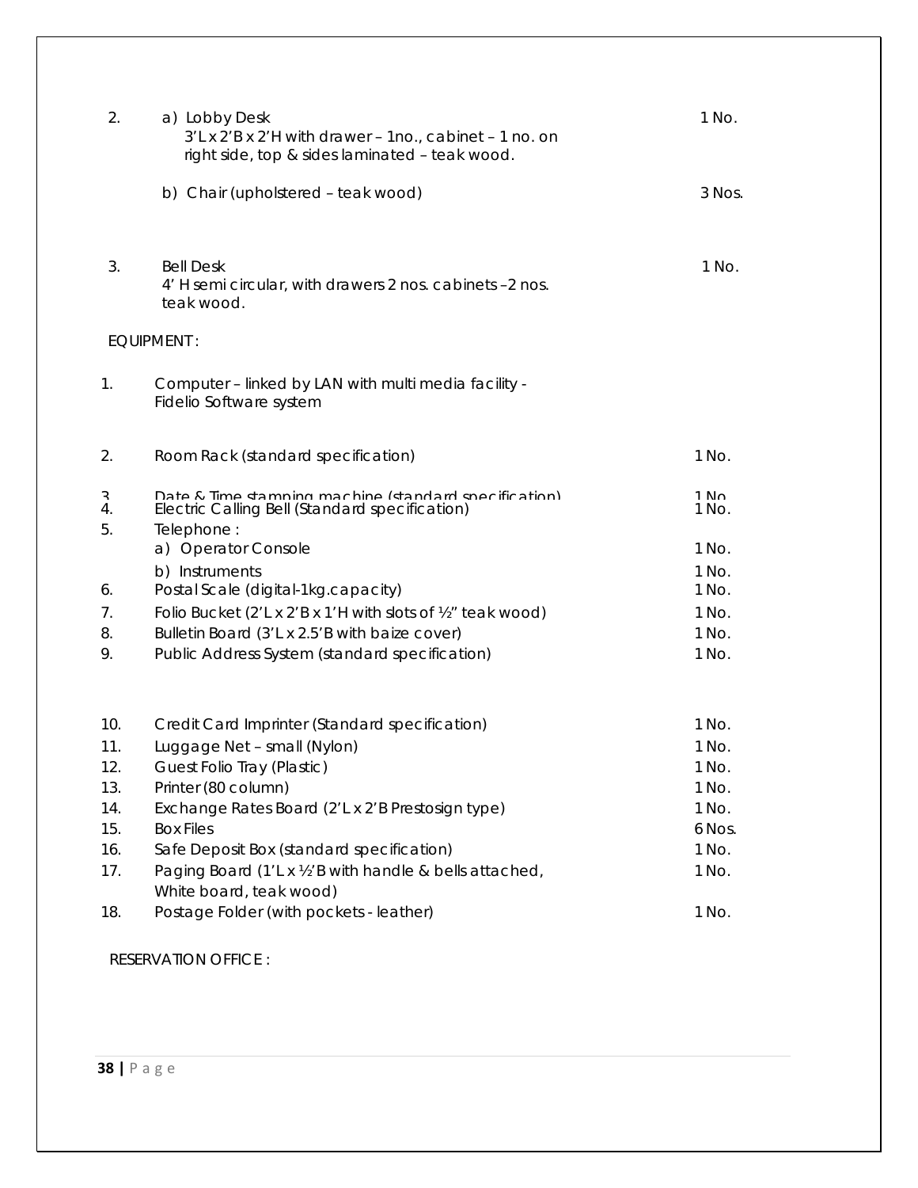| | | |
|---|---|---|
| 2. | a) Lobby Desk<br>3'L x 2'B x 2'H with drawer – 1no., cabinet – 1 no. on right side, top & sides laminated – teak wood. | 1 No. |
| | b) Chair (upholstered – teak wood) | 3 Nos. |
| 3. | Bell Desk<br>4' H semi circular, with drawers 2 nos. cabinets –2 nos. teak wood. | 1 No. |

EQUIPMENT :

| | | |
|---|---|---|
| 1. | Computer – linked by LAN with multi media facility - Fidelio Software system | |
| 2. | Room Rack (standard specification) | 1 No. |
| 3. | Date & Time stamping machine (standard specification) | 1 No. |
| 4. | Electric Calling Bell (Standard specification) | 1 No. |
| 5. | Telephone : | |
| | a) Operator Console | 1 No. |
| | b) Instruments | 1 No. |
| 6. | Postal Scale (digital-1kg.capacity) | 1 No. |
| 7. | Folio Bucket (2'L x 2'B x 1'H with slots of ½" teak wood) | 1 No. |
| 8. | Bulletin Board (3'L x 2.5'B with baize cover) | 1 No. |
| 9. | Public Address System (standard specification) | 1 No. |
| 10. | Credit Card Imprinter (Standard specification) | 1 No. |
| 11. | Luggage Net – small (Nylon) | 1 No. |
| 12. | Guest Folio Tray (Plastic) | 1 No. |
| 13. | Printer (80 column) | 1 No. |
| 14. | Exchange Rates Board (2'L x 2'B Prestosign type) | 1 No. |
| 15. | Box Files | 6 Nos. |
| 16. | Safe Deposit Box (standard specification) | 1 No. |
| 17. | Paging Board (1'L x ½'B with handle & bells attached, White board, teak wood) | 1 No. |
| 18. | Postage Folder (with pockets - leather) | 1 No. |

RESERVATION OFFICE :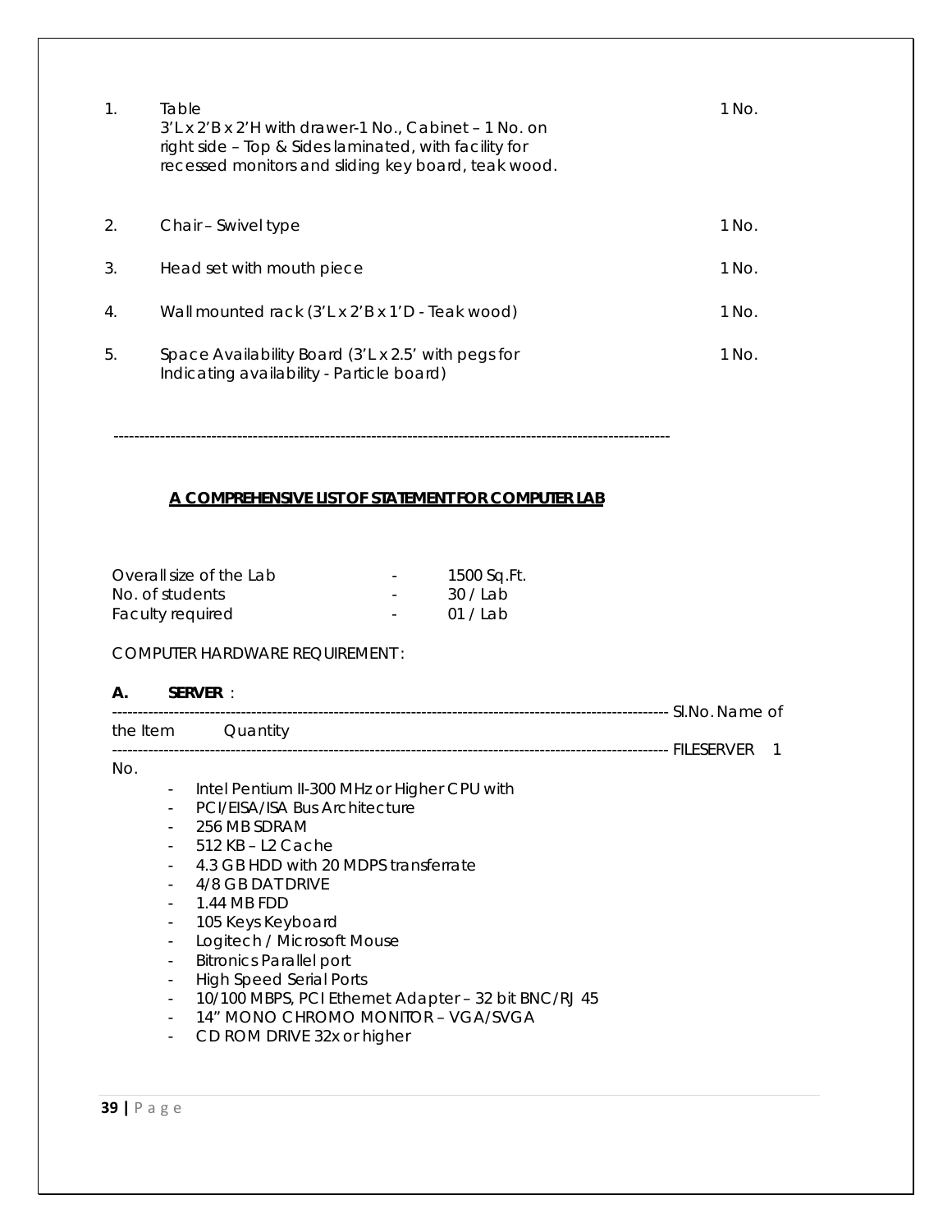| | | |
|---|---|---|
| 1. | Table<br>3'L x 2'B x 2'H with drawer-1 No., Cabinet – 1 No. on right side – Top & Sides laminated, with facility for recessed monitors and sliding key board, teak wood. | 1 No. |
| 2. | Chair – Swivel type | 1 No. |
| 3. | Head set with mouth piece | 1 No. |
| 4. | Wall mounted rack (3'L x 2'B x 1'D - Teak wood) | 1 No. |
| 5. | Space Availability Board (3'L x 2.5' with pegs for Indicating availability - Particle board) | 1 No. |

---

## A COMPREHENSIVE LIST OF STATEMENT FOR COMPUTER LAB

Overall size of the Lab - 1500 Sq.Ft.
No. of students - 30 / Lab
Faculty required - 01 / Lab

COMPUTER HARDWARE REQUIREMENT :

**A. SERVER** :

| Sl.No. | Name of the Item | Quantity |
|---|---|---|
| | FILESERVER | 1 No. |

- Intel Pentium II-300 MHz or Higher CPU with
- PCI/EISA/ISA Bus Architecture
- 256 MB SDRAM
- 512 KB – L2 Cache
- 4.3 GB HDD with 20 MDPS transferrate
- 4/8 GB DAT DRIVE
- 1.44 MB FDD
- 105 Keys Keyboard
- Logitech / Microsoft Mouse
- Bitronics Parallel port
- High Speed Serial Ports
- 10/100 MBPS, PCI Ethernet Adapter – 32 bit BNC/RJ 45
- 14" MONO CHROMO MONITOR – VGA/SVGA
- CD ROM DRIVE 32x or higher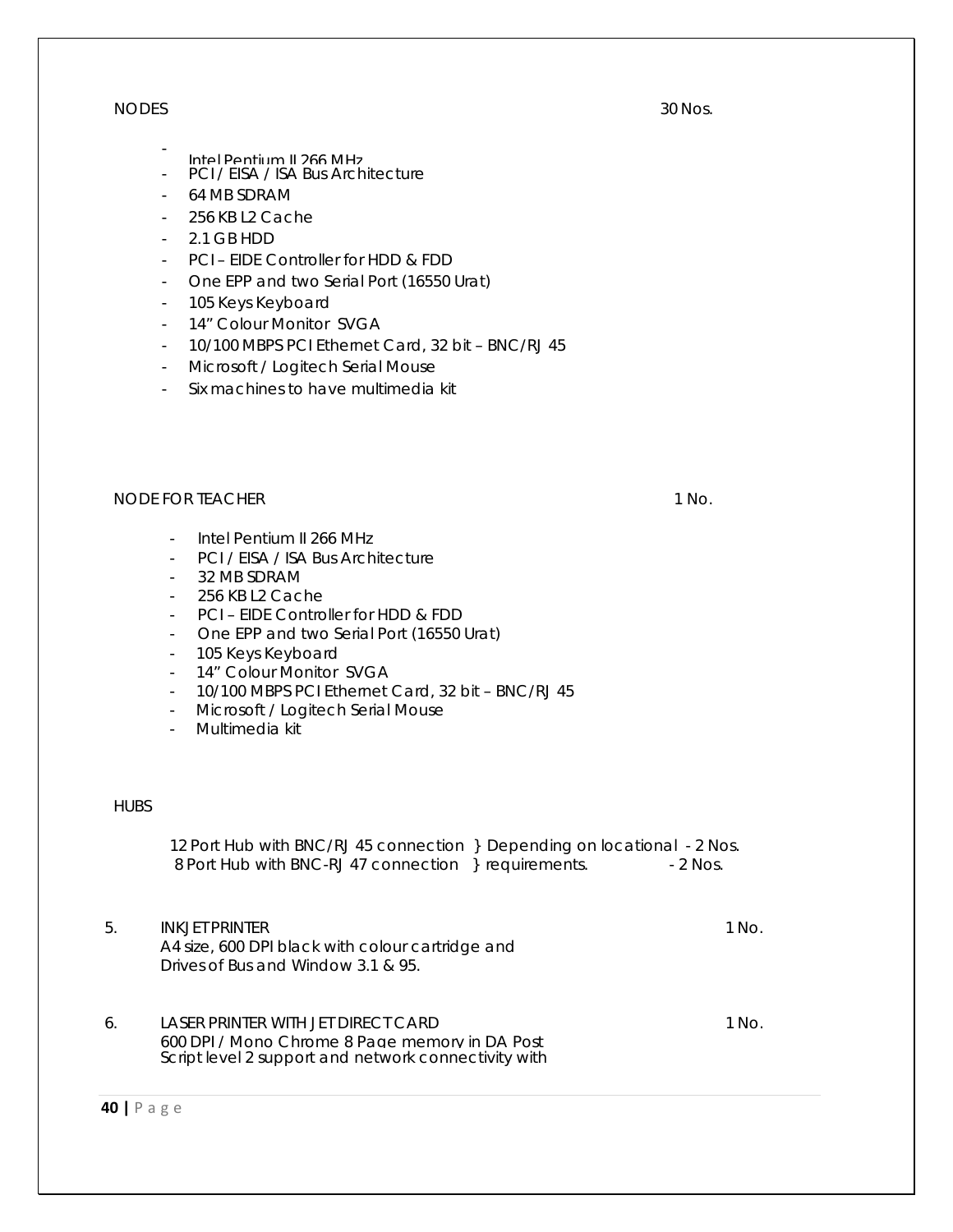NODES 30 Nos.

- Intel Pentium II 266 MHz
- PCI / EISA / ISA Bus Architecture
- 64 MB SDRAM
- 256 KB L2 Cache
- 2.1 GB HDD
- PCI – EIDE Controller for HDD & FDD
- One EPP and two Serial Port (16550 Urat)
- 105 Keys Keyboard
- 14" Colour Monitor SVGA
- 10/100 MBPS PCI Ethernet Card, 32 bit – BNC/RJ 45
- Microsoft / Logitech Serial Mouse
- Six machines to have multimedia kit

NODE FOR TEACHER 1 No.

- Intel Pentium II 266 MHz
- PCI / EISA / ISA Bus Architecture
- 32 MB SDRAM
- 256 KB L2 Cache
- PCI – EIDE Controller for HDD & FDD
- One EPP and two Serial Port (16550 Urat)
- 105 Keys Keyboard
- 14" Colour Monitor SVGA
- 10/100 MBPS PCI Ethernet Card, 32 bit – BNC/RJ 45
- Microsoft / Logitech Serial Mouse
- Multimedia kit

HUBS

12 Port Hub with BNC/RJ 45 connection } Depending on locational - 2 Nos.
8 Port Hub with BNC-RJ 47 connection } requirements. - 2 Nos.

5. INKJET PRINTER 1 No.
A4 size, 600 DPI black with colour cartridge and
Drives of Bus and Window 3.1 & 95.

6. LASER PRINTER WITH JET DIRECT CARD 1 No.
600 DPI / Mono Chrome 8 Page memory in DA Post
Script level 2 support and network connectivity with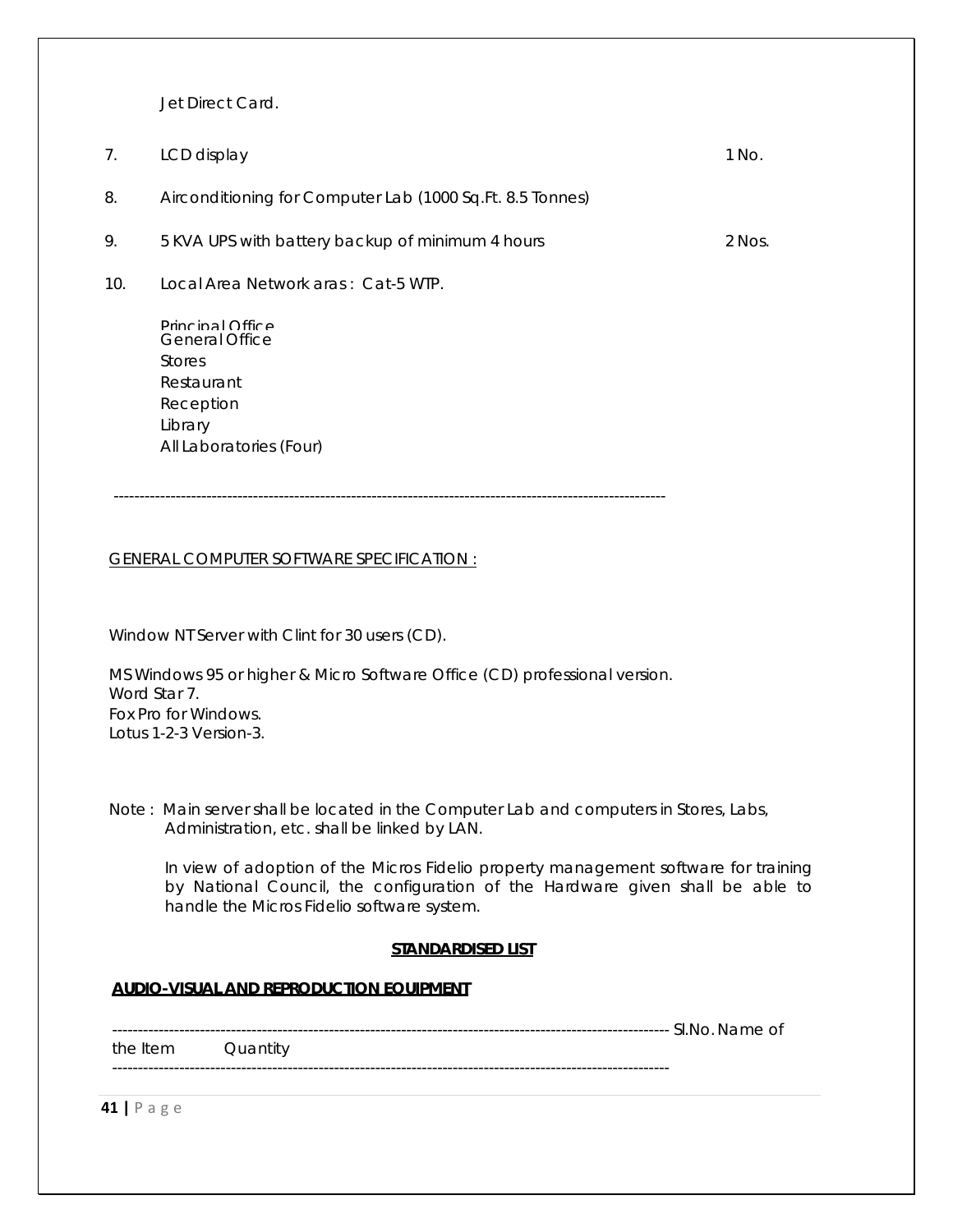Jet Direct Card.

7. LCD display 1 No.

8. Airconditioning for Computer Lab (1000 Sq.Ft. 8.5 Tonnes)

9. 5 KVA UPS with battery backup of minimum 4 hours 2 Nos.

10. Local Area Network aras : Cat-5 WTP.

    Principal Office
    General Office
    Stores
    Restaurant
    Reception
    Library
    All Laboratories (Four)

---

GENERAL COMPUTER SOFTWARE SPECIFICATION :

Window NT Server with Clint for 30 users (CD).

MS Windows 95 or higher & Micro Software Office (CD) professional version.
Word Star 7.
Fox Pro for Windows.
Lotus 1-2-3 Version-3.

Note : Main server shall be located in the Computer Lab and computers in Stores, Labs, Administration, etc. shall be linked by LAN.

In view of adoption of the Micros Fidelio property management software for training by National Council, the configuration of the Hardware given shall be able to handle the Micros Fidelio software system.

**STANDARDISED LIST**

**AUDIO-VISUAL AND REPRODUCTION EQUIPMENT**

---

Sl.No. Name of the Item Quantity

---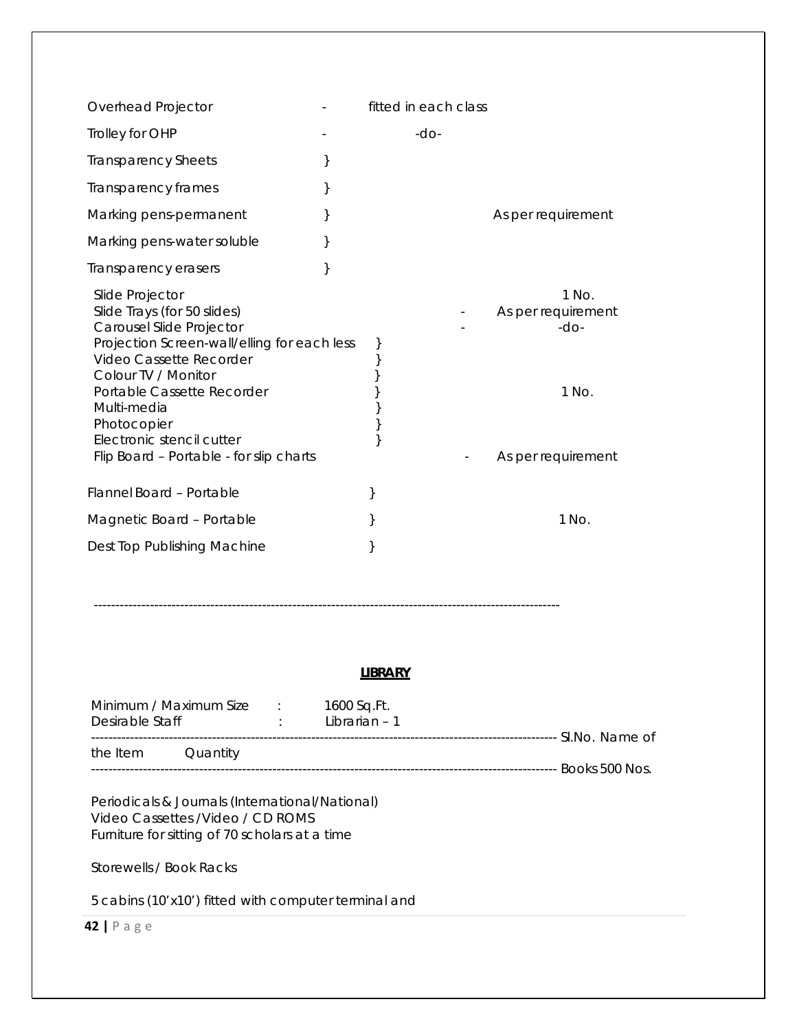| | | |
|---|---|---|
| Overhead Projector | - | fitted in each class |
| Trolley for OHP | - | -do- |
| Transparency Sheets | } | |
| Transparency frames | } | |
| Marking pens-permanent | } | As per requirement |
| Marking pens-water soluble | } | |
| Transparency erasers | } | |
| Slide Projector | | 1 No. |
| Slide Trays (for 50 slides) | - | As per requirement |
| Carousel Slide Projector | - | -do- |
| Projection Screen-wall/elling for each less | } | |
| Video Cassette Recorder | } | |
| Colour TV / Monitor | } | |
| Portable Cassette Recorder | } | 1 No. |
| Multi-media | } | |
| Photocopier | } | |
| Electronic stencil cutter | } | |
| Flip Board – Portable - for slip charts | - | As per requirement |
| Flannel Board – Portable | } | |
| Magnetic Board – Portable | } | 1 No. |
| Dest Top Publishing Machine | } | |

---

**LIBRARY**

Minimum / Maximum Size : 1600 Sq.Ft.
Desirable Staff : Librarian – 1

---------------------------------------------------------------------------------------------------------- Sl.No. Name of the Item Quantity
---------------------------------------------------------------------------------------------------------- Books 500 Nos.

Periodicals & Journals (International/National)
Video Cassettes /Video / CD ROMS
Furniture for sitting of 70 scholars at a time

Storewells / Book Racks

5 cabins (10'x10') fitted with computer terminal and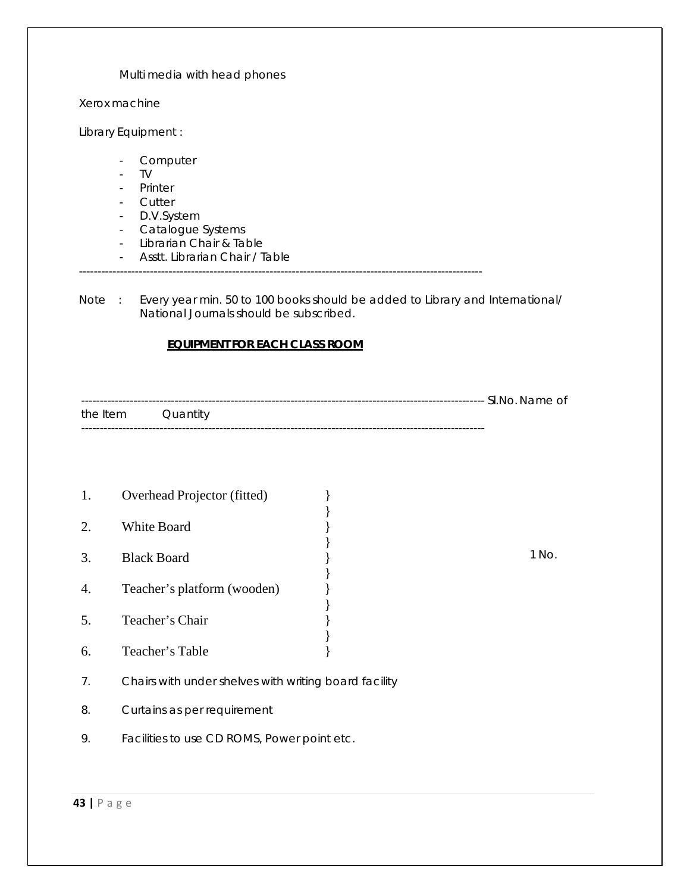Multi media with head phones

Xerox machine

Library Equipment :

- Computer
- TV
- Printer
- Cutter
- D.V.System
- Catalogue Systems
- Librarian Chair & Table
- Asstt. Librarian Chair / Table

---

Note : Every year min. 50 to 100 books should be added to Library and International/ National Journals should be subscribed.

**EQUIPMENT FOR EACH CLASS ROOM**

| Sl.No. | Name of the Item | Quantity |
| --- | --- | --- |
| 1. | Overhead Projector (fitted) | 1 No. |
| 2. | White Board | |
| 3. | Black Board | |
| 4. | Teacher's platform (wooden) | |
| 5. | Teacher's Chair | |
| 6. | Teacher's Table | |
| 7. | Chairs with under shelves with writing board facility | |
| 8. | Curtains as per requirement | |
| 9. | Facilities to use CD ROMS, Power point etc. | |

(Items 1 to 6 are grouped together with a quantity of 1 No.)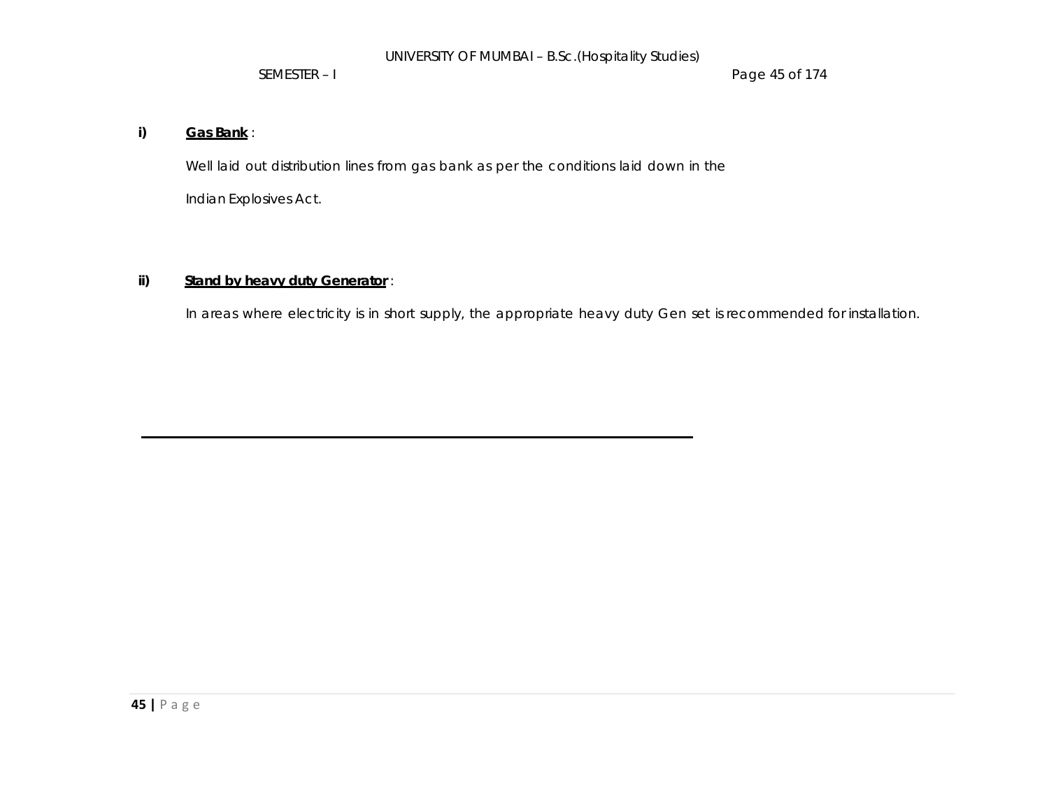**i)** **<u>Gas Bank</u>** :

Well laid out distribution lines from gas bank as per the conditions laid down in the Indian Explosives Act.

**ii)** **<u>Stand by heavy duty Generator</u>** :

In areas where electricity is in short supply, the appropriate heavy duty Gen set is recommended for installation.

---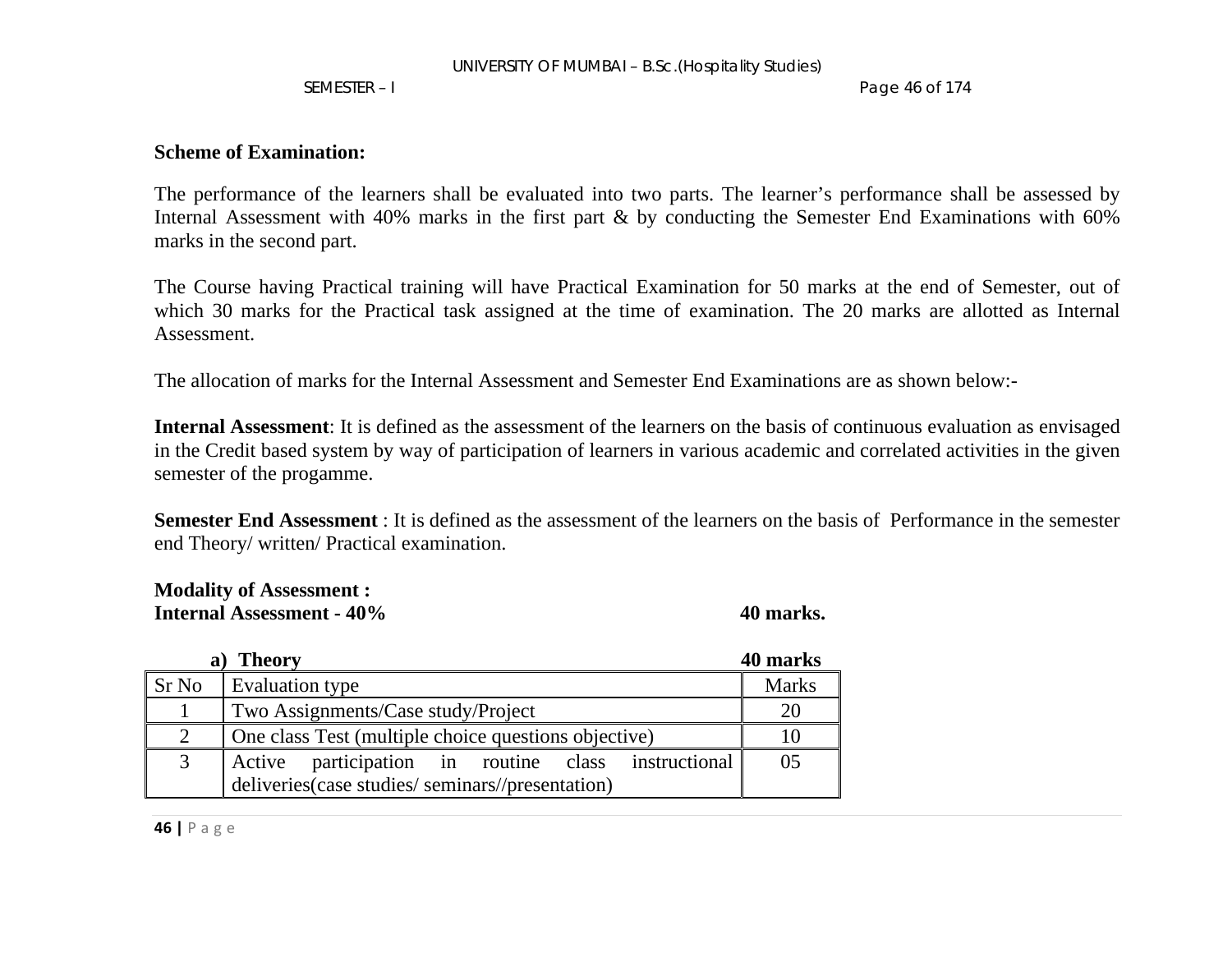**Scheme of Examination:**

The performance of the learners shall be evaluated into two parts. The learner's performance shall be assessed by Internal Assessment with 40% marks in the first part & by conducting the Semester End Examinations with 60% marks in the second part.

The Course having Practical training will have Practical Examination for 50 marks at the end of Semester, out of which 30 marks for the Practical task assigned at the time of examination. The 20 marks are allotted as Internal Assessment.

The allocation of marks for the Internal Assessment and Semester End Examinations are as shown below:-

**Internal Assessment**: It is defined as the assessment of the learners on the basis of continuous evaluation as envisaged in the Credit based system by way of participation of learners in various academic and correlated activities in the given semester of the progamme.

**Semester End Assessment** : It is defined as the assessment of the learners on the basis of Performance in the semester end Theory/ written/ Practical examination.

**Modality of Assessment :**
**Internal Assessment - 40% 40 marks.**

**a) Theory 40 marks**

| Sr No | Evaluation type | Marks |
|---|---|---|
| 1 | Two Assignments/Case study/Project | 20 |
| 2 | One class Test (multiple choice questions objective) | 10 |
| 3 | Active participation in routine class instructional deliveries(case studies/ seminars//presentation) | 05 |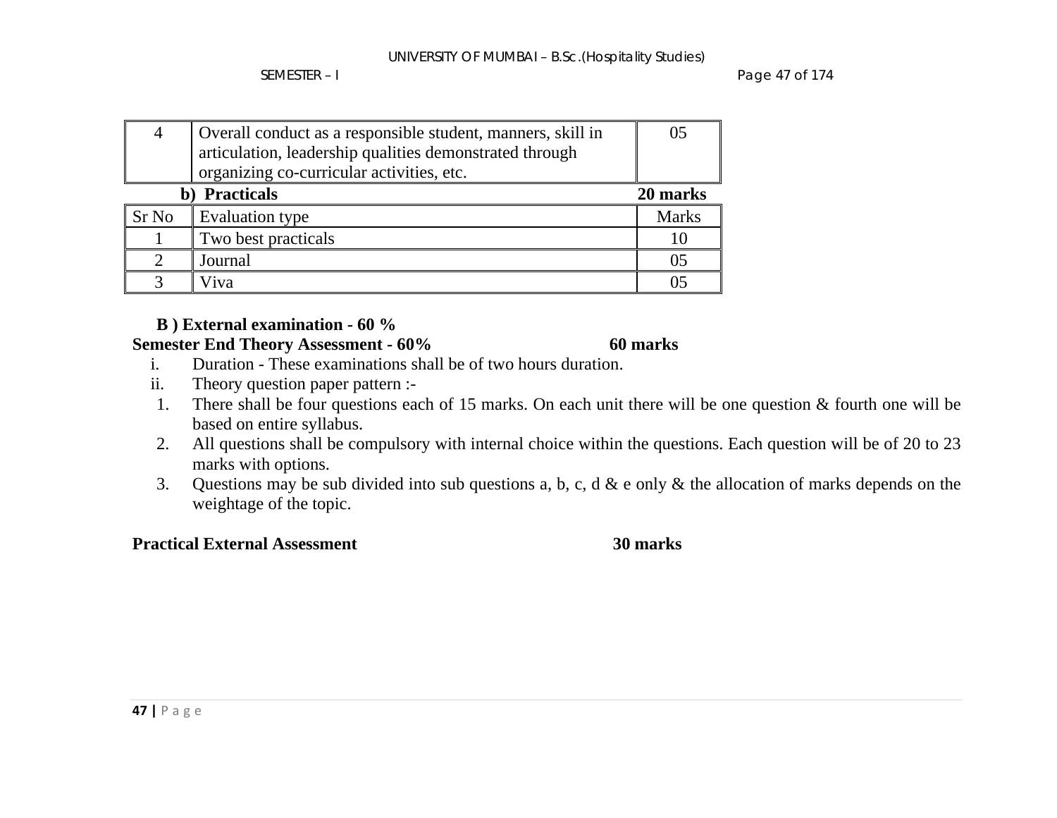| 4 | Overall conduct as a responsible student, manners, skill in articulation, leadership qualities demonstrated through organizing co-curricular activities, etc. | 05 |
|---|---|---|

**b) Practicals** **20 marks**

| Sr No | Evaluation type | Marks |
|---|---|---|
| 1 | Two best practicals | 10 |
| 2 | Journal | 05 |
| 3 | Viva | 05 |

**B ) External examination - 60 %**

**Semester End Theory Assessment - 60%** **60 marks**

i. Duration - These examinations shall be of two hours duration.

ii. Theory question paper pattern :-

1. There shall be four questions each of 15 marks. On each unit there will be one question & fourth one will be based on entire syllabus.
2. All questions shall be compulsory with internal choice within the questions. Each question will be of 20 to 23 marks with options.
3. Questions may be sub divided into sub questions a, b, c, d & e only & the allocation of marks depends on the weightage of the topic.

**Practical External Assessment** **30 marks**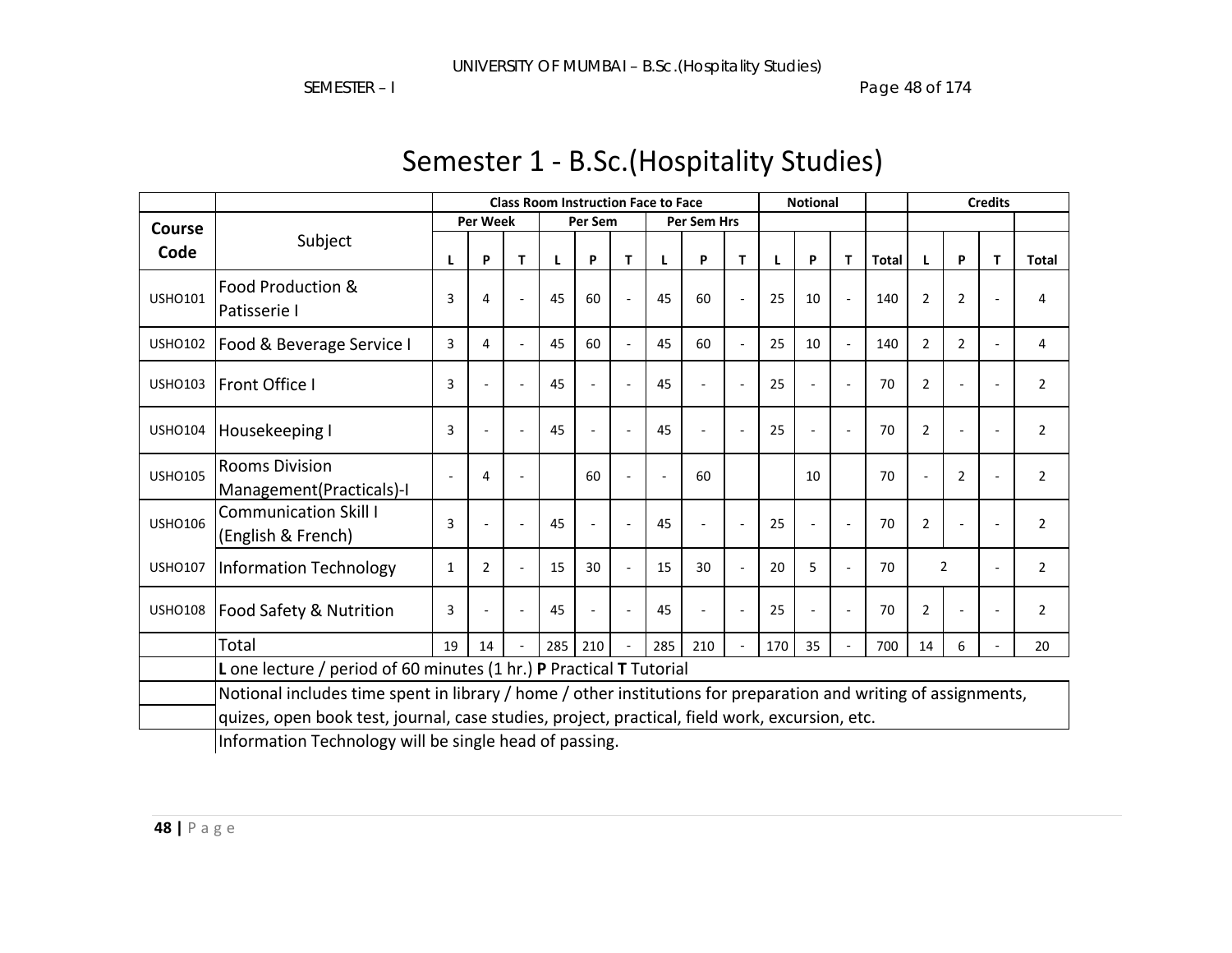# Semester 1 - B.Sc.(Hospitality Studies)

| Course Code | Subject | Class Room Instruction Face to Face | | | | | | | | | Notional | | | | Credits | | | |
|---|---|---|---|---|---|---|---|---|---|---|---|---|---|---|---|---|---|---|
| | | Per Week | | | Per Sem | | | Per Sem Hrs | | | | | | | | | | |
| | | L | P | T | L | P | T | L | P | T | L | P | T | Total | L | P | T | Total |
| USHO101 | Food Production & Patisserie I | 3 | 4 | - | 45 | 60 | - | 45 | 60 | - | 25 | 10 | - | 140 | 2 | 2 | - | 4 |
| USHO102 | Food & Beverage Service I | 3 | 4 | - | 45 | 60 | - | 45 | 60 | - | 25 | 10 | - | 140 | 2 | 2 | - | 4 |
| USHO103 | Front Office I | 3 | - | - | 45 | - | - | 45 | - | - | 25 | - | - | 70 | 2 | - | - | 2 |
| USHO104 | Housekeeping I | 3 | - | - | 45 | - | - | 45 | - | - | 25 | - | - | 70 | 2 | - | - | 2 |
| USHO105 | Rooms Division Management(Practicals)-I | - | 4 | - | | 60 | - | - | 60 | | | 10 | | 70 | - | 2 | - | 2 |
| USHO106 | Communication Skill I (English & French) | 3 | - | - | 45 | - | - | 45 | - | - | 25 | - | - | 70 | 2 | - | - | 2 |
| USHO107 | Information Technology | 1 | 2 | - | 15 | 30 | - | 15 | 30 | - | 20 | 5 | - | 70 | 2 | | - | 2 |
| USHO108 | Food Safety & Nutrition | 3 | - | - | 45 | - | - | 45 | - | - | 25 | - | - | 70 | 2 | - | - | 2 |
| | Total | 19 | 14 | - | 285 | 210 | - | 285 | 210 | - | 170 | 35 | - | 700 | 14 | 6 | - | 20 |

**L** one lecture / period of 60 minutes (1 hr.) **P** Practical **T** Tutorial

Notional includes time spent in library / home / other institutions for preparation and writing of assignments, quizes, open book test, journal, case studies, project, practical, field work, excursion, etc.

Information Technology will be single head of passing.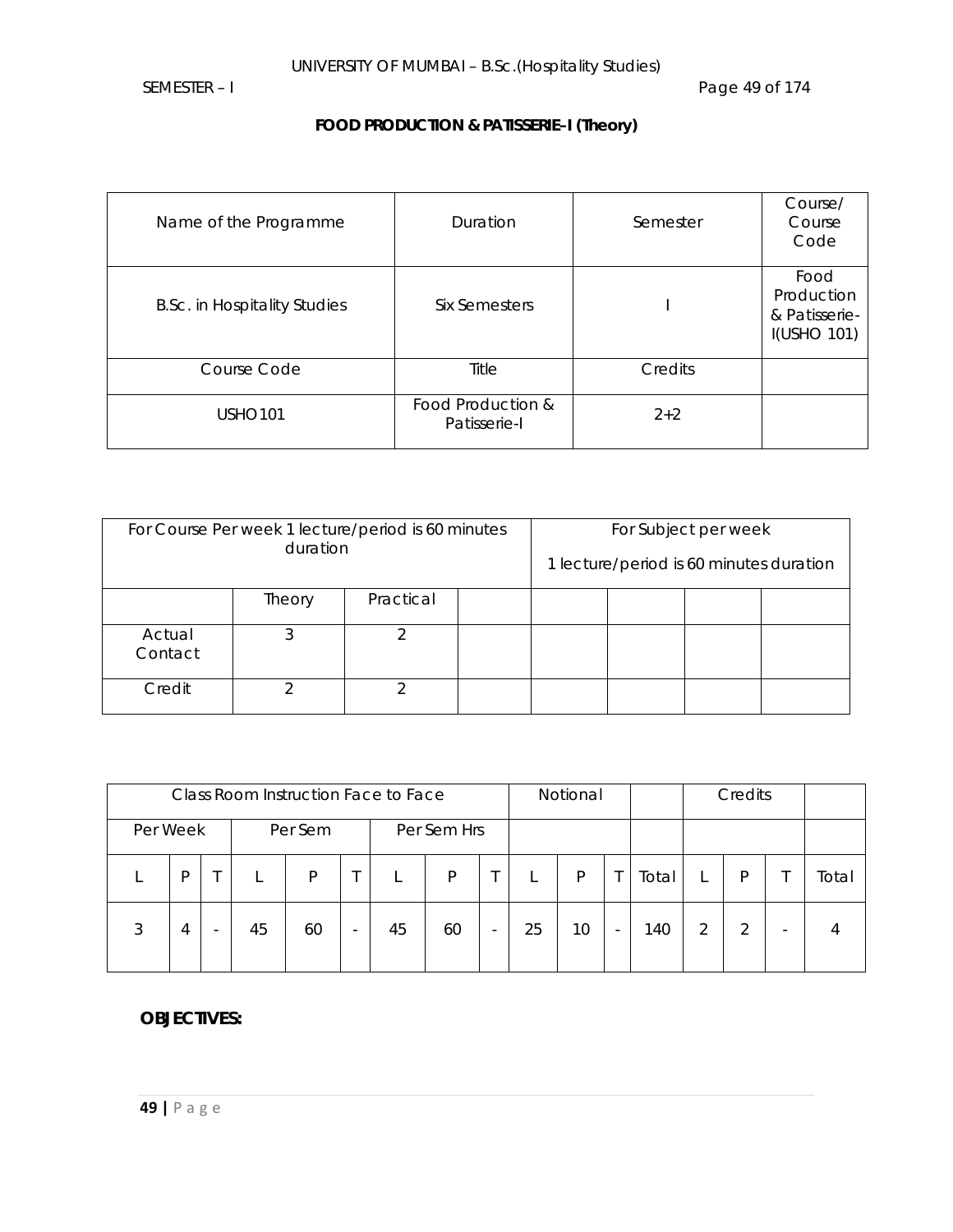## FOOD PRODUCTION & PATISSERIE-I (Theory)

| Name of the Programme | Duration | Semester | Course/ Course Code |
|---|---|---|---|
| B.Sc. in Hospitality Studies | Six Semesters | I | Food Production & Patisserie-I(USHO 101) |
| Course Code | Title | Credits | |
| USHO101 | Food Production & Patisserie-I | 2+2 | |

| For Course Per week 1 lecture/period is 60 minutes duration | | | | For Subject per week 1 lecture/period is 60 minutes duration | | | |
|---|---|---|---|---|---|---|---|
| | Theory | Practical | | | | | |
| Actual Contact | 3 | 2 | | | | | |
| Credit | 2 | 2 | | | | | |

| Class Room Instruction Face to Face | | | | | | | | | Notional | | | | Credits | | | |
|---|---|---|---|---|---|---|---|---|---|---|---|---|---|---|---|---|
| Per Week | | | Per Sem | | | Per Sem Hrs | | | | | | | | | | |
| L | P | T | L | P | T | L | P | T | L | P | T | Total | L | P | T | Total |
| 3 | 4 | - | 45 | 60 | - | 45 | 60 | - | 25 | 10 | - | 140 | 2 | 2 | - | 4 |

**OBJECTIVES:**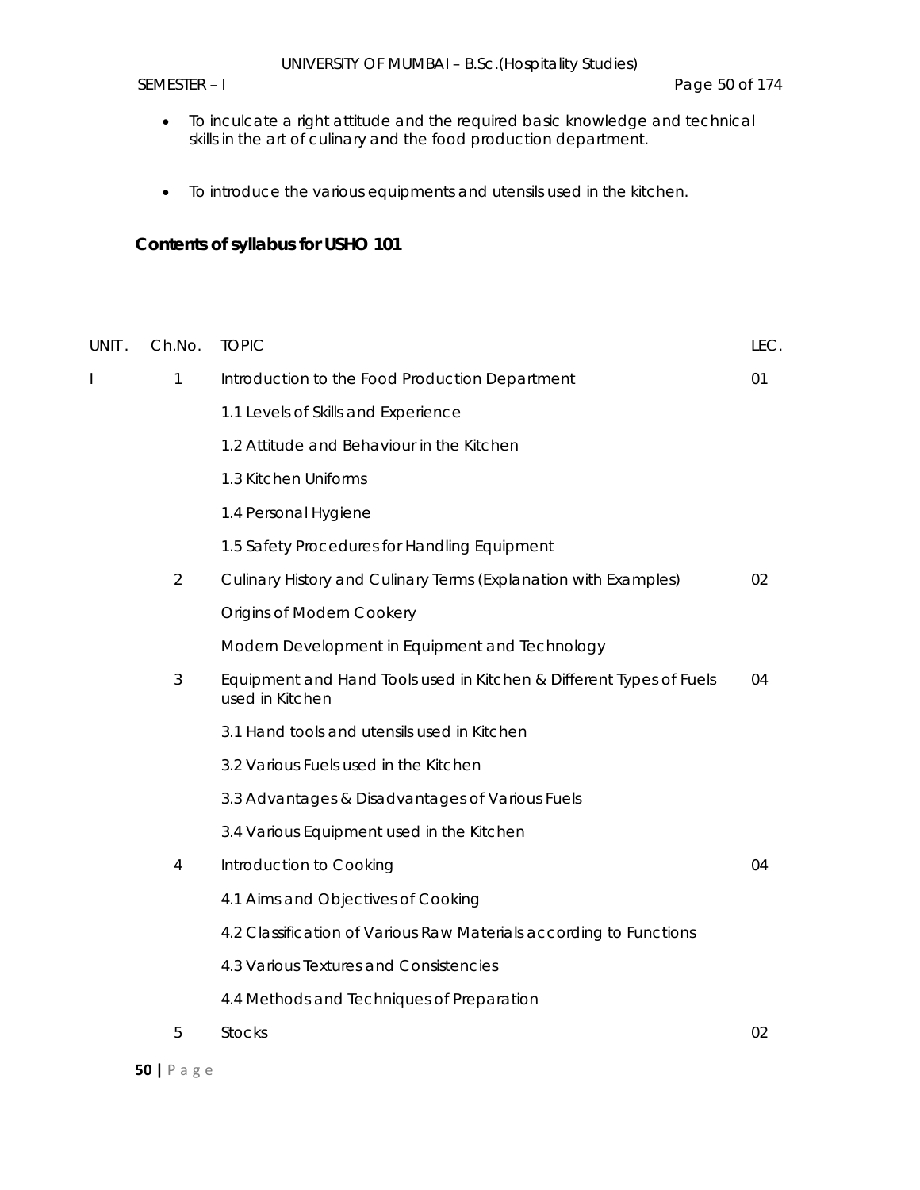- To inculcate a right attitude and the required basic knowledge and technical skills in the art of culinary and the food production department.

- To introduce the various equipments and utensils used in the kitchen.

**Contents of syllabus for USHO 101**

| UNIT. | Ch.No. | TOPIC | LEC. |
|---|---|---|---|
| I | 1 | Introduction to the Food Production Department | 01 |
| | | 1.1 Levels of Skills and Experience | |
| | | 1.2 Attitude and Behaviour in the Kitchen | |
| | | 1.3 Kitchen Uniforms | |
| | | 1.4 Personal Hygiene | |
| | | 1.5 Safety Procedures for Handling Equipment | |
| | 2 | Culinary History and Culinary Terms (Explanation with Examples) | 02 |
| | | Origins of Modern Cookery | |
| | | Modern Development in Equipment and Technology | |
| | 3 | Equipment and Hand Tools used in Kitchen & Different Types of Fuels used in Kitchen | 04 |
| | | 3.1 Hand tools and utensils used in Kitchen | |
| | | 3.2 Various Fuels used in the Kitchen | |
| | | 3.3 Advantages & Disadvantages of Various Fuels | |
| | | 3.4 Various Equipment used in the Kitchen | |
| | 4 | Introduction to Cooking | 04 |
| | | 4.1 Aims and Objectives of Cooking | |
| | | 4.2 Classification of Various Raw Materials according to Functions | |
| | | 4.3 Various Textures and Consistencies | |
| | | 4.4 Methods and Techniques of Preparation | |
| | 5 | Stocks | 02 |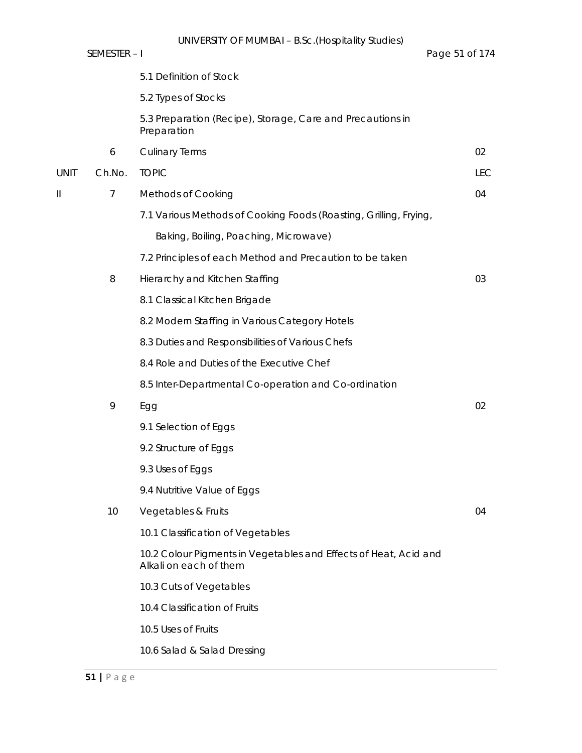| UNIT | Ch.No. | TOPIC | LEC |
|---|---|---|---|
| | | 5.1 Definition of Stock | |
| | | 5.2 Types of Stocks | |
| | | 5.3 Preparation (Recipe), Storage, Care and Precautions in Preparation | |
| | 6 | Culinary Terms | 02 |
| UNIT | Ch.No. | TOPIC | LEC |
| II | 7 | Methods of Cooking | 04 |
| | | 7.1 Various Methods of Cooking Foods (Roasting, Grilling, Frying, Baking, Boiling, Poaching, Microwave) | |
| | | 7.2 Principles of each Method and Precaution to be taken | |
| | 8 | Hierarchy and Kitchen Staffing | 03 |
| | | 8.1 Classical Kitchen Brigade | |
| | | 8.2 Modern Staffing in Various Category Hotels | |
| | | 8.3 Duties and Responsibilities of Various Chefs | |
| | | 8.4 Role and Duties of the Executive Chef | |
| | | 8.5 Inter-Departmental Co-operation and Co-ordination | |
| | 9 | Egg | 02 |
| | | 9.1 Selection of Eggs | |
| | | 9.2 Structure of Eggs | |
| | | 9.3 Uses of Eggs | |
| | | 9.4 Nutritive Value of Eggs | |
| | 10 | Vegetables & Fruits | 04 |
| | | 10.1 Classification of Vegetables | |
| | | 10.2 Colour Pigments in Vegetables and Effects of Heat, Acid and Alkali on each of them | |
| | | 10.3 Cuts of Vegetables | |
| | | 10.4 Classification of Fruits | |
| | | 10.5 Uses of Fruits | |
| | | 10.6 Salad & Salad Dressing | |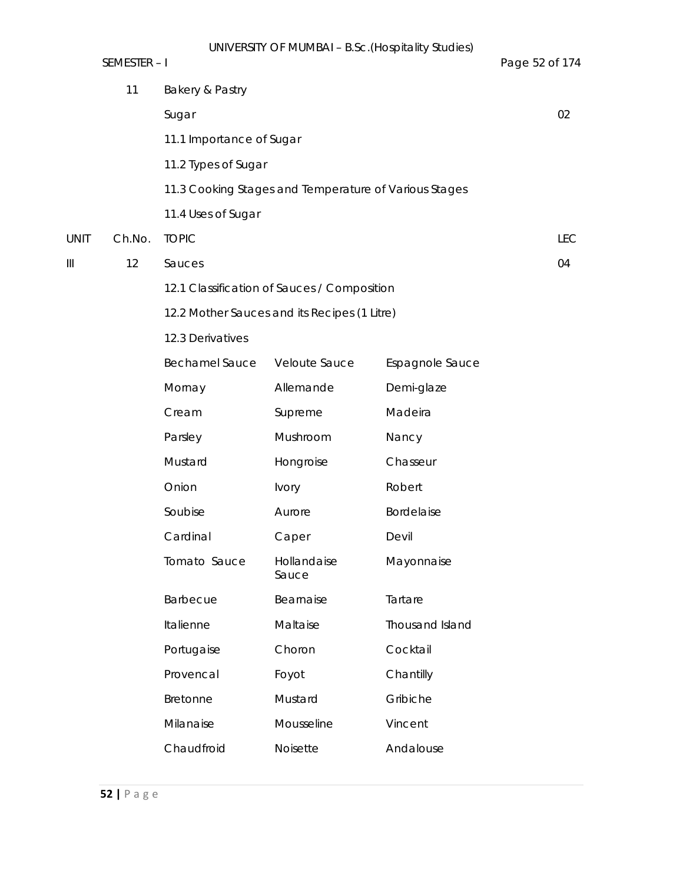| UNIT | Ch.No. | TOPIC | | | LEC |
|---|---|---|---|---|---|
| | 11 | Bakery & Pastry | | | |
| | | Sugar | | | 02 |
| | | 11.1 Importance of Sugar | | | |
| | | 11.2 Types of Sugar | | | |
| | | 11.3 Cooking Stages and Temperature of Various Stages | | | |
| | | 11.4 Uses of Sugar | | | |
| UNIT | Ch.No. | TOPIC | | | LEC |
| III | 12 | Sauces | | | 04 |
| | | 12.1 Classification of Sauces / Composition | | | |
| | | 12.2 Mother Sauces and its Recipes (1 Litre) | | | |
| | | 12.3 Derivatives | | | |
| | | Bechamel Sauce | Veloute Sauce | Espagnole Sauce | |
| | | Mornay | Allemande | Demi-glaze | |
| | | Cream | Supreme | Madeira | |
| | | Parsley | Mushroom | Nancy | |
| | | Mustard | Hongroise | Chasseur | |
| | | Onion | Ivory | Robert | |
| | | Soubise | Aurore | Bordelaise | |
| | | Cardinal | Caper | Devil | |
| | | Tomato Sauce | Hollandaise Sauce | Mayonnaise | |
| | | Barbecue | Bearnaise | Tartare | |
| | | Italienne | Maltaise | Thousand Island | |
| | | Portugaise | Choron | Cocktail | |
| | | Provencal | Foyot | Chantilly | |
| | | Bretonne | Mustard | Gribiche | |
| | | Milanaise | Mousseline | Vincent | |
| | | Chaudfroid | Noisette | Andalouse | |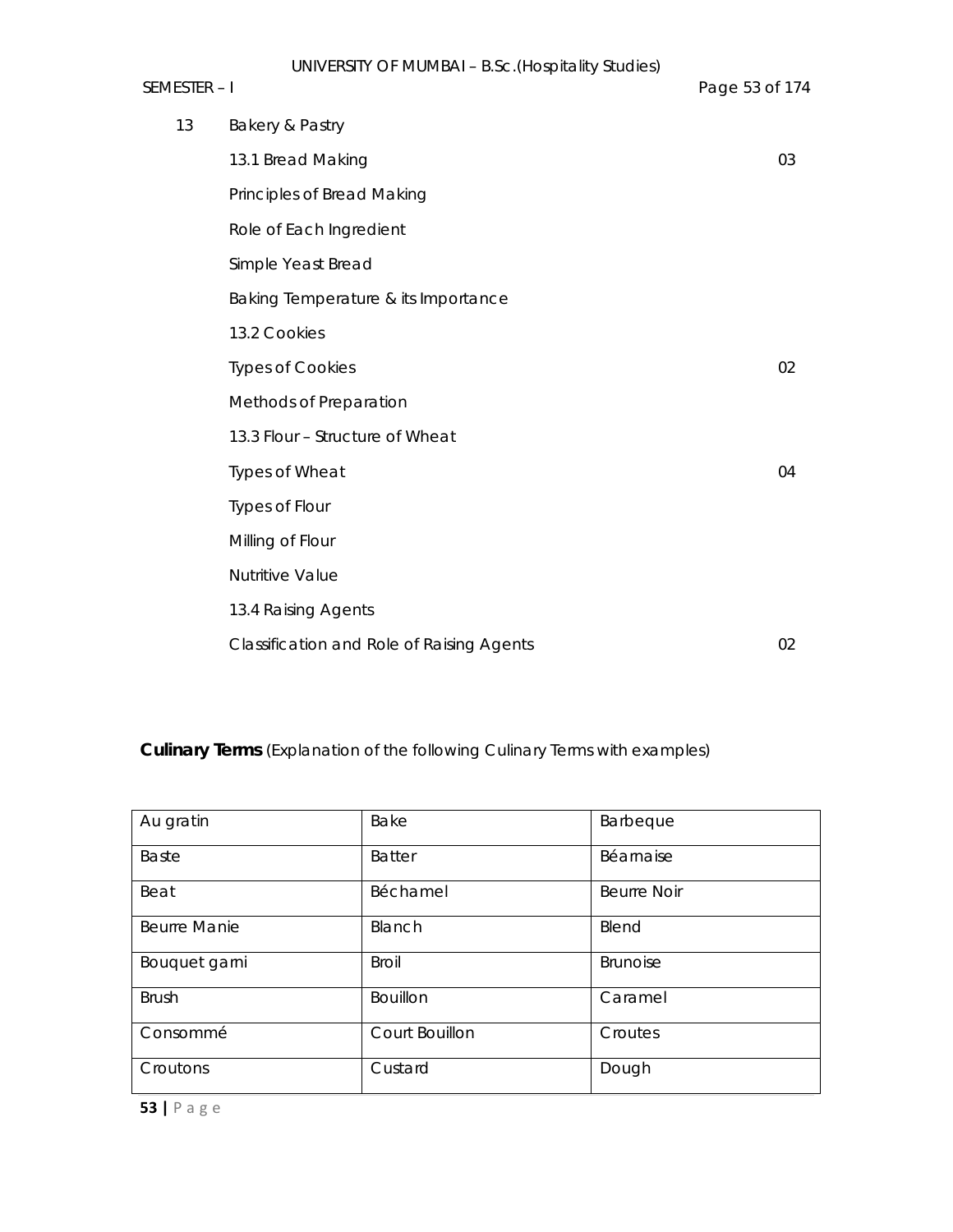| | | |
|---|---|---|
| 13 | Bakery & Pastry | |
| | 13.1 Bread Making | 03 |
| | Principles of Bread Making | |
| | Role of Each Ingredient | |
| | Simple Yeast Bread | |
| | Baking Temperature & its Importance | |
| | 13.2 Cookies | |
| | Types of Cookies | 02 |
| | Methods of Preparation | |
| | 13.3 Flour – Structure of Wheat | |
| | Types of Wheat | 04 |
| | Types of Flour | |
| | Milling of Flour | |
| | Nutritive Value | |
| | 13.4 Raising Agents | |
| | Classification and Role of Raising Agents | 02 |

**Culinary Terms** (Explanation of the following Culinary Terms with examples)

| | | |
|---|---|---|
| Au gratin | Bake | Barbeque |
| Baste | Batter | Béarnaise |
| Beat | Béchamel | Beurre Noir |
| Beurre Manie | Blanch | Blend |
| Bouquet garni | Broil | Brunoise |
| Brush | Bouillon | Caramel |
| Consommé | Court Bouillon | Croutes |
| Croutons | Custard | Dough |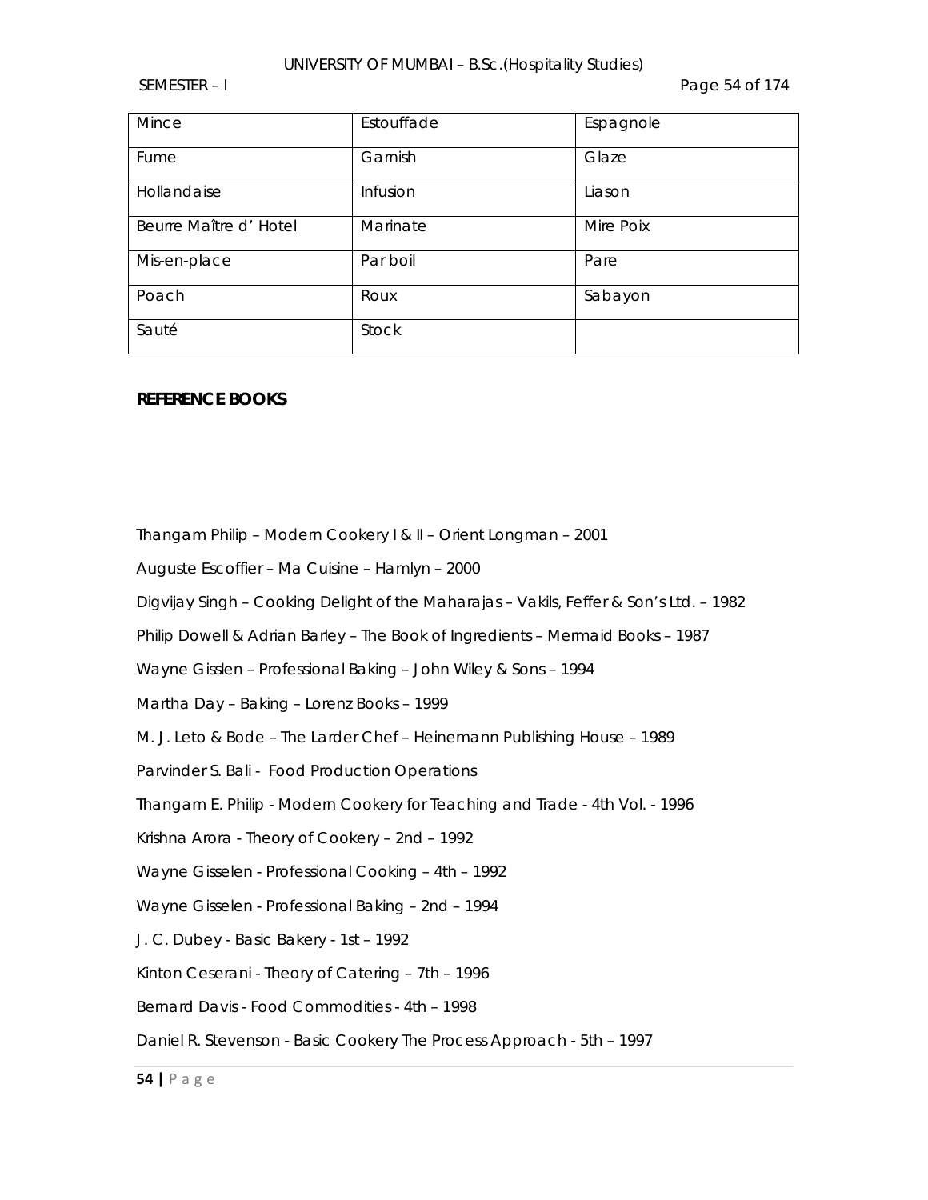| Mince | Estouffade | Espagnole |
| --- | --- | --- |
| Fume | Garnish | Glaze |
| Hollandaise | Infusion | Liason |
| Beurre Maître d' Hotel | Marinate | Mire Poix |
| Mis-en-place | Par boil | Pare |
| Poach | Roux | Sabayon |
| Sauté | Stock | |

**REFERENCE BOOKS**

Thangam Philip – Modern Cookery I & II – Orient Longman – 2001

Auguste Escoffier – Ma Cuisine – Hamlyn – 2000

Digvijay Singh – Cooking Delight of the Maharajas – Vakils, Feffer & Son's Ltd. – 1982

Philip Dowell & Adrian Barley – The Book of Ingredients – Mermaid Books – 1987

Wayne Gisslen – Professional Baking – John Wiley & Sons – 1994

Martha Day – Baking – Lorenz Books – 1999

M. J. Leto & Bode – The Larder Chef – Heinemann Publishing House – 1989

Parvinder S. Bali - Food Production Operations

Thangam E. Philip - Modern Cookery for Teaching and Trade - 4th Vol. - 1996

Krishna Arora - Theory of Cookery – 2nd – 1992

Wayne Gisselen - Professional Cooking – 4th – 1992

Wayne Gisselen - Professional Baking – 2nd – 1994

J. C. Dubey - Basic Bakery - 1st – 1992

Kinton Ceserani - Theory of Catering – 7th – 1996

Bernard Davis - Food Commodities - 4th – 1998

Daniel R. Stevenson - Basic Cookery The Process Approach - 5th – 1997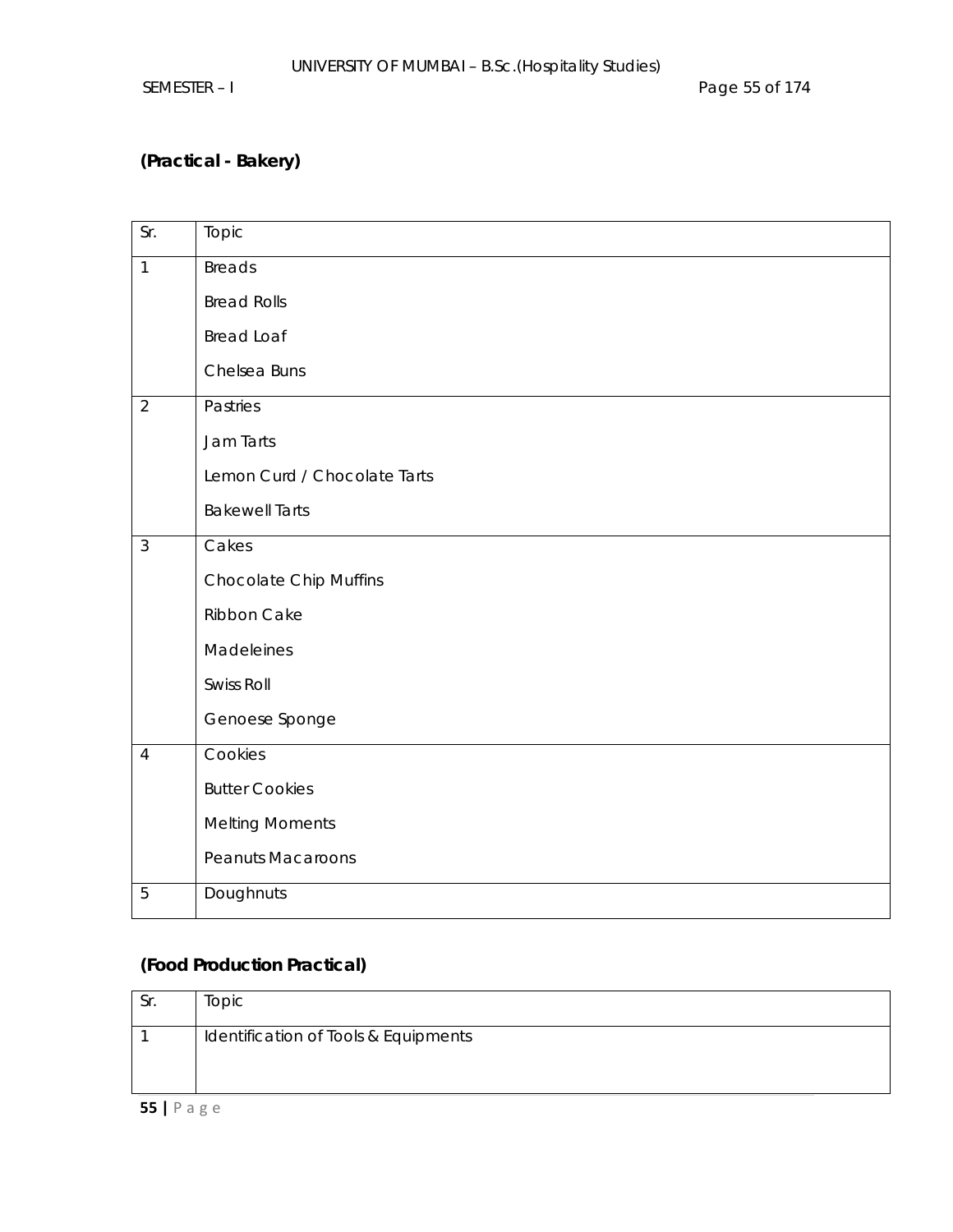**(Practical - Bakery)**

| Sr. | Topic |
|---|---|
| 1 | Breads<br>Bread Rolls<br>Bread Loaf<br>Chelsea Buns |
| 2 | Pastries<br>Jam Tarts<br>Lemon Curd / Chocolate Tarts<br>Bakewell Tarts |
| 3 | Cakes<br>Chocolate Chip Muffins<br>Ribbon Cake<br>Madeleines<br>Swiss Roll<br>Genoese Sponge |
| 4 | Cookies<br>Butter Cookies<br>Melting Moments<br>Peanuts Macaroons |
| 5 | Doughnuts |

**(Food Production Practical)**

| Sr. | Topic |
|---|---|
| 1 | Identification of Tools & Equipments |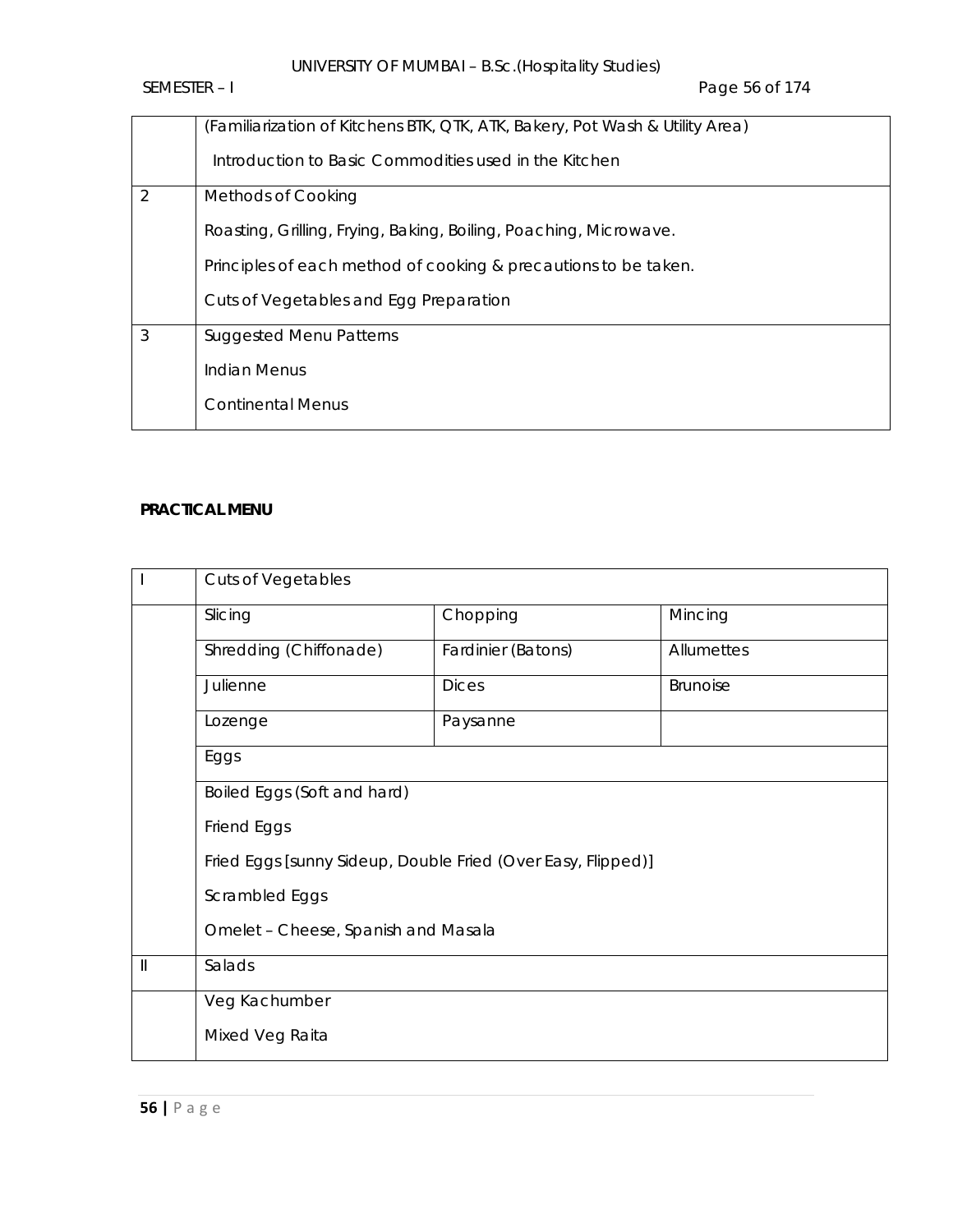|   | (Familiarization of Kitchens BTK, QTK, ATK, Bakery, Pot Wash & Utility Area)<br><br>Introduction to Basic Commodities used in the Kitchen |
|---|---|
| 2 | Methods of Cooking<br><br>Roasting, Grilling, Frying, Baking, Boiling, Poaching, Microwave.<br><br>Principles of each method of cooking & precautions to be taken.<br><br>Cuts of Vegetables and Egg Preparation |
| 3 | Suggested Menu Patterns<br><br>Indian Menus<br><br>Continental Menus |

**PRACTICAL MENU**

| I | Cuts of Vegetables | | |
|---|---|---|---|
|   | Slicing | Chopping | Mincing |
|   | Shredding (Chiffonade) | Fardinier (Batons) | Allumettes |
|   | Julienne | Dices | Brunoise |
|   | Lozenge | Paysanne | |
|   | Eggs | | |
|   | Boiled Eggs (Soft and hard)<br><br>Friend Eggs<br><br>Fried Eggs [sunny Sideup, Double Fried (Over Easy, Flipped)]<br><br>Scrambled Eggs<br><br>Omelet – Cheese, Spanish and Masala | | |
| II | Salads | | |
|   | Veg Kachumber<br><br>Mixed Veg Raita | | |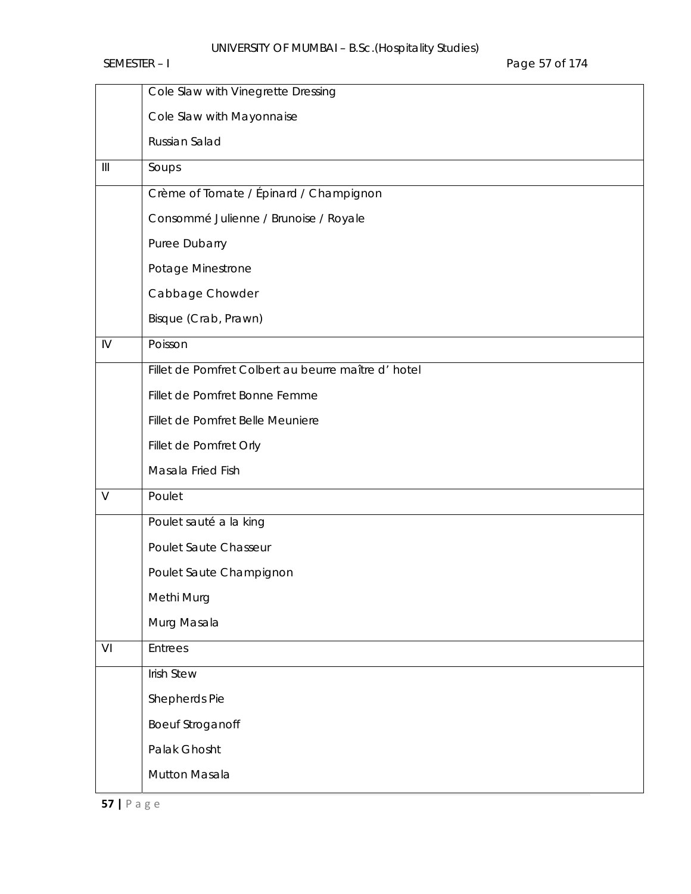| | |
|---|---|
| | Cole Slaw with Vinegrette Dressing<br>Cole Slaw with Mayonnaise<br>Russian Salad |
| III | Soups |
| | Crème of Tomate / Épinard / Champignon<br>Consommé Julienne / Brunoise / Royale<br>Puree Dubarry<br>Potage Minestrone<br>Cabbage Chowder<br>Bisque (Crab, Prawn) |
| IV | Poisson |
| | Fillet de Pomfret Colbert au beurre maître d' hotel<br>Fillet de Pomfret Bonne Femme<br>Fillet de Pomfret Belle Meuniere<br>Fillet de Pomfret Orly<br>Masala Fried Fish |
| V | Poulet |
| | Poulet sauté a la king<br>Poulet Saute Chasseur<br>Poulet Saute Champignon<br>Methi Murg<br>Murg Masala |
| VI | Entrees |
| | Irish Stew<br>Shepherds Pie<br>Boeuf Stroganoff<br>Palak Ghosht<br>Mutton Masala |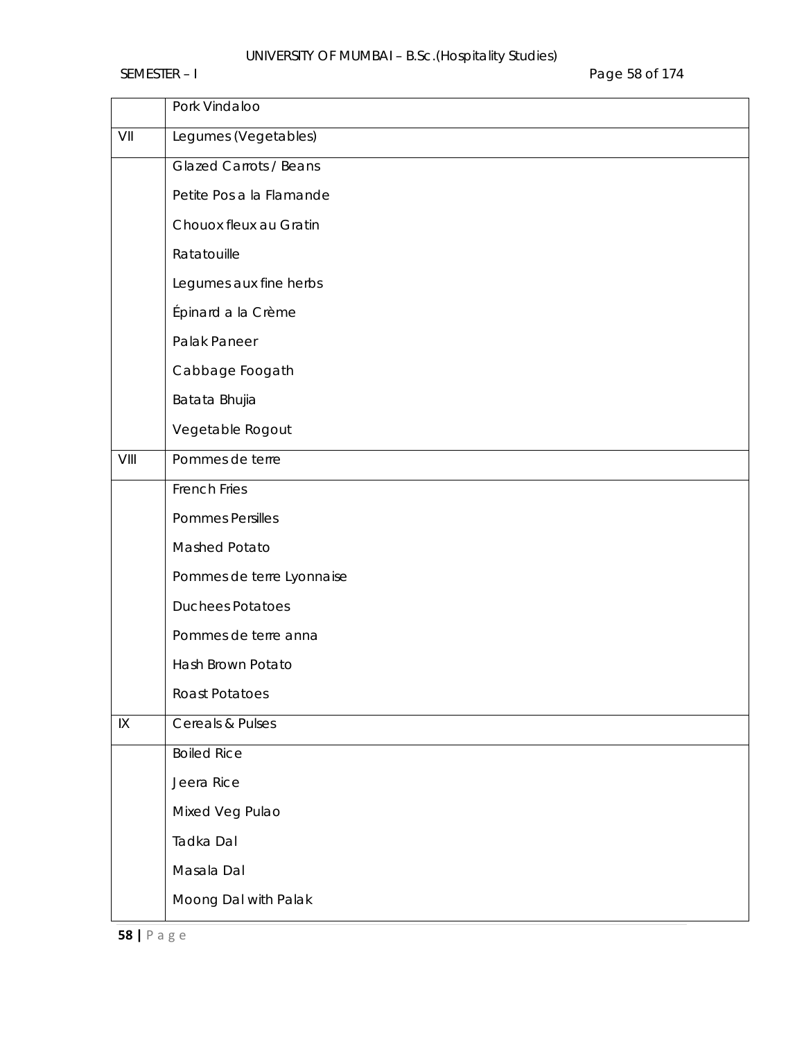| | Pork Vindaloo |
|---|---|
| VII | Legumes (Vegetables) |
| | Glazed Carrots / Beans<br>Petite Pos a la Flamande<br>Chouox fleux au Gratin<br>Ratatouille<br>Legumes aux fine herbs<br>Épinard a la Crème<br>Palak Paneer<br>Cabbage Foogath<br>Batata Bhujia<br>Vegetable Rogout |
| VIII | Pommes de terre |
| | French Fries<br>Pommes Persilles<br>Mashed Potato<br>Pommes de terre Lyonnaise<br>Duchees Potatoes<br>Pommes de terre anna<br>Hash Brown Potato<br>Roast Potatoes |
| IX | Cereals & Pulses |
| | Boiled Rice<br>Jeera Rice<br>Mixed Veg Pulao<br>Tadka Dal<br>Masala Dal<br>Moong Dal with Palak |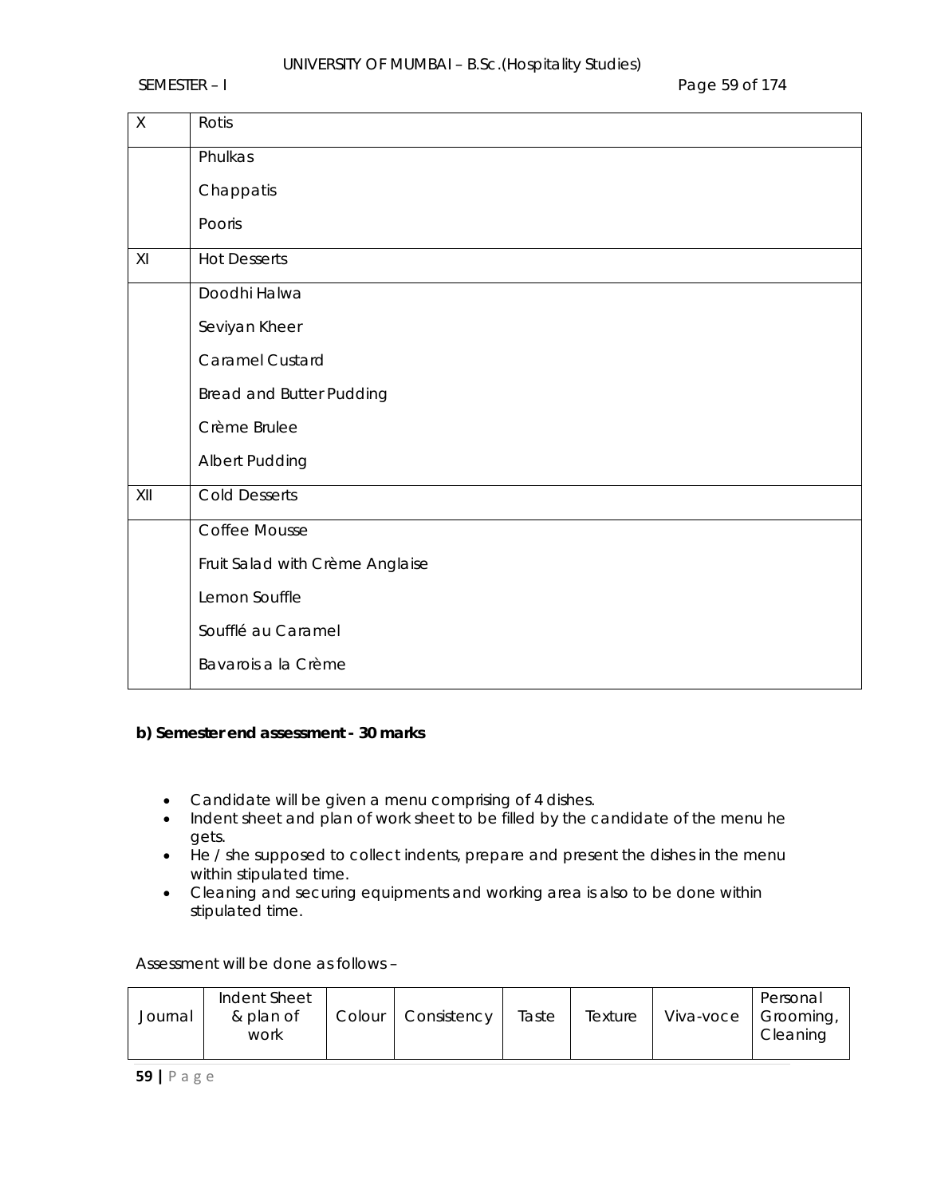| | |
|---|---|
| X | Rotis |
| | Phulkas<br>Chappatis<br>Pooris |
| XI | Hot Desserts |
| | Doodhi Halwa<br>Seviyan Kheer<br>Caramel Custard<br>Bread and Butter Pudding<br>Crème Brulee<br>Albert Pudding |
| XII | Cold Desserts |
| | Coffee Mousse<br>Fruit Salad with Crème Anglaise<br>Lemon Souffle<br>Soufflé au Caramel<br>Bavarois a la Crème |

**b) Semester end assessment - 30 marks**

- Candidate will be given a menu comprising of 4 dishes.
- Indent sheet and plan of work sheet to be filled by the candidate of the menu he gets.
- He / she supposed to collect indents, prepare and present the dishes in the menu within stipulated time.
- Cleaning and securing equipments and working area is also to be done within stipulated time.

Assessment will be done as follows –

| Journal | Indent Sheet & plan of work | Colour | Consistency | Taste | Texture | Viva-voce | Personal Grooming, Cleaning |
|---|---|---|---|---|---|---|---|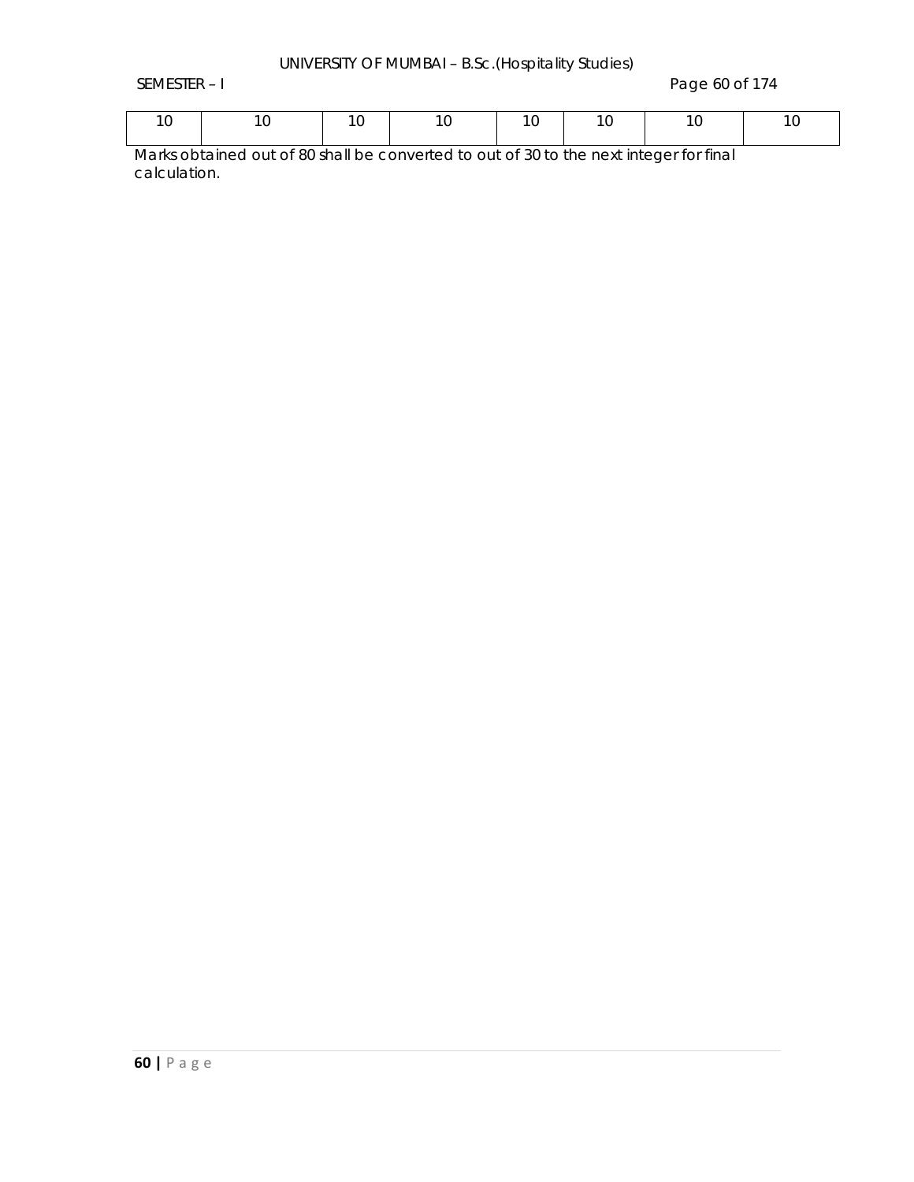| 10 | 10 | 10 | 10 | 10 | 10 | 10 | 10 |
|---|---|---|---|---|---|---|---|

Marks obtained out of 80 shall be converted to out of 30 to the next integer for final calculation.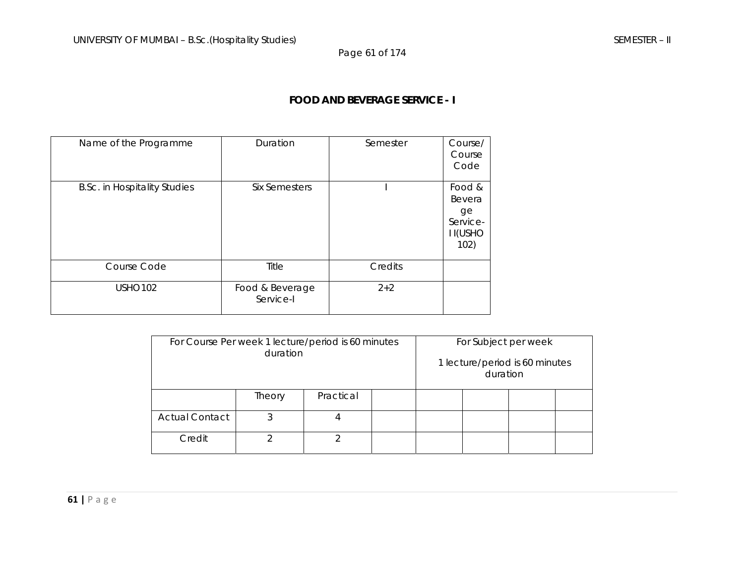# FOOD AND BEVERAGE SERVICE - I

| Name of the Programme | Duration | Semester | Course/ Course Code |
|---|---|---|---|
| B.Sc. in Hospitality Studies | Six Semesters | I | Food & Beverage Service-I I(USHO 102) |
| Course Code | Title | Credits | |
| USHO102 | Food & Beverage Service-I | 2+2 | |

| For Course Per week 1 lecture/period is 60 minutes duration | | | | For Subject per week 1 lecture/period is 60 minutes duration | | | |
|---|---|---|---|---|---|---|---|
| | Theory | Practical | | | | | |
| Actual Contact | 3 | 4 | | | | | |
| Credit | 2 | 2 | | | | | |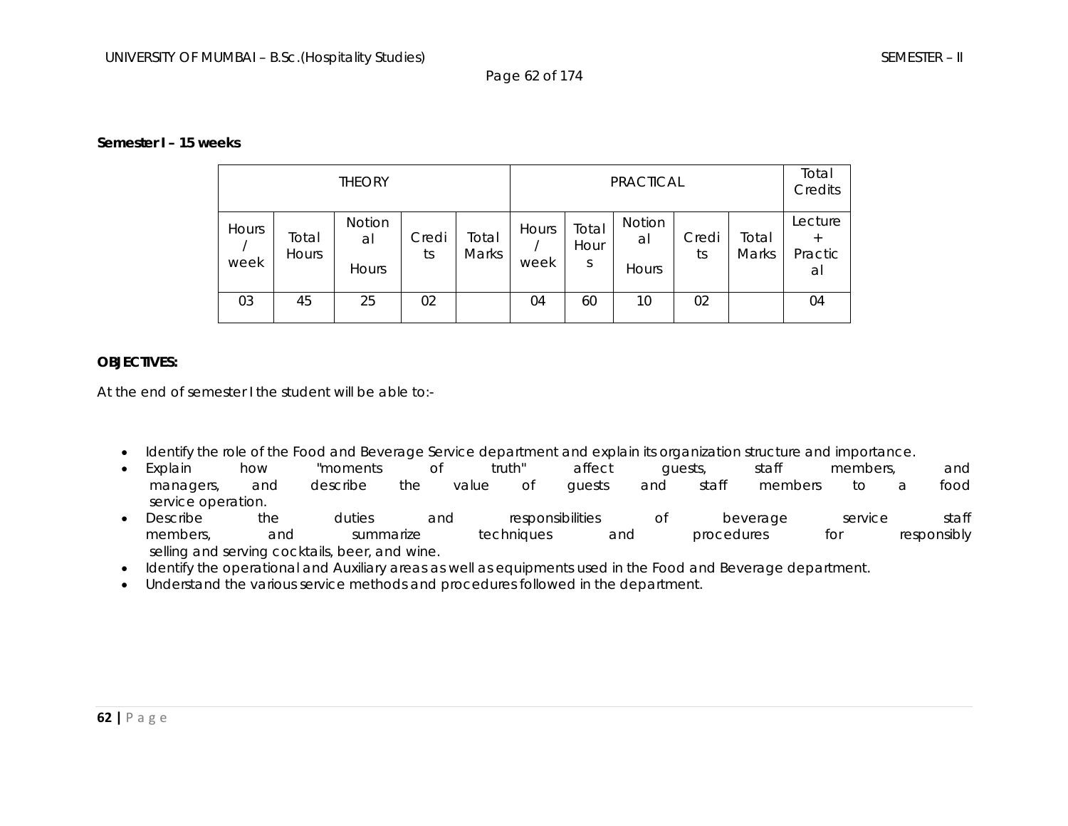**Semester I – 15 weeks**

| THEORY | | | | | PRACTICAL | | | | | Total Credits |
|---|---|---|---|---|---|---|---|---|---|---|
| Hours / week | Total Hours | Notional Hours | Credits | Total Marks | Hours / week | Total Hours | Notional Hours | Credits | Total Marks | Lecture + Practical |
| 03 | 45 | 25 | 02 | | 04 | 60 | 10 | 02 | | 04 |

**OBJECTIVES:**

At the end of semester I the student will be able to:-

- Identify the role of the Food and Beverage Service department and explain its organization structure and importance.
- Explain how "moments of truth" affect guests, staff members, and managers, and describe the value of guests and staff members to a food service operation.
- Describe the duties and responsibilities of beverage service staff members, and summarize techniques and procedures for responsibly selling and serving cocktails, beer, and wine.
- Identify the operational and Auxiliary areas as well as equipments used in the Food and Beverage department.
- Understand the various service methods and procedures followed in the department.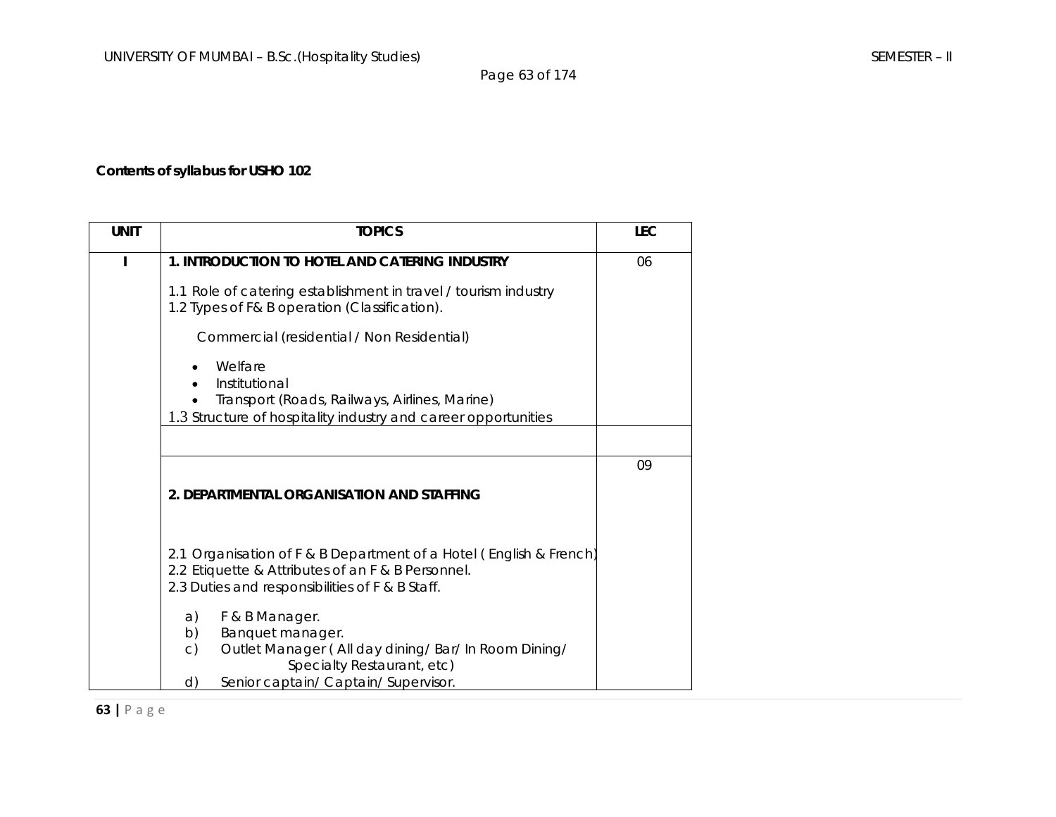**Contents of syllabus for USHO 102**

| UNIT | TOPICS | LEC |
|---|---|---|
| I | **1. INTRODUCTION TO HOTEL AND CATERING INDUSTRY**<br><br>1.1 Role of catering establishment in travel / tourism industry<br>1.2 Types of F& B operation (Classification).<br><br>Commercial (residential / Non Residential)<br><br>• Welfare<br>• Institutional<br>• Transport (Roads, Railways, Airlines, Marine)<br>1.3 Structure of hospitality industry and career opportunities | 06 |
| | | |
| | **2. DEPARTMENTAL ORGANISATION AND STAFFING**<br><br>2.1 Organisation of F & B Department of a Hotel ( English & French)<br>2.2 Etiquette & Attributes of an F & B Personnel.<br>2.3 Duties and responsibilities of F & B Staff.<br><br>a) F & B Manager.<br>b) Banquet manager.<br>c) Outlet Manager ( All day dining/ Bar/ In Room Dining/ Specialty Restaurant, etc)<br>d) Senior captain/ Captain/ Supervisor. | 09 |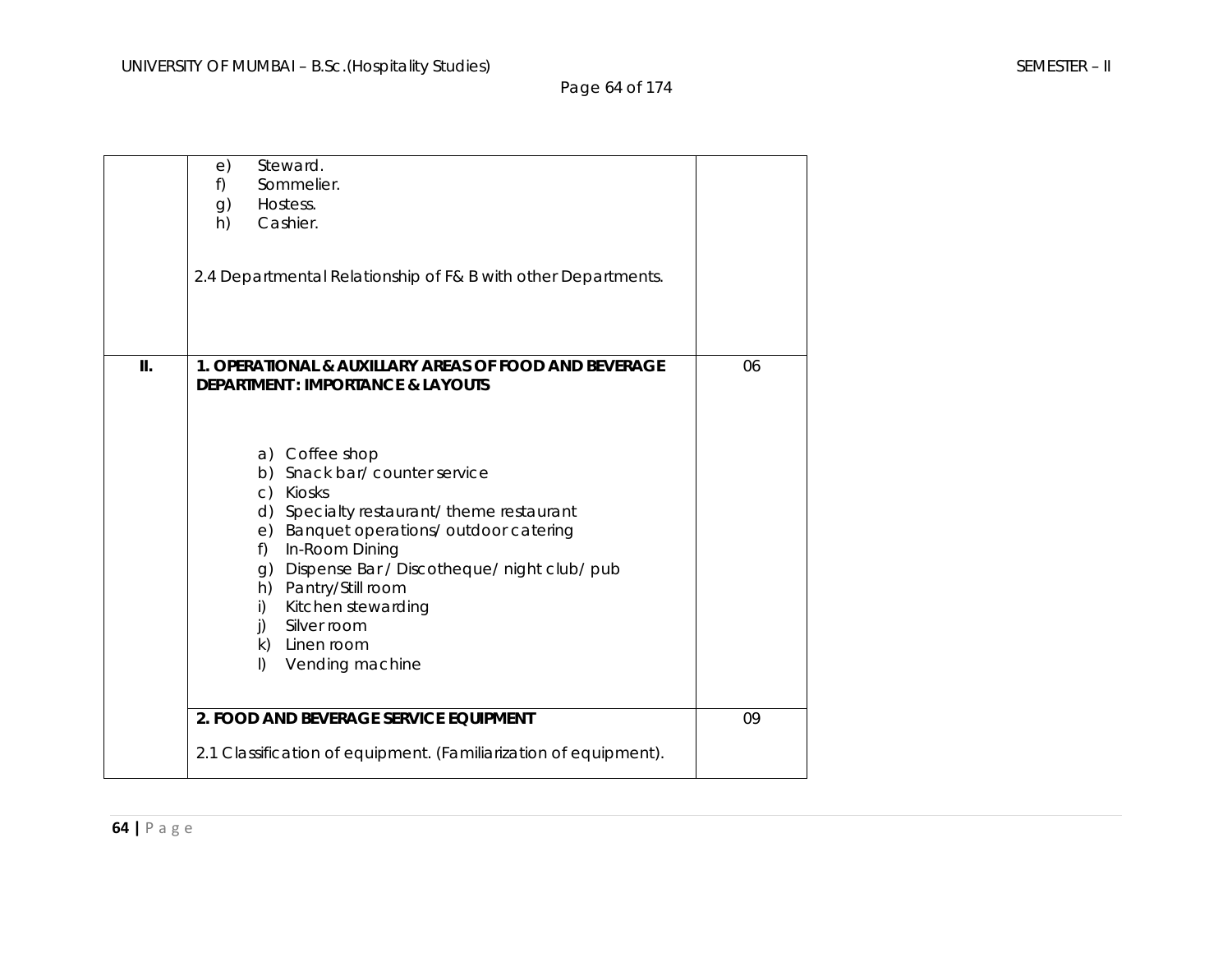| | | |
|---|---|---|
| | e) Steward.<br>f) Sommelier.<br>g) Hostess.<br>h) Cashier.<br><br>2.4 Departmental Relationship of F& B with other Departments. | |
| II. | **1. OPERATIONAL & AUXILLARY AREAS OF FOOD AND BEVERAGE DEPARTMENT : IMPORTANCE & LAYOUTS**<br><br>a) Coffee shop<br>b) Snack bar/ counter service<br>c) Kiosks<br>d) Specialty restaurant/ theme restaurant<br>e) Banquet operations/ outdoor catering<br>f) In-Room Dining<br>g) Dispense Bar / Discotheque/ night club/ pub<br>h) Pantry/Still room<br>i) Kitchen stewarding<br>j) Silver room<br>k) Linen room<br>l) Vending machine | 06 |
| | **2. FOOD AND BEVERAGE SERVICE EQUIPMENT**<br><br>2.1 Classification of equipment. (Familiarization of equipment). | 09 |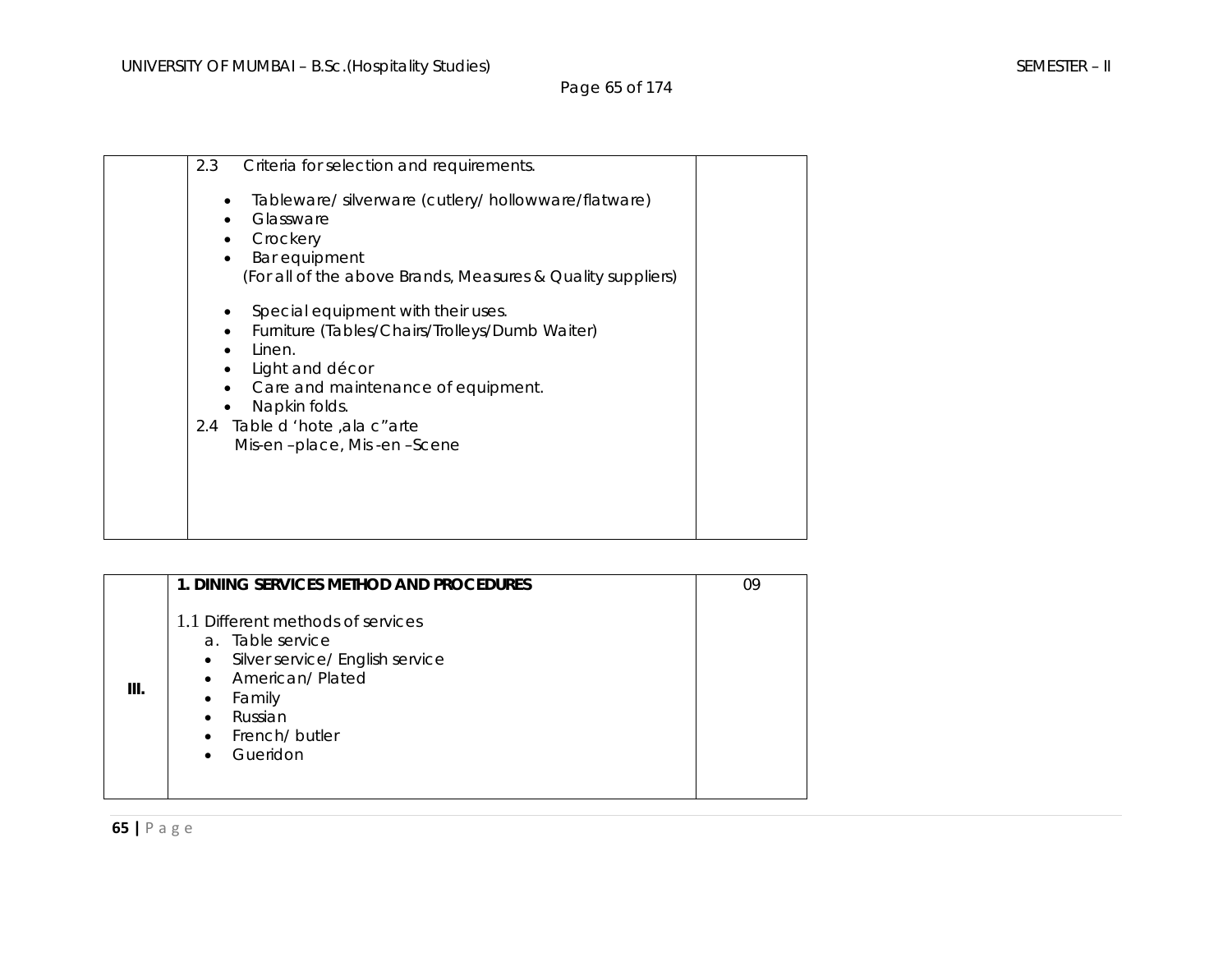| | | |
|---|---|---|
| | 2.3 Criteria for selection and requirements.<br><br>• Tableware/ silverware (cutlery/ hollowware/flatware)<br>• Glassware<br>• Crockery<br>• Bar equipment<br>(For all of the above Brands, Measures & Quality suppliers)<br><br>• Special equipment with their uses.<br>• Furniture (Tables/Chairs/Trolleys/Dumb Waiter)<br>• Linen.<br>• Light and décor<br>• Care and maintenance of equipment.<br>• Napkin folds.<br>2.4 Table d 'hote ,ala c"arte<br>Mis-en –place, Mis -en –Scene | |

| | | |
|---|---|---|
| III. | **1. DINING SERVICES METHOD AND PROCEDURES**<br><br>1.1 Different methods of services<br>a. Table service<br>• Silver service/ English service<br>• American/ Plated<br>• Family<br>• Russian<br>• French/ butler<br>• Gueridon | 09 |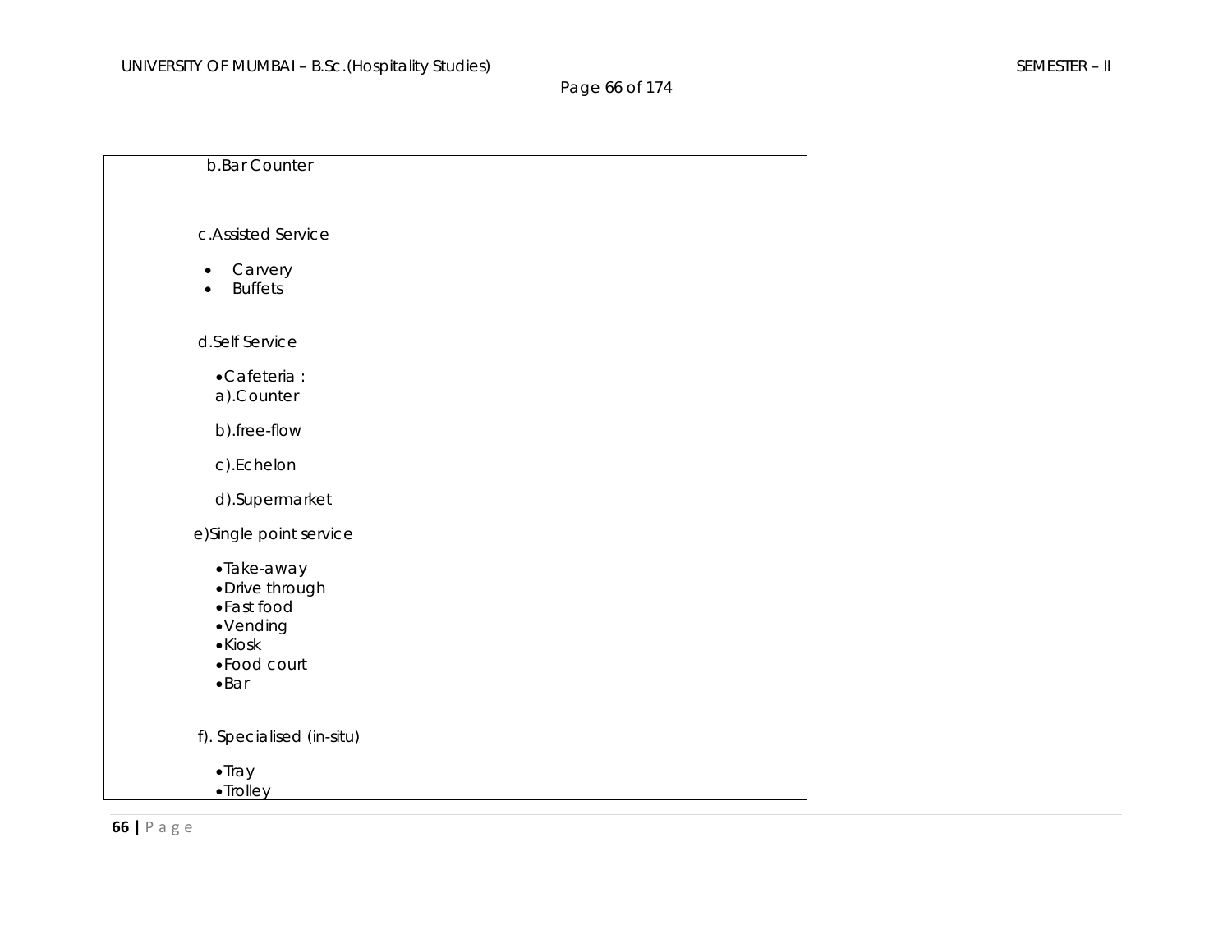|  | b.Bar Counter<br><br>c.Assisted Service<br>• Carvery<br>• Buffets<br><br>d.Self Service<br>•Cafeteria :<br>a).Counter<br>b).free-flow<br>c).Echelon<br>d).Supermarket<br>e)Single point service<br>•Take-away<br>•Drive through<br>•Fast food<br>•Vending<br>•Kiosk<br>•Food court<br>•Bar<br><br>f). Specialised (in-situ)<br>•Tray<br>•Trolley |  |
|---|---|---|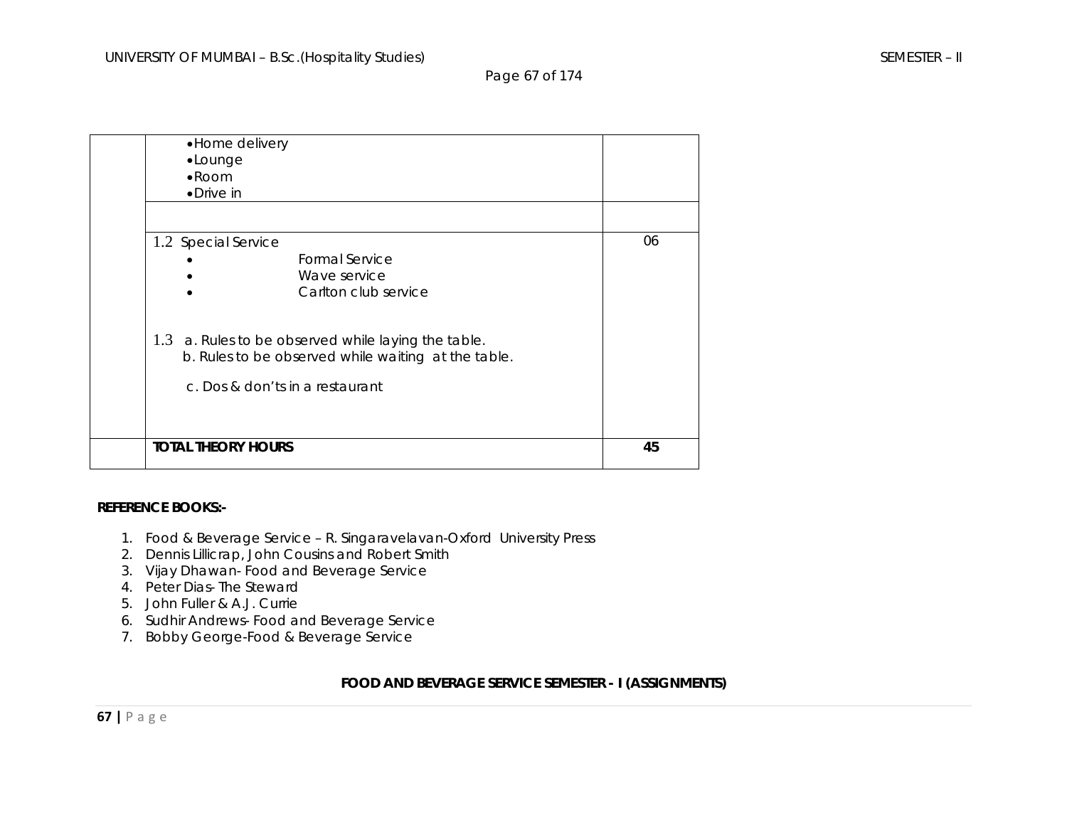| | | |
|---|---|---|
| | •Home delivery<br>•Lounge<br>•Room<br>•Drive in | |
| | | |
| | 1.2 Special Service<br>• Formal Service<br>• Wave service<br>• Carlton club service<br><br>1.3 a. Rules to be observed while laying the table.<br>b. Rules to be observed while waiting at the table.<br>c. Dos & don'ts in a restaurant | 06 |
| | **TOTAL THEORY HOURS** | **45** |

**REFERENCE BOOKS:-**

1. Food & Beverage Service – R. Singaravelavan-Oxford University Press
2. Dennis Lillicrap, John Cousins and Robert Smith
3. Vijay Dhawan- Food and Beverage Service
4. Peter Dias- The Steward
5. John Fuller & A.J. Currie
6. Sudhir Andrews- Food and Beverage Service
7. Bobby George-Food & Beverage Service

**FOOD AND BEVERAGE SERVICE SEMESTER - I (ASSIGNMENTS)**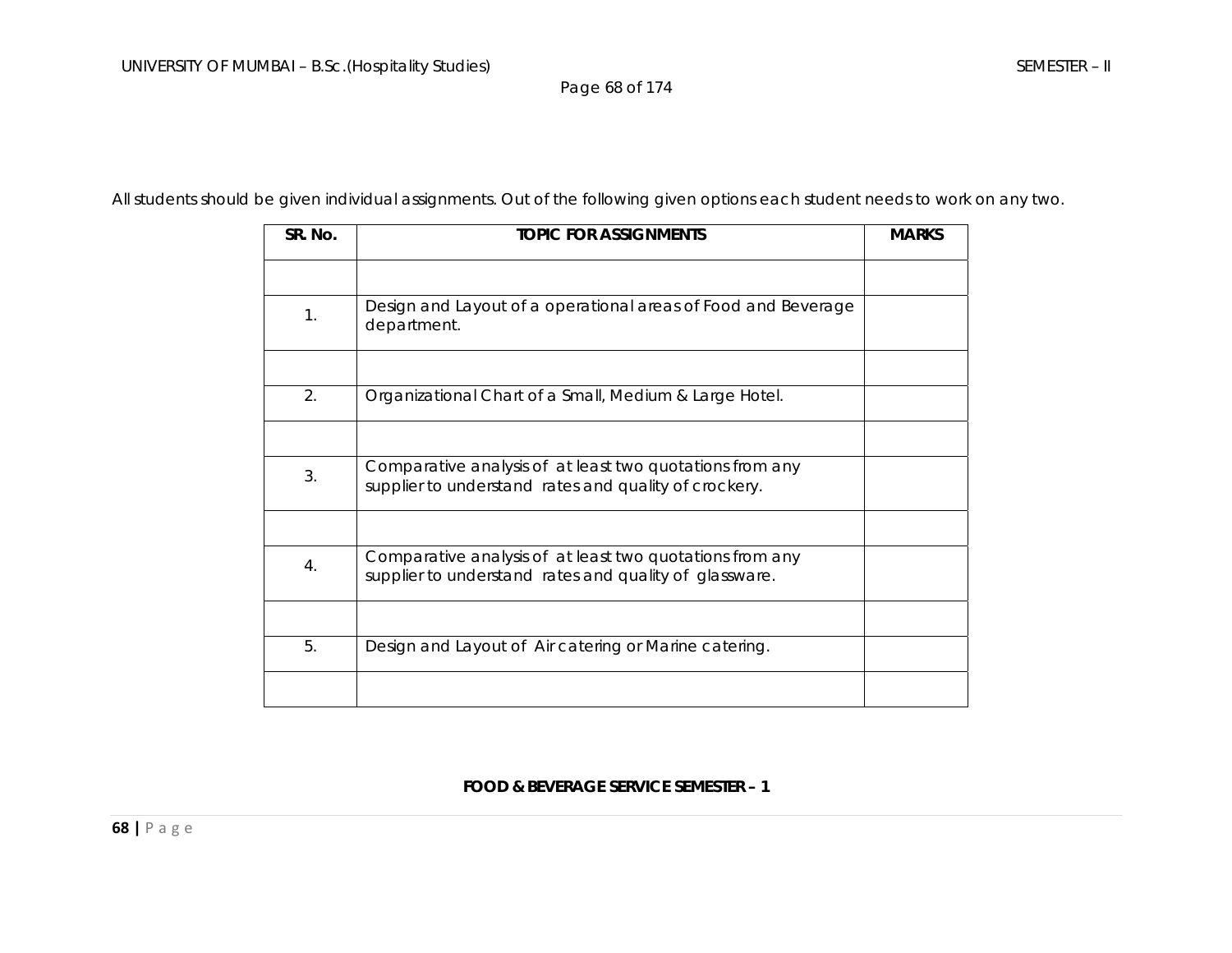All students should be given individual assignments. Out of the following given options each student needs to work on any two.

| SR. No. | TOPIC FOR ASSIGNMENTS | MARKS |
|---|---|---|
| | | |
| 1. | Design and Layout of a operational areas of Food and Beverage department. | |
| | | |
| 2. | Organizational Chart of a Small, Medium & Large Hotel. | |
| | | |
| 3. | Comparative analysis of at least two quotations from any supplier to understand rates and quality of crockery. | |
| | | |
| 4. | Comparative analysis of at least two quotations from any supplier to understand rates and quality of glassware. | |
| | | |
| 5. | Design and Layout of Air catering or Marine catering. | |
| | | |

**FOOD & BEVERAGE SERVICE SEMESTER – 1**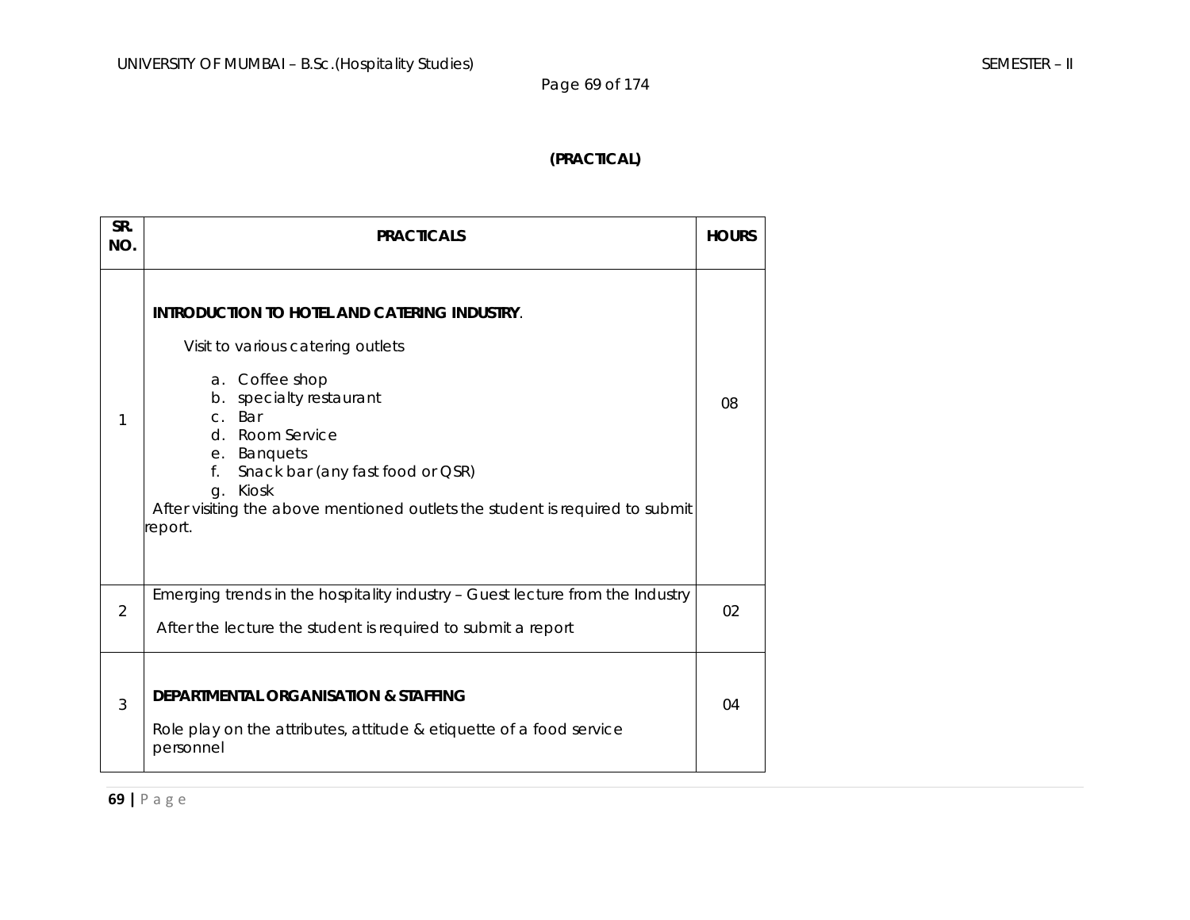**(PRACTICAL)**

| SR. NO. | PRACTICALS | HOURS |
|---|---|---|
| 1 | **INTRODUCTION TO HOTEL AND CATERING INDUSTRY**.<br>Visit to various catering outlets<br>a. Coffee shop<br>b. specialty restaurant<br>c. Bar<br>d. Room Service<br>e. Banquets<br>f. Snack bar (any fast food or QSR)<br>g. Kiosk<br>After visiting the above mentioned outlets the student is required to submit report. | 08 |
| 2 | Emerging trends in the hospitality industry – Guest lecture from the Industry<br>After the lecture the student is required to submit a report | 02 |
| 3 | **DEPARTMENTAL ORGANISATION & STAFFING**<br>Role play on the attributes, attitude & etiquette of a food service personnel | 04 |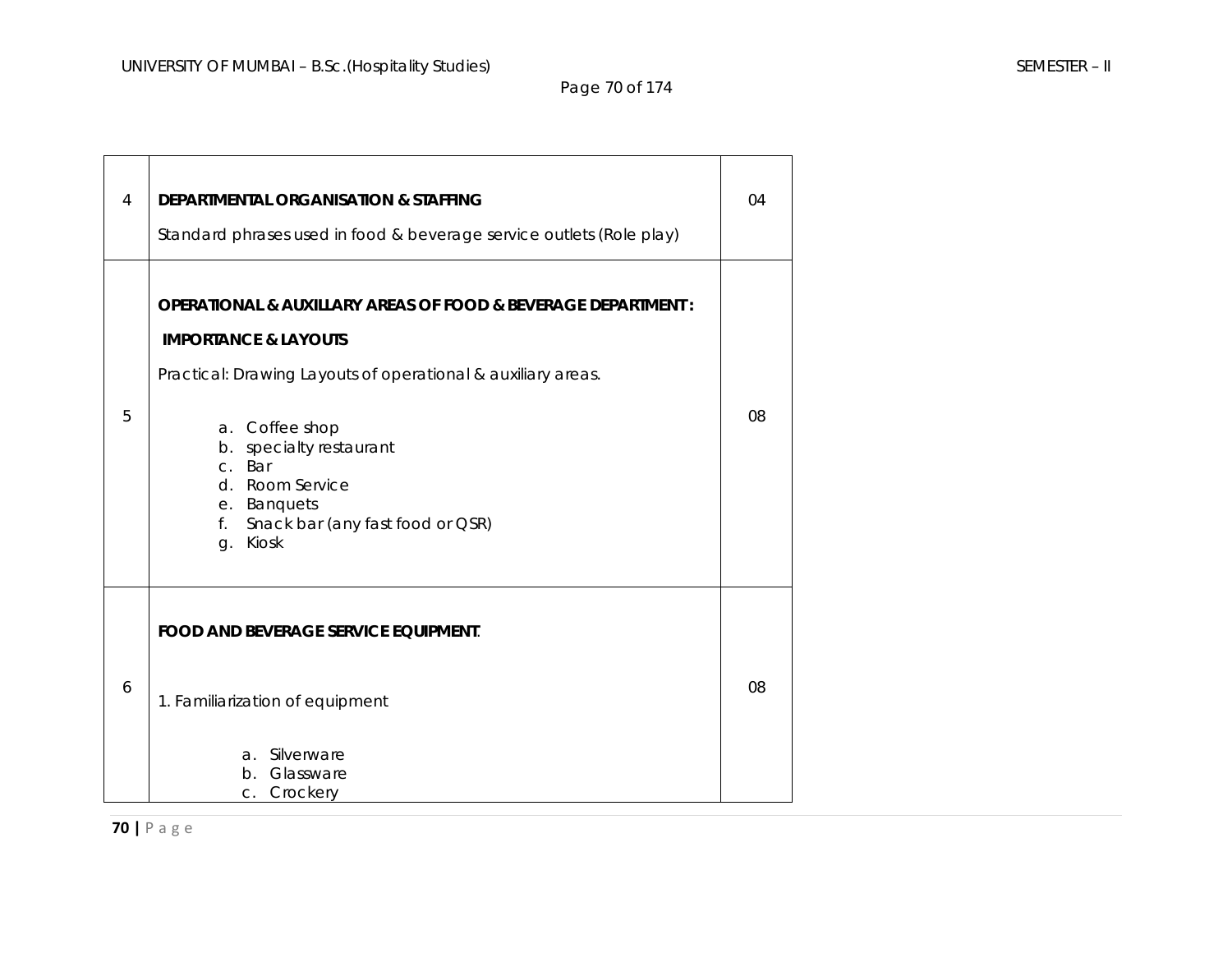| | | |
|---|---|---|
| 4 | **DEPARTMENTAL ORGANISATION & STAFFING**<br><br>Standard phrases used in food & beverage service outlets (Role play) | 04 |
| 5 | **OPERATIONAL & AUXILLARY AREAS OF FOOD & BEVERAGE DEPARTMENT :**<br><br>**IMPORTANCE & LAYOUTS**<br><br>Practical: Drawing Layouts of operational & auxiliary areas.<br><br>a. Coffee shop<br>b. specialty restaurant<br>c. Bar<br>d. Room Service<br>e. Banquets<br>f. Snack bar (any fast food or QSR)<br>g. Kiosk | 08 |
| 6 | **FOOD AND BEVERAGE SERVICE EQUIPMENT**.<br><br>1. Familiarization of equipment<br><br>a. Silverware<br>b. Glassware<br>c. Crockery | 08 |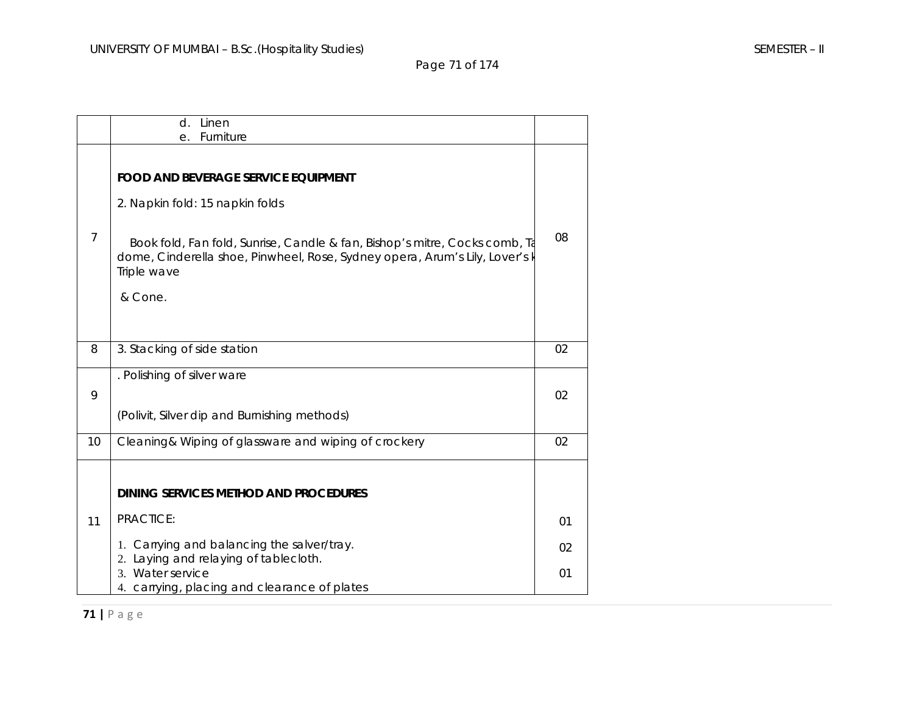| | | |
|---|---|---|
| | d. Linen<br>e. Furniture | |
| 7 | **FOOD AND BEVERAGE SERVICE EQUIPMENT**<br><br>2. Napkin fold: 15 napkin folds<br><br>Book fold, Fan fold, Sunrise, Candle & fan, Bishop's mitre, Cocks comb, Ta dome, Cinderella shoe, Pinwheel, Rose, Sydney opera, Arum's Lily, Lover's k Triple wave<br><br>& Cone. | 08 |
| 8 | 3. Stacking of side station | 02 |
| 9 | . Polishing of silver ware<br><br>(Polivit, Silver dip and Burnishing methods) | 02 |
| 10 | Cleaning& Wiping of glassware and wiping of crockery | 02 |
| 11 | **DINING SERVICES METHOD AND PROCEDURES**<br><br>PRACTICE:<br><br>1. Carrying and balancing the salver/tray.<br>2. Laying and relaying of tablecloth.<br>3. Water service<br>4. carrying, placing and clearance of plates | 01<br><br>02<br><br>01 |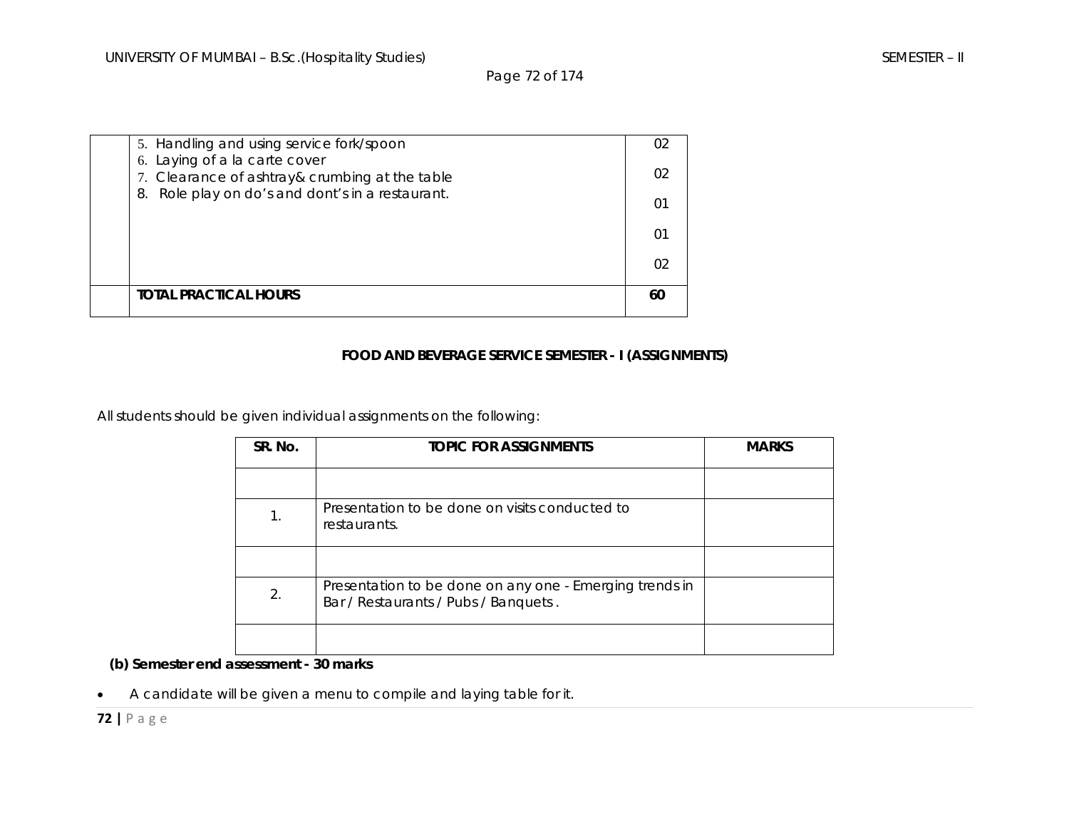|  | 5. Handling and using service fork/spoon<br>6. Laying of a la carte cover<br>7. Clearance of ashtray& crumbing at the table<br>8. Role play on do's and dont's in a restaurant. | 02<br>02<br>01<br>01<br>02 |
|---|---|---|
|  | **TOTAL PRACTICAL HOURS** | **60** |

**FOOD AND BEVERAGE SERVICE SEMESTER - I (ASSIGNMENTS)**

All students should be given individual assignments on the following:

| SR. No. | TOPIC FOR ASSIGNMENTS | MARKS |
|---|---|---|
|  |  |  |
| 1. | Presentation to be done on visits conducted to restaurants. |  |
|  |  |  |
| 2. | Presentation to be done on any one - Emerging trends in Bar / Restaurants / Pubs / Banquets . |  |
|  |  |  |

**(b) Semester end assessment - 30 marks**

- A candidate will be given a menu to compile and laying table for it.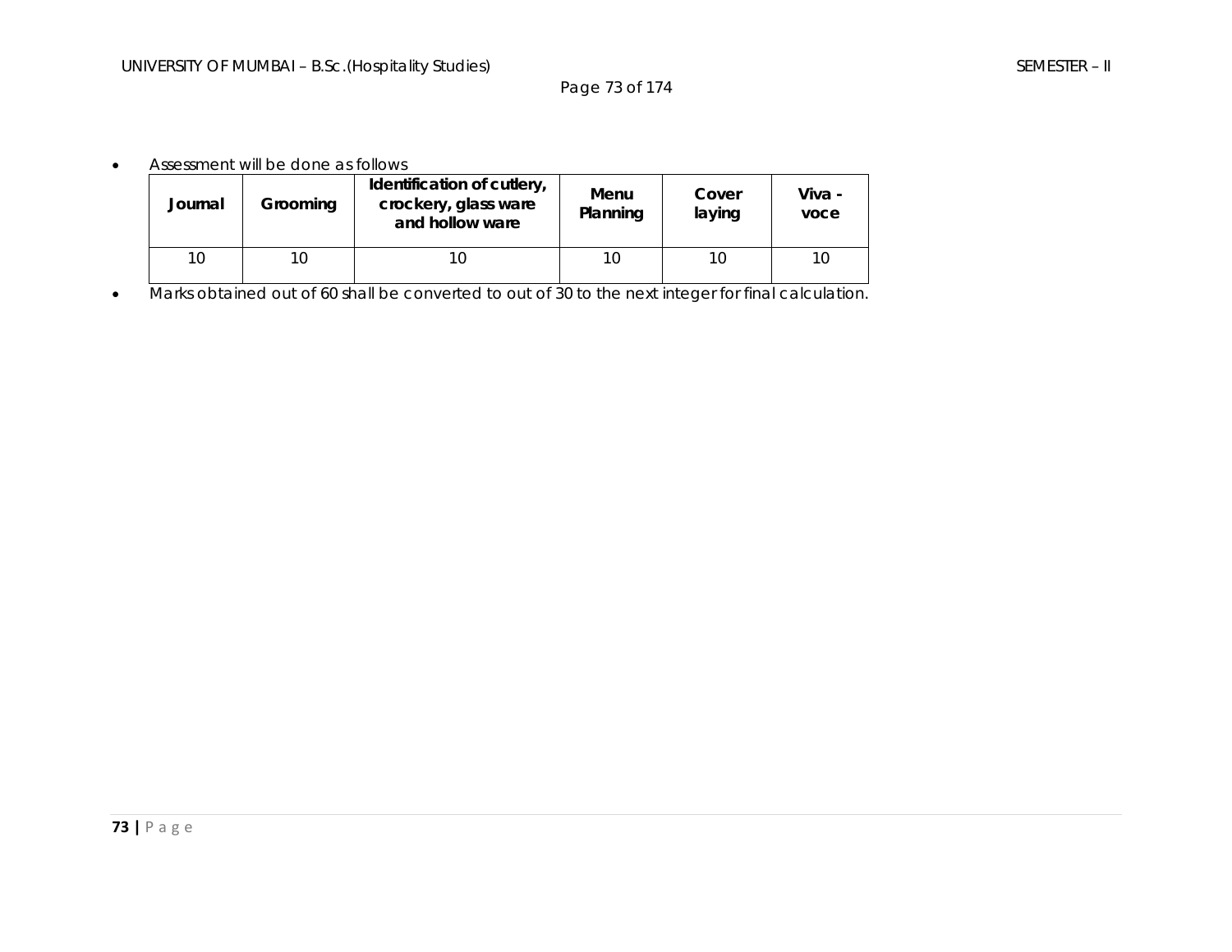- Assessment will be done as follows

| Journal | Grooming | Identification of cutlery, crockery, glass ware and hollow ware | Menu Planning | Cover laying | Viva - voce |
|---|---|---|---|---|---|
| 10 | 10 | 10 | 10 | 10 | 10 |

- Marks obtained out of 60 shall be converted to out of 30 to the next integer for final calculation.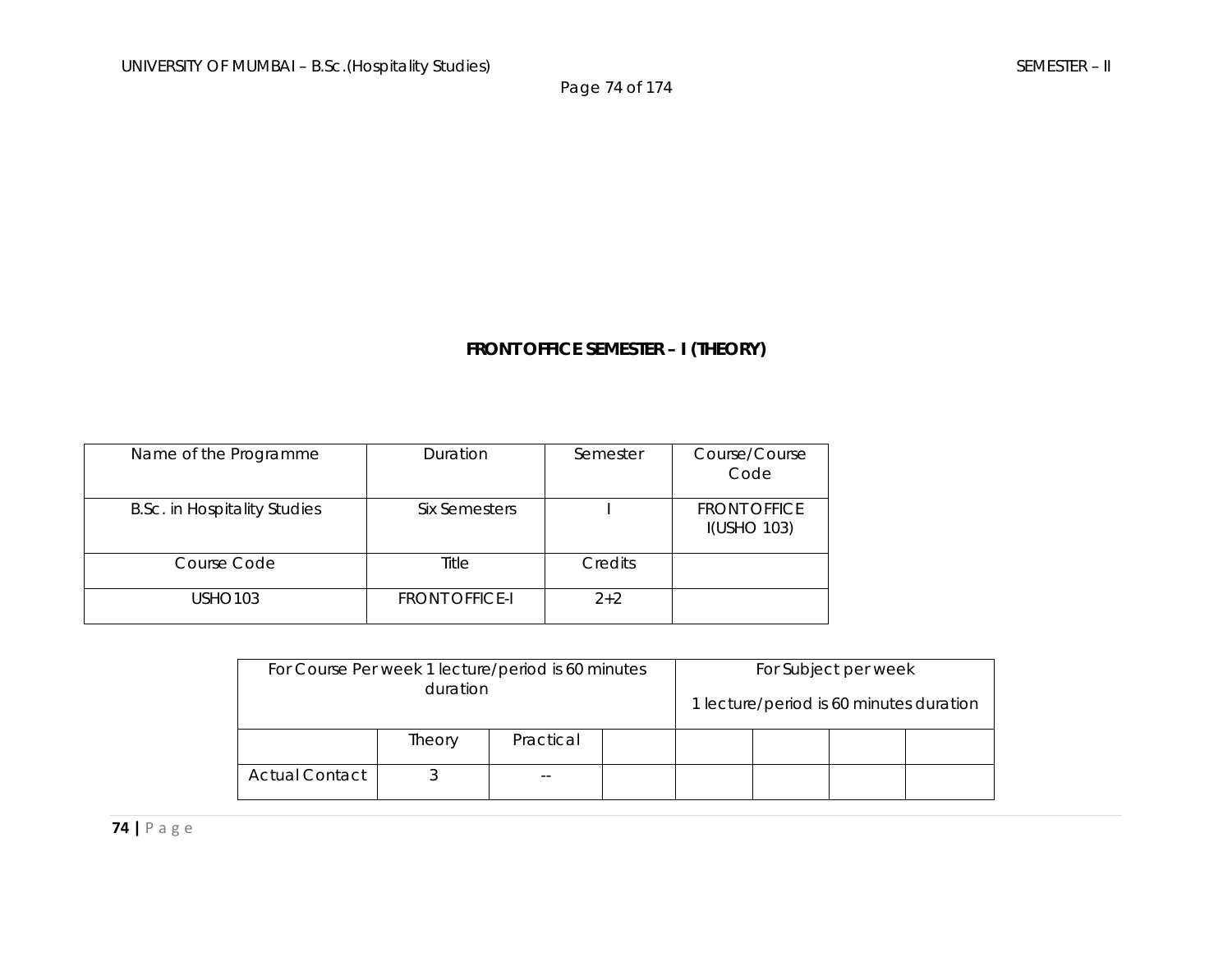## FRONT OFFICE SEMESTER – I (THEORY)

| Name of the Programme | Duration | Semester | Course/Course Code |
|---|---|---|---|
| B.Sc. in Hospitality Studies | Six Semesters | I | FRONT OFFICE I(USHO 103) |
| Course Code | Title | Credits | |
| USHO103 | FRONT OFFICE-I | 2+2 | |

| For Course Per week 1 lecture/period is 60 minutes duration | | | | For Subject per week 1 lecture/period is 60 minutes duration | | | |
|---|---|---|---|---|---|---|---|
| | Theory | Practical | | | | | |
| Actual Contact | 3 | -- | | | | | |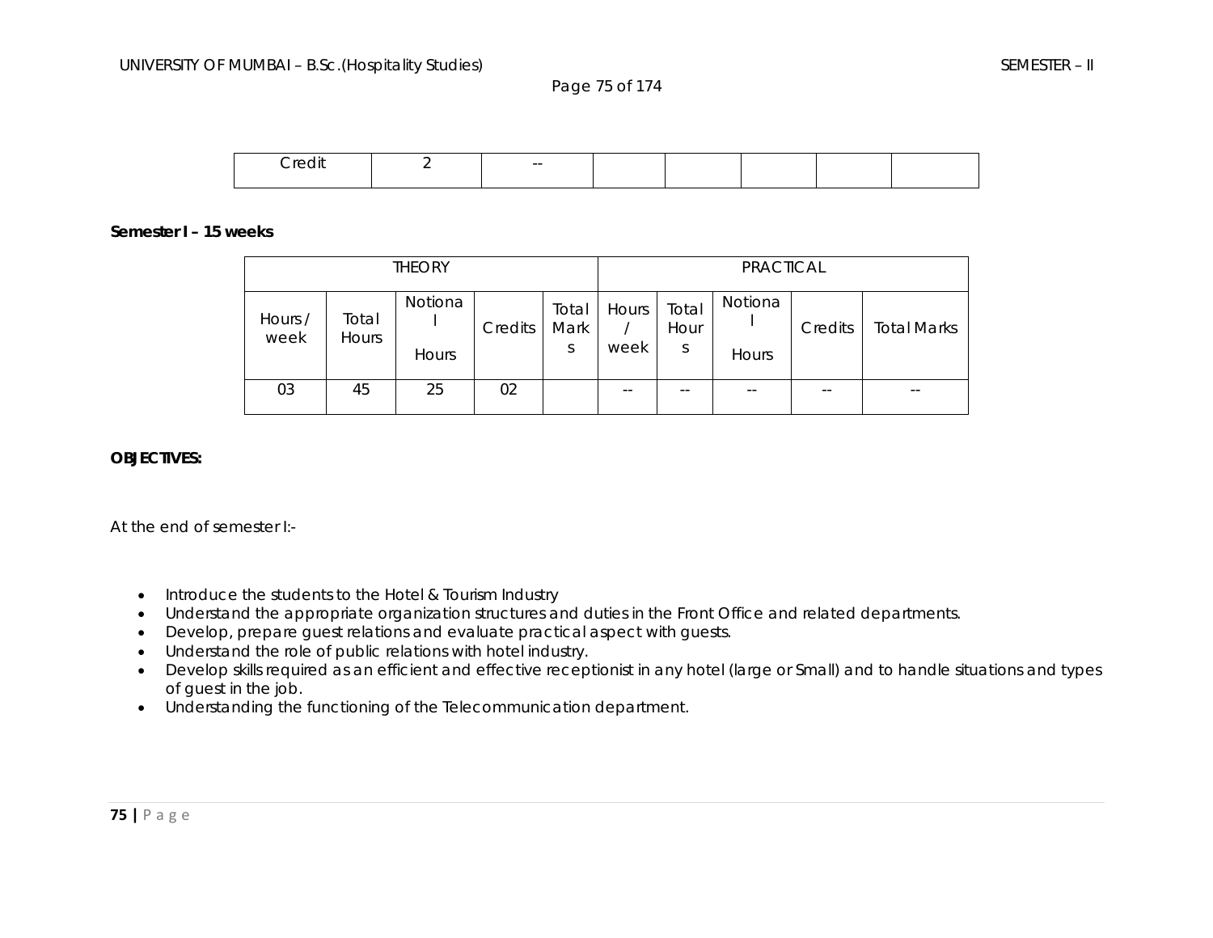| Credit | 2 | -- | | | | | |
|---|---|---|---|---|---|---|---|

**Semester I – 15 weeks**

| THEORY | | | | | PRACTICAL | | | | |
|---|---|---|---|---|---|---|---|---|---|
| Hours / week | Total Hours | Notional Hours | Credits | Total Marks | Hours / week | Total Hours | Notional Hours | Credits | Total Marks |
| 03 | 45 | 25 | 02 | | -- | -- | -- | -- | -- |

**OBJECTIVES:**

At the end of semester I:-

- Introduce the students to the Hotel & Tourism Industry
- Understand the appropriate organization structures and duties in the Front Office and related departments.
- Develop, prepare guest relations and evaluate practical aspect with guests.
- Understand the role of public relations with hotel industry.
- Develop skills required as an efficient and effective receptionist in any hotel (large or Small) and to handle situations and types of guest in the job.
- Understanding the functioning of the Telecommunication department.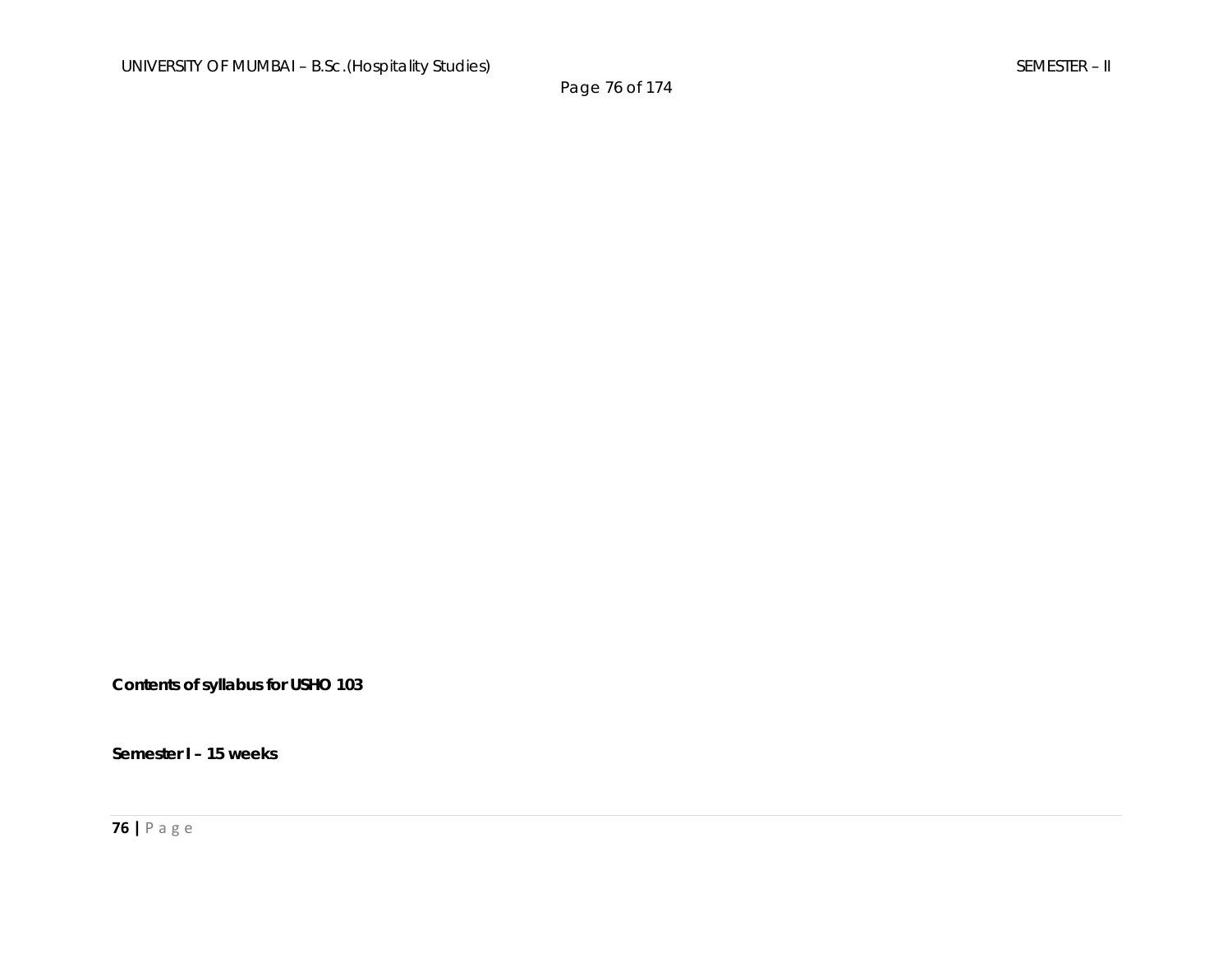**Contents of syllabus for USHO 103**

**Semester I – 15 weeks**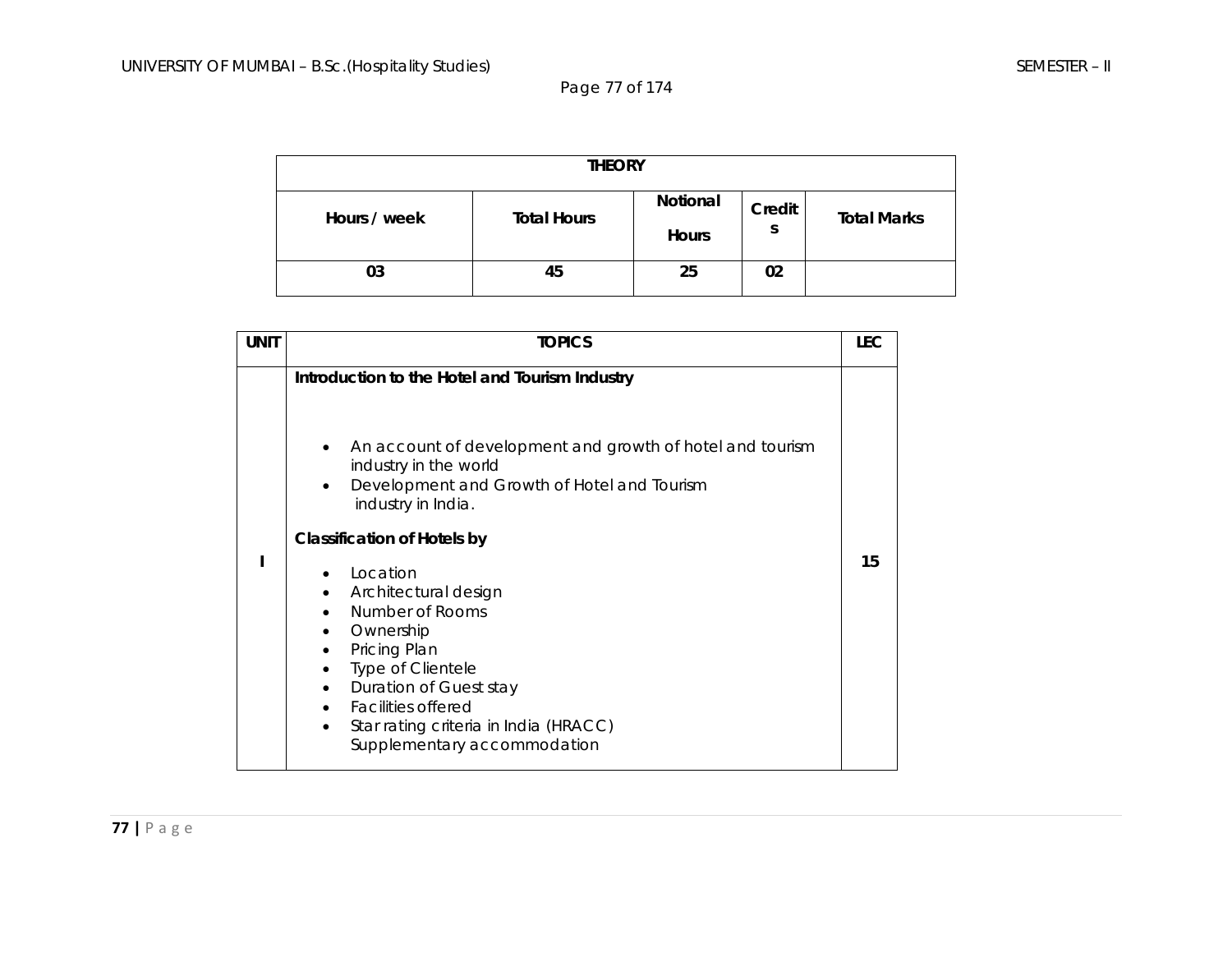| THEORY | | | | |
|---|---|---|---|---|
| Hours / week | Total Hours | Notional Hours | Credits | Total Marks |
| 03 | 45 | 25 | 02 | |

| UNIT | TOPICS | LEC |
|---|---|---|
| I | **Introduction to the Hotel and Tourism Industry**<br><br>• An account of development and growth of hotel and tourism industry in the world<br>• Development and Growth of Hotel and Tourism industry in India.<br><br>**Classification of Hotels by**<br><br>• Location<br>• Architectural design<br>• Number of Rooms<br>• Ownership<br>• Pricing Plan<br>• Type of Clientele<br>• Duration of Guest stay<br>• Facilities offered<br>• Star rating criteria in India (HRACC)<br>Supplementary accommodation | 15 |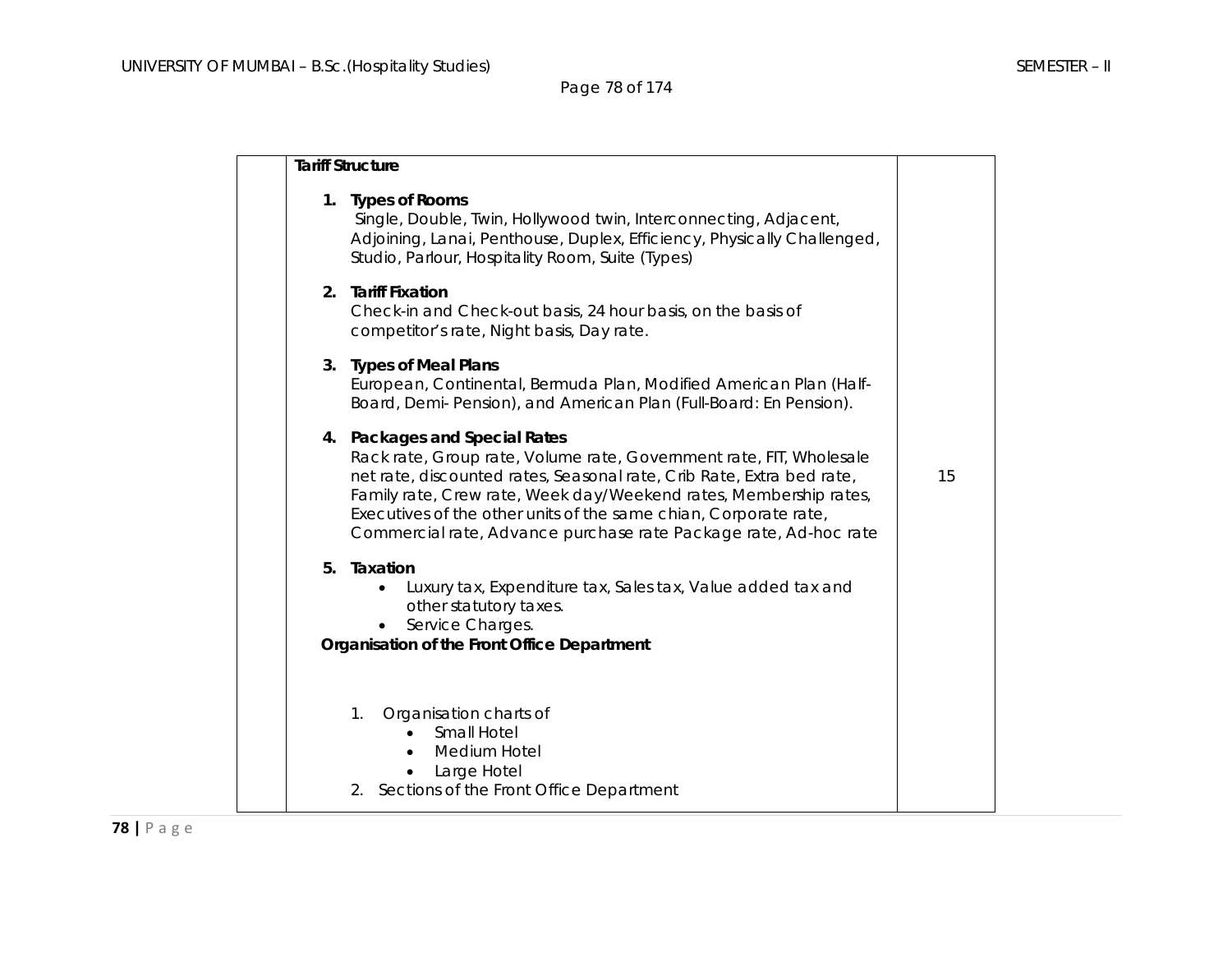| | | |
|---|---|---|
| | **Tariff Structure**<br><br>**1. Types of Rooms**<br>Single, Double, Twin, Hollywood twin, Interconnecting, Adjacent, Adjoining, Lanai, Penthouse, Duplex, Efficiency, Physically Challenged, Studio, Parlour, Hospitality Room, Suite (Types)<br><br>**2. Tariff Fixation**<br>Check-in and Check-out basis, 24 hour basis, on the basis of competitor's rate, Night basis, Day rate.<br><br>**3. Types of Meal Plans**<br>European, Continental, Bermuda Plan, Modified American Plan (Half-Board, Demi- Pension), and American Plan (Full-Board: En Pension).<br><br>**4. Packages and Special Rates**<br>Rack rate, Group rate, Volume rate, Government rate, FIT, Wholesale net rate, discounted rates, Seasonal rate, Crib Rate, Extra bed rate, Family rate, Crew rate, Week day/Weekend rates, Membership rates, Executives of the other units of the same chian, Corporate rate, Commercial rate, Advance purchase rate Package rate, Ad-hoc rate<br><br>**5. Taxation**<br>• Luxury tax, Expenditure tax, Sales tax, Value added tax and other statutory taxes.<br>• Service Charges.<br>**Organisation of the Front Office Department**<br><br>1. Organisation charts of<br>• Small Hotel<br>• Medium Hotel<br>• Large Hotel<br>2. Sections of the Front Office Department | 15 |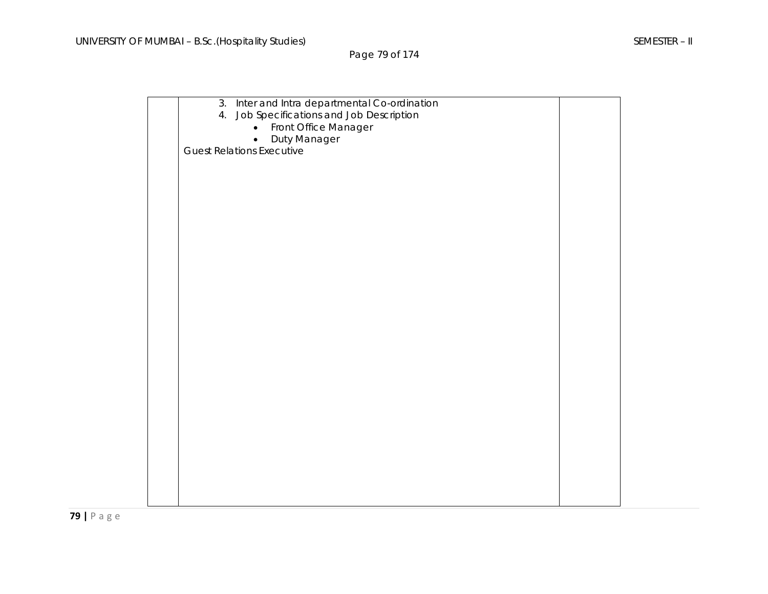| | | |
|---|---|---|
| | 3. Inter and Intra departmental Co-ordination<br>4. Job Specifications and Job Description<br>• Front Office Manager<br>• Duty Manager<br>Guest Relations Executive | |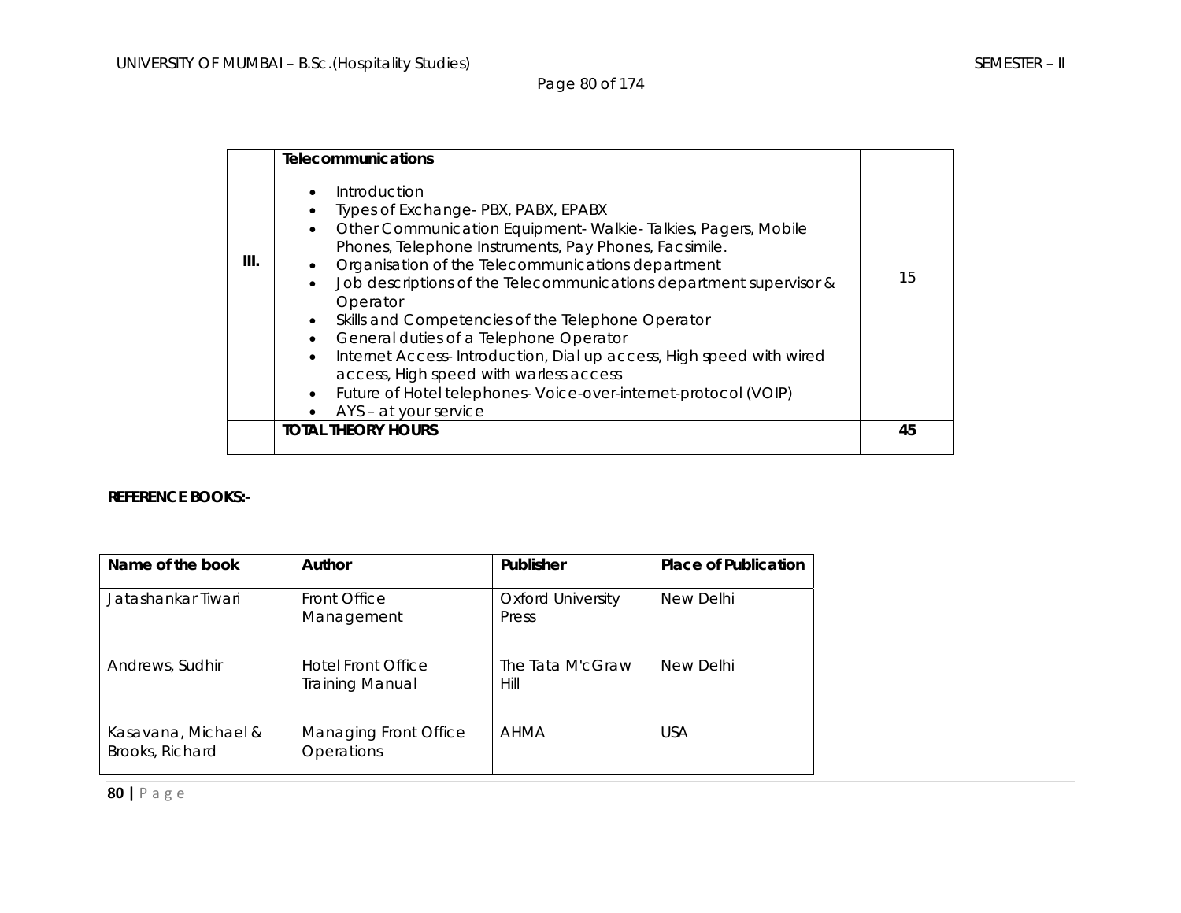| | | |
|---|---|---|
| III. | **Telecommunications**<br>• Introduction<br>• Types of Exchange- PBX, PABX, EPABX<br>• Other Communication Equipment- Walkie- Talkies, Pagers, Mobile Phones, Telephone Instruments, Pay Phones, Facsimile.<br>• Organisation of the Telecommunications department<br>• Job descriptions of the Telecommunications department supervisor & Operator<br>• Skills and Competencies of the Telephone Operator<br>• General duties of a Telephone Operator<br>• Internet Access- Introduction, Dial up access, High speed with wired access, High speed with warless access<br>• Future of Hotel telephones- Voice-over-internet-protocol (VOIP)<br>• AYS – at your service | 15 |
| | **TOTAL THEORY HOURS** | **45** |

**REFERENCE BOOKS:-**

| Name of the book | Author | Publisher | Place of Publication |
|---|---|---|---|
| Jatashankar Tiwari | Front Office Management | Oxford University Press | New Delhi |
| Andrews, Sudhir | Hotel Front Office Training Manual | The Tata M'cGraw Hill | New Delhi |
| Kasavana, Michael & Brooks, Richard | Managing Front Office Operations | AHMA | USA |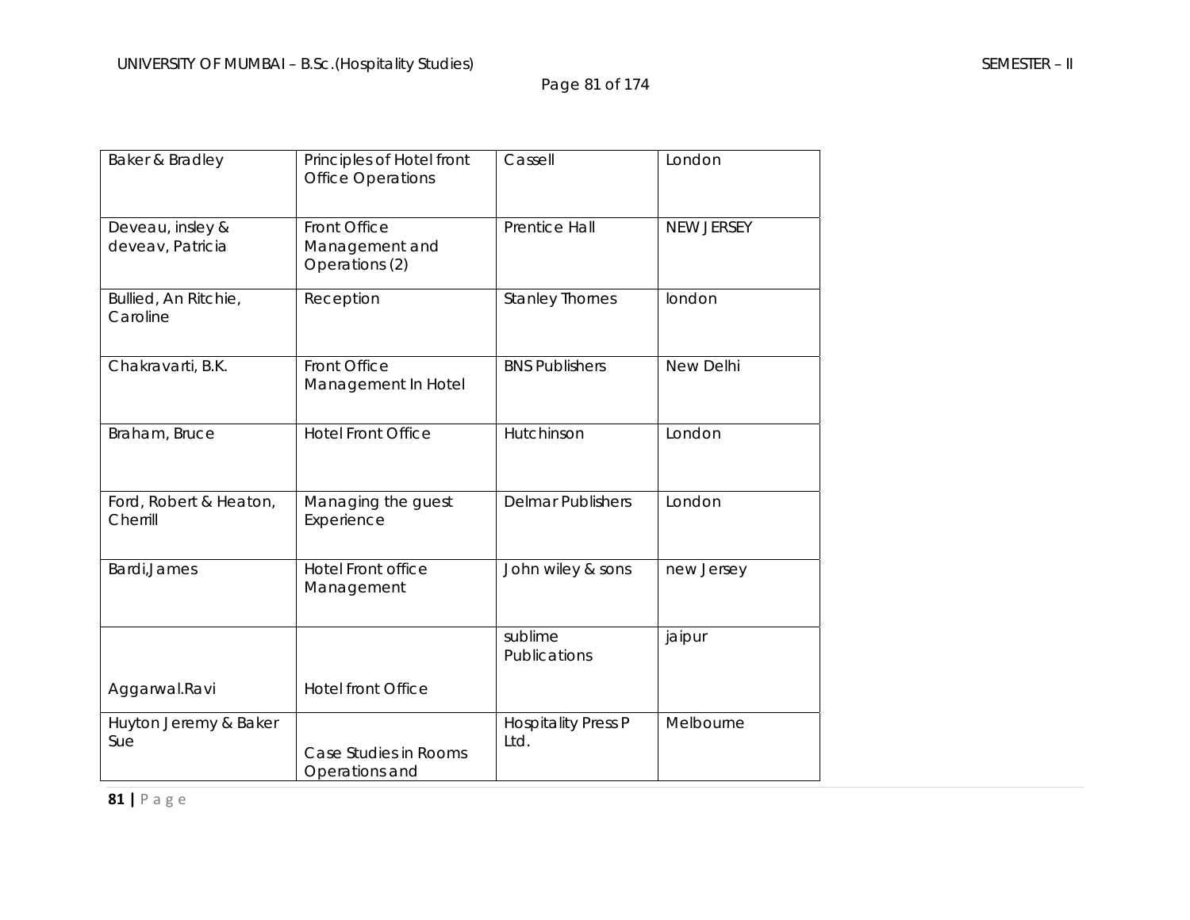| Baker & Bradley | Principles of Hotel front Office Operations | Cassell | London |
|---|---|---|---|
| Deveau, insley & deveav, Patricia | Front Office Management and Operations (2) | Prentice Hall | NEW JERSEY |
| Bullied, An Ritchie, Caroline | Reception | Stanley Thornes | london |
| Chakravarti, B.K. | Front Office Management In Hotel | BNS Publishers | New Delhi |
| Braham, Bruce | Hotel Front Office | Hutchinson | London |
| Ford, Robert & Heaton, Cherrill | Managing the guest Experience | Delmar Publishers | London |
| Bardi,James | Hotel Front office Management | John wiley & sons | new Jersey |
| Aggarwal.Ravi | Hotel front Office | sublime Publications | jaipur |
| Huyton Jeremy & Baker Sue | Case Studies in Rooms Operations and | Hospitality Press P Ltd. | Melbourne |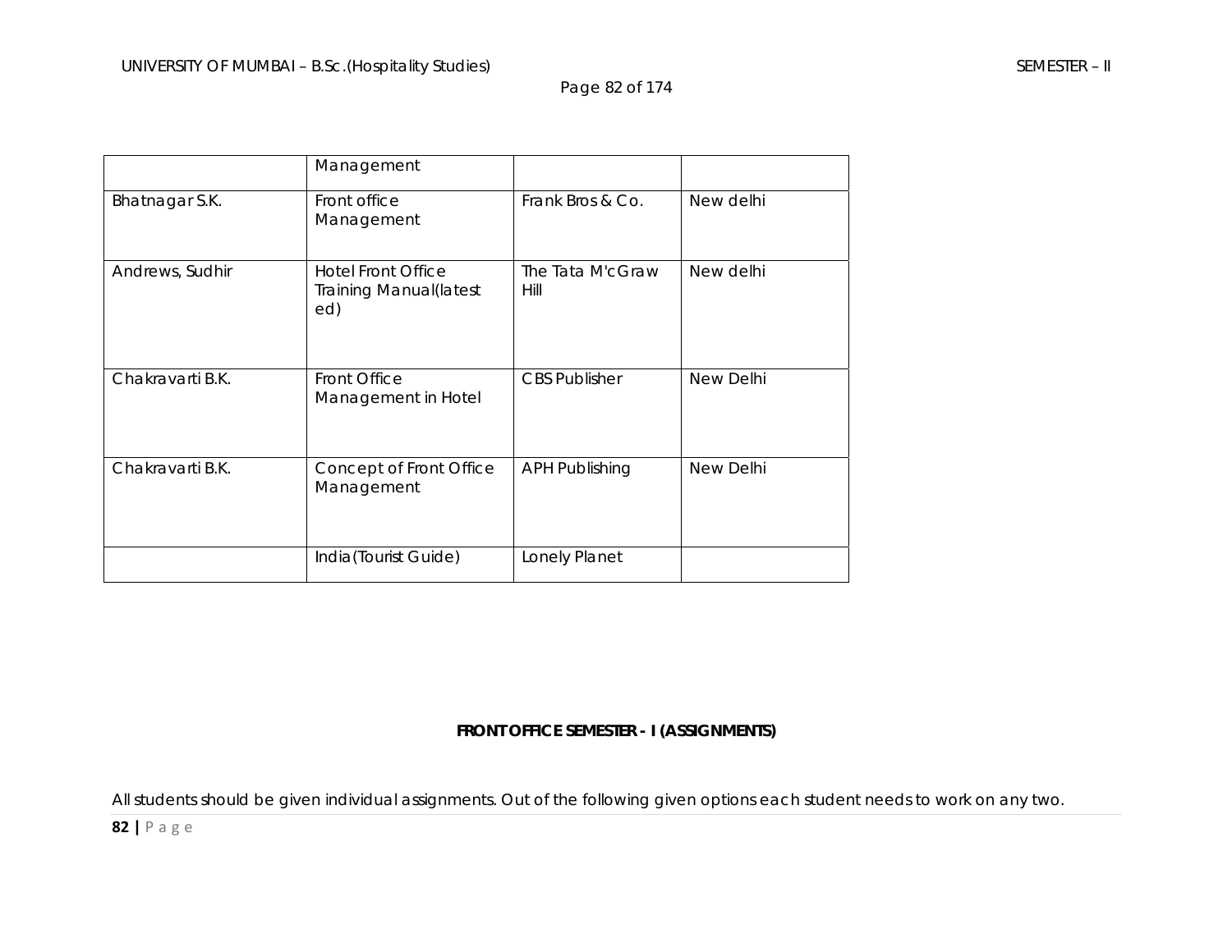| | | | |
|---|---|---|---|
| | Management | | |
| Bhatnagar S.K. | Front office Management | Frank Bros & Co. | New delhi |
| Andrews, Sudhir | Hotel Front Office Training Manual(latest ed) | The Tata M'cGraw Hill | New delhi |
| Chakravarti B.K. | Front Office Management in Hotel | CBS Publisher | New Delhi |
| Chakravarti B.K. | Concept of Front Office Management | APH Publishing | New Delhi |
| | India(Tourist Guide) | Lonely Planet | |

**FRONT OFFICE SEMESTER - I (ASSIGNMENTS)**

All students should be given individual assignments. Out of the following given options each student needs to work on any two.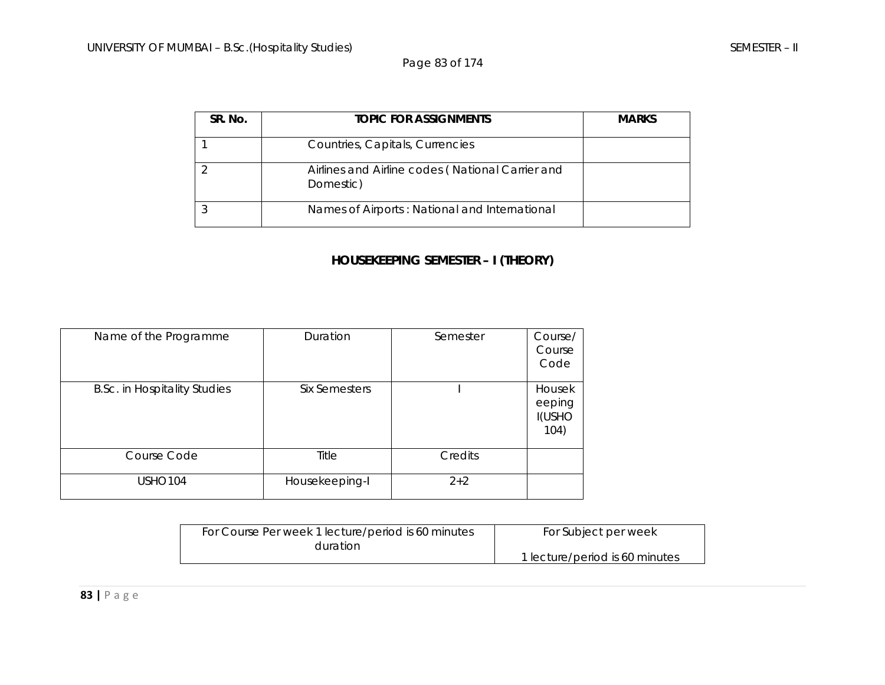| SR. No. | TOPIC FOR ASSIGNMENTS | MARKS |
|---|---|---|
| 1 | Countries, Capitals, Currencies | |
| 2 | Airlines and Airline codes ( National Carrier and Domestic) | |
| 3 | Names of Airports : National and International | |

## HOUSEKEEPING SEMESTER – I (THEORY)

| Name of the Programme | Duration | Semester | Course/ Course Code |
|---|---|---|---|
| B.Sc. in Hospitality Studies | Six Semesters | I | Housekeeping I(USHO 104) |
| Course Code | Title | Credits | |
| USHO 104 | Housekeeping-I | 2+2 | |

| For Course Per week 1 lecture/period is 60 minutes duration | For Subject per week 1 lecture/period is 60 minutes |
|---|---|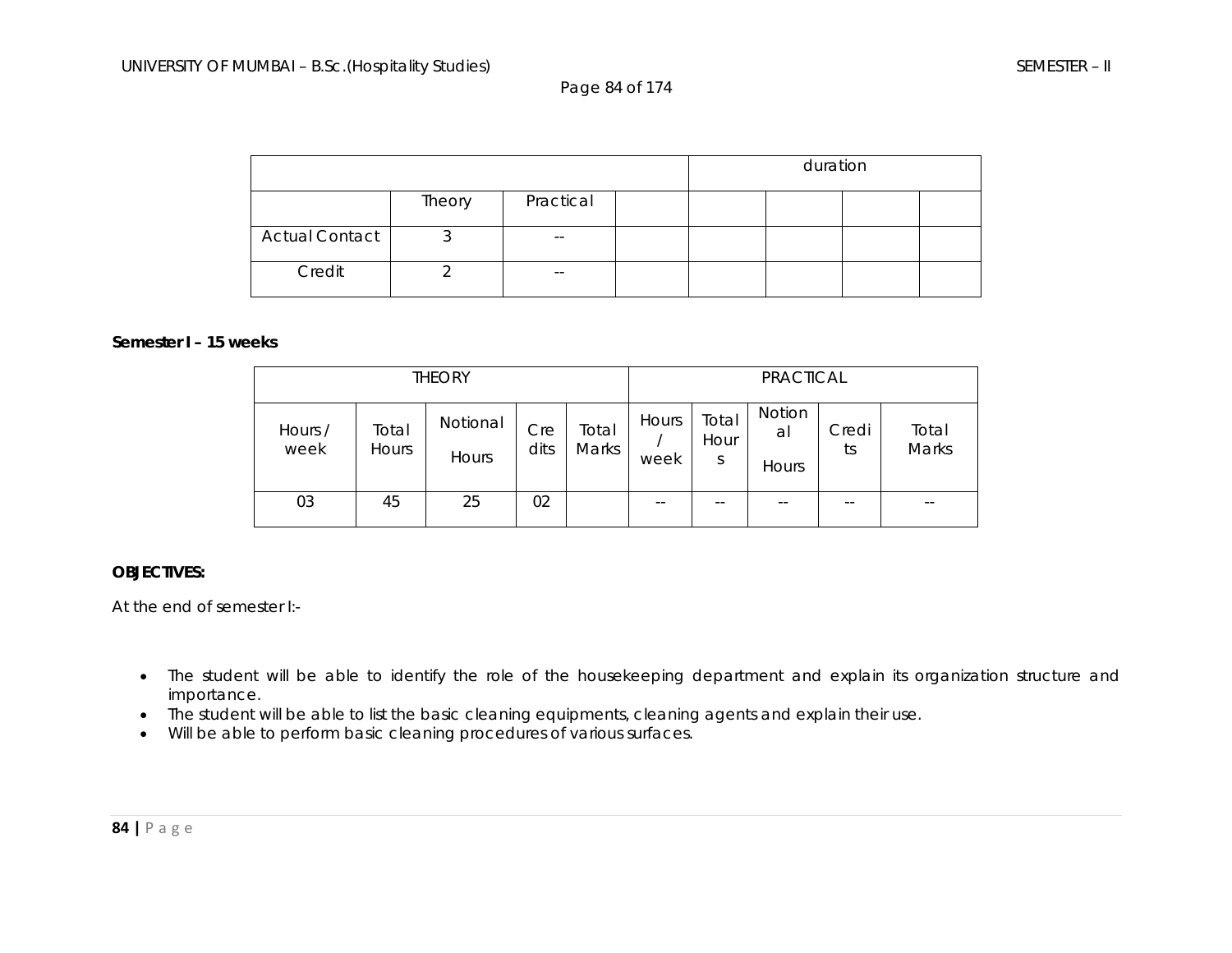| | | | | duration | | | |
|---|---|---|---|---|---|---|---|
| | Theory | Practical | | | | | |
| Actual Contact | 3 | -- | | | | | |
| Credit | 2 | -- | | | | | |

**Semester I – 15 weeks**

| THEORY | | | | | PRACTICAL | | | | |
|---|---|---|---|---|---|---|---|---|---|
| Hours / week | Total Hours | Notional Hours | Credits | Total Marks | Hours / week | Total Hours | Notional Hours | Credits | Total Marks |
| 03 | 45 | 25 | 02 | | -- | -- | -- | -- | -- |

**OBJECTIVES:**

At the end of semester I:-

- The student will be able to identify the role of the housekeeping department and explain its organization structure and importance.
- The student will be able to list the basic cleaning equipments, cleaning agents and explain their use.
- Will be able to perform basic cleaning procedures of various surfaces.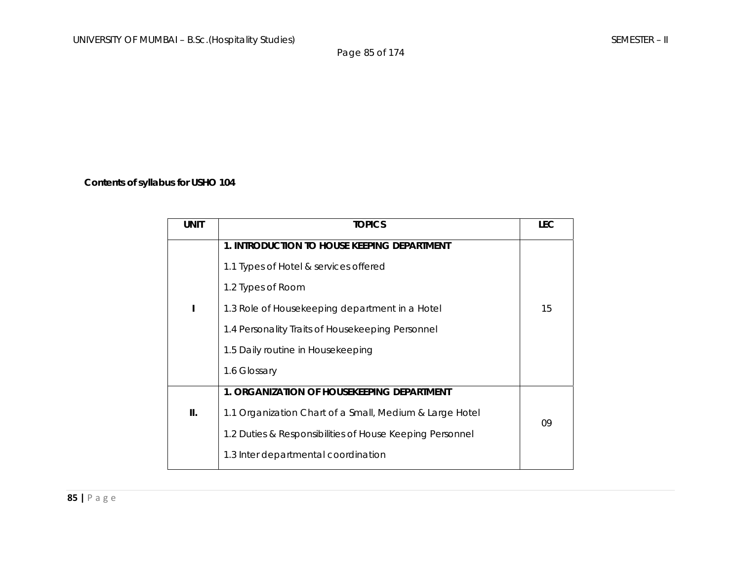**Contents of syllabus for USHO 104**

| UNIT | TOPICS | LEC |
|---|---|---|
| I | **1. INTRODUCTION TO HOUSE KEEPING DEPARTMENT**<br>1.1 Types of Hotel & services offered<br>1.2 Types of Room<br>1.3 Role of Housekeeping department in a Hotel<br>1.4 Personality Traits of Housekeeping Personnel<br>1.5 Daily routine in Housekeeping<br>1.6 Glossary | 15 |
| II. | **1. ORGANIZATION OF HOUSEKEEPING DEPARTMENT**<br>1.1 Organization Chart of a Small, Medium & Large Hotel<br>1.2 Duties & Responsibilities of House Keeping Personnel<br>1.3 Inter departmental coordination | 09 |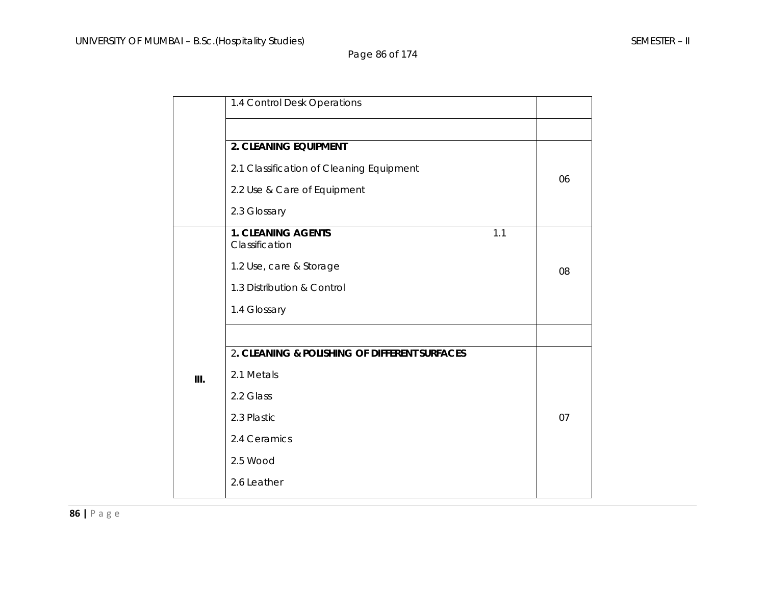| | | |
|---|---|---|
| | 1.4 Control Desk Operations | |
| | | |
| | **2. CLEANING EQUIPMENT**<br><br>2.1 Classification of Cleaning Equipment<br><br>2.2 Use & Care of Equipment<br><br>2.3 Glossary | 06 |
| | **1. CLEANING AGENTS** 1.1 Classification<br><br>1.2 Use, care & Storage<br><br>1.3 Distribution & Control<br><br>1.4 Glossary | 08 |
| | | |
| **III.** | 2**. CLEANING & POLISHING OF DIFFERENT SURFACES**<br><br>2.1 Metals<br><br>2.2 Glass<br><br>2.3 Plastic<br><br>2.4 Ceramics<br><br>2.5 Wood<br><br>2.6 Leather | 07 |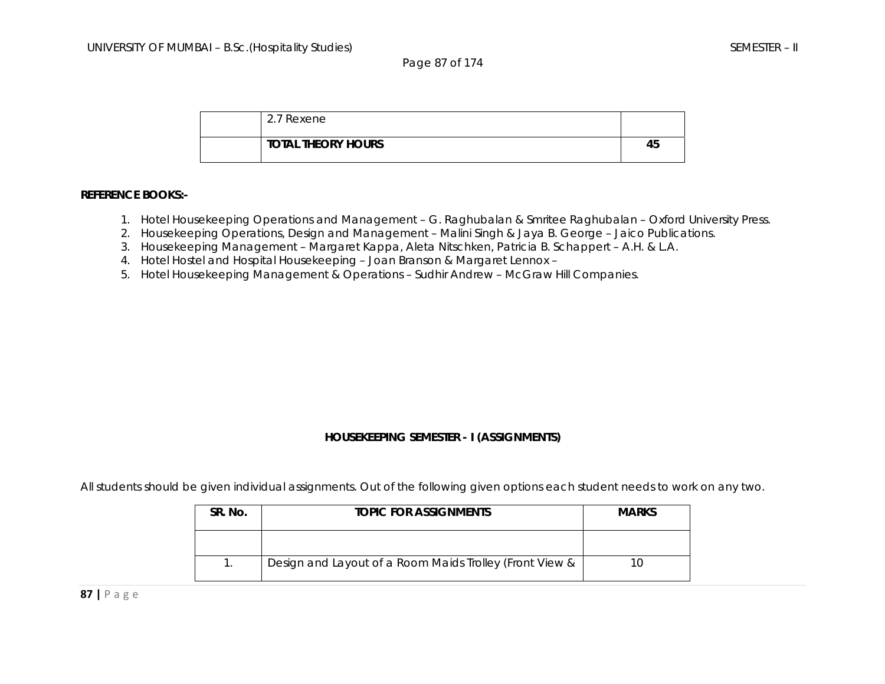| | 2.7 Rexene | |
|---|---|---|
| | **TOTAL THEORY HOURS** | **45** |

**REFERENCE BOOKS:-**

1. Hotel Housekeeping Operations and Management – G. Raghubalan & Smritee Raghubalan – Oxford University Press.
2. Housekeeping Operations, Design and Management – Malini Singh & Jaya B. George – Jaico Publications.
3. Housekeeping Management – Margaret Kappa, Aleta Nitschken, Patricia B. Schappert – A.H. & L.A.
4. Hotel Hostel and Hospital Housekeeping – Joan Branson & Margaret Lennox –
5. Hotel Housekeeping Management & Operations – Sudhir Andrew – McGraw Hill Companies.

**HOUSEKEEPING SEMESTER - I (ASSIGNMENTS)**

All students should be given individual assignments. Out of the following given options each student needs to work on any two.

| SR. No. | TOPIC FOR ASSIGNMENTS | MARKS |
|---|---|---|
| | | |
| 1. | Design and Layout of a Room Maids Trolley (Front View & | 10 |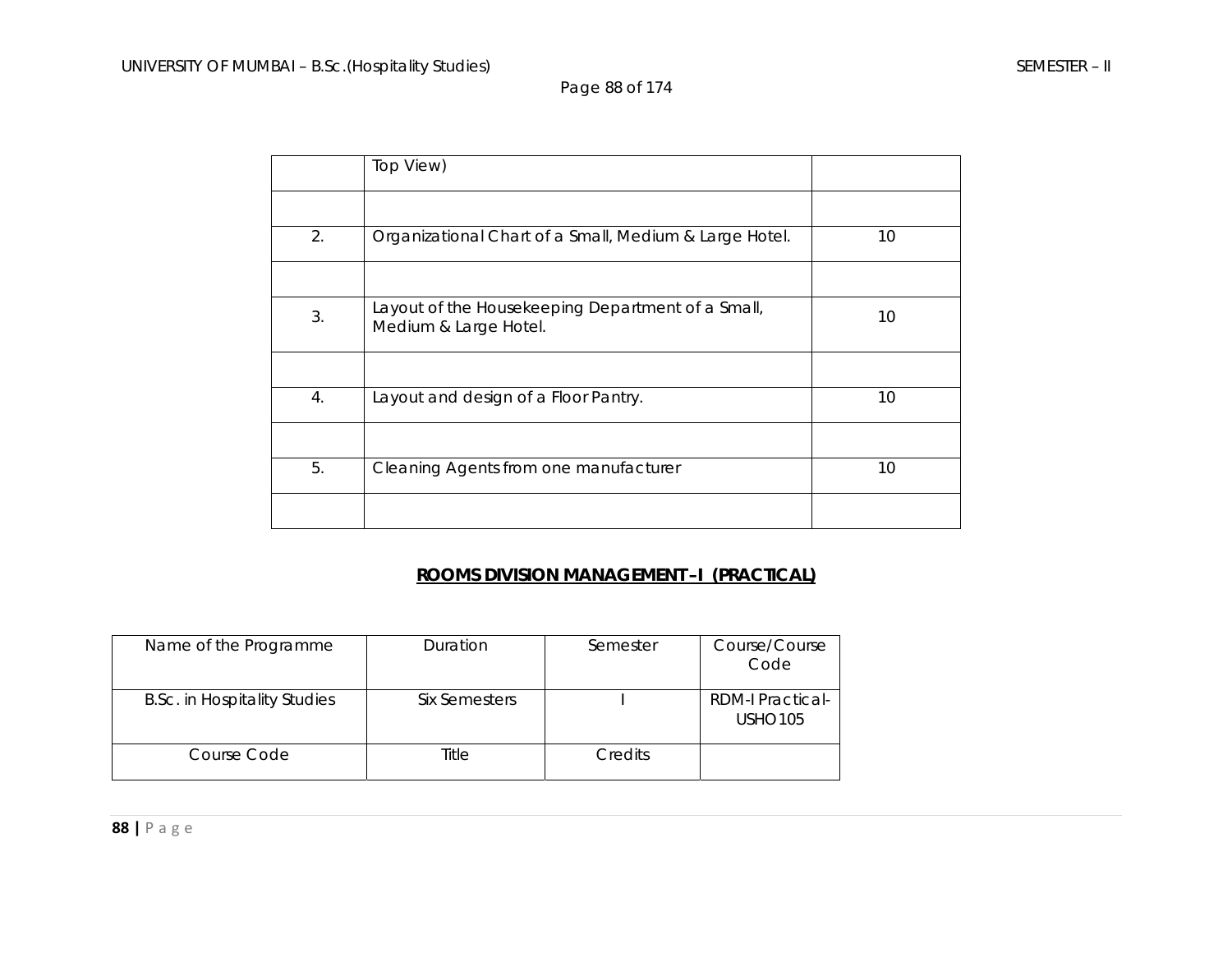|  | Top View) |  |
|---|---|---|
|  |  |  |
| 2. | Organizational Chart of a Small, Medium & Large Hotel. | 10 |
|  |  |  |
| 3. | Layout of the Housekeeping Department of a Small, Medium & Large Hotel. | 10 |
|  |  |  |
| 4. | Layout and design of a Floor Pantry. | 10 |
|  |  |  |
| 5. | Cleaning Agents from one manufacturer | 10 |
|  |  |  |

## ROOMS DIVISION MANAGEMENT – I (PRACTICAL)

| Name of the Programme | Duration | Semester | Course/Course Code |
|---|---|---|---|
| B.Sc. in Hospitality Studies | Six Semesters | I | RDM-I Practical-USHO105 |
| Course Code | Title | Credits |  |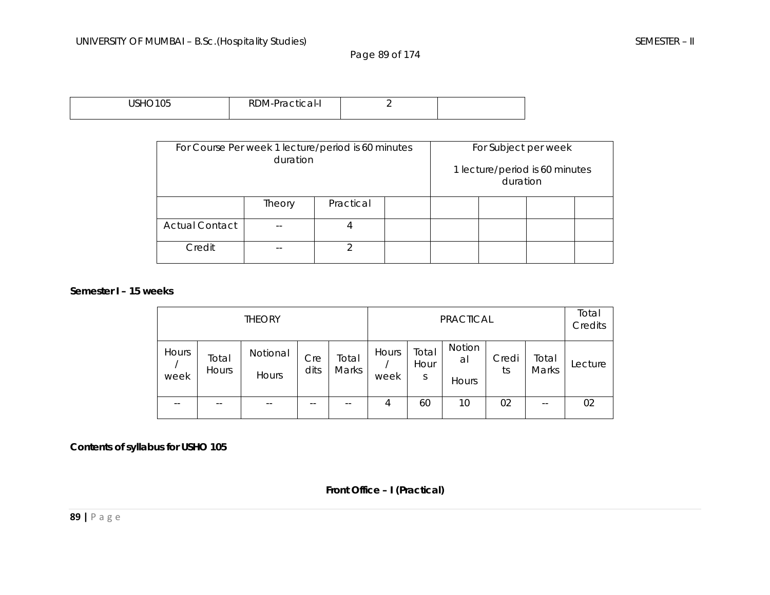| USHO 105 | RDM-Practical-I | 2 | |
|---|---|---|---|

| For Course Per week 1 lecture/period is 60 minutes duration | | | | For Subject per week 1 lecture/period is 60 minutes duration | | | |
|---|---|---|---|---|---|---|---|
| | Theory | Practical | | | | | |
| Actual Contact | -- | 4 | | | | | |
| Credit | -- | 2 | | | | | |

**Semester I – 15 weeks**

| THEORY | | | | | PRACTICAL | | | | | Total Credits |
|---|---|---|---|---|---|---|---|---|---|---|
| Hours / week | Total Hours | Notional Hours | Credits | Total Marks | Hours / week | Total Hours | Notional Hours | Credits | Total Marks | Lecture |
| -- | -- | -- | -- | -- | 4 | 60 | 10 | 02 | -- | 02 |

**Contents of syllabus for USHO 105**

**Front Office – I (Practical)**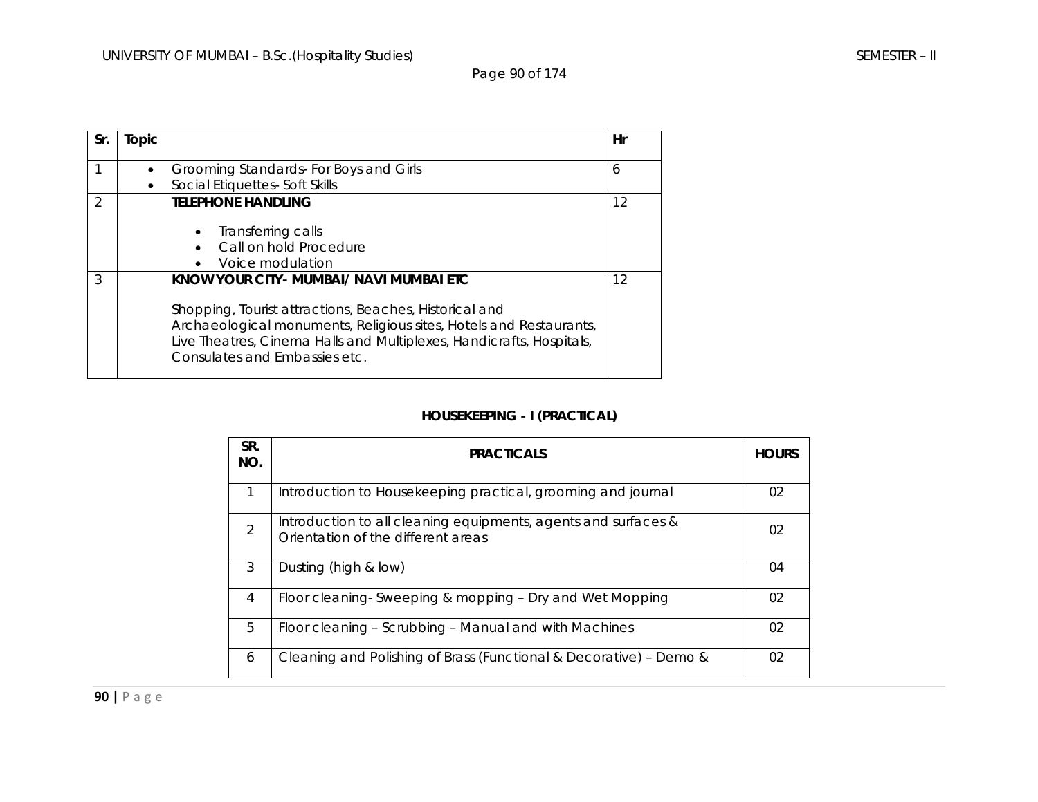| Sr. | Topic | Hr |
|---|---|---|
| 1 | • Grooming Standards- For Boys and Girls<br>• Social Etiquettes- Soft Skills | 6 |
| 2 | **TELEPHONE HANDLING**<br>• Transferring calls<br>• Call on hold Procedure<br>• Voice modulation | 12 |
| 3 | **KNOW YOUR CITY- MUMBAI/ NAVI MUMBAI ETC**<br>Shopping, Tourist attractions, Beaches, Historical and Archaeological monuments, Religious sites, Hotels and Restaurants, Live Theatres, Cinema Halls and Multiplexes, Handicrafts, Hospitals, Consulates and Embassies etc. | 12 |

## HOUSEKEEPING - I (PRACTICAL)

| SR. NO. | PRACTICALS | HOURS |
|---|---|---|
| 1 | Introduction to Housekeeping practical, grooming and journal | 02 |
| 2 | Introduction to all cleaning equipments, agents and surfaces & Orientation of the different areas | 02 |
| 3 | Dusting (high & low) | 04 |
| 4 | Floor cleaning- Sweeping & mopping – Dry and Wet Mopping | 02 |
| 5 | Floor cleaning – Scrubbing – Manual and with Machines | 02 |
| 6 | Cleaning and Polishing of Brass (Functional & Decorative) – Demo & | 02 |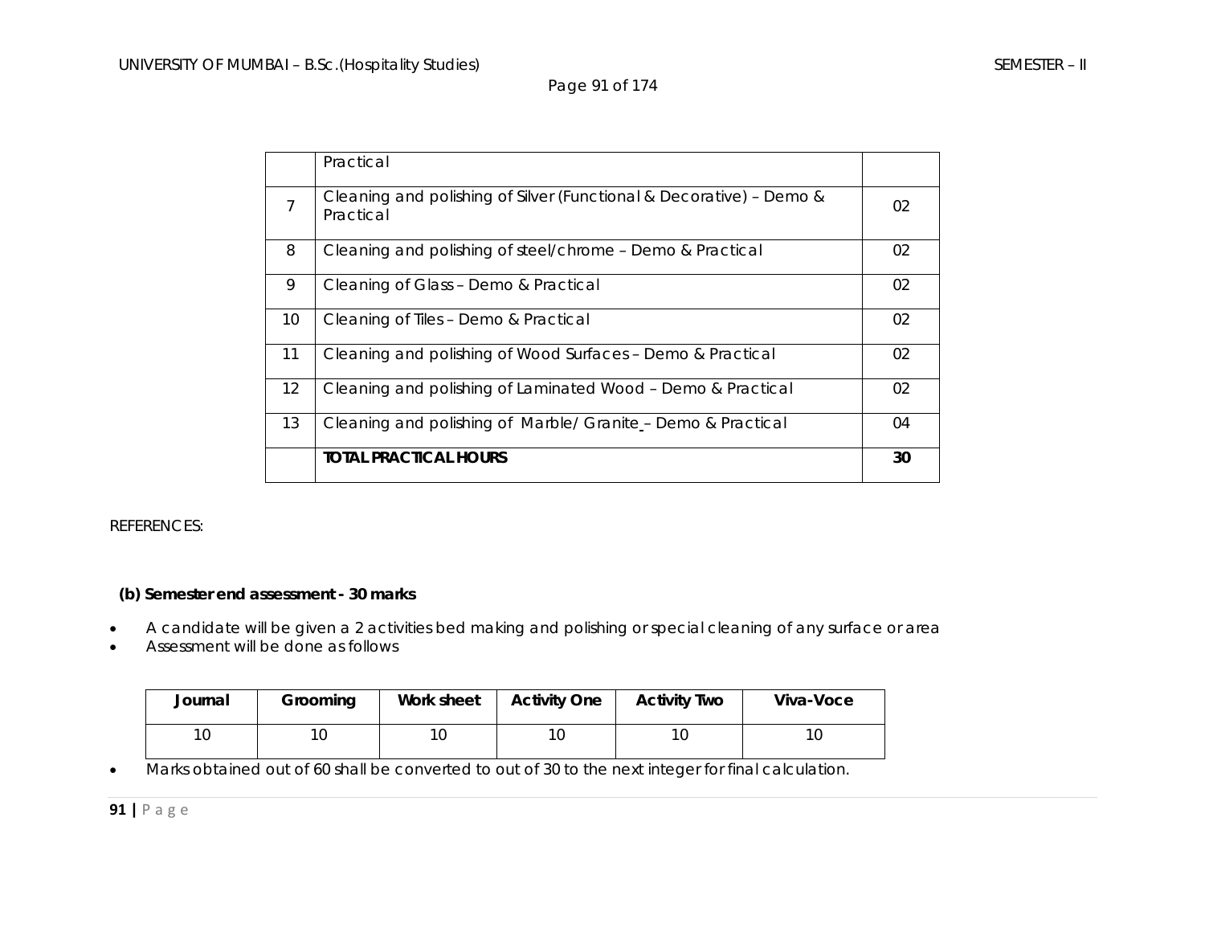|  | Practical |  |
|---|---|---|
| 7 | Cleaning and polishing of Silver (Functional & Decorative) – Demo & Practical | 02 |
| 8 | Cleaning and polishing of steel/chrome – Demo & Practical | 02 |
| 9 | Cleaning of Glass – Demo & Practical | 02 |
| 10 | Cleaning of Tiles – Demo & Practical | 02 |
| 11 | Cleaning and polishing of Wood Surfaces – Demo & Practical | 02 |
| 12 | Cleaning and polishing of Laminated Wood – Demo & Practical | 02 |
| 13 | Cleaning and polishing of Marble/ Granite – Demo & Practical | 04 |
|  | **TOTAL PRACTICAL HOURS** | **30** |

REFERENCES:

**(b) Semester end assessment - 30 marks**

- A candidate will be given a 2 activities bed making and polishing or special cleaning of any surface or area
- Assessment will be done as follows

| Journal | Grooming | Work sheet | Activity One | Activity Two | Viva-Voce |
|---|---|---|---|---|---|
| 10 | 10 | 10 | 10 | 10 | 10 |

- Marks obtained out of 60 shall be converted to out of 30 to the next integer for final calculation.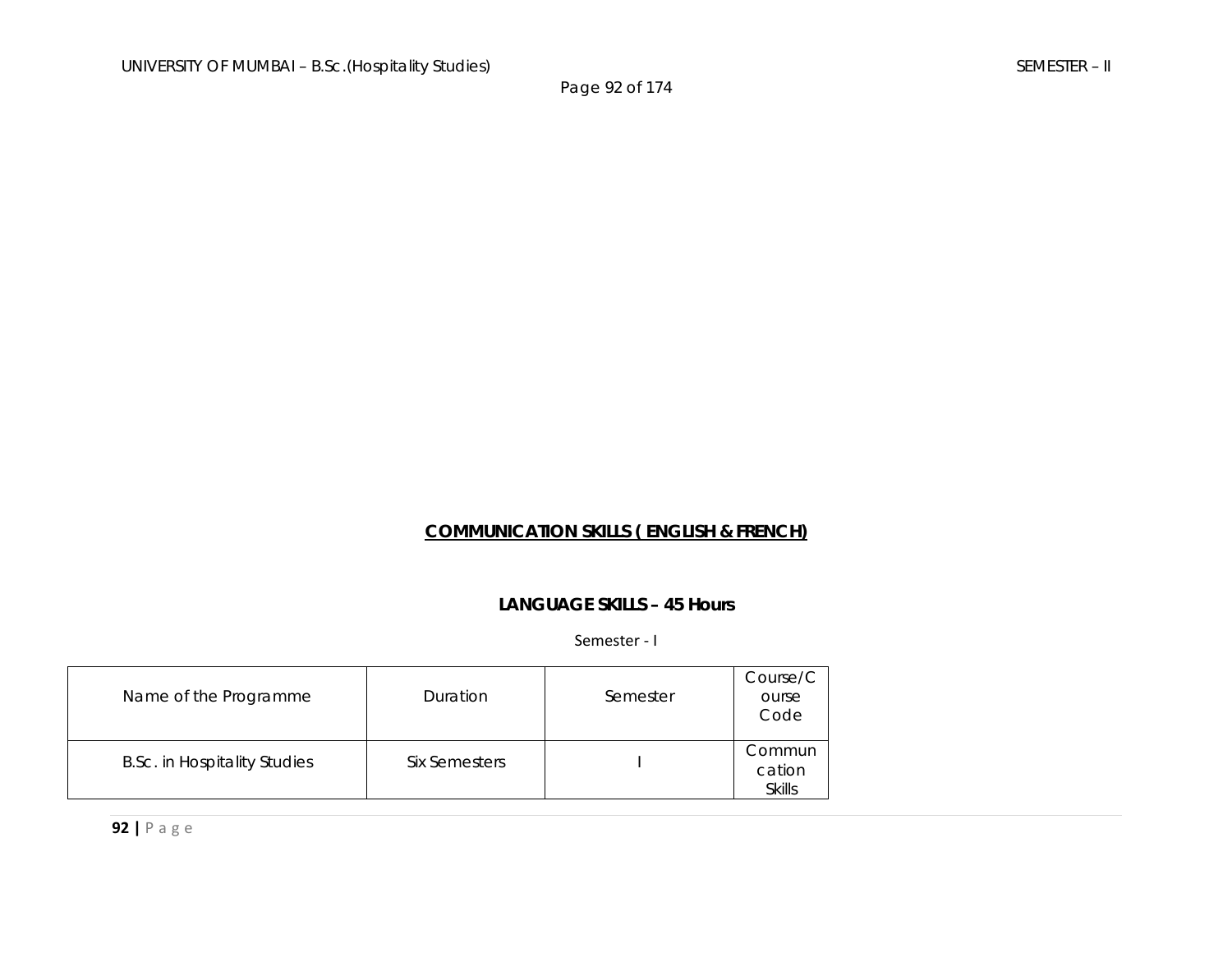## COMMUNICATION SKILLS ( ENGLISH & FRENCH)

### LANGUAGE SKILLS – 45 Hours

Semester - I

| Name of the Programme | Duration | Semester | Course/Course Code |
|---|---|---|---|
| B.Sc. in Hospitality Studies | Six Semesters | I | Communcation Skills |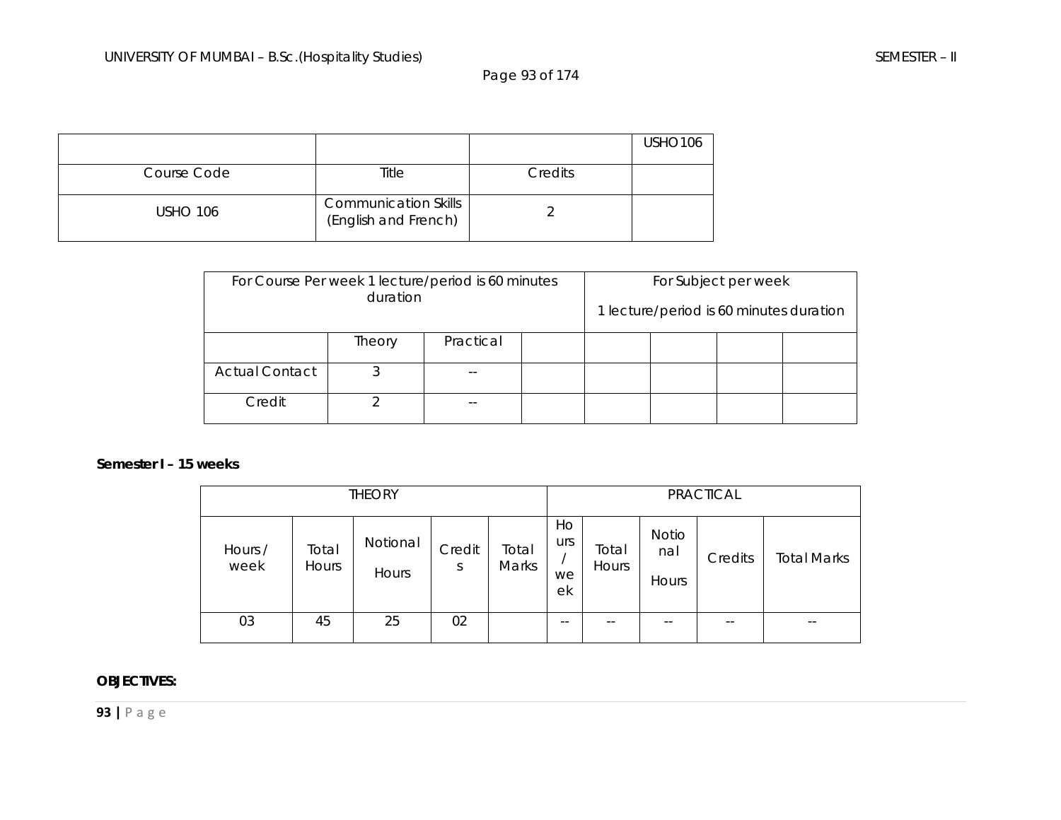| | | | USHO 106 |
|---|---|---|---|
| Course Code | Title | Credits | |
| USHO 106 | Communication Skills (English and French) | 2 | |

| For Course Per week 1 lecture/period is 60 minutes duration | | | | For Subject per week 1 lecture/period is 60 minutes duration | | | |
|---|---|---|---|---|---|---|---|
| | Theory | Practical | | | | | |
| Actual Contact | 3 | -- | | | | | |
| Credit | 2 | -- | | | | | |

**Semester I – 15 weeks**

| THEORY | | | | | PRACTICAL | | | | |
|---|---|---|---|---|---|---|---|---|---|
| Hours / week | Total Hours | Notional Hours | Credits | Total Marks | Hours / week | Total Hours | Notional Hours | Credits | Total Marks |
| 03 | 45 | 25 | 02 | | -- | -- | -- | -- | -- |

**OBJECTIVES:**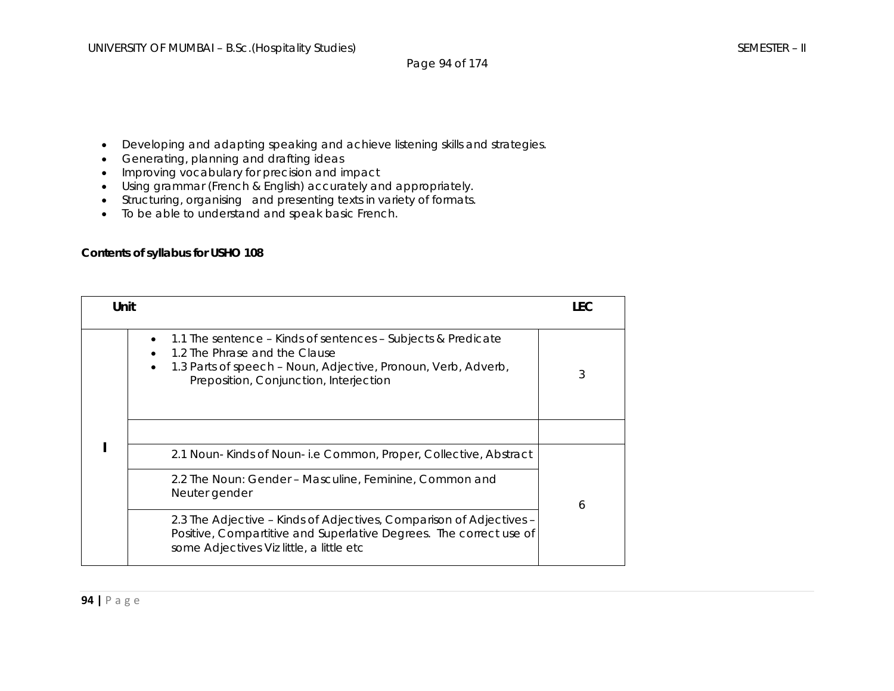- Developing and adapting speaking and achieve listening skills and strategies.
- Generating, planning and drafting ideas
- Improving vocabulary for precision and impact
- Using grammar (French & English) accurately and appropriately.
- Structuring, organising  and presenting texts in variety of formats.
- To be able to understand and speak basic French.

**Contents of syllabus for USHO 108**

| Unit | | LEC |
|---|---|---|
| I | • 1.1 The sentence – Kinds of sentences – Subjects & Predicate<br>• 1.2 The Phrase and the Clause<br>• 1.3 Parts of speech – Noun, Adjective, Pronoun, Verb, Adverb, Preposition, Conjunction, Interjection | 3 |
| | | |
| | 2.1 Noun- Kinds of Noun- i.e Common, Proper, Collective, Abstract | 6 |
| | 2.2 The Noun: Gender – Masculine, Feminine, Common and Neuter gender | |
| | 2.3 The Adjective – Kinds of Adjectives, Comparison of Adjectives – Positive, Compartitive and Superlative Degrees. The correct use of some Adjectives Viz little, a little etc | |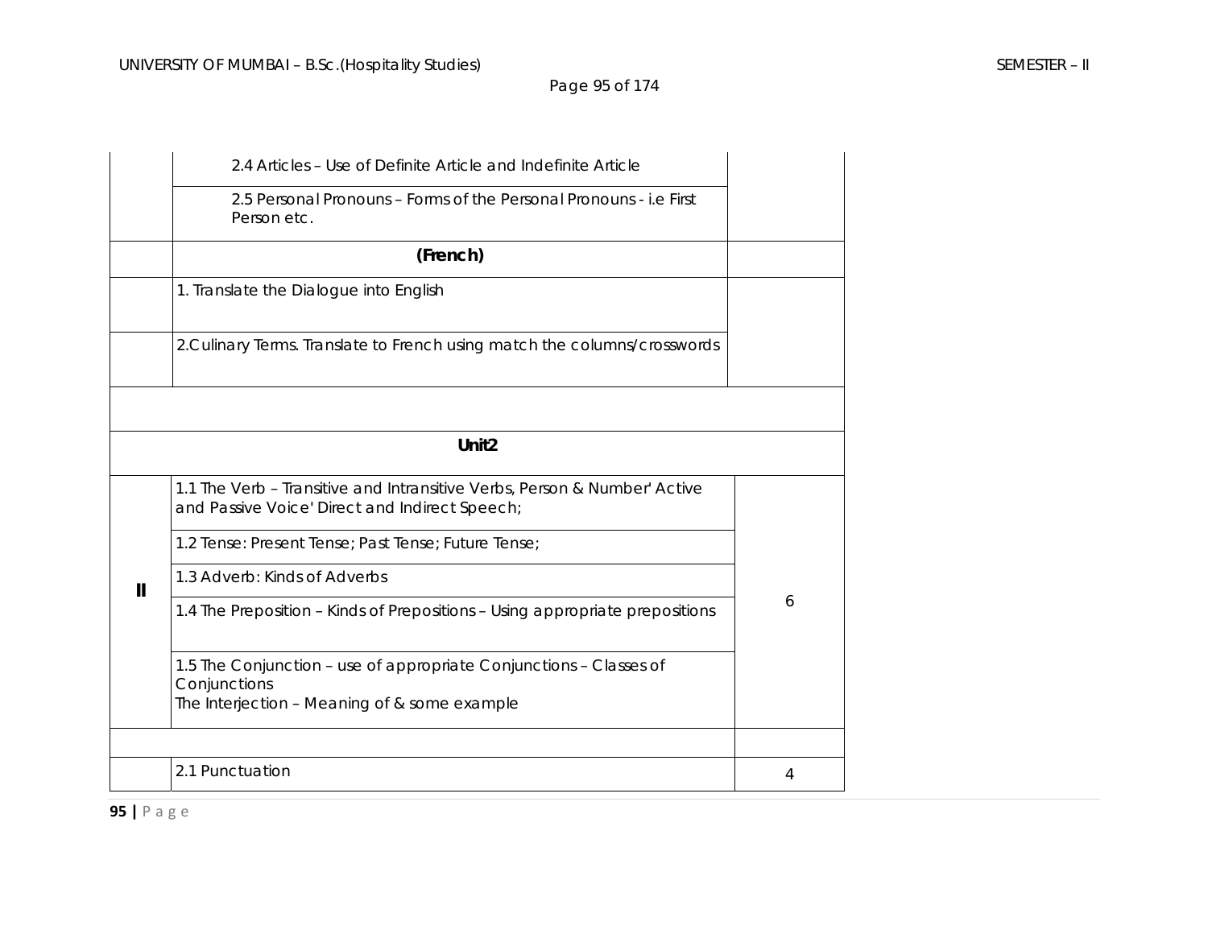| | | |
|---|---|---|
| | 2.4 Articles – Use of Definite Article and Indefinite Article | |
| | 2.5 Personal Pronouns – Forms of the Personal Pronouns - i.e First Person etc. | |
| | **(French)** | |
| | 1. Translate the Dialogue into English | |
| | 2.Culinary Terms. Translate to French using match the columns/crosswords | |
| | | |
| | **Unit2** | |
| **II** | 1.1 The Verb – Transitive and Intransitive Verbs, Person & Number' Active and Passive Voice' Direct and Indirect Speech; | 6 |
| | 1.2 Tense: Present Tense; Past Tense; Future Tense; | |
| | 1.3 Adverb: Kinds of Adverbs | |
| | 1.4 The Preposition – Kinds of Prepositions – Using appropriate prepositions | |
| | 1.5 The Conjunction – use of appropriate Conjunctions – Classes of Conjunctions<br>The Interjection – Meaning of & some example | |
| | | |
| | 2.1 Punctuation | 4 |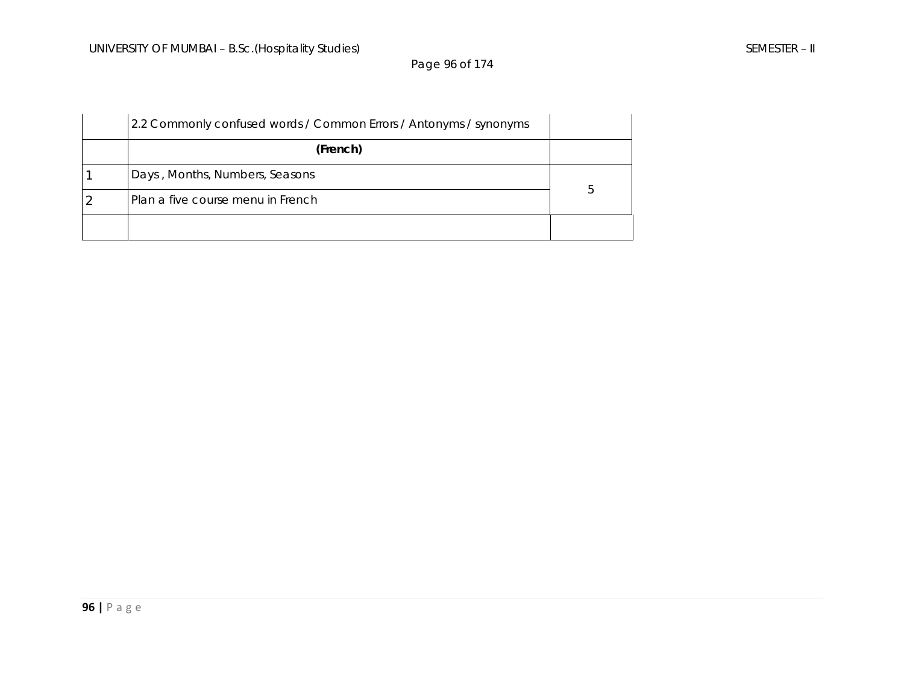| | | |
|---|---|---|
| | 2.2 Commonly confused words / Common Errors / Antonyms / synonyms | |
| | **(French)** | |
| 1 | Days , Months, Numbers, Seasons | 5 |
| 2 | Plan a five course menu in French | |
| | | |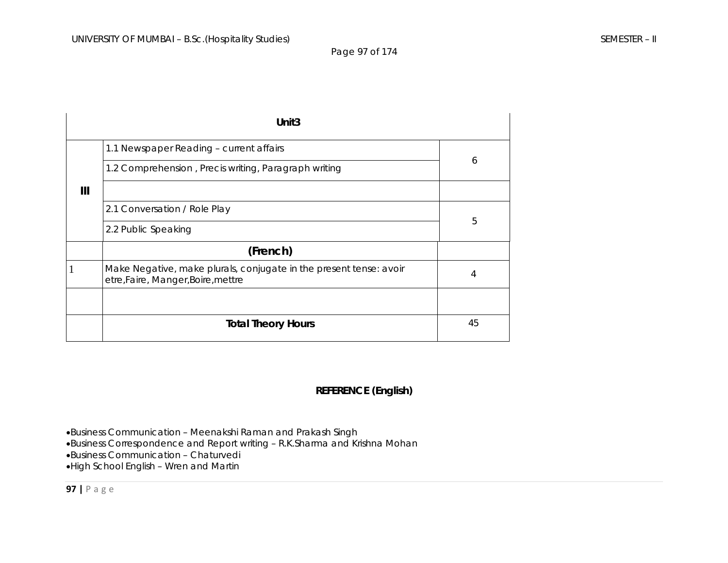| Unit3 | | |
|---|---|---|
| III | 1.1 Newspaper Reading – current affairs | 6 |
| | 1.2 Comprehension , Precis writing, Paragraph writing | |
| | | |
| | 2.1 Conversation / Role Play | 5 |
| | 2.2 Public Speaking | |
| | **(French)** | |
| 1 | Make Negative, make plurals, conjugate in the present tense: avoir etre,Faire, Manger,Boire,mettre | 4 |
| | | |
| | **Total Theory Hours** | 45 |

**REFERENCE (English)**

- Business Communication – Meenakshi Raman and Prakash Singh
- Business Correspondence and Report writing – R.K.Sharma and Krishna Mohan
- Business Communication – Chaturvedi
- High School English – Wren and Martin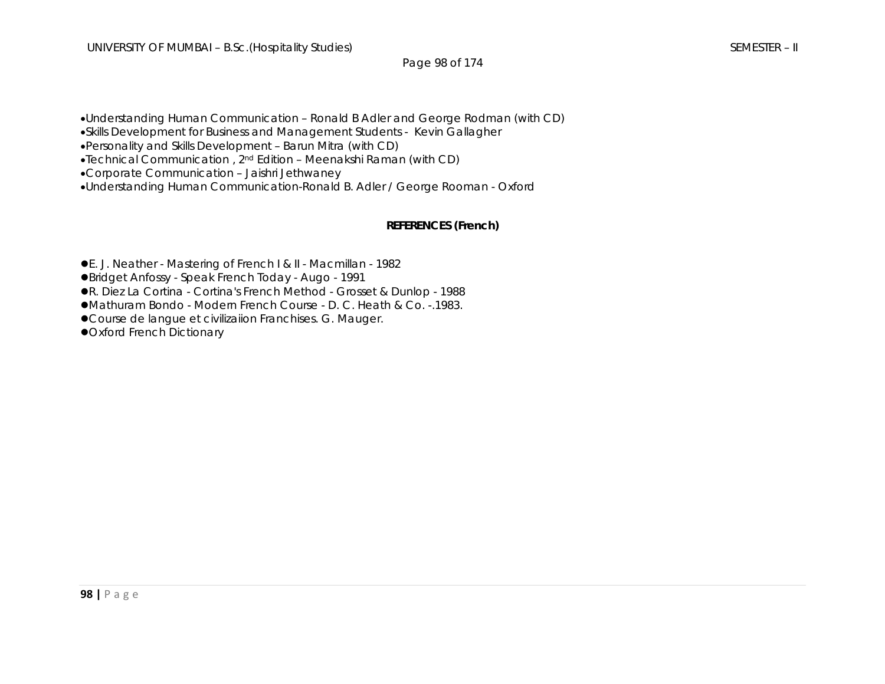- Understanding Human Communication – Ronald B Adler and George Rodman (with CD)
- Skills Development for Business and Management Students - Kevin Gallagher
- Personality and Skills Development – Barun Mitra (with CD)
- Technical Communication , 2nd Edition – Meenakshi Raman (with CD)
- Corporate Communication – Jaishri Jethwaney
- Understanding Human Communication-Ronald B. Adler / George Rooman - Oxford

**REFERENCES (French)**

- E. J. Neather - Mastering of French I & II - Macmillan - 1982
- Bridget Anfossy - Speak French Today - Augo - 1991
- R. Diez La Cortina - Cortina's French Method - Grosset & Dunlop - 1988
- Mathuram Bondo - Modern French Course - D. C. Heath & Co. -.1983.
- Course de langue et civilizaiion Franchises. G. Mauger.
- Oxford French Dictionary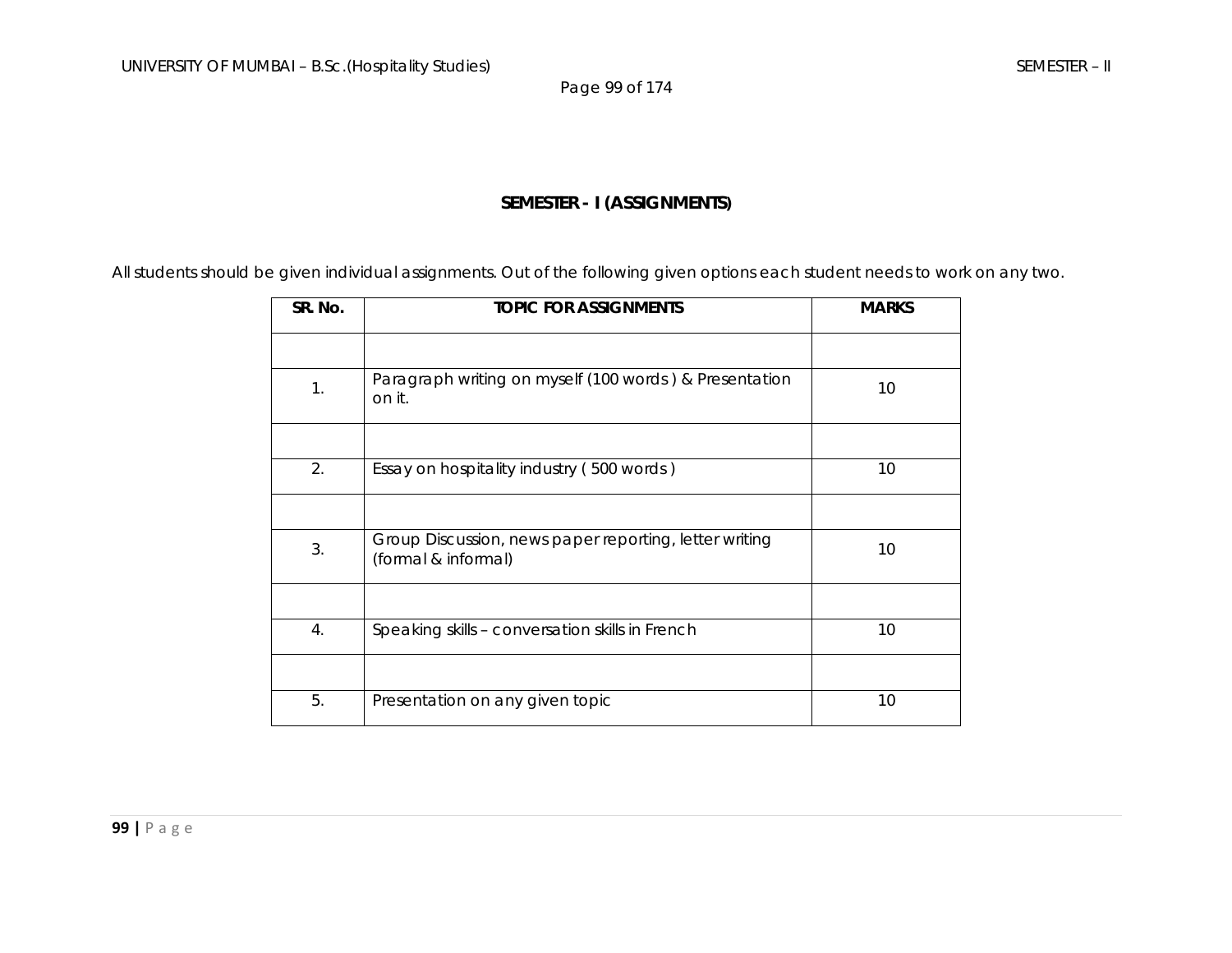## SEMESTER - I (ASSIGNMENTS)

All students should be given individual assignments. Out of the following given options each student needs to work on any two.

| SR. No. | TOPIC FOR ASSIGNMENTS | MARKS |
|---|---|---|
| | | |
| 1. | Paragraph writing on myself (100 words ) & Presentation on it. | 10 |
| | | |
| 2. | Essay on hospitality industry ( 500 words ) | 10 |
| | | |
| 3. | Group Discussion, news paper reporting, letter writing (formal & informal) | 10 |
| | | |
| 4. | Speaking skills – conversation skills in French | 10 |
| | | |
| 5. | Presentation on any given topic | 10 |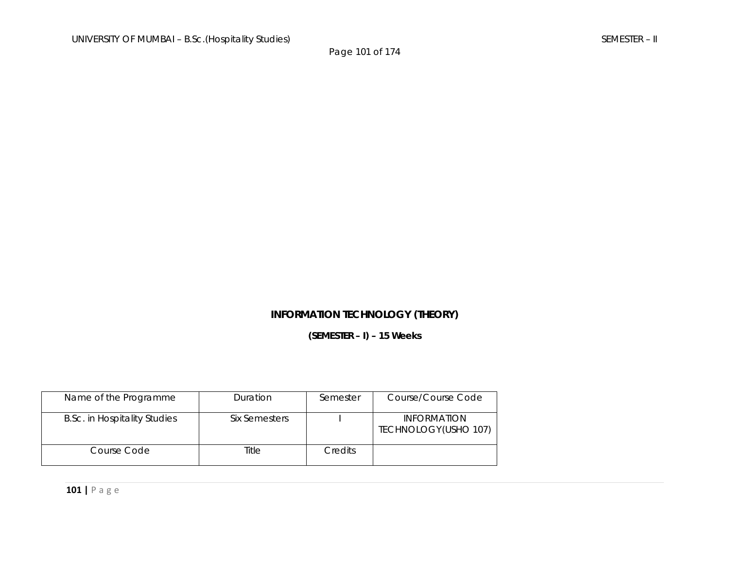**INFORMATION TECHNOLOGY (THEORY)**

**(SEMESTER – I) – 15 Weeks**

| Name of the Programme | Duration | Semester | Course/Course Code |
|---|---|---|---|
| B.Sc. in Hospitality Studies | Six Semesters | I | INFORMATION TECHNOLOGY(USHO 107) |
| Course Code | Title | Credits | |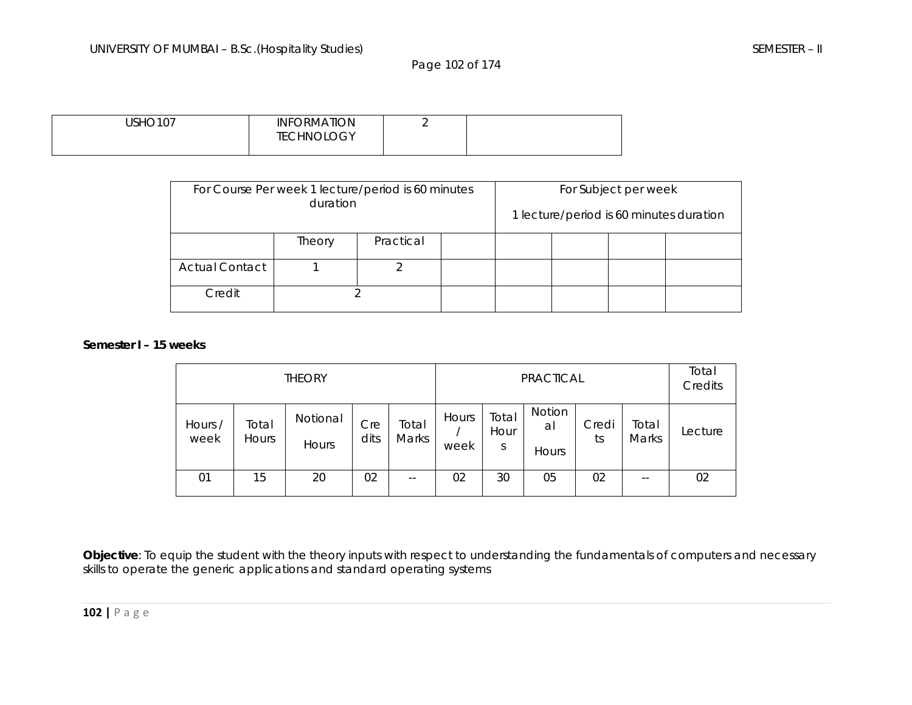| USHO107 | INFORMATION TECHNOLOGY | 2 | |
|---|---|---|---|

| For Course Per week 1 lecture/period is 60 minutes duration | | | | For Subject per week<br>1 lecture/period is 60 minutes duration | | | |
|---|---|---|---|---|---|---|---|
| | Theory | Practical | | | | | |
| Actual Contact | 1 | 2 | | | | | |
| Credit | 2 | | | | | | |

**Semester I – 15 weeks**

| THEORY | | | | | PRACTICAL | | | | | Total Credits |
|---|---|---|---|---|---|---|---|---|---|---|
| Hours / week | Total Hours | Notional Hours | Credits | Total Marks | Hours / week | Total Hours | Notional Hours | Credits | Total Marks | Lecture |
| 01 | 15 | 20 | 02 | -- | 02 | 30 | 05 | 02 | -- | 02 |

**Objective**: To equip the student with the theory inputs with respect to understanding the fundamentals of computers and necessary skills to operate the generic applications and standard operating systems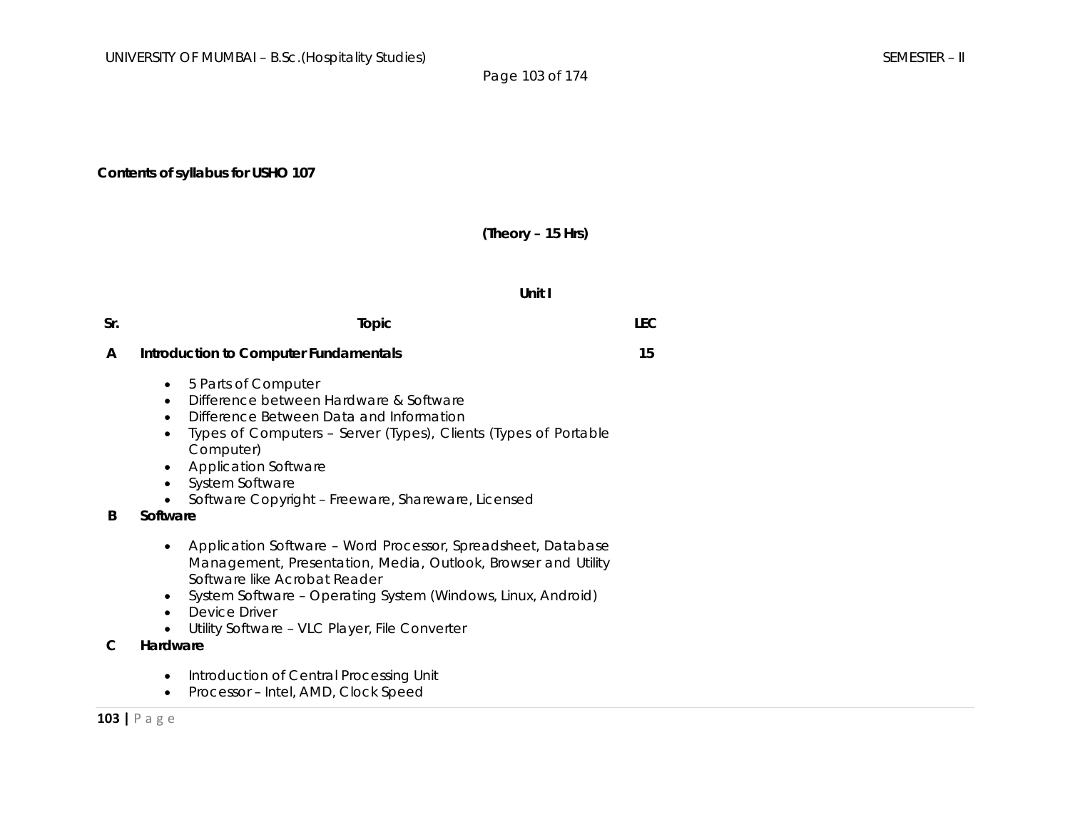**Contents of syllabus for USHO 107**

**(Theory – 15 Hrs)**

**Unit I**

| Sr. | Topic | LEC |
|---|---|---|
| **A** | **Introduction to Computer Fundamentals**<br>• 5 Parts of Computer<br>• Difference between Hardware & Software<br>• Difference Between Data and Information<br>• Types of Computers – Server (Types), Clients (Types of Portable Computer)<br>• Application Software<br>• System Software<br>• Software Copyright – Freeware, Shareware, Licensed | **15** |
| **B** | **Software**<br>• Application Software – Word Processor, Spreadsheet, Database Management, Presentation, Media, Outlook, Browser and Utility Software like Acrobat Reader<br>• System Software – Operating System (Windows, Linux, Android)<br>• Device Driver<br>• Utility Software – VLC Player, File Converter | |
| **C** | **Hardware**<br>• Introduction of Central Processing Unit<br>• Processor – Intel, AMD, Clock Speed | |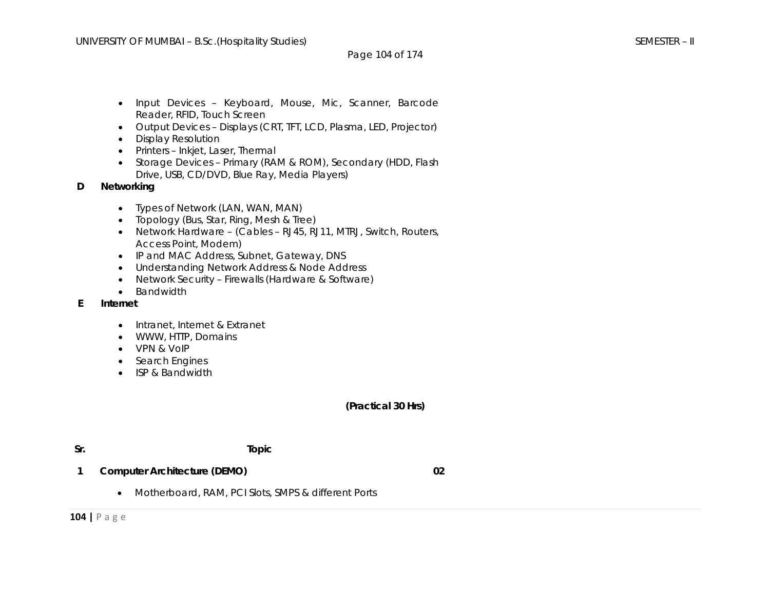- Input Devices – Keyboard, Mouse, Mic, Scanner, Barcode Reader, RFID, Touch Screen
- Output Devices – Displays (CRT, TFT, LCD, Plasma, LED, Projector)
- Display Resolution
- Printers – Inkjet, Laser, Thermal
- Storage Devices – Primary (RAM & ROM), Secondary (HDD, Flash Drive, USB, CD/DVD, Blue Ray, Media Players)

**D Networking**

- Types of Network (LAN, WAN, MAN)
- Topology (Bus, Star, Ring, Mesh & Tree)
- Network Hardware – (Cables – RJ45, RJ11, MTRJ, Switch, Routers, Access Point, Modem)
- IP and MAC Address, Subnet, Gateway, DNS
- Understanding Network Address & Node Address
- Network Security – Firewalls (Hardware & Software)
- Bandwidth

**E Internet**

- Intranet, Internet & Extranet
- WWW, HTTP, Domains
- VPN & VoIP
- Search Engines
- ISP & Bandwidth

**(Practical 30 Hrs)**

| Sr. | Topic | |
|---|---|---|
| **1** | **Computer Architecture (DEMO)** | **02** |
| | • Motherboard, RAM, PCI Slots, SMPS & different Ports | |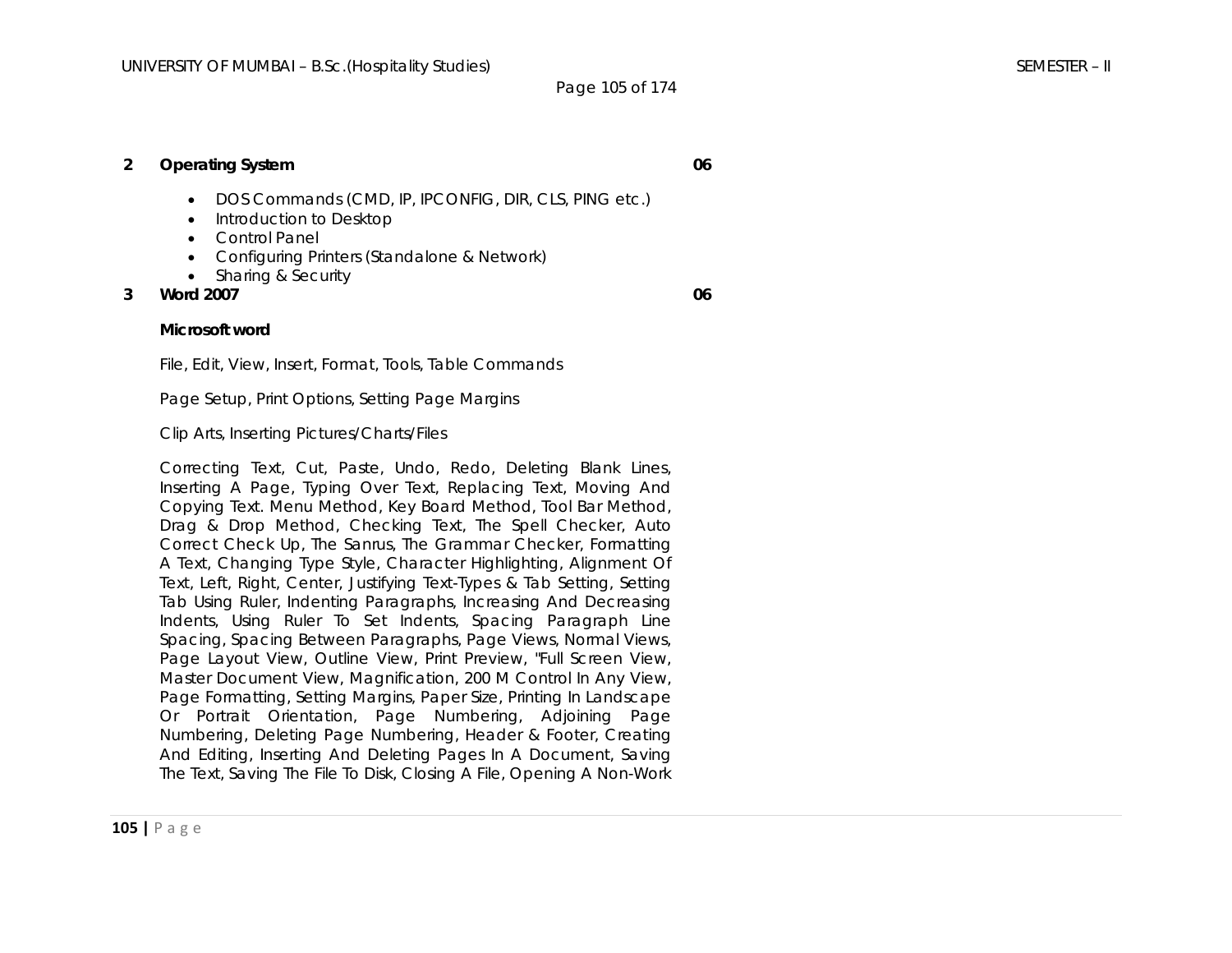| | | |
|---|---|---|
| **2** | **Operating System**<br><br>• DOS Commands (CMD, IP, IPCONFIG, DIR, CLS, PING etc.)<br>• Introduction to Desktop<br>• Control Panel<br>• Configuring Printers (Standalone & Network)<br>• Sharing & Security | **06** |
| **3** | **Word 2007**<br><br>**Microsoft word**<br><br>File, Edit, View, Insert, Format, Tools, Table Commands<br><br>Page Setup, Print Options, Setting Page Margins<br><br>Clip Arts, Inserting Pictures/Charts/Files<br><br>Correcting Text, Cut, Paste, Undo, Redo, Deleting Blank Lines, Inserting A Page, Typing Over Text, Replacing Text, Moving And Copying Text. Menu Method, Key Board Method, Tool Bar Method, Drag & Drop Method, Checking Text, The Spell Checker, Auto Correct Check Up, The Sanrus, The Grammar Checker, Formatting A Text, Changing Type Style, Character Highlighting, Alignment Of Text, Left, Right, Center, Justifying Text-Types & Tab Setting, Setting Tab Using Ruler, Indenting Paragraphs, Increasing And Decreasing Indents, Using Ruler To Set Indents, Spacing Paragraph Line Spacing, Spacing Between Paragraphs, Page Views, Normal Views, Page Layout View, Outline View, Print Preview, "Full Screen View, Master Document View, Magnification, 200 M Control In Any View, Page Formatting, Setting Margins, Paper Size, Printing In Landscape Or Portrait Orientation, Page Numbering, Adjoining Page Numbering, Deleting Page Numbering, Header & Footer, Creating And Editing, Inserting And Deleting Pages In A Document, Saving The Text, Saving The File To Disk, Closing A File, Opening A Non-Work | **06** |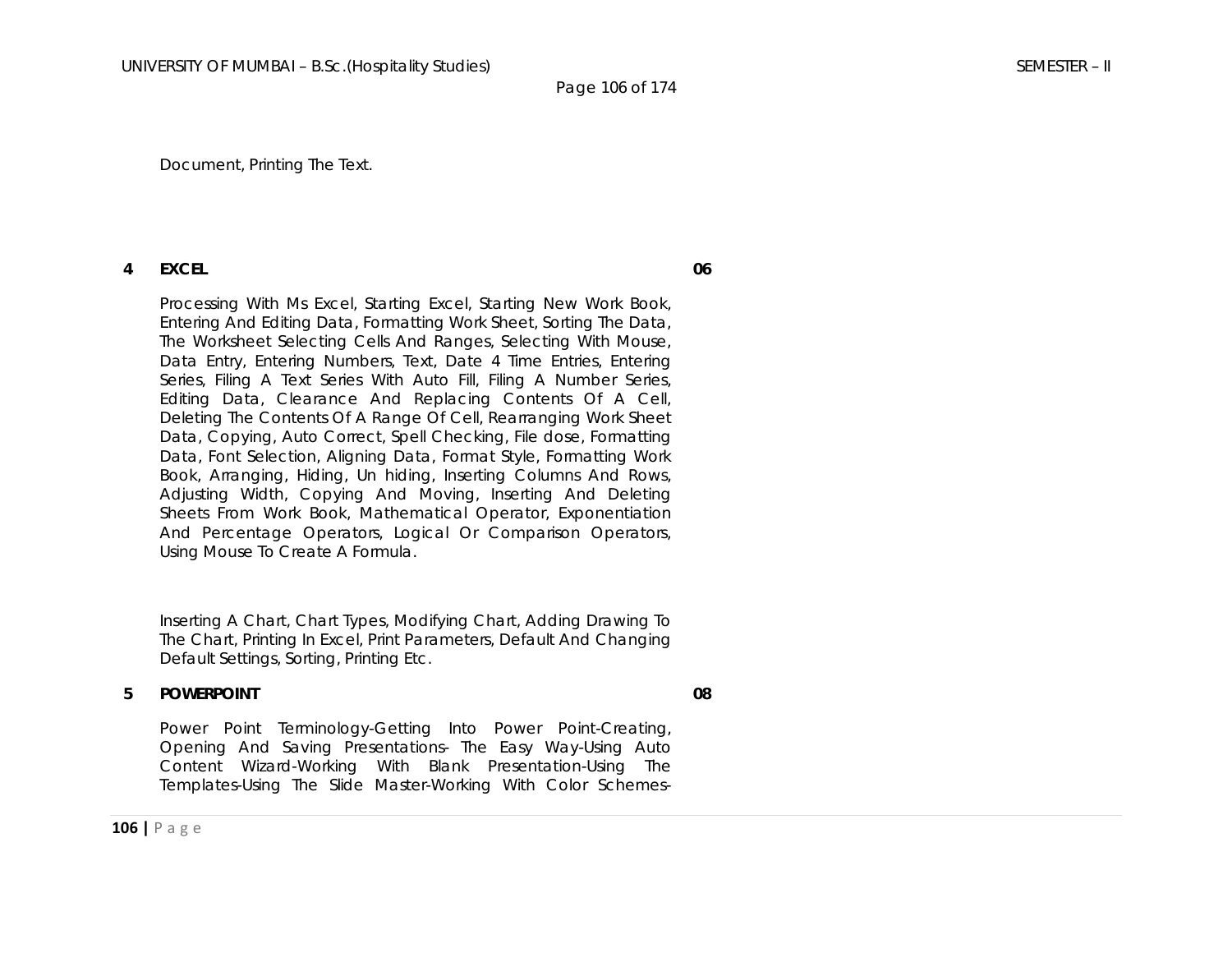Document, Printing The Text.

| | | |
|---|---|---|
| **4** | **EXCEL** | **06** |
| | Processing With Ms Excel, Starting Excel, Starting New Work Book, Entering And Editing Data, Formatting Work Sheet, Sorting The Data, The Worksheet Selecting Cells And Ranges, Selecting With Mouse, Data Entry, Entering Numbers, Text, Date 4 Time Entries, Entering Series, Filing A Text Series With Auto Fill, Filing A Number Series, Editing Data, Clearance And Replacing Contents Of A Cell, Deleting The Contents Of A Range Of Cell, Rearranging Work Sheet Data, Copying, Auto Correct, Spell Checking, File dose, Formatting Data, Font Selection, Aligning Data, Format Style, Formatting Work Book, Arranging, Hiding, Un hiding, Inserting Columns And Rows, Adjusting Width, Copying And Moving, Inserting And Deleting Sheets From Work Book, Mathematical Operator, Exponentiation And Percentage Operators, Logical Or Comparison Operators, Using Mouse To Create A Formula.<br><br>Inserting A Chart, Chart Types, Modifying Chart, Adding Drawing To The Chart, Printing In Excel, Print Parameters, Default And Changing Default Settings, Sorting, Printing Etc. | |
| **5** | **POWERPOINT** | **08** |
| | Power Point Terminology-Getting Into Power Point-Creating, Opening And Saving Presentations- The Easy Way-Using Auto Content Wizard-Working With Blank Presentation-Using The Templates-Using The Slide Master-Working With Color Schemes- | |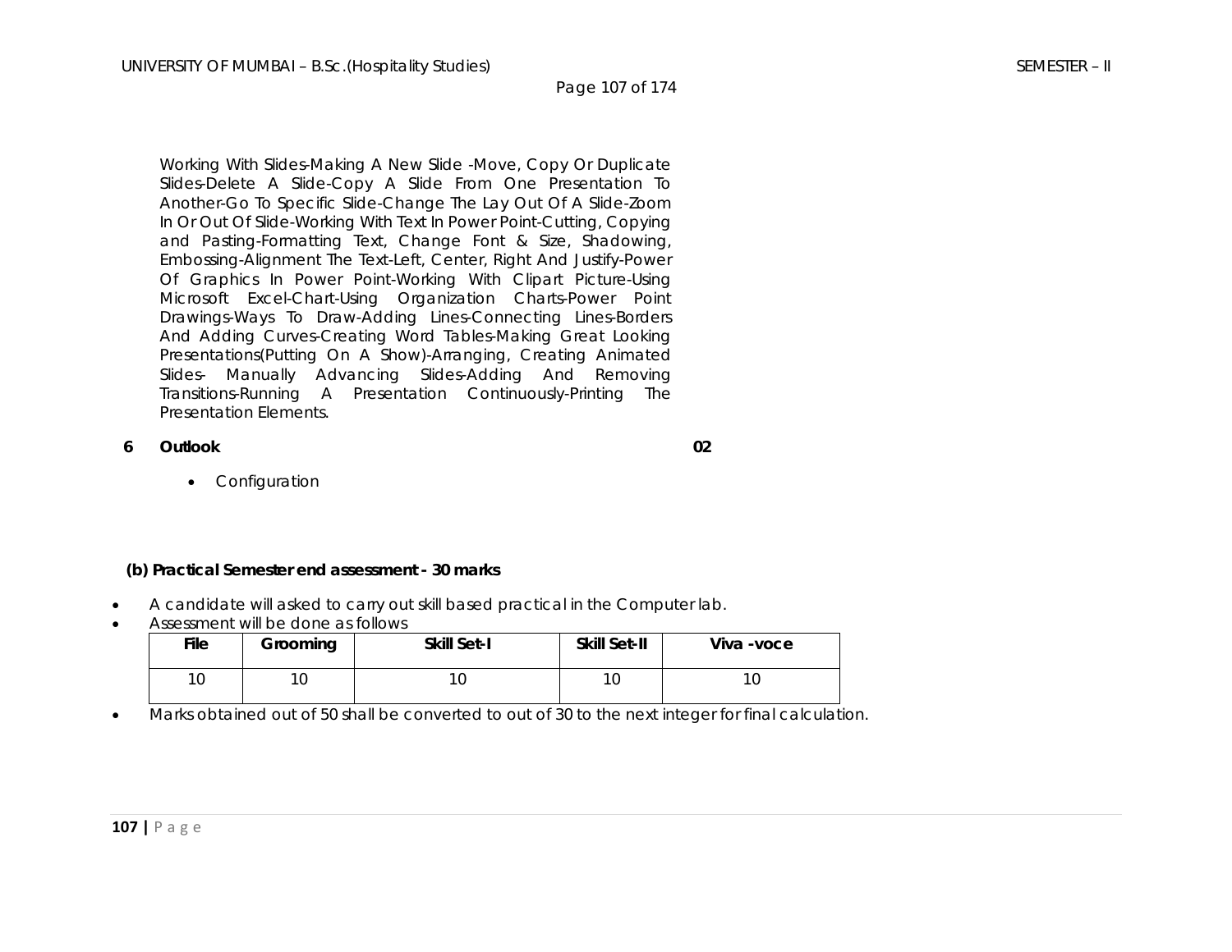Working With Slides-Making A New Slide -Move, Copy Or Duplicate Slides-Delete A Slide-Copy A Slide From One Presentation To Another-Go To Specific Slide-Change The Lay Out Of A Slide-Zoom In Or Out Of Slide-Working With Text In Power Point-Cutting, Copying and Pasting-Formatting Text, Change Font & Size, Shadowing, Embossing-Alignment The Text-Left, Center, Right And Justify-Power Of Graphics In Power Point-Working With Clipart Picture-Using Microsoft Excel-Chart-Using Organization Charts-Power Point Drawings-Ways To Draw-Adding Lines-Connecting Lines-Borders And Adding Curves-Creating Word Tables-Making Great Looking Presentations(Putting On A Show)-Arranging, Creating Animated Slides- Manually Advancing Slides-Adding And Removing Transitions-Running A Presentation Continuously-Printing The Presentation Elements.

**6 Outlook** **02**

- Configuration

**(b) Practical Semester end assessment - 30 marks**

- A candidate will asked to carry out skill based practical in the Computer lab.
- Assessment will be done as follows

| File | Grooming | Skill Set-I | Skill Set-II | Viva -voce |
|---|---|---|---|---|
| 10 | 10 | 10 | 10 | 10 |

- Marks obtained out of 50 shall be converted to out of 30 to the next integer for final calculation.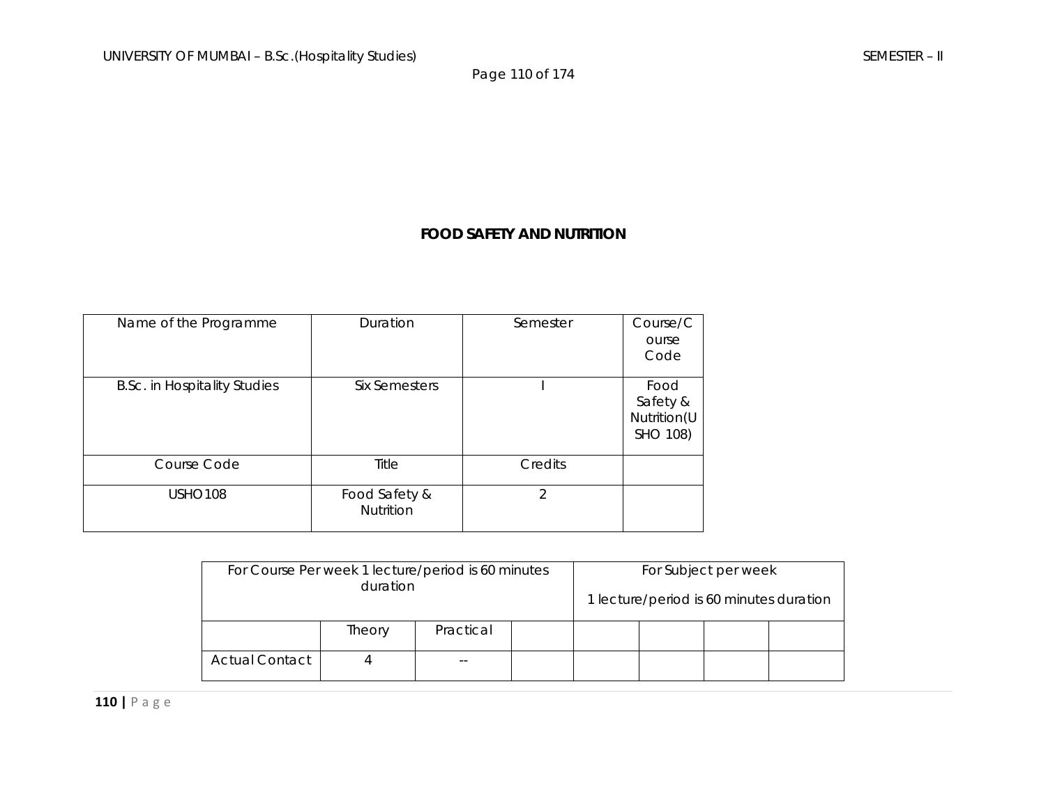## FOOD SAFETY AND NUTRITION

| Name of the Programme | Duration | Semester | Course/Course Code |
|---|---|---|---|
| B.Sc. in Hospitality Studies | Six Semesters | I | Food Safety & Nutrition(USHO 108) |
| Course Code | Title | Credits | |
| USHO108 | Food Safety & Nutrition | 2 | |

| For Course Per week 1 lecture/period is 60 minutes duration | | | | For Subject per week 1 lecture/period is 60 minutes duration | | | |
|---|---|---|---|---|---|---|---|
| | Theory | Practical | | | | | |
| Actual Contact | 4 | -- | | | | | |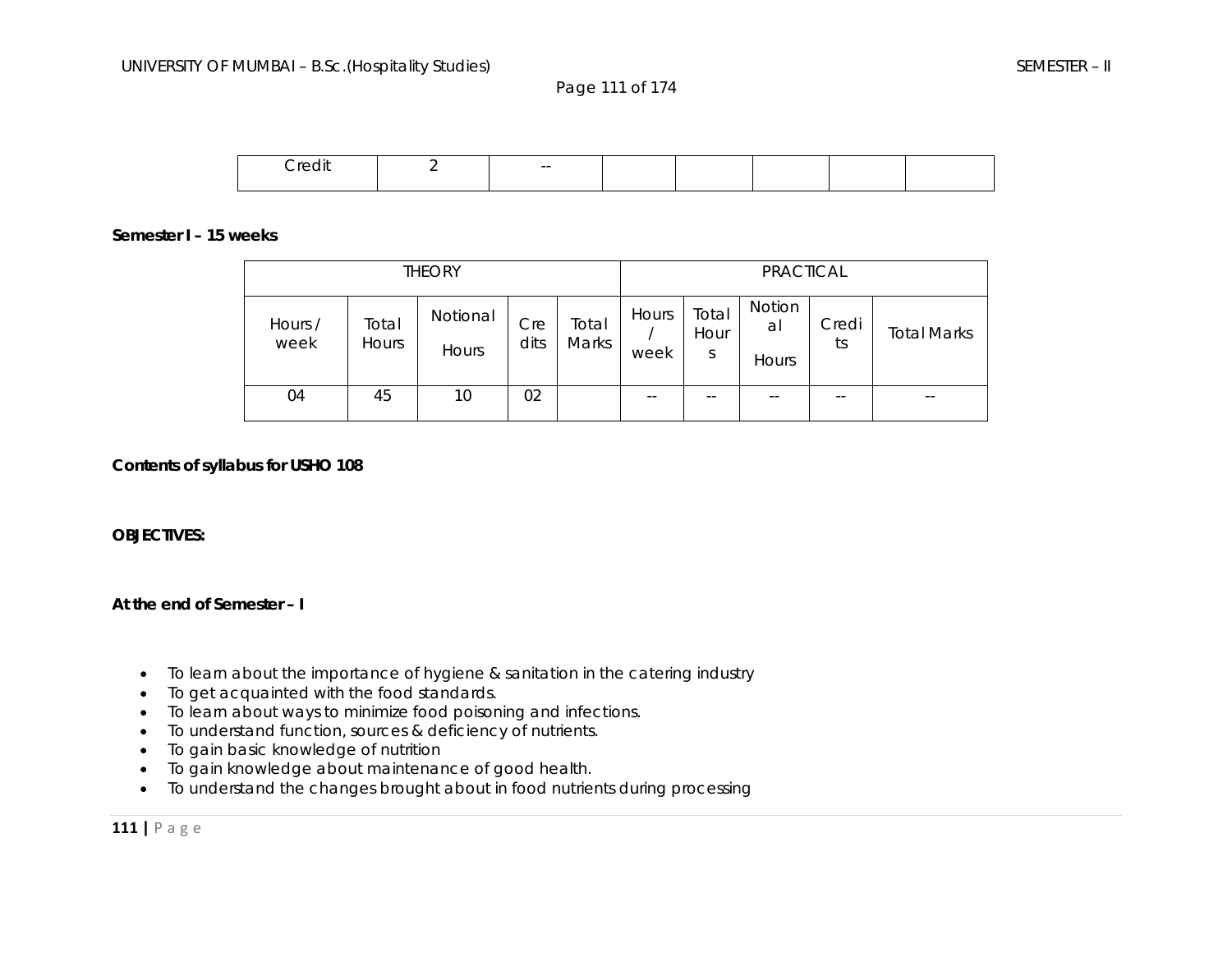| Credit | 2 | -- | | | | | |
|---|---|---|---|---|---|---|---|

**Semester I – 15 weeks**

| THEORY | | | | | PRACTICAL | | | | |
|---|---|---|---|---|---|---|---|---|---|
| Hours / week | Total Hours | Notional Hours | Credits | Total Marks | Hours / week | Total Hours | Notional Hours | Credits | Total Marks |
| 04 | 45 | 10 | 02 | | -- | -- | -- | -- | -- |

**Contents of syllabus for USHO 108**

**OBJECTIVES:**

**At the end of Semester – I**

- To learn about the importance of hygiene & sanitation in the catering industry
- To get acquainted with the food standards.
- To learn about ways to minimize food poisoning and infections.
- To understand function, sources & deficiency of nutrients.
- To gain basic knowledge of nutrition
- To gain knowledge about maintenance of good health.
- To understand the changes brought about in food nutrients during processing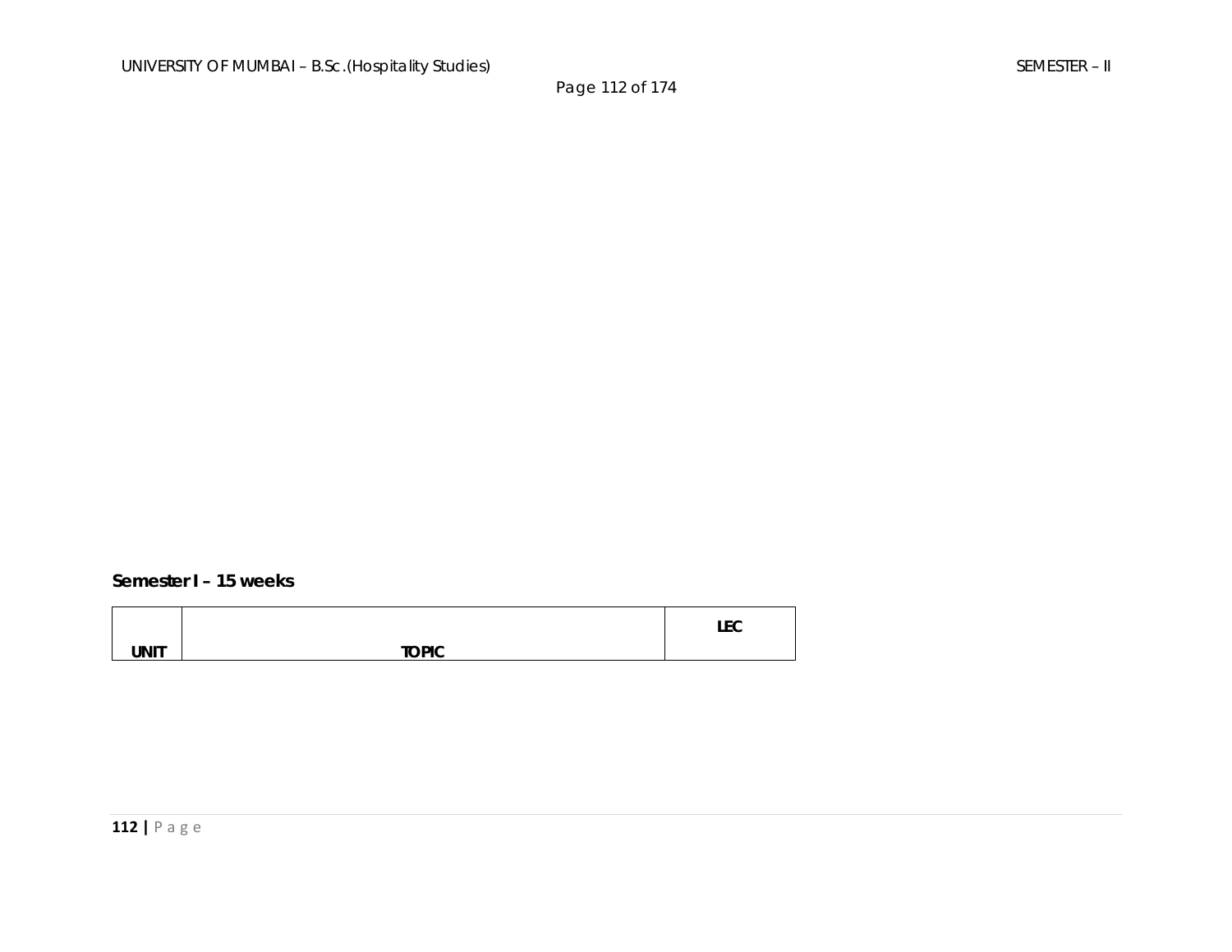**Semester I – 15 weeks**

| UNIT | TOPIC | LEC |
|---|---|---|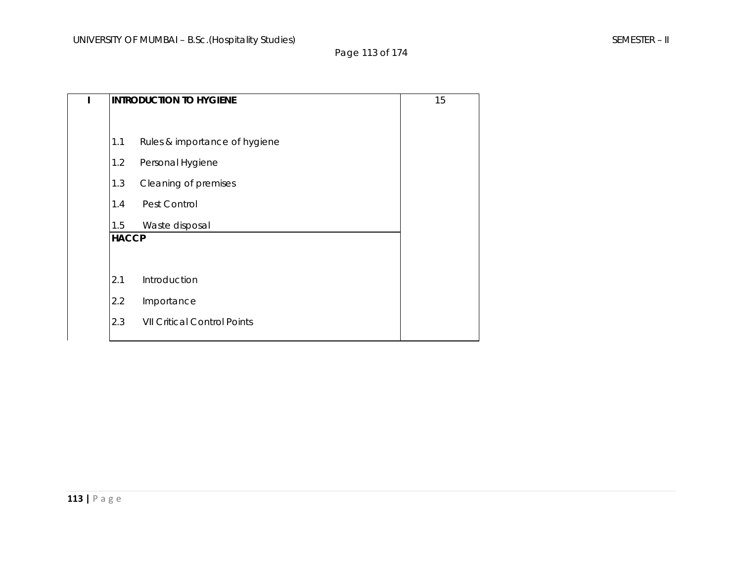| I | INTRODUCTION TO HYGIENE | 15 |
|---|---|---|
| | 1.1 Rules & importance of hygiene<br>1.2 Personal Hygiene<br>1.3 Cleaning of premises<br>1.4 Pest Control<br>1.5 Waste disposal | |
| | **HACCP**<br><br>2.1 Introduction<br>2.2 Importance<br>2.3 VII Critical Control Points | |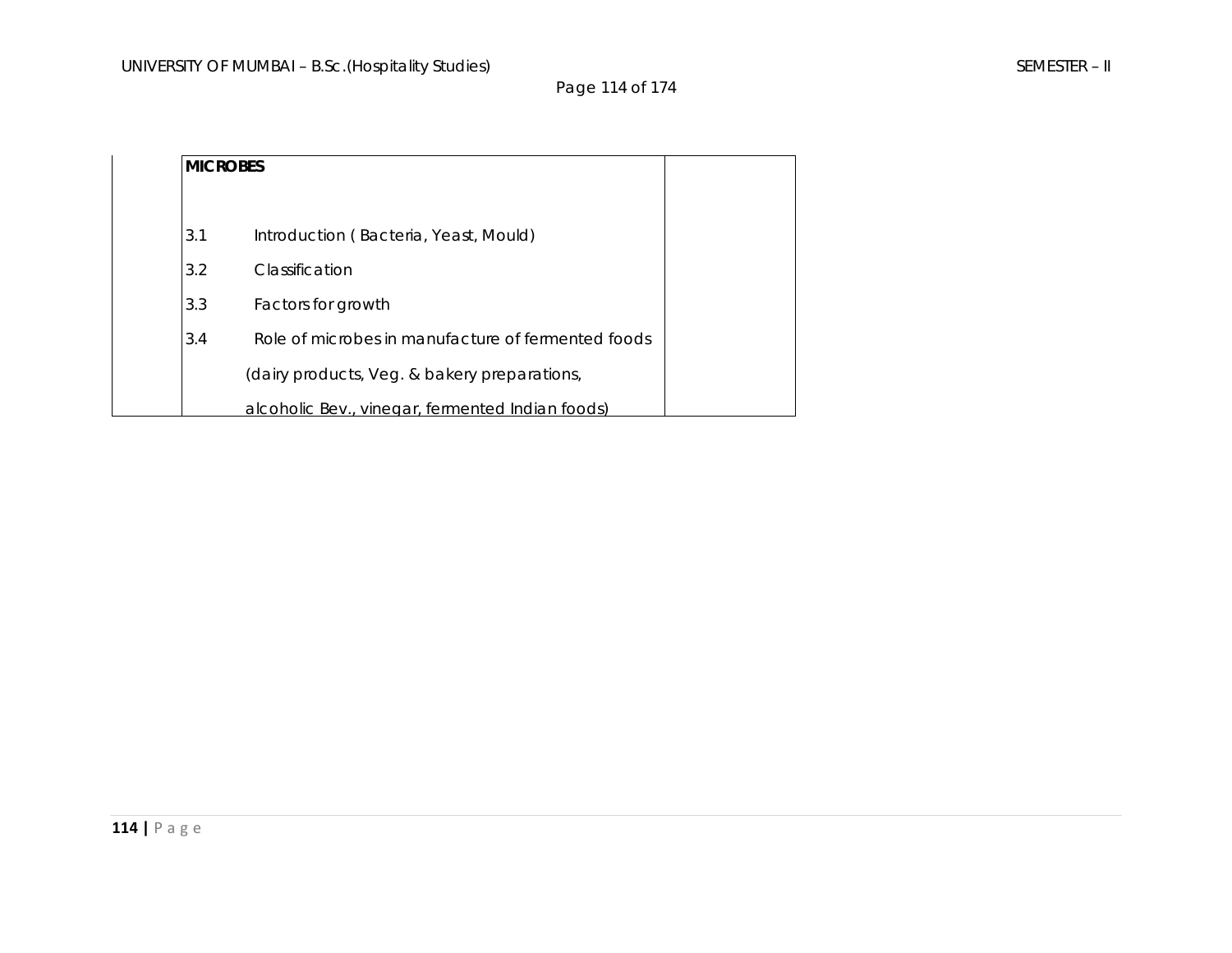| | MICROBES<br><br>3.1 Introduction ( Bacteria, Yeast, Mould)<br>3.2 Classification<br>3.3 Factors for growth<br>3.4 Role of microbes in manufacture of fermented foods (dairy products, Veg. & bakery preparations, alcoholic Bev., vinegar, fermented Indian foods) | |
|---|---|---|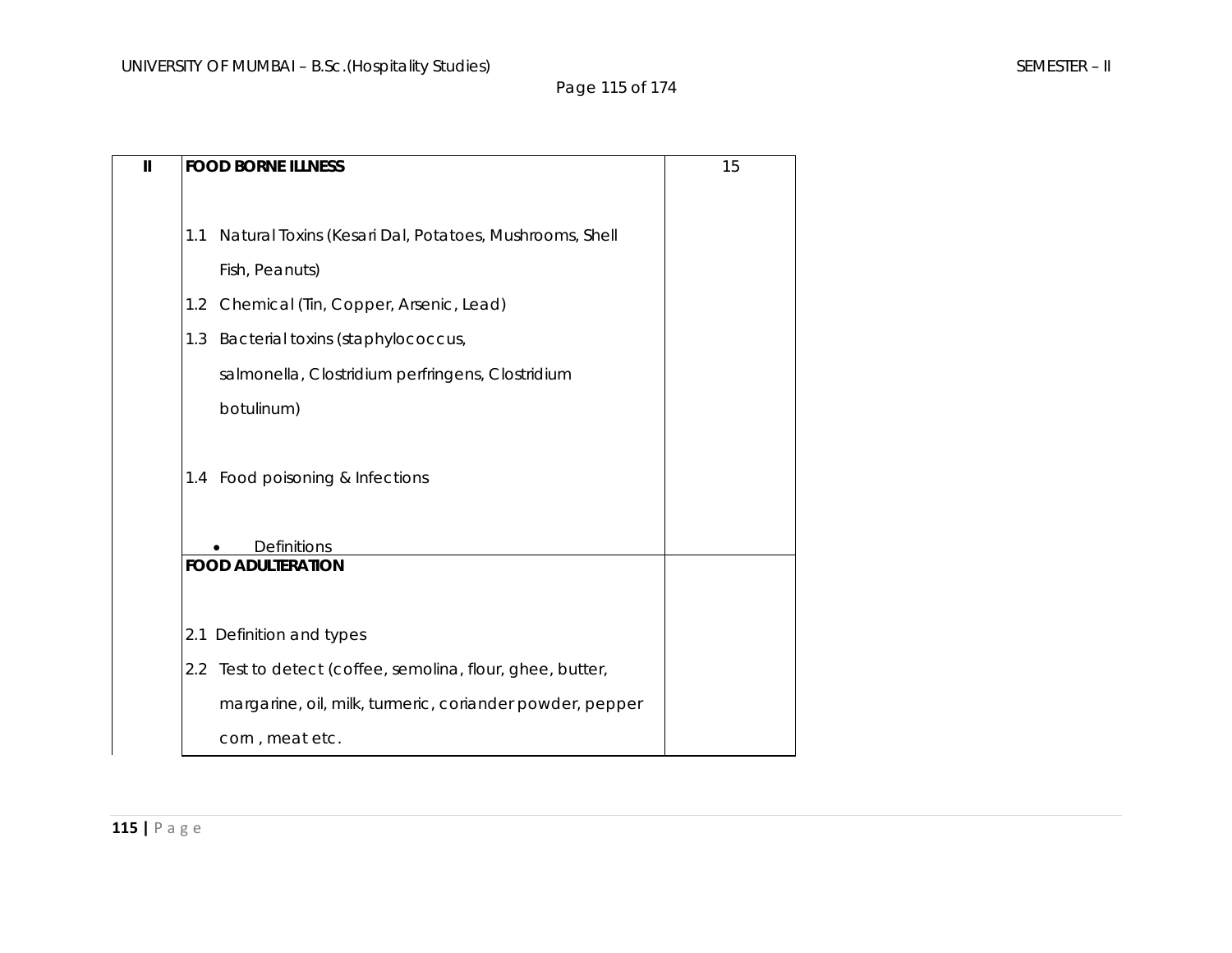| | | |
|---|---|---|
| II | **FOOD BORNE ILLNESS**<br><br>1.1 Natural Toxins (Kesari Dal, Potatoes, Mushrooms, Shell Fish, Peanuts)<br>1.2 Chemical (Tin, Copper, Arsenic, Lead)<br>1.3 Bacterial toxins (staphylococcus, salmonella, Clostridium perfringens, Clostridium botulinum)<br><br>1.4 Food poisoning & Infections<br><br>• Definitions | 15 |
| | **FOOD ADULTERATION**<br><br>2.1 Definition and types<br>2.2 Test to detect (coffee, semolina, flour, ghee, butter, margarine, oil, milk, turmeric, coriander powder, pepper corn , meat etc. | |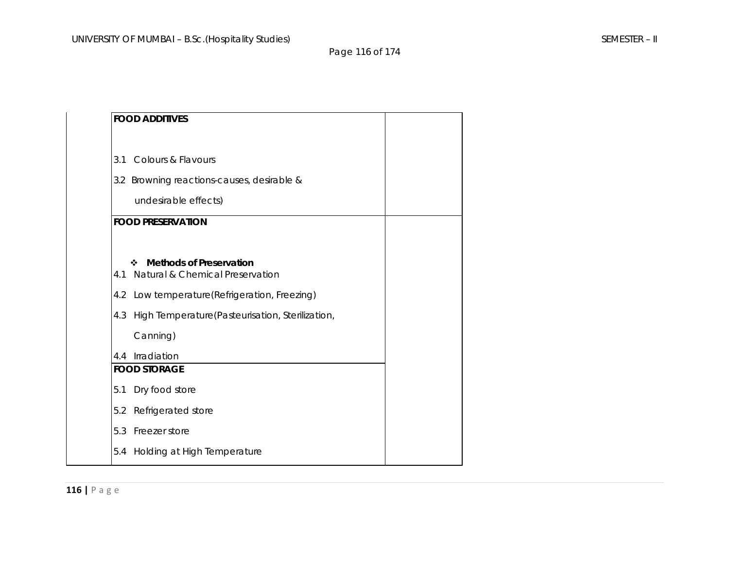| | | |
|---|---|---|
| | **FOOD ADDITIVES**<br><br>3.1 Colours & Flavours<br>3.2 Browning reactions-causes, desirable & undesirable effects) | |
| | **FOOD PRESERVATION**<br><br>❖ **Methods of Preservation**<br>4.1 Natural & Chemical Preservation<br>4.2 Low temperature(Refrigeration, Freezing)<br>4.3 High Temperature(Pasteurisation, Sterilization, Canning)<br>4.4 Irradiation | |
| | **FOOD STORAGE**<br>5.1 Dry food store<br>5.2 Refrigerated store<br>5.3 Freezer store<br>5.4 Holding at High Temperature | |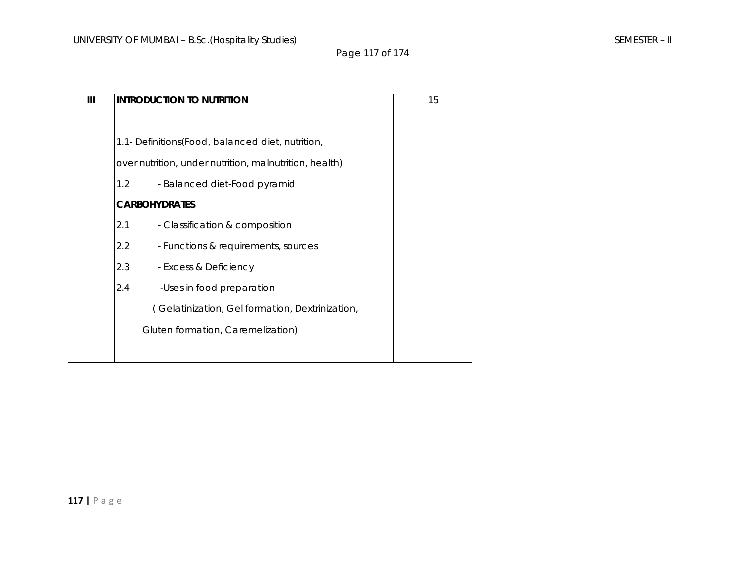| III | **INTRODUCTION TO NUTRITION**<br><br>1.1- Definitions(Food, balanced diet, nutrition, over nutrition, under nutrition, malnutrition, health)<br>1.2 - Balanced diet-Food pyramid | 15 |
|---|---|---|
| | **CARBOHYDRATES**<br>2.1 - Classification & composition<br>2.2 - Functions & requirements, sources<br>2.3 - Excess & Deficiency<br>2.4 -Uses in food preparation<br>( Gelatinization, Gel formation, Dextrinization, Gluten formation, Caremelization) | |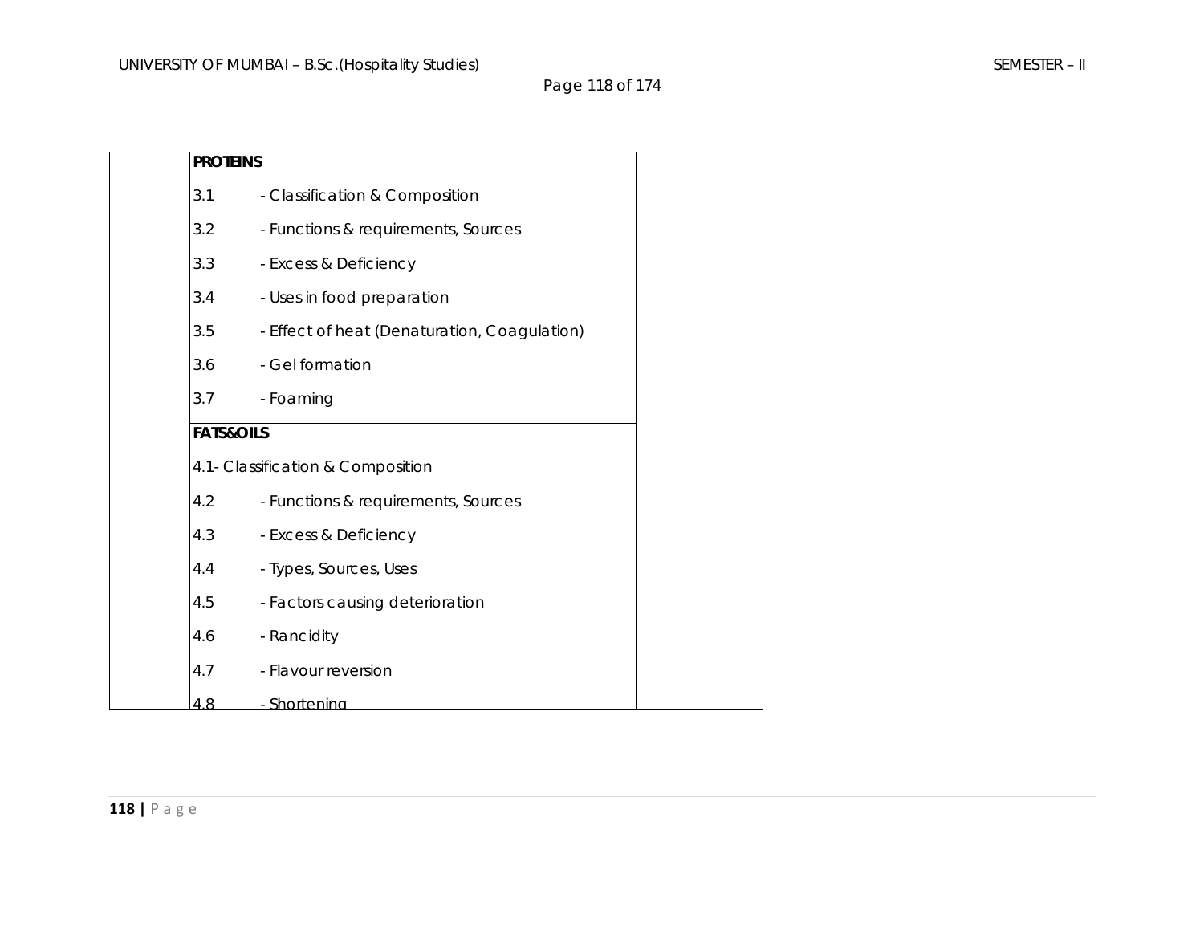| | | |
|---|---|---|
| | **PROTEINS**<br>3.1 - Classification & Composition<br>3.2 - Functions & requirements, Sources<br>3.3 - Excess & Deficiency<br>3.4 - Uses in food preparation<br>3.5 - Effect of heat (Denaturation, Coagulation)<br>3.6 - Gel formation<br>3.7 - Foaming | |
| | **FATS&OILS**<br>4.1- Classification & Composition<br>4.2 - Functions & requirements, Sources<br>4.3 - Excess & Deficiency<br>4.4 - Types, Sources, Uses<br>4.5 - Factors causing deterioration<br>4.6 - Rancidity<br>4.7 - Flavour reversion<br>4.8 - Shortening | |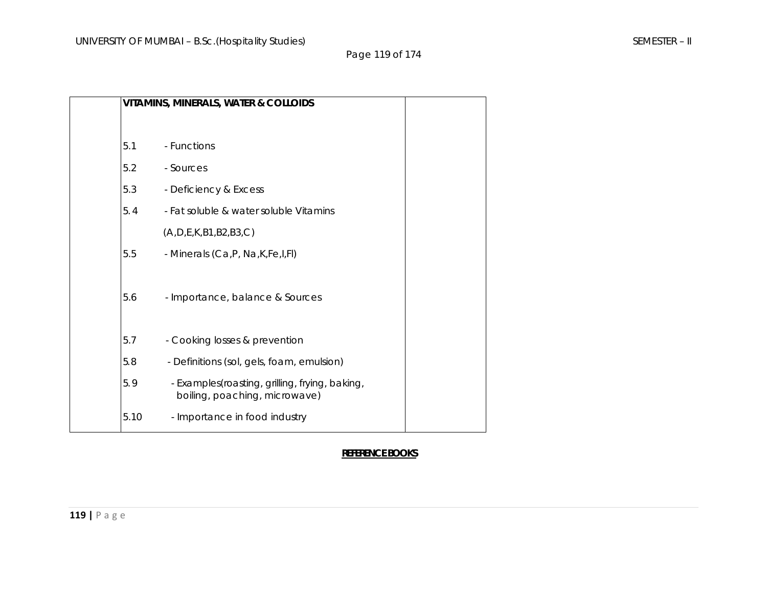| | VITAMINS, MINERALS, WATER & COLLOIDS<br><br>5.1 - Functions<br>5.2 - Sources<br>5.3 - Deficiency & Excess<br>5. 4 - Fat soluble & water soluble Vitamins<br>(A,D,E,K,B1,B2,B3,C)<br>5.5 - Minerals (Ca,P, Na,K,Fe,I,Fl)<br><br>5.6 - Importance, balance & Sources<br><br>5.7 - Cooking losses & prevention<br>5.8 - Definitions (sol, gels, foam, emulsion)<br>5. 9 - Examples(roasting, grilling, frying, baking, boiling, poaching, microwave)<br>5.10 - Importance in food industry | |
|---|---|---|

**REFERENCE BOOKS**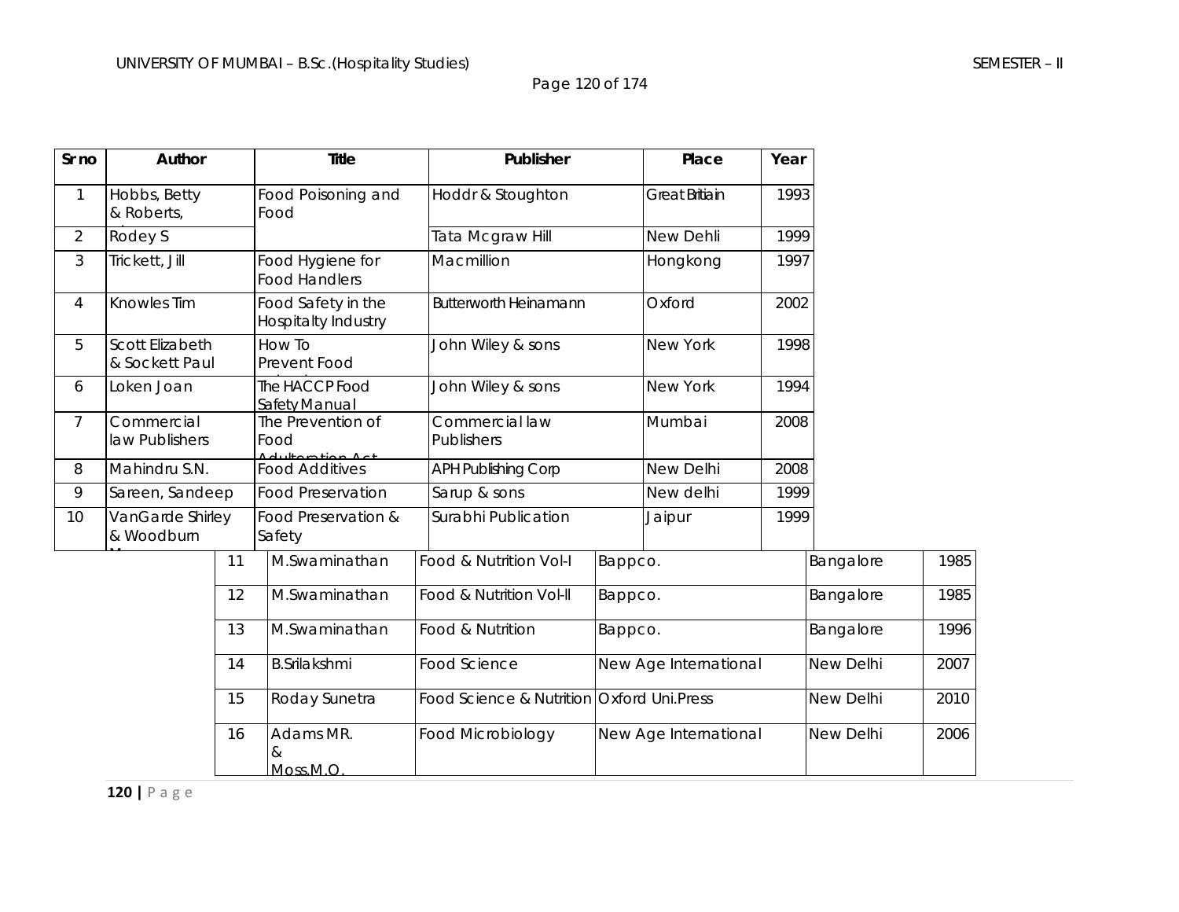| Sr no | Author | Title | Publisher | Place | Year |
|---|---|---|---|---|---|
| 1 | Hobbs, Betty & Roberts, | Food Poisoning and Food | Hoddr & Stoughton | Great Britiain | 1993 |
| 2 | Rodey S | | Tata Mcgraw Hill | New Dehli | 1999 |
| 3 | Trickett, Jill | Food Hygiene for Food Handlers | Macmillion | Hongkong | 1997 |
| 4 | Knowles Tim | Food Safety in the Hospitalty Industry | Butterworth Heinamann | Oxford | 2002 |
| 5 | Scott Elizabeth & Sockett Paul | How To Prevent Food | John Wiley & sons | New York | 1998 |
| 6 | Loken Joan | The HACCP Food Safety Manual | John Wiley & sons | New York | 1994 |
| 7 | Commercial law Publishers | The Prevention of Food Adulteration Act | Commercial law Publishers | Mumbai | 2008 |
| 8 | Mahindru S.N. | Food Additives | APH Publishing Corp | New Delhi | 2008 |
| 9 | Sareen, Sandeep | Food Preservation | Sarup & sons | New delhi | 1999 |
| 10 | VanGarde Shirley & Woodburn | Food Preservation & Safety | Surabhi Publication | Jaipur | 1999 |
| 11 | M.Swaminathan | Food & Nutrition Vol-I | Bappco. | Bangalore | 1985 |
| 12 | M.Swaminathan | Food & Nutrition Vol-II | Bappco. | Bangalore | 1985 |
| 13 | M.Swaminathan | Food & Nutrition | Bappco. | Bangalore | 1996 |
| 14 | B.Srilakshmi | Food Science | New Age International | New Delhi | 2007 |
| 15 | Roday Sunetra | Food Science & Nutrition | Oxford Uni.Press | New Delhi | 2010 |
| 16 | Adams MR. & Moss.M.O. | Food Microbiology | New Age International | New Delhi | 2006 |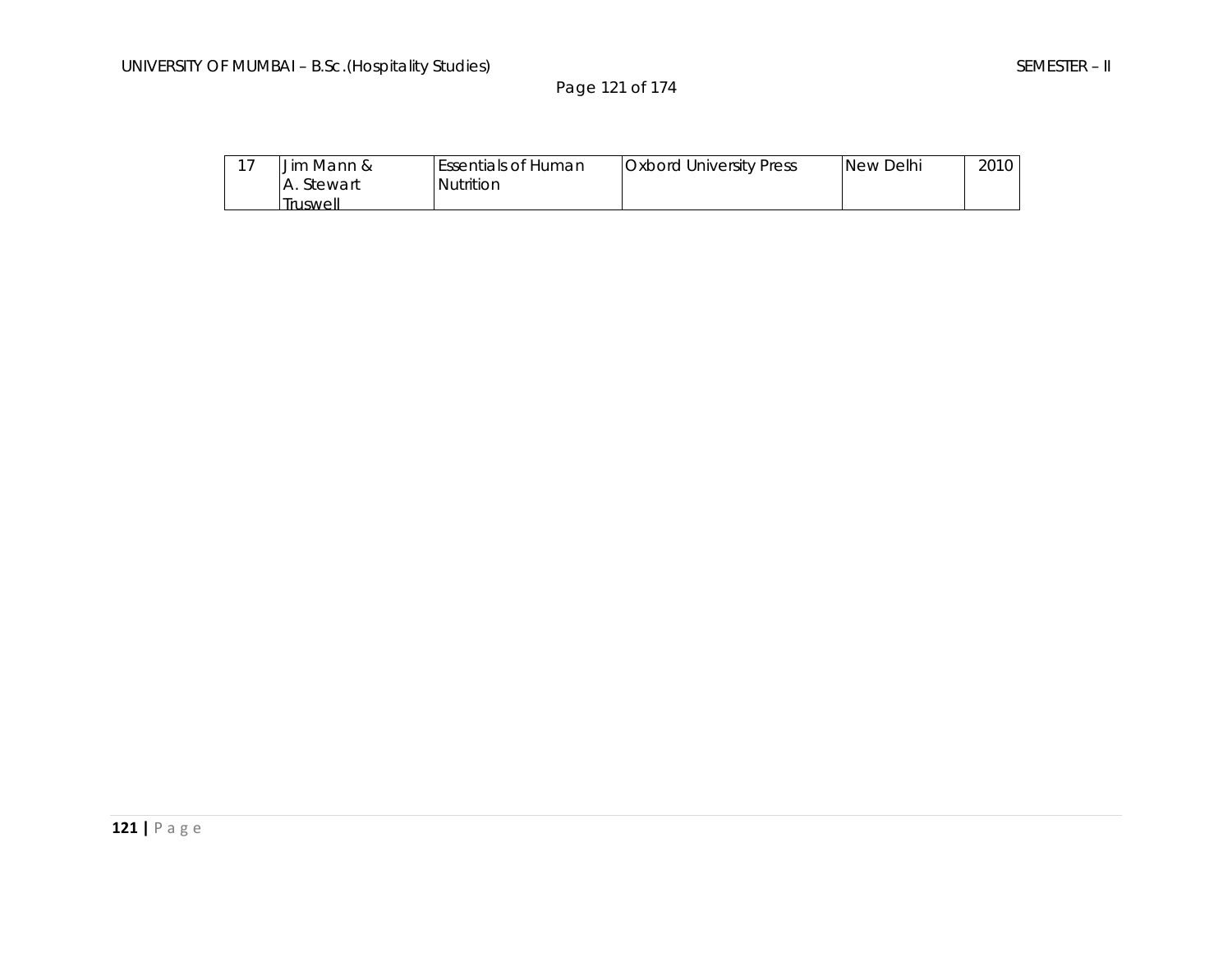| 17 | Jim Mann & A. Stewart Truswell | Essentials of Human Nutrition | Oxbord University Press | New Delhi | 2010 |
|---|---|---|---|---|---|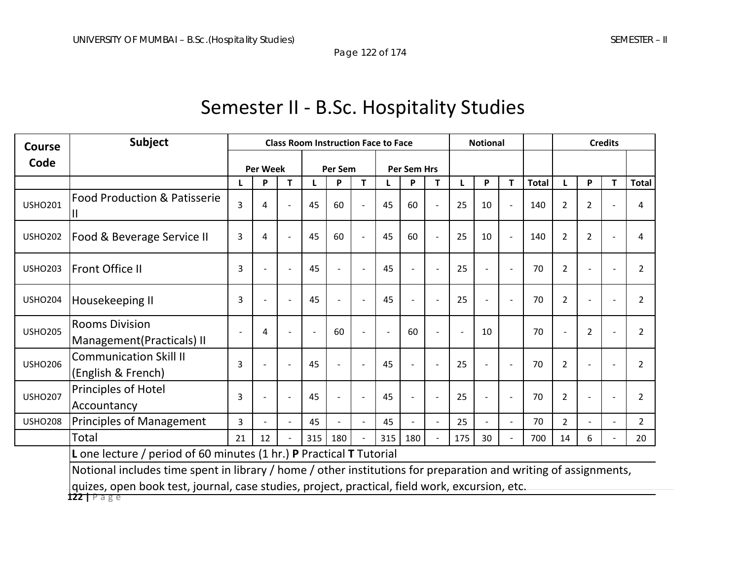# Semester II - B.Sc. Hospitality Studies

| Course Code | Subject | Class Room Instruction Face to Face | | | | | | | | | Notional | | | | Credits | | | |
|---|---|---|---|---|---|---|---|---|---|---|---|---|---|---|---|---|---|---|
| | | Per Week | | | Per Sem | | | Per Sem Hrs | | | | | | | | | | |
| | | L | P | T | L | P | T | L | P | T | L | P | T | Total | L | P | T | Total |
| USHO201 | Food Production & Patisserie II | 3 | 4 | - | 45 | 60 | - | 45 | 60 | - | 25 | 10 | - | 140 | 2 | 2 | - | 4 |
| USHO202 | Food & Beverage Service II | 3 | 4 | - | 45 | 60 | - | 45 | 60 | - | 25 | 10 | - | 140 | 2 | 2 | - | 4 |
| USHO203 | Front Office II | 3 | - | - | 45 | - | - | 45 | - | - | 25 | - | - | 70 | 2 | - | - | 2 |
| USHO204 | Housekeeping II | 3 | - | - | 45 | - | - | 45 | - | - | 25 | - | - | 70 | 2 | - | - | 2 |
| USHO205 | Rooms Division Management(Practicals) II | - | 4 | - | - | 60 | - | - | 60 | - | - | 10 | | 70 | - | 2 | - | 2 |
| USHO206 | Communication Skill II (English & French) | 3 | - | - | 45 | - | - | 45 | - | - | 25 | - | - | 70 | 2 | - | - | 2 |
| USHO207 | Principles of Hotel Accountancy | 3 | - | - | 45 | - | - | 45 | - | - | 25 | - | - | 70 | 2 | - | - | 2 |
| USHO208 | Principles of Management | 3 | - | - | 45 | - | - | 45 | - | - | 25 | - | - | 70 | 2 | - | - | 2 |
| | Total | 21 | 12 | - | 315 | 180 | - | 315 | 180 | - | 175 | 30 | - | 700 | 14 | 6 | - | 20 |

**L** one lecture / period of 60 minutes (1 hr.) **P** Practical **T** Tutorial

Notional includes time spent in library / home / other institutions for preparation and writing of assignments, quizes, open book test, journal, case studies, project, practical, field work, excursion, etc.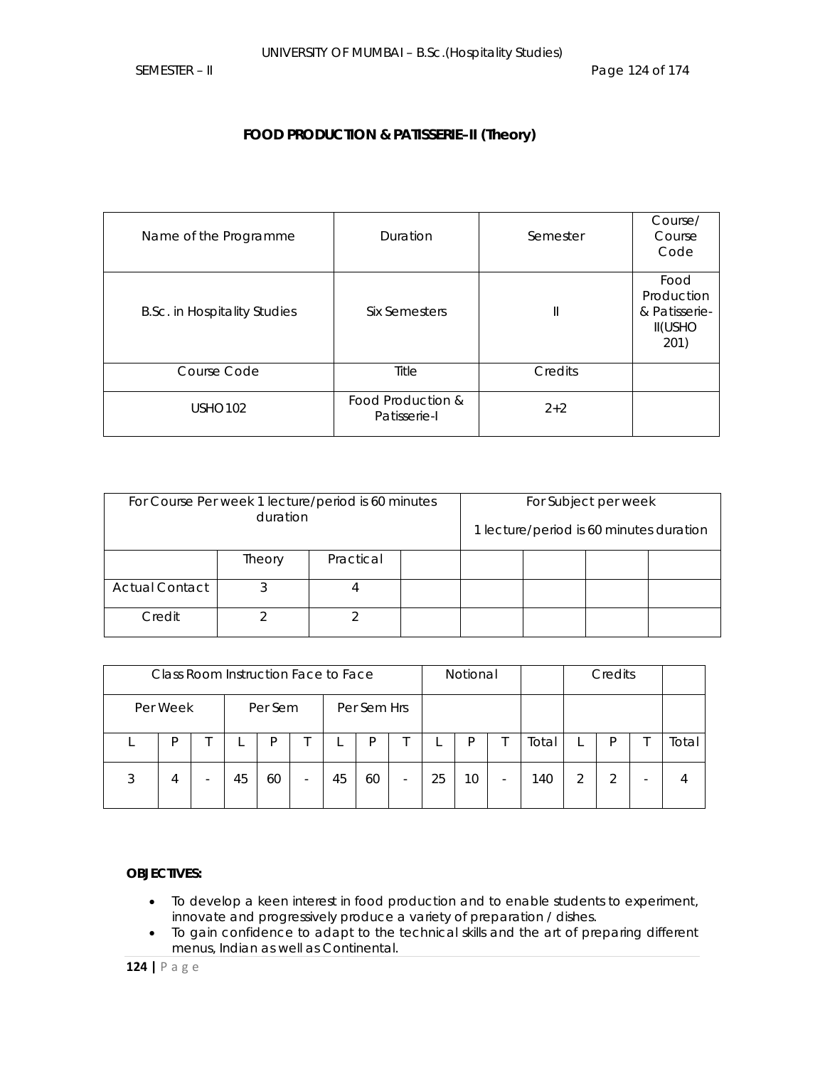## FOOD PRODUCTION & PATISSERIE–II (Theory)

| Name of the Programme | Duration | Semester | Course/ Course Code |
|---|---|---|---|
| B.Sc. in Hospitality Studies | Six Semesters | II | Food Production & Patisserie-II(USHO 201) |
| Course Code | Title | Credits | |
| USHO102 | Food Production & Patisserie-I | 2+2 | |

| For Course Per week 1 lecture/period is 60 minutes duration | | | | For Subject per week 1 lecture/period is 60 minutes duration | | | |
|---|---|---|---|---|---|---|---|
| | Theory | Practical | | | | | |
| Actual Contact | 3 | 4 | | | | | |
| Credit | 2 | 2 | | | | | |

| Class Room Instruction Face to Face | | | | | | | | | Notional | | | | Credits | | | |
|---|---|---|---|---|---|---|---|---|---|---|---|---|---|---|---|---|
| Per Week | | | Per Sem | | | Per Sem Hrs | | | | | | | | | | |
| L | P | T | L | P | T | L | P | T | L | P | T | Total | L | P | T | Total |
| 3 | 4 | - | 45 | 60 | - | 45 | 60 | - | 25 | 10 | - | 140 | 2 | 2 | - | 4 |

**OBJECTIVES:**

- To develop a keen interest in food production and to enable students to experiment, innovate and progressively produce a variety of preparation / dishes.
- To gain confidence to adapt to the technical skills and the art of preparing different menus, Indian as well as Continental.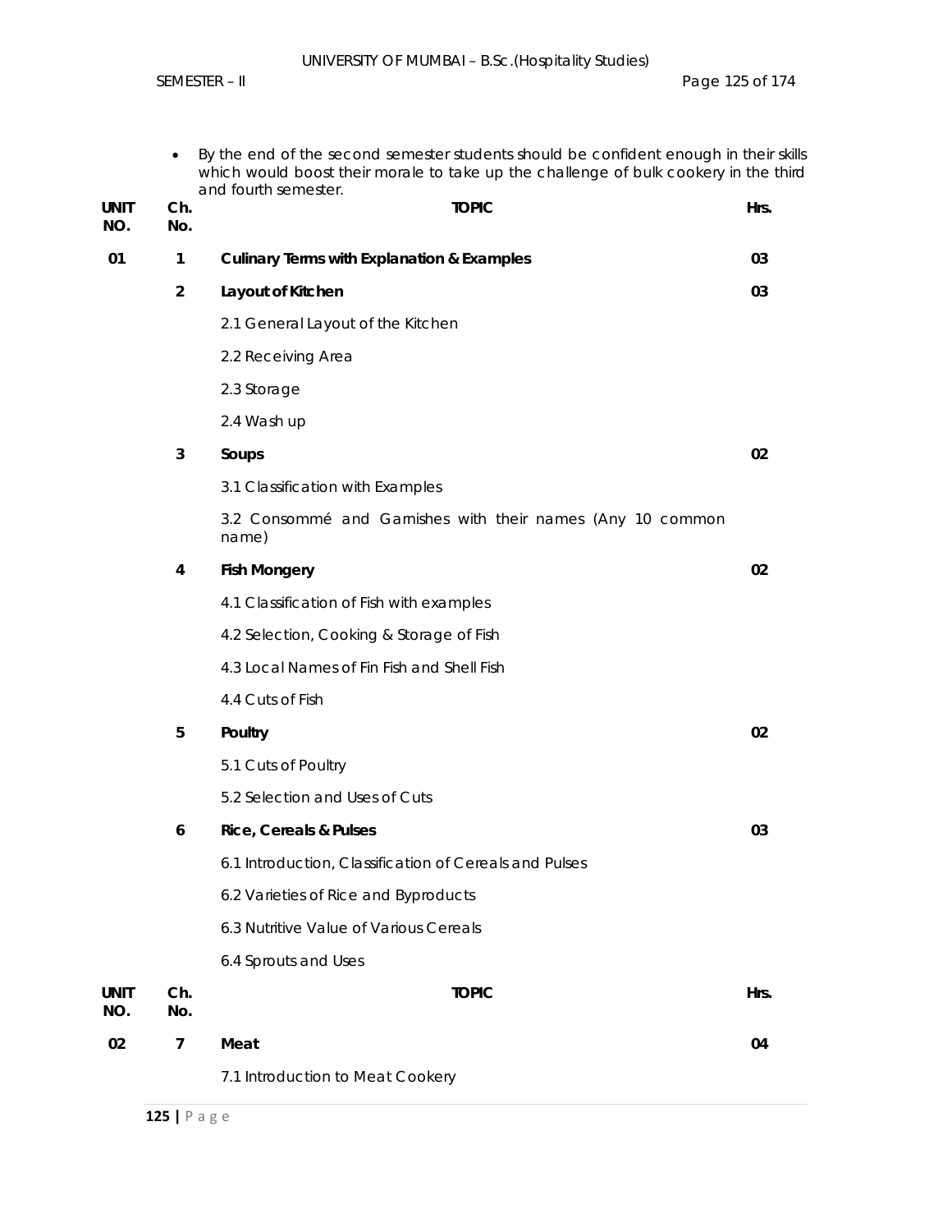- By the end of the second semester students should be confident enough in their skills which would boost their morale to take up the challenge of bulk cookery in the third and fourth semester.

| UNIT NO. | Ch. No. | TOPIC | Hrs. |
|---|---|---|---|
| 01 | 1 | **Culinary Terms with Explanation & Examples** | 03 |
| | 2 | **Layout of Kitchen** | 03 |
| | | 2.1 General Layout of the Kitchen | |
| | | 2.2 Receiving Area | |
| | | 2.3 Storage | |
| | | 2.4 Wash up | |
| | 3 | **Soups** | 02 |
| | | 3.1 Classification with Examples | |
| | | 3.2 Consommé and Garnishes with their names (Any 10 common name) | |
| | 4 | **Fish Mongery** | 02 |
| | | 4.1 Classification of Fish with examples | |
| | | 4.2 Selection, Cooking & Storage of Fish | |
| | | 4.3 Local Names of Fin Fish and Shell Fish | |
| | | 4.4 Cuts of Fish | |
| | 5 | **Poultry** | 02 |
| | | 5.1 Cuts of Poultry | |
| | | 5.2 Selection and Uses of Cuts | |
| | 6 | **Rice, Cereals & Pulses** | 03 |
| | | 6.1 Introduction, Classification of Cereals and Pulses | |
| | | 6.2 Varieties of Rice and Byproducts | |
| | | 6.3 Nutritive Value of Various Cereals | |
| | | 6.4 Sprouts and Uses | |

| UNIT NO. | Ch. No. | TOPIC | Hrs. |
|---|---|---|---|
| 02 | 7 | **Meat** | 04 |
| | | 7.1 Introduction to Meat Cookery | |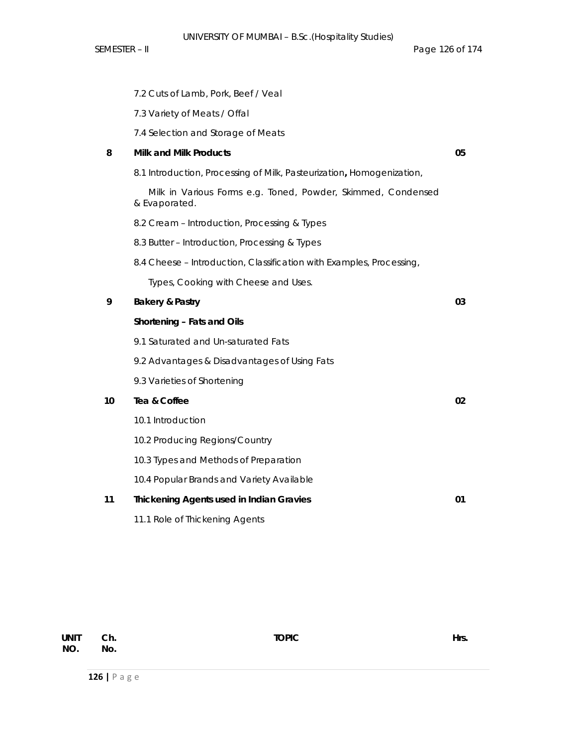| | | | |
|---|---|---|---|
| | | 7.2 Cuts of Lamb, Pork, Beef / Veal | |
| | | 7.3 Variety of Meats / Offal | |
| | | 7.4 Selection and Storage of Meats | |
| | **8** | **Milk and Milk Products** | **05** |
| | | 8.1 Introduction, Processing of Milk, Pasteurization**,** Homogenization, Milk in Various Forms e.g. Toned, Powder, Skimmed, Condensed & Evaporated. | |
| | | 8.2 Cream – Introduction, Processing & Types | |
| | | 8.3 Butter – Introduction, Processing & Types | |
| | | 8.4 Cheese – Introduction, Classification with Examples, Processing, Types, Cooking with Cheese and Uses. | |
| | **9** | **Bakery & Pastry** | **03** |
| | | **Shortening – Fats and Oils** | |
| | | 9.1 Saturated and Un-saturated Fats | |
| | | 9.2 Advantages & Disadvantages of Using Fats | |
| | | 9.3 Varieties of Shortening | |
| | **10** | **Tea & Coffee** | **02** |
| | | 10.1 Introduction | |
| | | 10.2 Producing Regions/Country | |
| | | 10.3 Types and Methods of Preparation | |
| | | 10.4 Popular Brands and Variety Available | |
| | **11** | **Thickening Agents used in Indian Gravies** | **01** |
| | | 11.1 Role of Thickening Agents | |

| **UNIT NO.** | **Ch. No.** | **TOPIC** | **Hrs.** |
|---|---|---|---|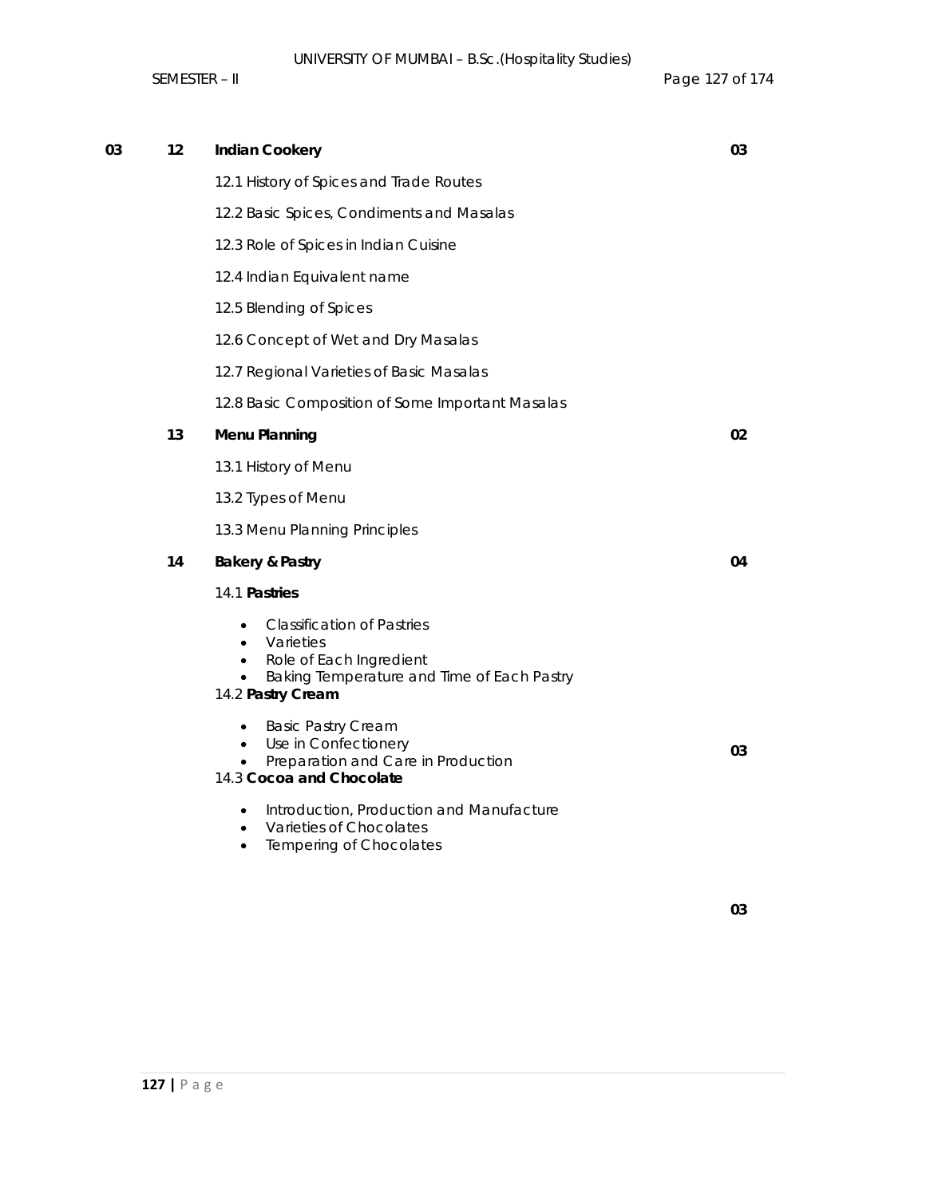| | | | |
|---|---|---|---|
| 03 | 12 | **Indian Cookery** | 03 |
| | | 12.1 History of Spices and Trade Routes | |
| | | 12.2 Basic Spices, Condiments and Masalas | |
| | | 12.3 Role of Spices in Indian Cuisine | |
| | | 12.4 Indian Equivalent name | |
| | | 12.5 Blending of Spices | |
| | | 12.6 Concept of Wet and Dry Masalas | |
| | | 12.7 Regional Varieties of Basic Masalas | |
| | | 12.8 Basic Composition of Some Important Masalas | |
| | 13 | **Menu Planning** | 02 |
| | | 13.1 History of Menu | |
| | | 13.2 Types of Menu | |
| | | 13.3 Menu Planning Principles | |
| | 14 | **Bakery & Pastry** | 04 |
| | | 14.1 **Pastries**<br>• Classification of Pastries<br>• Varieties<br>• Role of Each Ingredient<br>• Baking Temperature and Time of Each Pastry | |
| | | 14.2 **Pastry Cream**<br>• Basic Pastry Cream<br>• Use in Confectionery<br>• Preparation and Care in Production | 03 |
| | | 14.3 **Cocoa and Chocolate**<br>• Introduction, Production and Manufacture<br>• Varieties of Chocolates<br>• Tempering of Chocolates | 03 |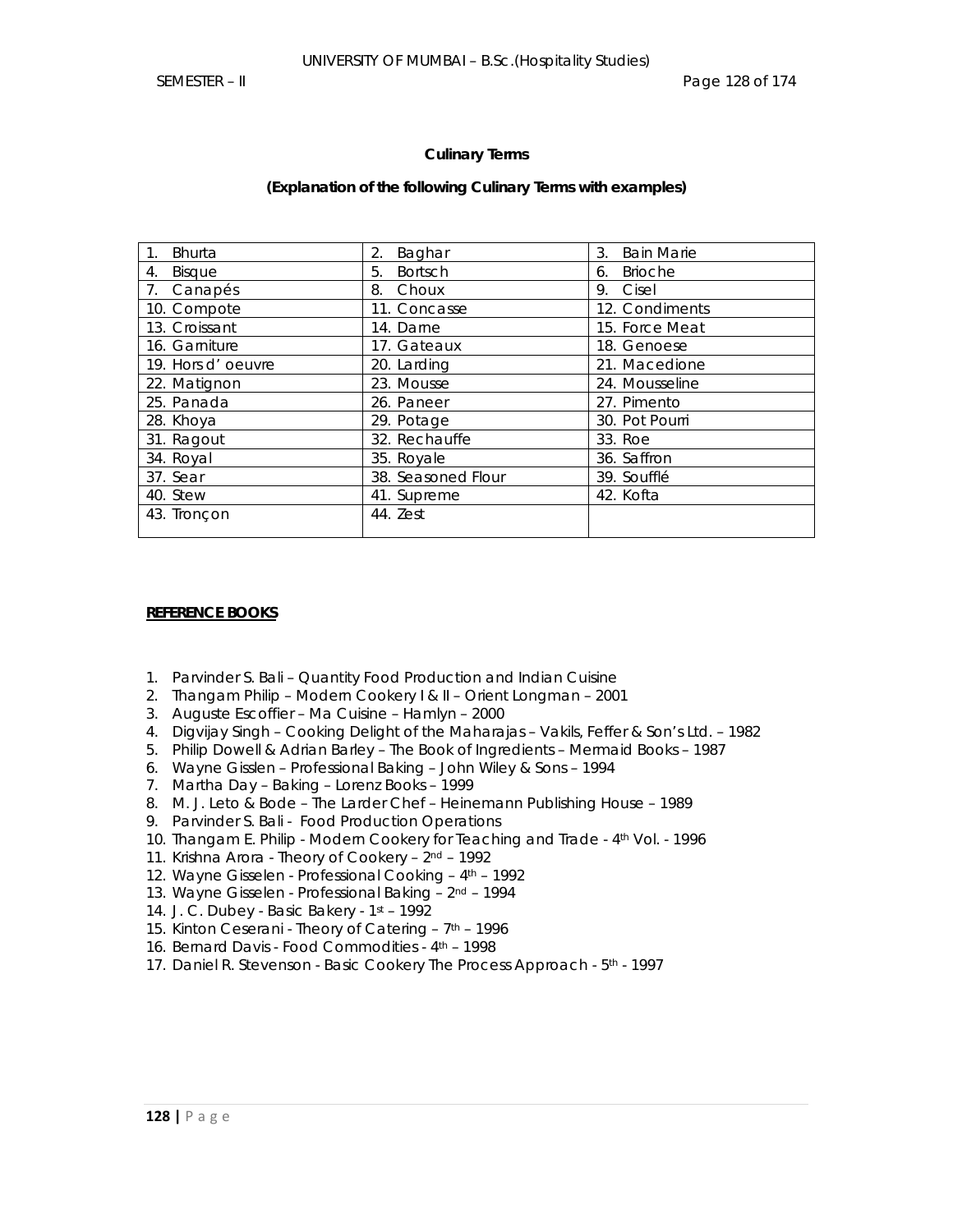**Culinary Terms**

**(Explanation of the following Culinary Terms with examples)**

| | | |
|---|---|---|
| 1. Bhurta | 2. Baghar | 3. Bain Marie |
| 4. Bisque | 5. Bortsch | 6. Brioche |
| 7. Canapés | 8. Choux | 9. Cisel |
| 10. Compote | 11. Concasse | 12. Condiments |
| 13. Croissant | 14. Darne | 15. Force Meat |
| 16. Garniture | 17. Gateaux | 18. Genoese |
| 19. Hors d' oeuvre | 20. Larding | 21. Macedione |
| 22. Matignon | 23. Mousse | 24. Mousseline |
| 25. Panada | 26. Paneer | 27. Pimento |
| 28. Khoya | 29. Potage | 30. Pot Pourri |
| 31. Ragout | 32. Rechauffe | 33. Roe |
| 34. Royal | 35. Royale | 36. Saffron |
| 37. Sear | 38. Seasoned Flour | 39. Soufflé |
| 40. Stew | 41. Supreme | 42. Kofta |
| 43. Tronçon | 44. Zest | |

**REFERENCE BOOKS**

1. Parvinder S. Bali – Quantity Food Production and Indian Cuisine
2. Thangam Philip – Modern Cookery I & II – Orient Longman – 2001
3. Auguste Escoffier – Ma Cuisine – Hamlyn – 2000
4. Digvijay Singh – Cooking Delight of the Maharajas – Vakils, Feffer & Son's Ltd. – 1982
5. Philip Dowell & Adrian Barley – The Book of Ingredients – Mermaid Books – 1987
6. Wayne Gisslen – Professional Baking – John Wiley & Sons – 1994
7. Martha Day – Baking – Lorenz Books – 1999
8. M. J. Leto & Bode – The Larder Chef – Heinemann Publishing House – 1989
9. Parvinder S. Bali - Food Production Operations
10. Thangam E. Philip - Modern Cookery for Teaching and Trade - 4th Vol. - 1996
11. Krishna Arora - Theory of Cookery – 2nd – 1992
12. Wayne Gisselen - Professional Cooking – 4th – 1992
13. Wayne Gisselen - Professional Baking – 2nd – 1994
14. J. C. Dubey - Basic Bakery - 1st – 1992
15. Kinton Ceserani - Theory of Catering – 7th – 1996
16. Bernard Davis - Food Commodities - 4th – 1998
17. Daniel R. Stevenson - Basic Cookery The Process Approach - 5th - 1997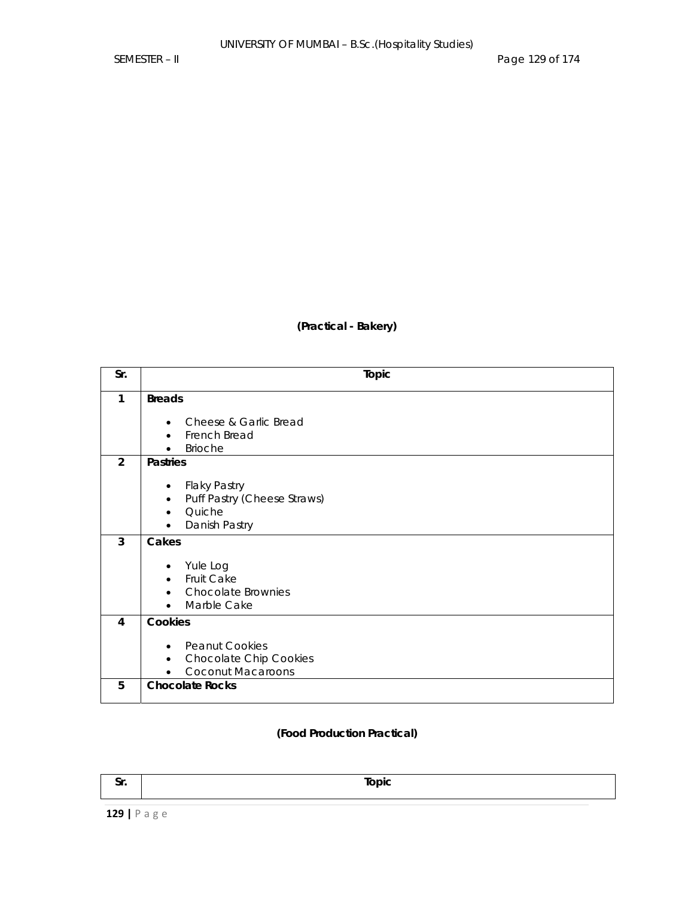**(Practical - Bakery)**

| Sr. | Topic |
|---|---|
| 1 | **Breads**<br>• Cheese & Garlic Bread<br>• French Bread<br>• Brioche |
| 2 | **Pastries**<br>• Flaky Pastry<br>• Puff Pastry (Cheese Straws)<br>• Quiche<br>• Danish Pastry |
| 3 | **Cakes**<br>• Yule Log<br>• Fruit Cake<br>• Chocolate Brownies<br>• Marble Cake |
| 4 | **Cookies**<br>• Peanut Cookies<br>• Chocolate Chip Cookies<br>• Coconut Macaroons |
| 5 | **Chocolate Rocks** |

**(Food Production Practical)**

| Sr. | Topic |
|---|---|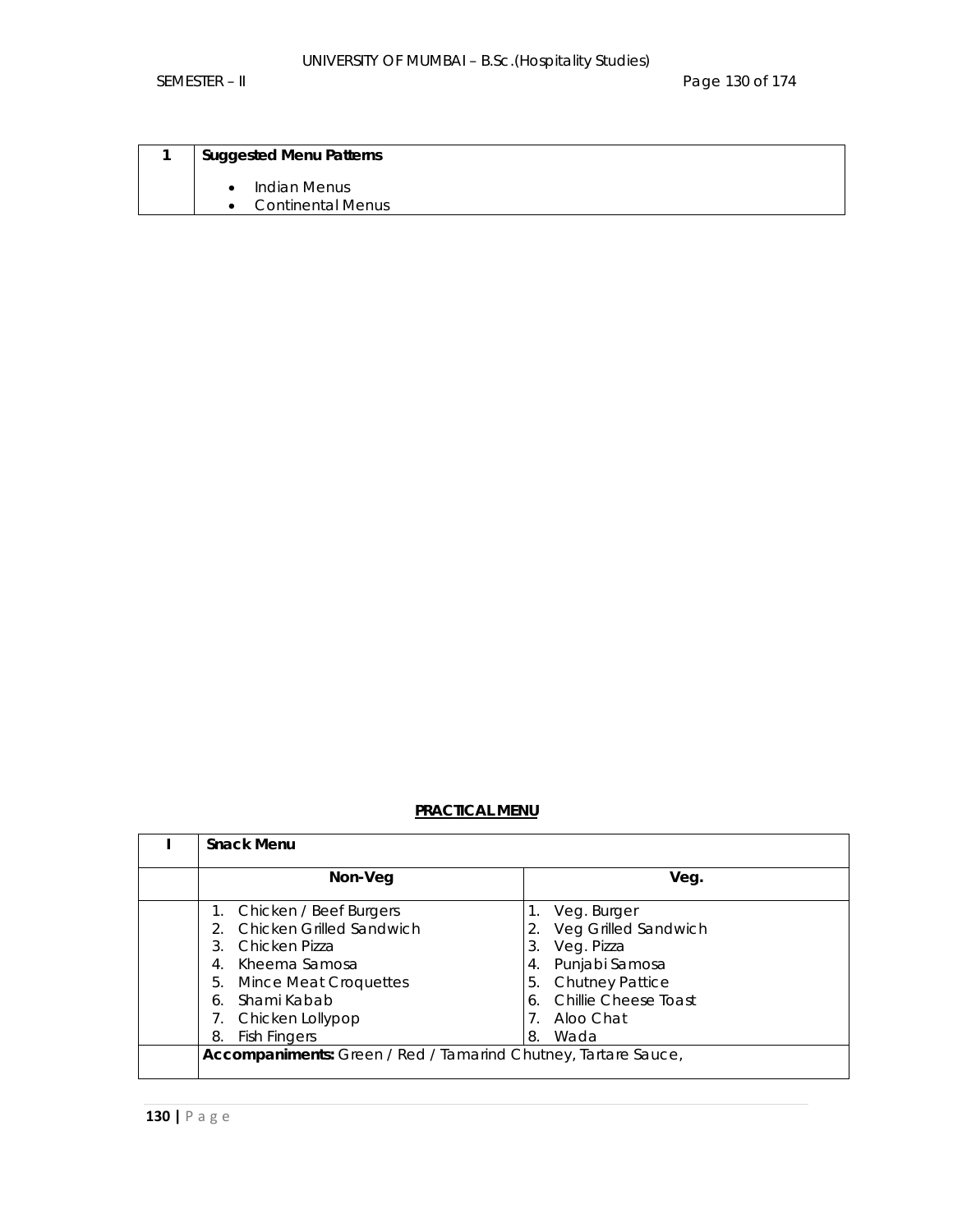| 1 | **Suggested Menu Patterns**<br>• Indian Menus<br>• Continental Menus |
|---|---|

**PRACTICAL MENU**

| I | **Snack Menu** | |
|---|---|---|
| | **Non-Veg** | **Veg.** |
| | 1. Chicken / Beef Burgers<br>2. Chicken Grilled Sandwich<br>3. Chicken Pizza<br>4. Kheema Samosa<br>5. Mince Meat Croquettes<br>6. Shami Kabab<br>7. Chicken Lollypop<br>8. Fish Fingers | 1. Veg. Burger<br>2. Veg Grilled Sandwich<br>3. Veg. Pizza<br>4. Punjabi Samosa<br>5. Chutney Pattice<br>6. Chillie Cheese Toast<br>7. Aloo Chat<br>8. Wada |
| | **Accompaniments:** Green / Red / Tamarind Chutney, Tartare Sauce, | |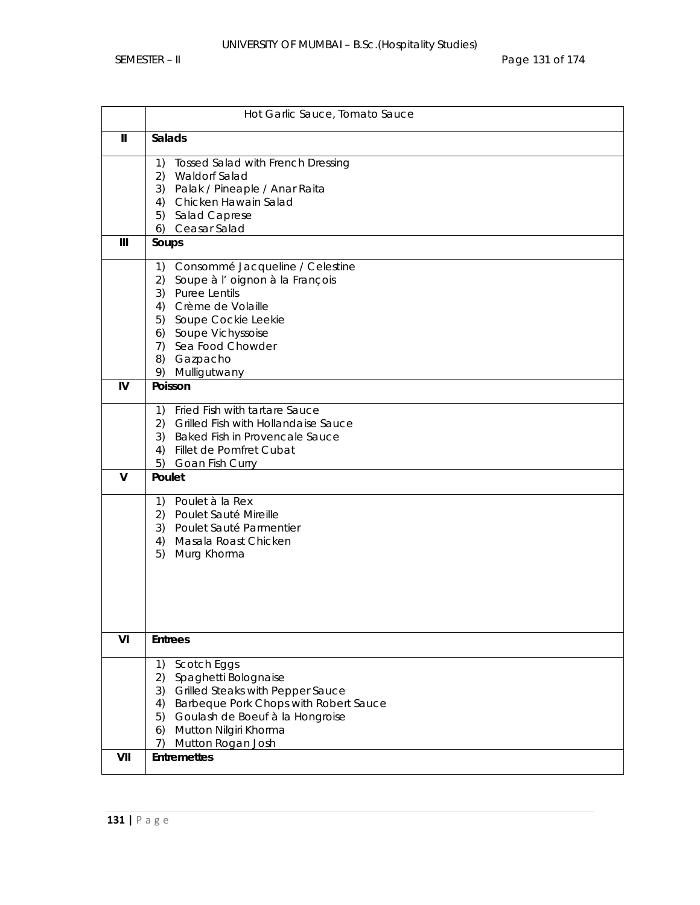| | Hot Garlic Sauce, Tomato Sauce |
|---|---|
| **II** | **Salads** |
| | 1) Tossed Salad with French Dressing<br>2) Waldorf Salad<br>3) Palak / Pineaple / Anar Raita<br>4) Chicken Hawain Salad<br>5) Salad Caprese<br>6) Ceasar Salad |
| **III** | **Soups** |
| | 1) Consommé Jacqueline / Celestine<br>2) Soupe à l' oignon à la François<br>3) Puree Lentils<br>4) Crème de Volaille<br>5) Soupe Cockie Leekie<br>6) Soupe Vichyssoise<br>7) Sea Food Chowder<br>8) Gazpacho<br>9) Mulligutwany |
| **IV** | **Poisson** |
| | 1) Fried Fish with tartare Sauce<br>2) Grilled Fish with Hollandaise Sauce<br>3) Baked Fish in Provencale Sauce<br>4) Fillet de Pomfret Cubat<br>5) Goan Fish Curry |
| **V** | **Poulet** |
| | 1) Poulet à la Rex<br>2) Poulet Sauté Mireille<br>3) Poulet Sauté Parmentier<br>4) Masala Roast Chicken<br>5) Murg Khorma |
| **VI** | **Entrees** |
| | 1) Scotch Eggs<br>2) Spaghetti Bolognaise<br>3) Grilled Steaks with Pepper Sauce<br>4) Barbeque Pork Chops with Robert Sauce<br>5) Goulash de Boeuf à la Hongroise<br>6) Mutton Nilgiri Khorma<br>7) Mutton Rogan Josh |
| **VII** | **Entremettes** |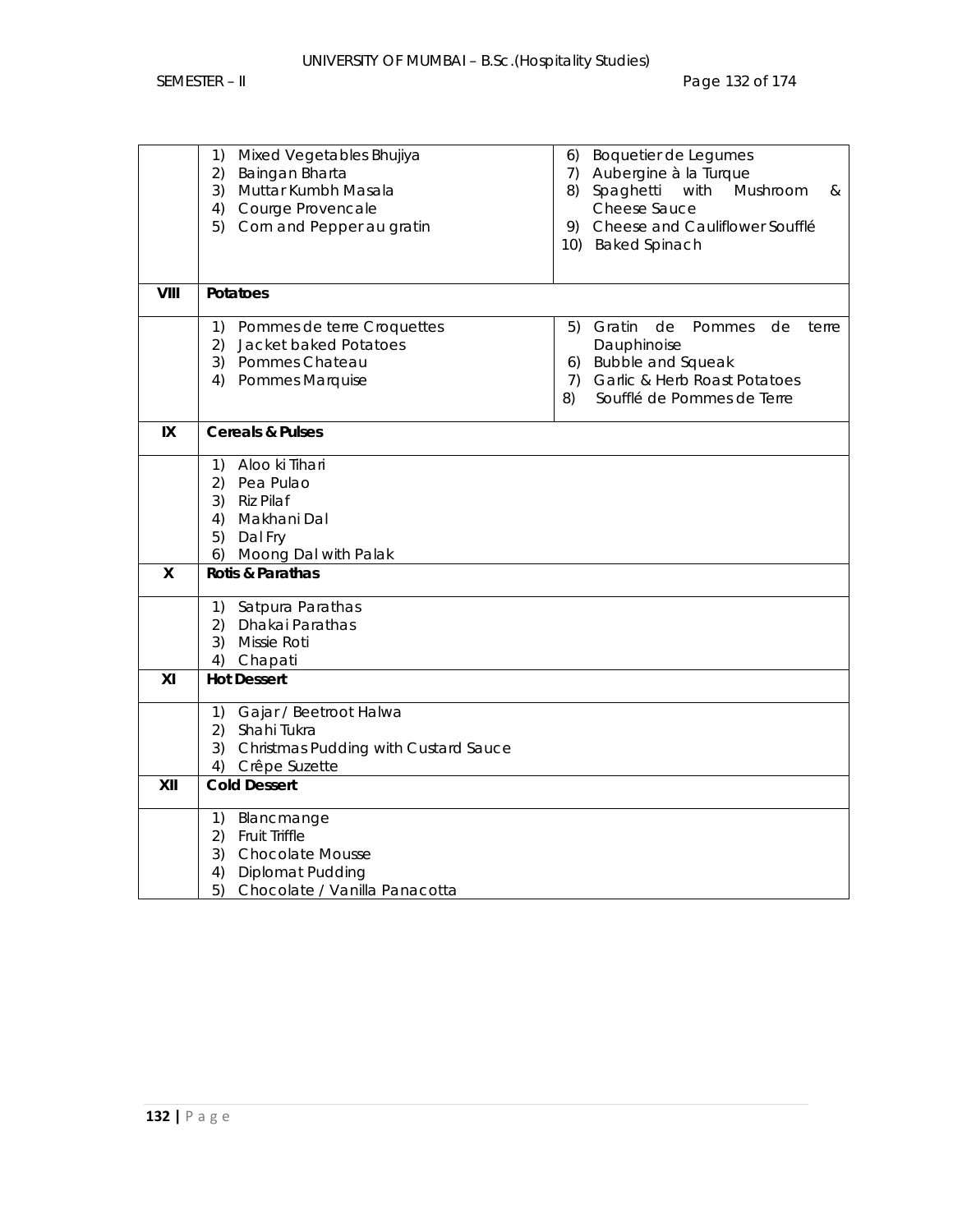| | | |
|---|---|---|
| | 1) Mixed Vegetables Bhujiya<br>2) Baingan Bharta<br>3) Muttar Kumbh Masala<br>4) Courge Provencale<br>5) Corn and Pepper au gratin | 6) Boquetier de Legumes<br>7) Aubergine à la Turque<br>8) Spaghetti with Mushroom & Cheese Sauce<br>9) Cheese and Cauliflower Soufflé<br>10) Baked Spinach |
| **VIII** | **Potatoes** | |
| | 1) Pommes de terre Croquettes<br>2) Jacket baked Potatoes<br>3) Pommes Chateau<br>4) Pommes Marquise | 5) Gratin de Pommes de terre Dauphinoise<br>6) Bubble and Squeak<br>7) Garlic & Herb Roast Potatoes<br>8) Soufflé de Pommes de Terre |
| **IX** | **Cereals & Pulses** | |
| | 1) Aloo ki Tihari<br>2) Pea Pulao<br>3) Riz Pilaf<br>4) Makhani Dal<br>5) Dal Fry<br>6) Moong Dal with Palak | |
| **X** | **Rotis & Parathas** | |
| | 1) Satpura Parathas<br>2) Dhakai Parathas<br>3) Missie Roti<br>4) Chapati | |
| **XI** | **Hot Dessert** | |
| | 1) Gajar / Beetroot Halwa<br>2) Shahi Tukra<br>3) Christmas Pudding with Custard Sauce<br>4) Crêpe Suzette | |
| **XII** | **Cold Dessert** | |
| | 1) Blancmange<br>2) Fruit Triffle<br>3) Chocolate Mousse<br>4) Diplomat Pudding<br>5) Chocolate / Vanilla Panacotta | |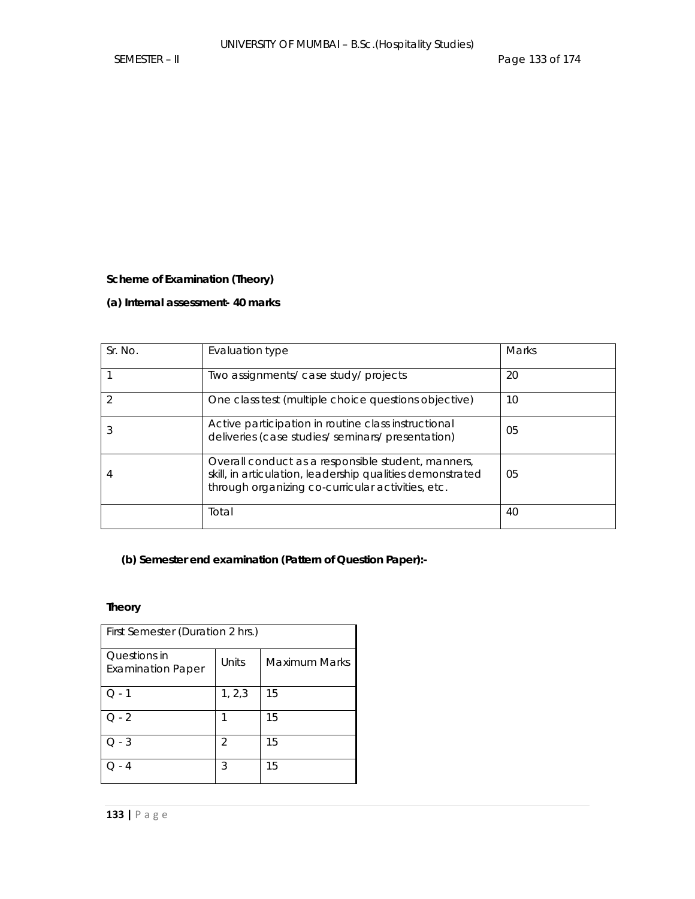**Scheme of Examination (Theory)**

**(a) Internal assessment- 40 marks**

| Sr. No. | Evaluation type | Marks |
|---|---|---|
| 1 | Two assignments/ case study/ projects | 20 |
| 2 | One class test (multiple choice questions objective) | 10 |
| 3 | Active participation in routine class instructional deliveries (case studies/ seminars/ presentation) | 05 |
| 4 | Overall conduct as a responsible student, manners, skill, in articulation, leadership qualities demonstrated through organizing co-curricular activities, etc. | 05 |
| | Total | 40 |

**(b) Semester end examination (Pattern of Question Paper):-**

**Theory**

| First Semester (Duration 2 hrs.) | | |
|---|---|---|
| Questions in Examination Paper | Units | Maximum Marks |
| Q - 1 | 1, 2,3 | 15 |
| Q - 2 | 1 | 15 |
| Q - 3 | 2 | 15 |
| Q - 4 | 3 | 15 |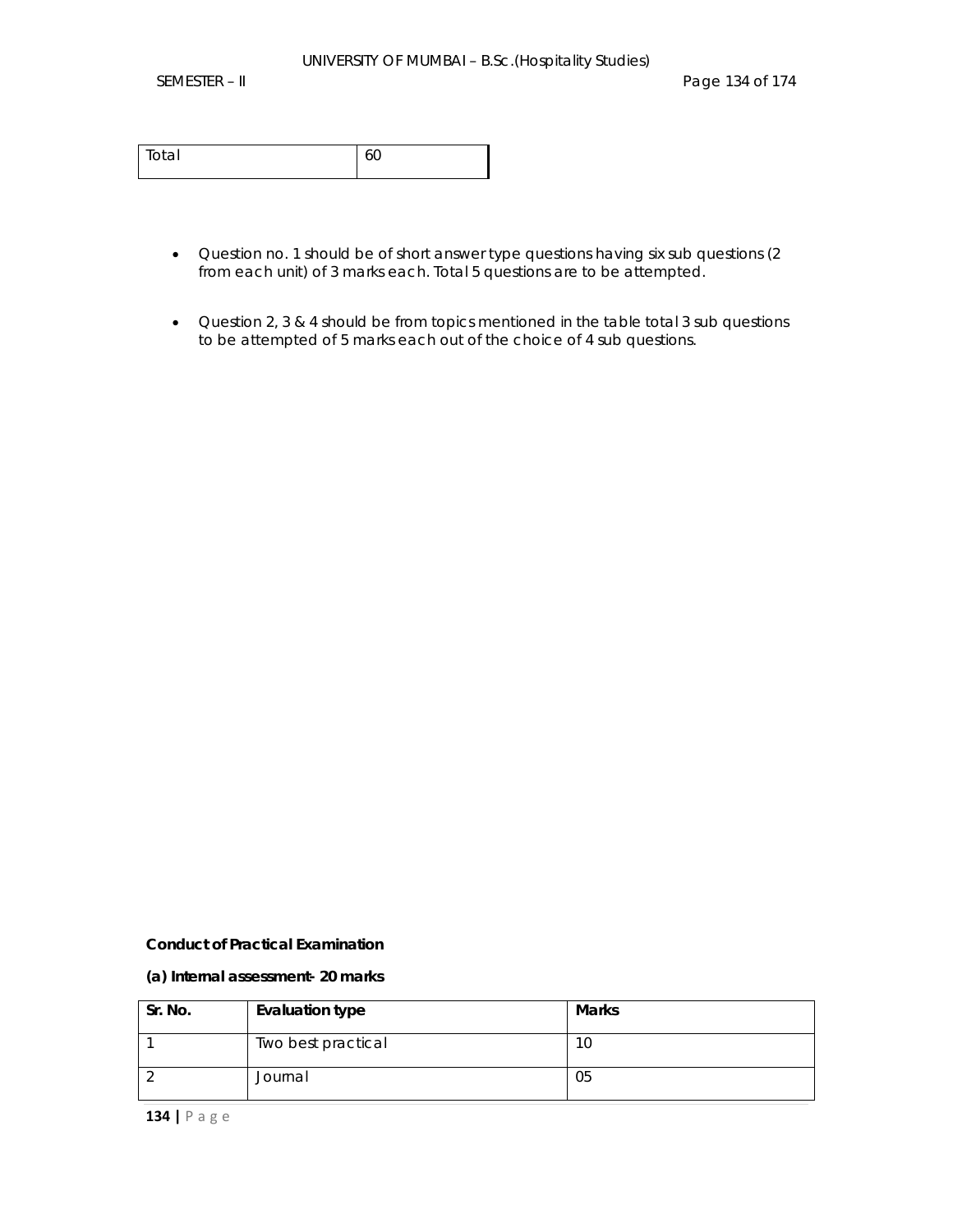| Total | 60 |
|---|---|

- Question no. 1 should be of short answer type questions having six sub questions (2 from each unit) of 3 marks each. Total 5 questions are to be attempted.

- Question 2, 3 & 4 should be from topics mentioned in the table total 3 sub questions to be attempted of 5 marks each out of the choice of 4 sub questions.

**Conduct of Practical Examination**

**(a) Internal assessment- 20 marks**

| Sr. No. | Evaluation type | Marks |
|---|---|---|
| 1 | Two best practical | 10 |
| 2 | Journal | 05 |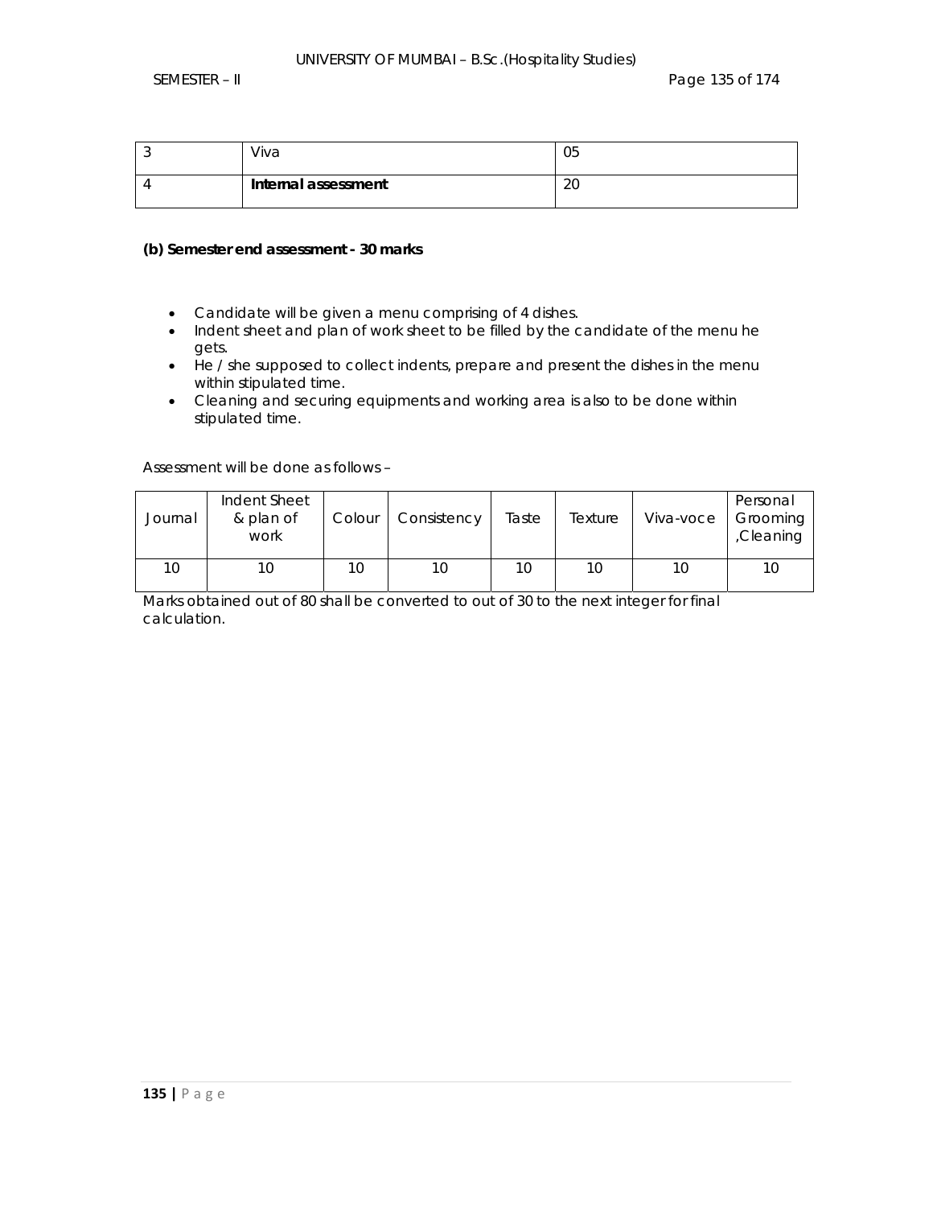| 3 | Viva | 05 |
|---|---|---|
| 4 | **Internal assessment** | 20 |

**(b) Semester end assessment - 30 marks**

- Candidate will be given a menu comprising of 4 dishes.
- Indent sheet and plan of work sheet to be filled by the candidate of the menu he gets.
- He / she supposed to collect indents, prepare and present the dishes in the menu within stipulated time.
- Cleaning and securing equipments and working area is also to be done within stipulated time.

Assessment will be done as follows –

| Journal | Indent Sheet & plan of work | Colour | Consistency | Taste | Texture | Viva-voce | Personal Grooming ,Cleaning |
|---|---|---|---|---|---|---|---|
| 10 | 10 | 10 | 10 | 10 | 10 | 10 | 10 |

Marks obtained out of 80 shall be converted to out of 30 to the next integer for final calculation.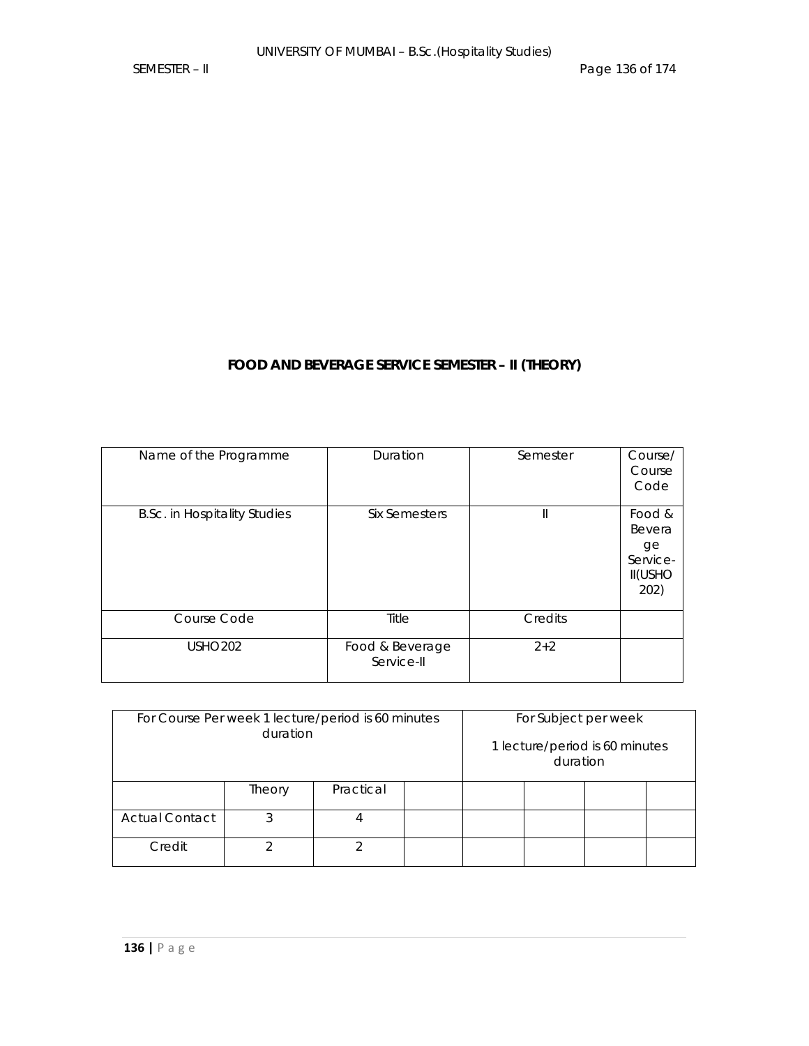**FOOD AND BEVERAGE SERVICE SEMESTER – II (THEORY)**

| Name of the Programme | Duration | Semester | Course/ Course Code |
|---|---|---|---|
| B.Sc. in Hospitality Studies | Six Semesters | II | Food & Beverage Service-II(USHO 202) |
| Course Code | Title | Credits | |
| USHO202 | Food & Beverage Service-II | 2+2 | |

| For Course Per week 1 lecture/period is 60 minutes duration | | | | For Subject per week 1 lecture/period is 60 minutes duration | | | |
|---|---|---|---|---|---|---|---|
| | Theory | Practical | | | | | |
| Actual Contact | 3 | 4 | | | | | |
| Credit | 2 | 2 | | | | | |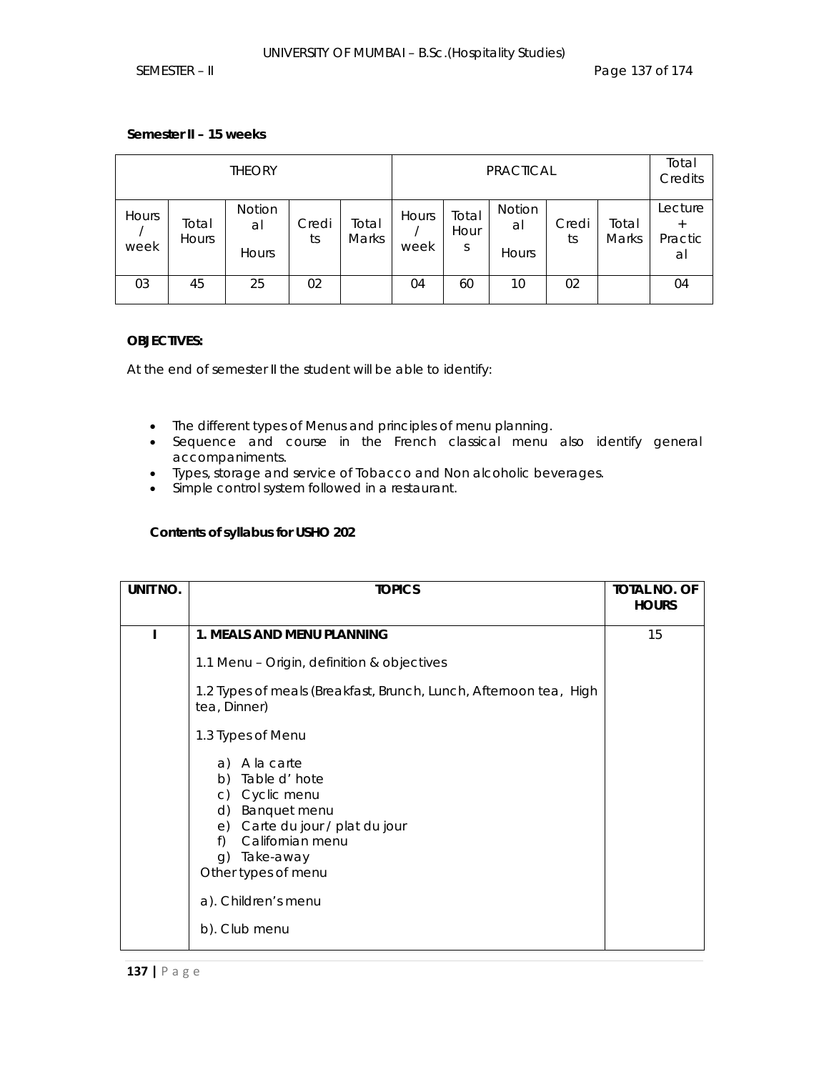**Semester II – 15 weeks**

| THEORY | | | | | PRACTICAL | | | | | Total Credits |
|---|---|---|---|---|---|---|---|---|---|---|
| Hours / week | Total Hours | Notional Hours | Credits | Total Marks | Hours / week | Total Hours | Notional Hours | Credits | Total Marks | Lecture + Practical |
| 03 | 45 | 25 | 02 | | 04 | 60 | 10 | 02 | | 04 |

**OBJECTIVES:**

At the end of semester II the student will be able to identify:

- The different types of Menus and principles of menu planning.
- Sequence and course in the French classical menu also identify general accompaniments.
- Types, storage and service of Tobacco and Non alcoholic beverages.
- Simple control system followed in a restaurant.

**Contents of syllabus for USHO 202**

| UNIT NO. | TOPICS | TOTAL NO. OF HOURS |
|---|---|---|
| I | **1. MEALS AND MENU PLANNING**<br><br>1.1 Menu – Origin, definition & objectives<br><br>1.2 Types of meals (Breakfast, Brunch, Lunch, Afternoon tea, High tea, Dinner)<br><br>1.3 Types of Menu<br><br>a) A la carte<br>b) Table d' hote<br>c) Cyclic menu<br>d) Banquet menu<br>e) Carte du jour / plat du jour<br>f) Californian menu<br>g) Take-away<br>Other types of menu<br><br>a). Children's menu<br><br>b). Club menu | 15 |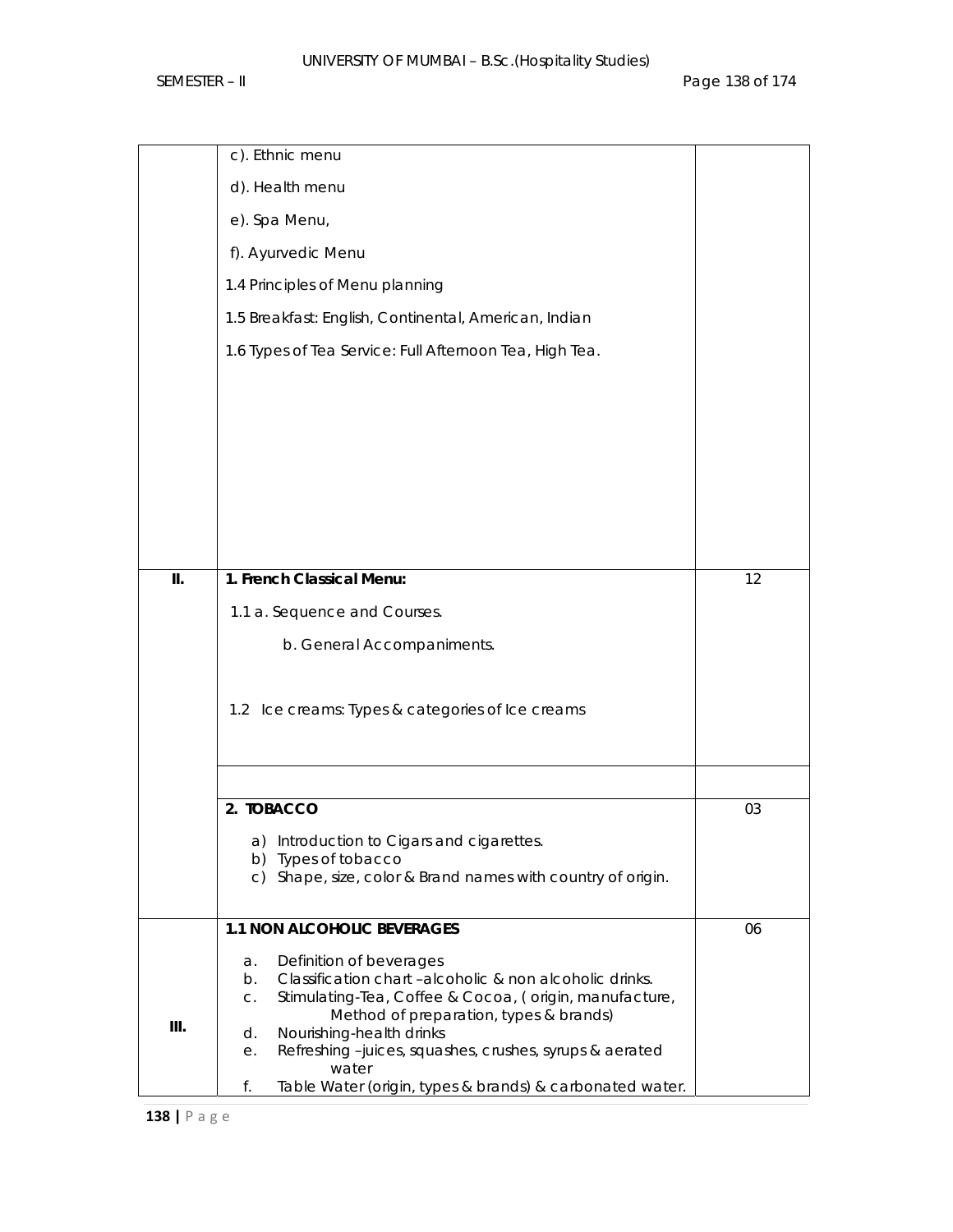| | | |
|---|---|---|
| | c). Ethnic menu<br>d). Health menu<br>e). Spa Menu,<br>f). Ayurvedic Menu<br>1.4 Principles of Menu planning<br>1.5 Breakfast: English, Continental, American, Indian<br>1.6 Types of Tea Service: Full Afternoon Tea, High Tea. | |
| II. | **1. French Classical Menu:**<br>1.1 a. Sequence and Courses.<br>b. General Accompaniments.<br>1.2 Ice creams: Types & categories of Ice creams | 12 |
| | | |
| | **2. TOBACCO**<br>a) Introduction to Cigars and cigarettes.<br>b) Types of tobacco<br>c) Shape, size, color & Brand names with country of origin. | 03 |
| III. | **1.1 NON ALCOHOLIC BEVERAGES**<br>a. Definition of beverages<br>b. Classification chart –alcoholic & non alcoholic drinks.<br>c. Stimulating-Tea, Coffee & Cocoa, ( origin, manufacture, Method of preparation, types & brands)<br>d. Nourishing-health drinks<br>e. Refreshing –juices, squashes, crushes, syrups & aerated water<br>f. Table Water (origin, types & brands) & carbonated water. | 06 |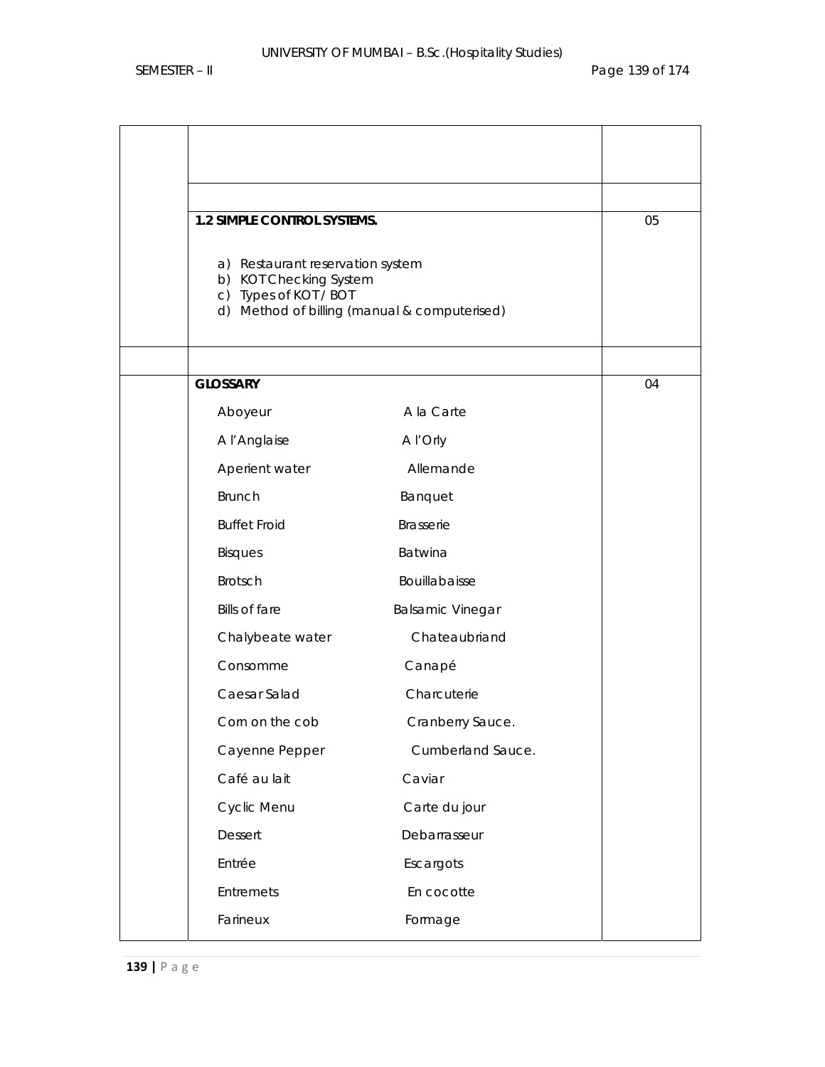| | | |
|---|---|---|
| | | |
| | | |
| | **1.2 SIMPLE CONTROL SYSTEMS.**<br><br>a) Restaurant reservation system<br>b) KOT Checking System<br>c) Types of KOT / BOT<br>d) Method of billing (manual & computerised) | 05 |
| | | |
| | **GLOSSARY**<br><br>Aboyeur — A la Carte<br>A l'Anglaise — A l'Orly<br>Aperient water — Allemande<br>Brunch — Banquet<br>Buffet Froid — Brasserie<br>Bisques — Batwina<br>Brotsch — Bouillabaisse<br>Bills of fare — Balsamic Vinegar<br>Chalybeate water — Chateaubriand<br>Consomme — Canapé<br>Caesar Salad — Charcuterie<br>Corn on the cob — Cranberry Sauce.<br>Cayenne Pepper — Cumberland Sauce.<br>Café au lait — Caviar<br>Cyclic Menu — Carte du jour<br>Dessert — Debarrasseur<br>Entrée — Escargots<br>Entremets — En cocotte<br>Farineux — Formage | 04 |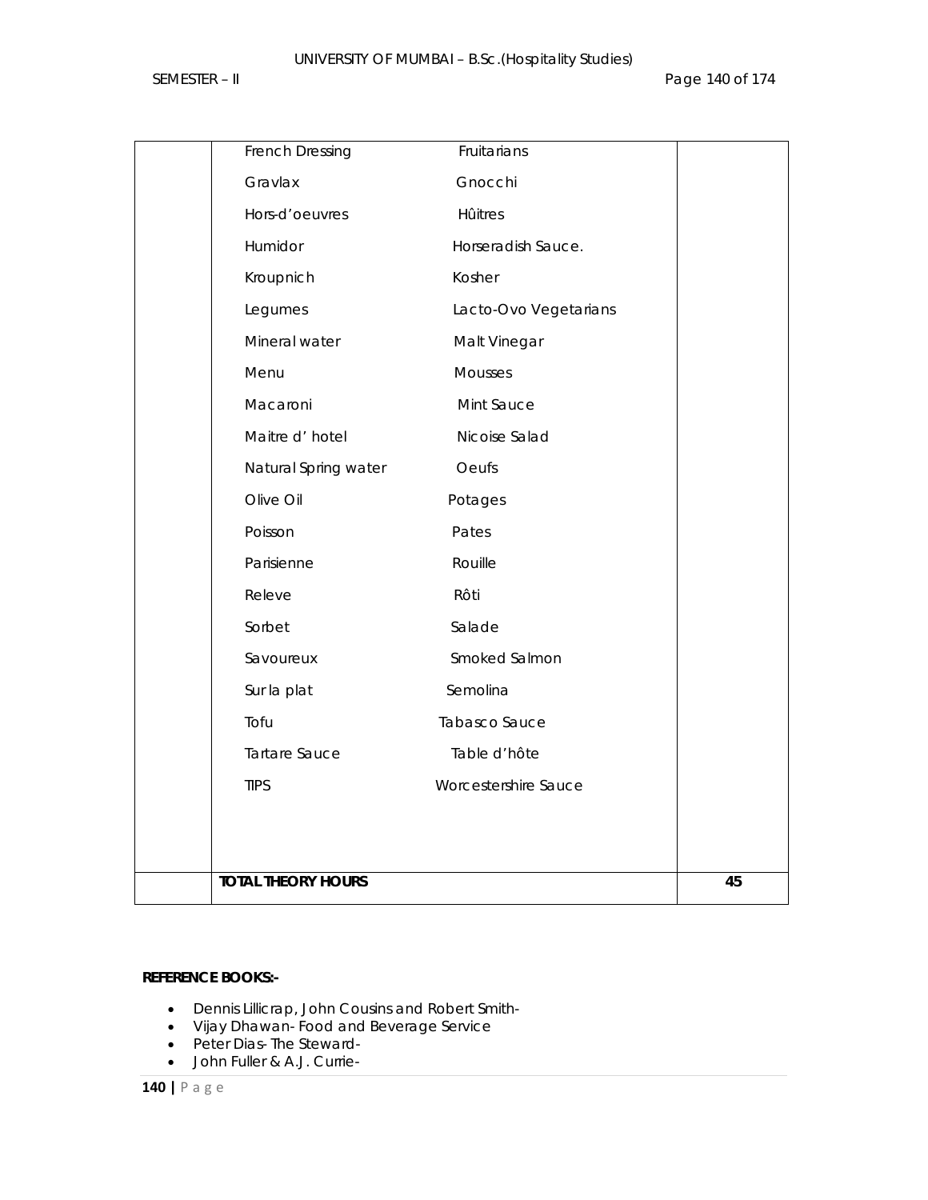|  | French Dressing | Fruitarians |  |
|---|---|---|---|
|  | Gravlax | Gnocchi |  |
|  | Hors-d'oeuvres | Hûitres |  |
|  | Humidor | Horseradish Sauce. |  |
|  | Kroupnich | Kosher |  |
|  | Legumes | Lacto-Ovo Vegetarians |  |
|  | Mineral water | Malt Vinegar |  |
|  | Menu | Mousses |  |
|  | Macaroni | Mint Sauce |  |
|  | Maitre d' hotel | Nicoise Salad |  |
|  | Natural Spring water | Oeufs |  |
|  | Olive Oil | Potages |  |
|  | Poisson | Pates |  |
|  | Parisienne | Rouille |  |
|  | Releve | Rôti |  |
|  | Sorbet | Salade |  |
|  | Savoureux | Smoked Salmon |  |
|  | Sur la plat | Semolina |  |
|  | Tofu | Tabasco Sauce |  |
|  | Tartare Sauce | Table d'hôte |  |
|  | TIPS | Worcestershire Sauce |  |
|  | **TOTAL THEORY HOURS** |  | **45** |

**REFERENCE BOOKS:-**

- Dennis Lillicrap, John Cousins and Robert Smith-
- Vijay Dhawan- Food and Beverage Service
- Peter Dias- The Steward-
- John Fuller & A.J. Currie-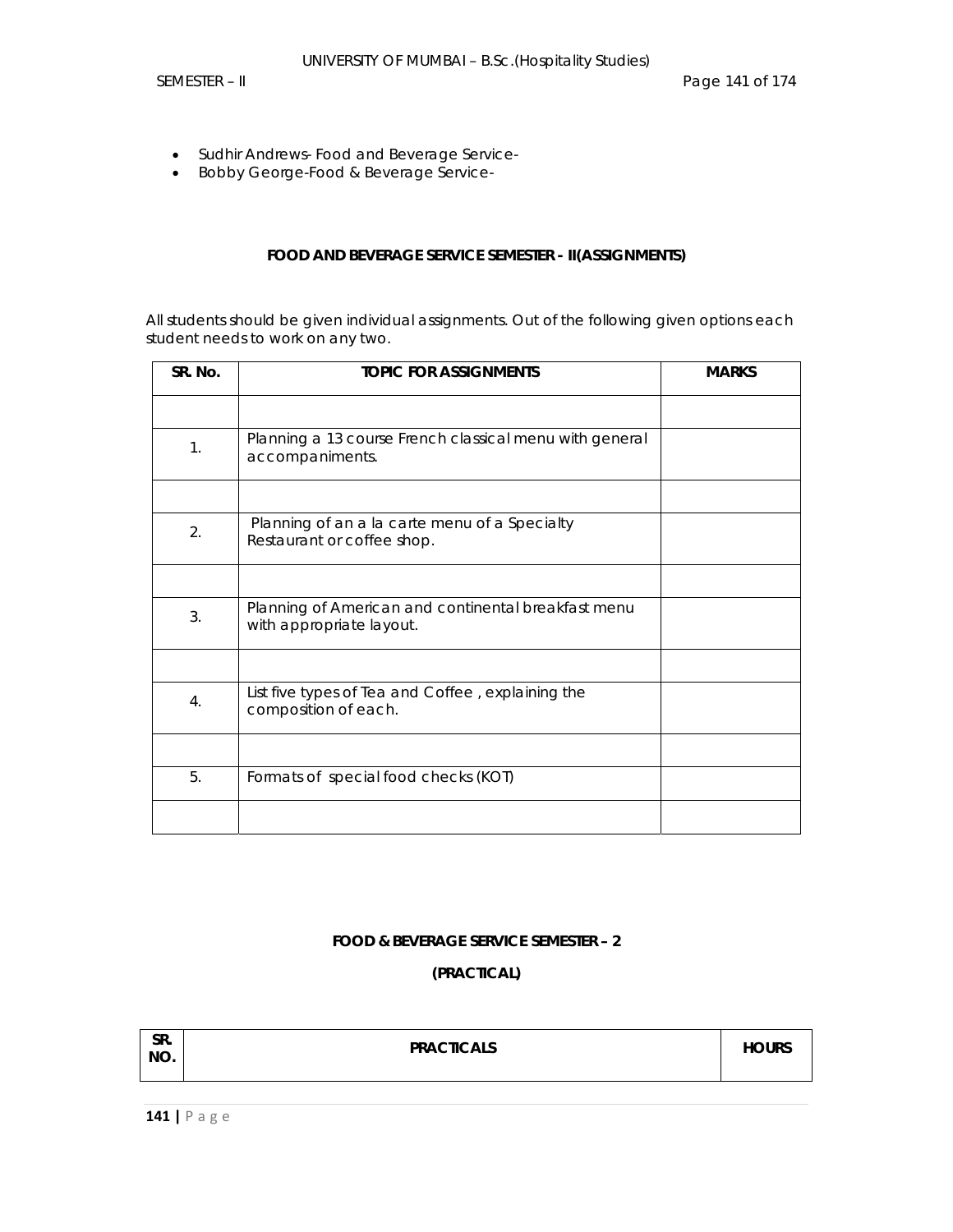- Sudhir Andrews- Food and Beverage Service-
- Bobby George-Food & Beverage Service-

**FOOD AND BEVERAGE SERVICE SEMESTER - II(ASSIGNMENTS)**

All students should be given individual assignments. Out of the following given options each student needs to work on any two.

| SR. No. | TOPIC FOR ASSIGNMENTS | MARKS |
|---|---|---|
| | | |
| 1. | Planning a 13 course French classical menu with general accompaniments. | |
| | | |
| 2. | Planning of an a la carte menu of a Specialty Restaurant or coffee shop. | |
| | | |
| 3. | Planning of American and continental breakfast menu with appropriate layout. | |
| | | |
| 4. | List five types of Tea and Coffee , explaining the composition of each. | |
| | | |
| 5. | Formats of special food checks (KOT) | |
| | | |

**FOOD & BEVERAGE SERVICE SEMESTER – 2**

**(PRACTICAL)**

| SR. NO. | PRACTICALS | HOURS |
|---|---|---|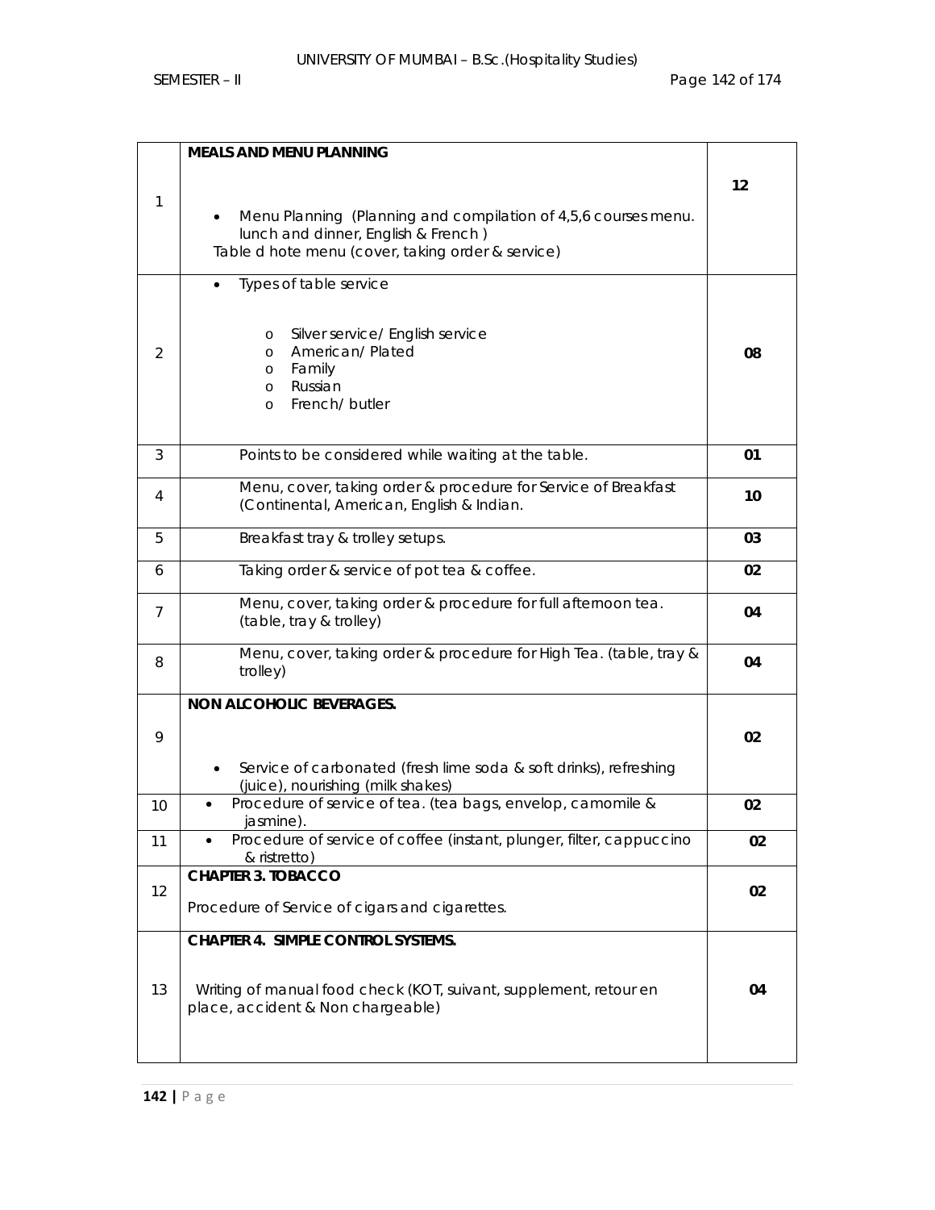| | | |
|---|---|---|
| 1 | **MEALS AND MENU PLANNING**<br><br>• Menu Planning (Planning and compilation of 4,5,6 courses menu. lunch and dinner, English & French )<br>Table d hote menu (cover, taking order & service) | **12** |
| 2 | • Types of table service<br><br>o Silver service/ English service<br>o American/ Plated<br>o Family<br>o Russian<br>o French/ butler | **08** |
| 3 | Points to be considered while waiting at the table. | **01** |
| 4 | Menu, cover, taking order & procedure for Service of Breakfast (Continental, American, English & Indian. | **10** |
| 5 | Breakfast tray & trolley setups. | **03** |
| 6 | Taking order & service of pot tea & coffee. | **02** |
| 7 | Menu, cover, taking order & procedure for full afternoon tea. (table, tray & trolley) | **04** |
| 8 | Menu, cover, taking order & procedure for High Tea. (table, tray & trolley) | **04** |
| 9 | **NON ALCOHOLIC BEVERAGES.**<br><br>• Service of carbonated (fresh lime soda & soft drinks), refreshing (juice), nourishing (milk shakes) | **02** |
| 10 | • Procedure of service of tea. (tea bags, envelop, camomile & jasmine). | **02** |
| 11 | • Procedure of service of coffee (instant, plunger, filter, cappuccino & ristretto) | **02** |
| 12 | **CHAPTER 3. TOBACCO**<br><br>Procedure of Service of cigars and cigarettes. | **02** |
| 13 | **CHAPTER 4. SIMPLE CONTROL SYSTEMS.**<br><br>Writing of manual food check (KOT, suivant, supplement, retour en place, accident & Non chargeable) | **04** |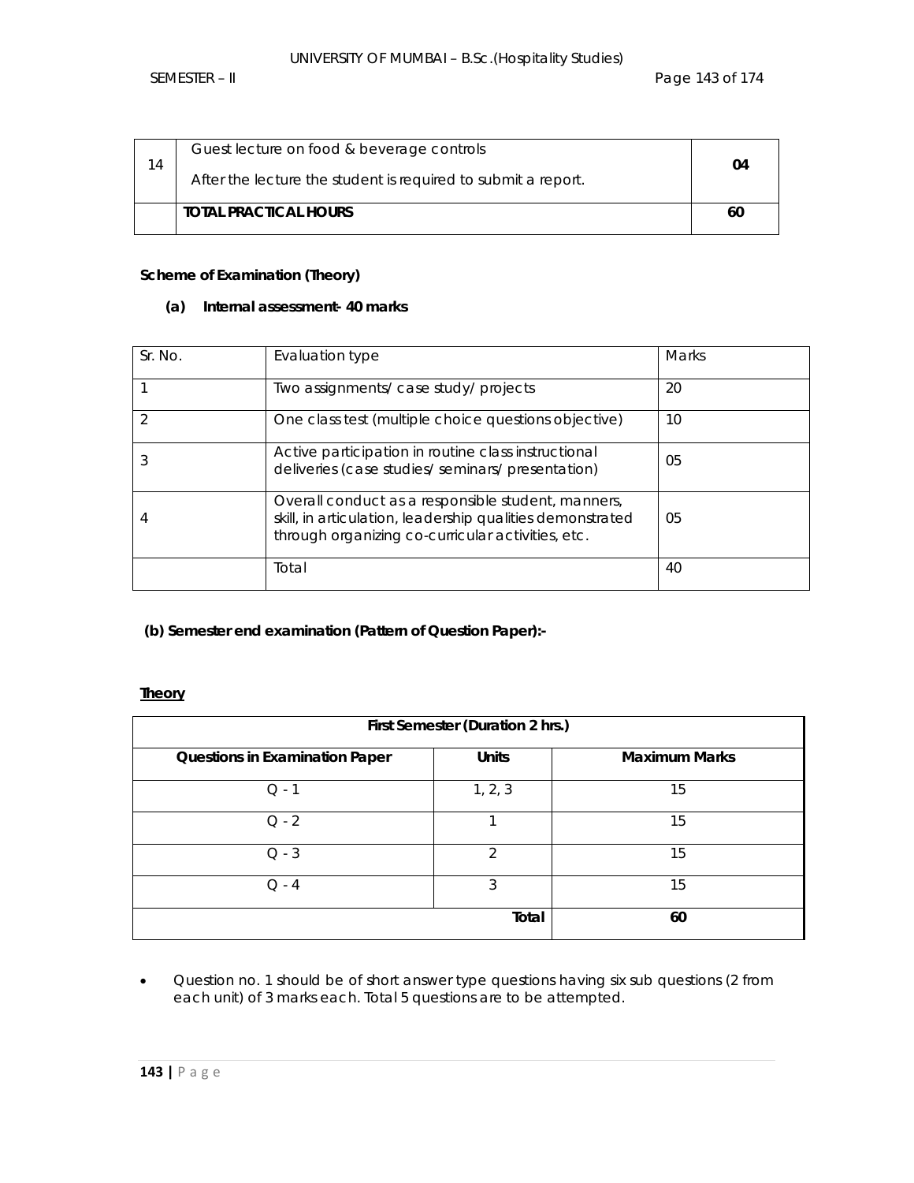| 14 | Guest lecture on food & beverage controls<br><br>After the lecture the student is required to submit a report. | **04** |
|---|---|---|
| | **TOTAL PRACTICAL HOURS** | **60** |

**Scheme of Examination (Theory)**

**(a) Internal assessment- 40 marks**

| Sr. No. | Evaluation type | Marks |
|---|---|---|
| 1 | Two assignments/ case study/ projects | 20 |
| 2 | One class test (multiple choice questions objective) | 10 |
| 3 | Active participation in routine class instructional deliveries (case studies/ seminars/ presentation) | 05 |
| 4 | Overall conduct as a responsible student, manners, skill, in articulation, leadership qualities demonstrated through organizing co-curricular activities, etc. | 05 |
| | Total | 40 |

**(b) Semester end examination (Pattern of Question Paper):-**

**Theory**

| First Semester (Duration 2 hrs.) | | |
|---|---|---|
| **Questions in Examination Paper** | **Units** | **Maximum Marks** |
| Q - 1 | 1, 2, 3 | 15 |
| Q - 2 | 1 | 15 |
| Q - 3 | 2 | 15 |
| Q - 4 | 3 | 15 |
| | **Total** | **60** |

- Question no. 1 should be of short answer type questions having six sub questions (2 from each unit) of 3 marks each. Total 5 questions are to be attempted.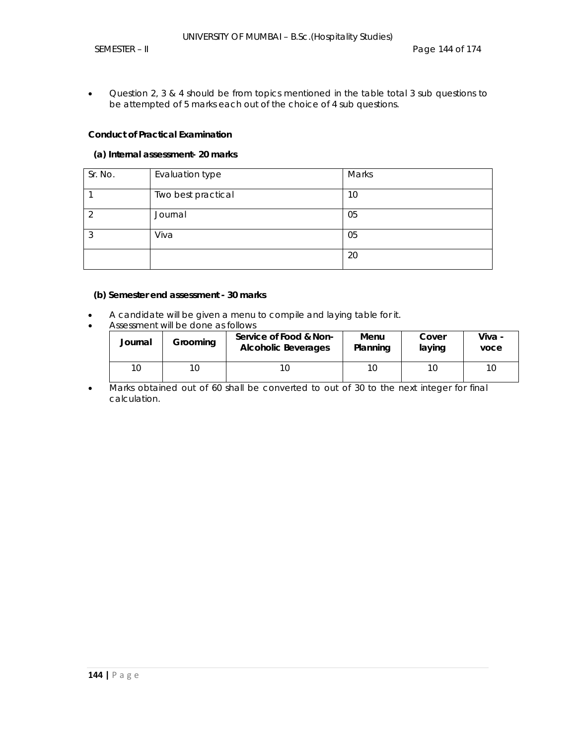- Question 2, 3 & 4 should be from topics mentioned in the table total 3 sub questions to be attempted of 5 marks each out of the choice of 4 sub questions.

**Conduct of Practical Examination**

**(a) Internal assessment- 20 marks**

| Sr. No. | Evaluation type | Marks |
|---|---|---|
| 1 | Two best practical | 10 |
| 2 | Journal | 05 |
| 3 | Viva | 05 |
| | | 20 |

**(b) Semester end assessment - 30 marks**

- A candidate will be given a menu to compile and laying table for it.
- Assessment will be done as follows

| Journal | Grooming | Service of Food & Non-Alcoholic Beverages | Menu Planning | Cover laying | Viva - voce |
|---|---|---|---|---|---|
| 10 | 10 | 10 | 10 | 10 | 10 |

- Marks obtained out of 60 shall be converted to out of 30 to the next integer for final calculation.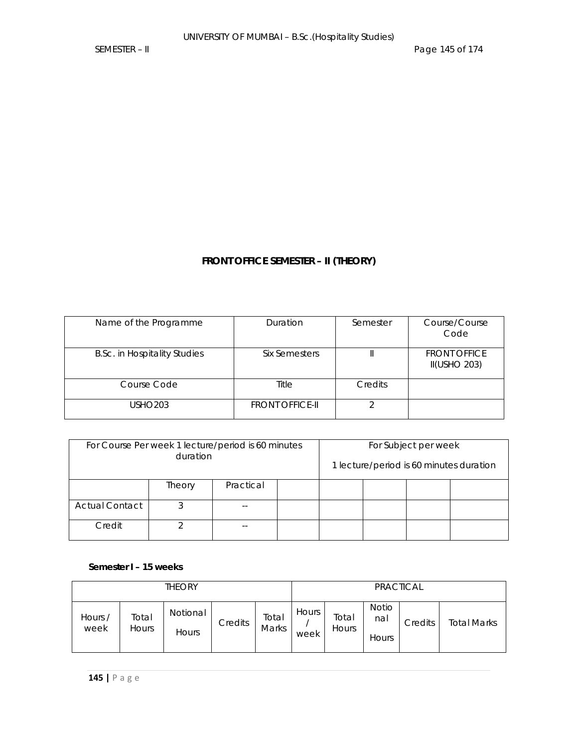## FRONT OFFICE SEMESTER – II (THEORY)

| Name of the Programme | Duration | Semester | Course/Course Code |
|---|---|---|---|
| B.Sc. in Hospitality Studies | Six Semesters | II | FRONT OFFICE II(USHO 203) |
| Course Code | Title | Credits | |
| USHO203 | FRONT OFFICE-II | 2 | |

| For Course Per week 1 lecture/period is 60 minutes duration | | | | For Subject per week 1 lecture/period is 60 minutes duration | | | |
|---|---|---|---|---|---|---|---|
| | Theory | Practical | | | | | |
| Actual Contact | 3 | -- | | | | | |
| Credit | 2 | -- | | | | | |

**Semester I – 15 weeks**

| THEORY | | | | | PRACTICAL | | | | |
|---|---|---|---|---|---|---|---|---|---|
| Hours / week | Total Hours | Notional Hours | Credits | Total Marks | Hours / week | Total Hours | Notional Hours | Credits | Total Marks |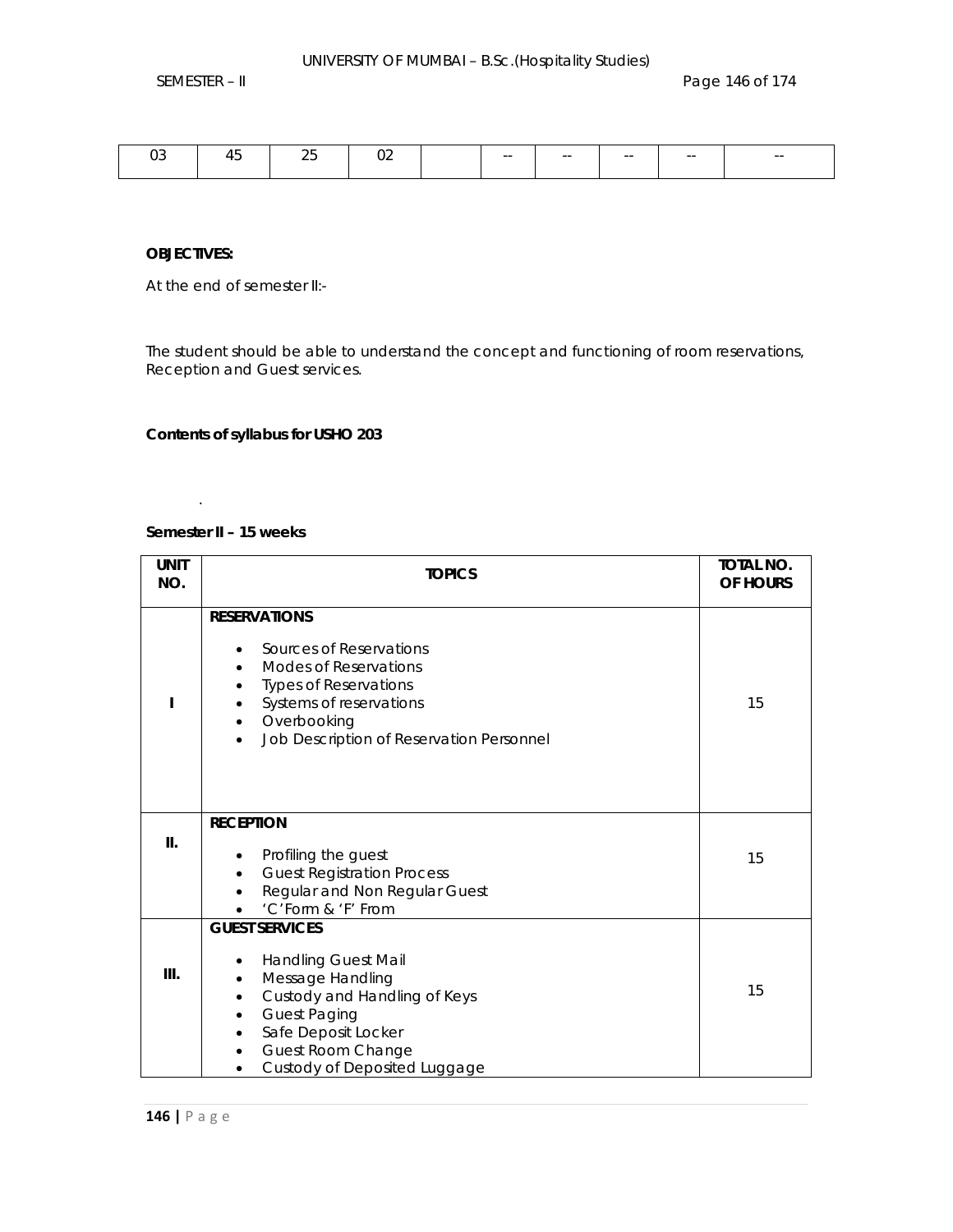| 03 | 45 | 25 | 02 | | -- | -- | -- | -- | -- |
|---|---|---|---|---|---|---|---|---|---|

**OBJECTIVES:**

At the end of semester II:-

The student should be able to understand the concept and functioning of room reservations, Reception and Guest services.

**Contents of syllabus for USHO 203**

.

**Semester II – 15 weeks**

| UNIT NO. | TOPICS | TOTAL NO. OF HOURS |
|---|---|---|
| I | **RESERVATIONS**<br>• Sources of Reservations<br>• Modes of Reservations<br>• Types of Reservations<br>• Systems of reservations<br>• Overbooking<br>• Job Description of Reservation Personnel | 15 |
| II. | **RECEPTION**<br>• Profiling the guest<br>• Guest Registration Process<br>• Regular and Non Regular Guest<br>• 'C'Form & 'F' From | 15 |
| III. | **GUEST SERVICES**<br>• Handling Guest Mail<br>• Message Handling<br>• Custody and Handling of Keys<br>• Guest Paging<br>• Safe Deposit Locker<br>• Guest Room Change<br>• Custody of Deposited Luggage | 15 |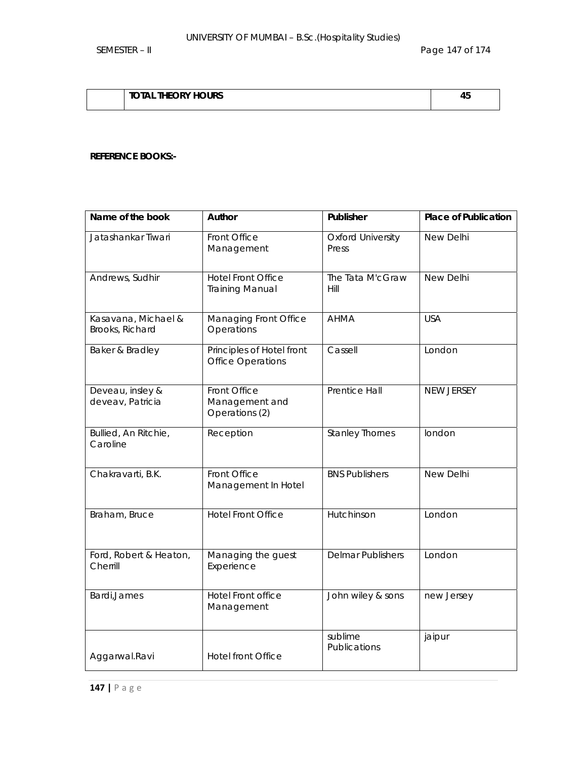| | TOTAL THEORY HOURS | 45 |
|---|---|---|

**REFERENCE BOOKS:-**

| Name of the book | Author | Publisher | Place of Publication |
|---|---|---|---|
| Jatashankar Tiwari | Front Office Management | Oxford University Press | New Delhi |
| Andrews, Sudhir | Hotel Front Office Training Manual | The Tata M'cGraw Hill | New Delhi |
| Kasavana, Michael & Brooks, Richard | Managing Front Office Operations | AHMA | USA |
| Baker & Bradley | Principles of Hotel front Office Operations | Cassell | London |
| Deveau, insley & deveav, Patricia | Front Office Management and Operations (2) | Prentice Hall | NEW JERSEY |
| Bullied, An Ritchie, Caroline | Reception | Stanley Thornes | london |
| Chakravarti, B.K. | Front Office Management In Hotel | BNS Publishers | New Delhi |
| Braham, Bruce | Hotel Front Office | Hutchinson | London |
| Ford, Robert & Heaton, Cherrill | Managing the guest Experience | Delmar Publishers | London |
| Bardi,James | Hotel Front office Management | John wiley & sons | new Jersey |
| Aggarwal.Ravi | Hotel front Office | sublime Publications | jaipur |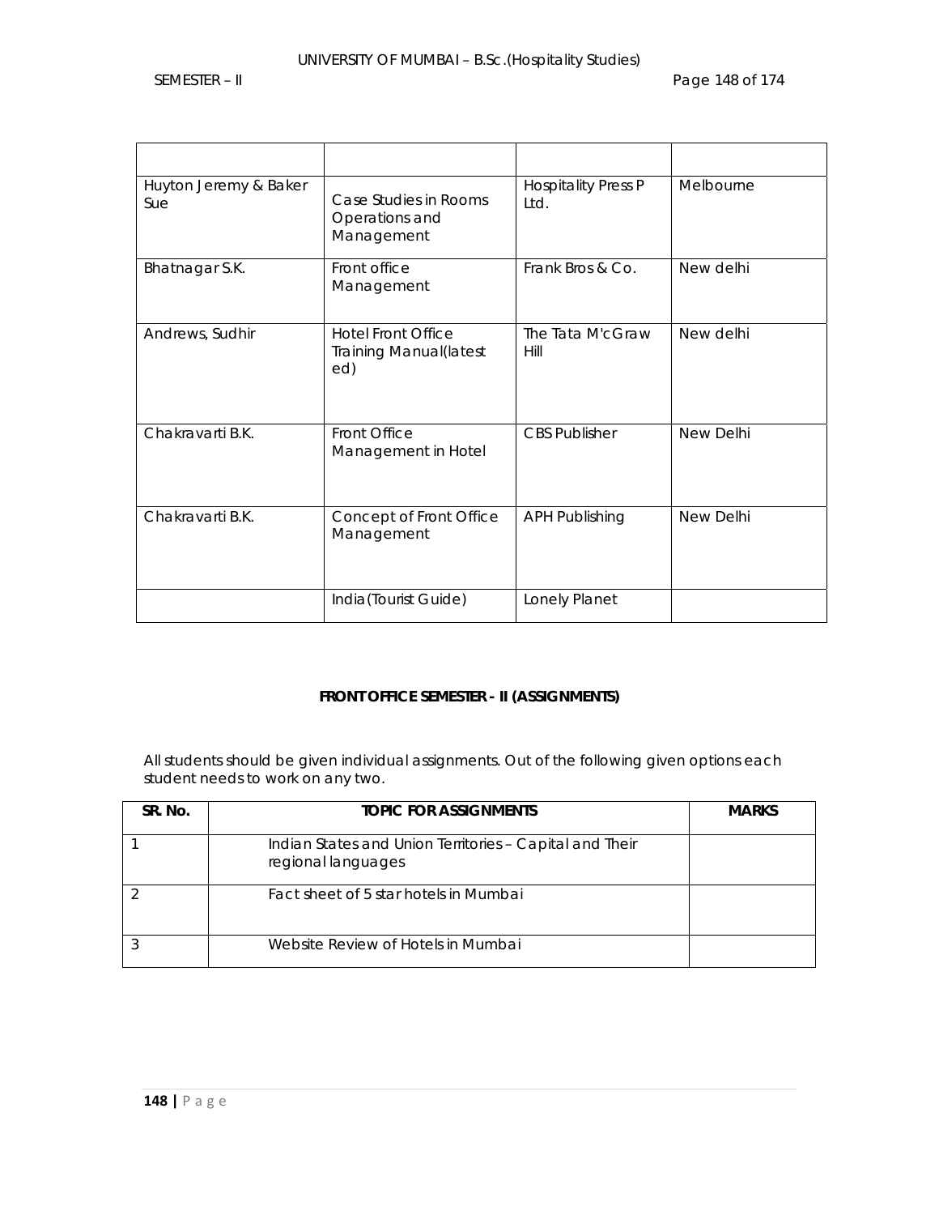| | | | |
|---|---|---|---|
| Huyton Jeremy & Baker Sue | Case Studies in Rooms Operations and Management | Hospitality Press P Ltd. | Melbourne |
| Bhatnagar S.K. | Front office Management | Frank Bros & Co. | New delhi |
| Andrews, Sudhir | Hotel Front Office Training Manual(latest ed) | The Tata M'cGraw Hill | New delhi |
| Chakravarti B.K. | Front Office Management in Hotel | CBS Publisher | New Delhi |
| Chakravarti B.K. | Concept of Front Office Management | APH Publishing | New Delhi |
| | India(Tourist Guide) | Lonely Planet | |

**FRONT OFFICE SEMESTER - II (ASSIGNMENTS)**

All students should be given individual assignments. Out of the following given options each student needs to work on any two.

| SR. No. | TOPIC FOR ASSIGNMENTS | MARKS |
|---|---|---|
| 1 | Indian States and Union Territories – Capital and Their regional languages | |
| 2 | Fact sheet of 5 star hotels in Mumbai | |
| 3 | Website Review of Hotels in Mumbai | |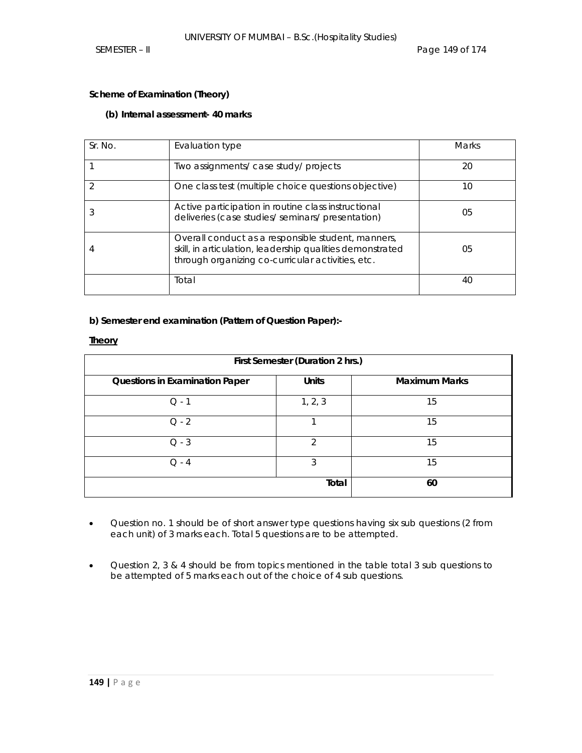**Scheme of Examination (Theory)**

**(b) Internal assessment- 40 marks**

| Sr. No. | Evaluation type | Marks |
|---|---|---|
| 1 | Two assignments/ case study/ projects | 20 |
| 2 | One class test (multiple choice questions objective) | 10 |
| 3 | Active participation in routine class instructional deliveries (case studies/ seminars/ presentation) | 05 |
| 4 | Overall conduct as a responsible student, manners, skill, in articulation, leadership qualities demonstrated through organizing co-curricular activities, etc. | 05 |
| | Total | 40 |

**b) Semester end examination (Pattern of Question Paper):-**

**Theory**

| First Semester (Duration 2 hrs.) | | |
|---|---|---|
| **Questions in Examination Paper** | **Units** | **Maximum Marks** |
| Q - 1 | 1, 2, 3 | 15 |
| Q - 2 | 1 | 15 |
| Q - 3 | 2 | 15 |
| Q - 4 | 3 | 15 |
| | **Total** | **60** |

- Question no. 1 should be of short answer type questions having six sub questions (2 from each unit) of 3 marks each. Total 5 questions are to be attempted.
- Question 2, 3 & 4 should be from topics mentioned in the table total 3 sub questions to be attempted of 5 marks each out of the choice of 4 sub questions.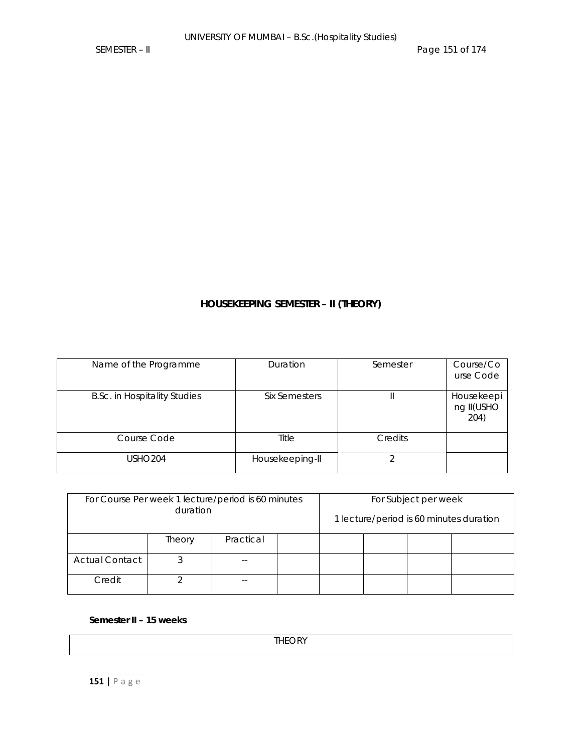## HOUSEKEEPING SEMESTER – II (THEORY)

| Name of the Programme | Duration | Semester | Course/Course Code |
|---|---|---|---|
| B.Sc. in Hospitality Studies | Six Semesters | II | Housekeeping II(USHO 204) |
| Course Code | Title | Credits | |
| USHO204 | Housekeeping-II | 2 | |

| For Course Per week 1 lecture/period is 60 minutes duration | | | | For Subject per week<br>1 lecture/period is 60 minutes duration | | | |
|---|---|---|---|---|---|---|---|
| | Theory | Practical | | | | | |
| Actual Contact | 3 | -- | | | | | |
| Credit | 2 | -- | | | | | |

**Semester II – 15 weeks**

| THEORY |
|---|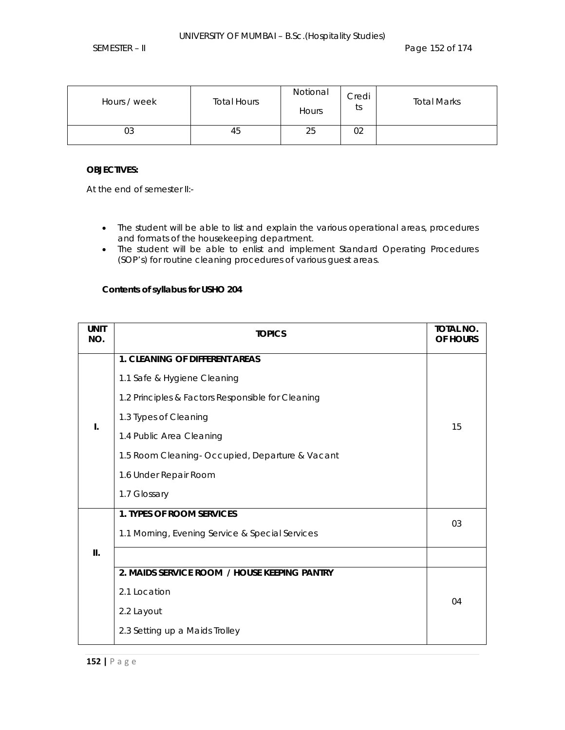| Hours / week | Total Hours | Notional Hours | Credits | Total Marks |
|---|---|---|---|---|
| 03 | 45 | 25 | 02 | |

**OBJECTIVES:**

At the end of semester II:-

- The student will be able to list and explain the various operational areas, procedures and formats of the housekeeping department.
- The student will be able to enlist and implement Standard Operating Procedures (SOP's) for routine cleaning procedures of various guest areas.

**Contents of syllabus for USHO 204**

| UNIT NO. | TOPICS | TOTAL NO. OF HOURS |
|---|---|---|
| I. | **1. CLEANING OF DIFFERENT AREAS**<br>1.1 Safe & Hygiene Cleaning<br>1.2 Principles & Factors Responsible for Cleaning<br>1.3 Types of Cleaning<br>1.4 Public Area Cleaning<br>1.5 Room Cleaning- Occupied, Departure & Vacant<br>1.6 Under Repair Room<br>1.7 Glossary | 15 |
| II. | **1. TYPES OF ROOM SERVICES**<br>1.1 Morning, Evening Service & Special Services | 03 |
| | | |
| | **2. MAIDS SERVICE ROOM / HOUSE KEEPING PANTRY**<br>2.1 Location<br>2.2 Layout<br>2.3 Setting up a Maids Trolley | 04 |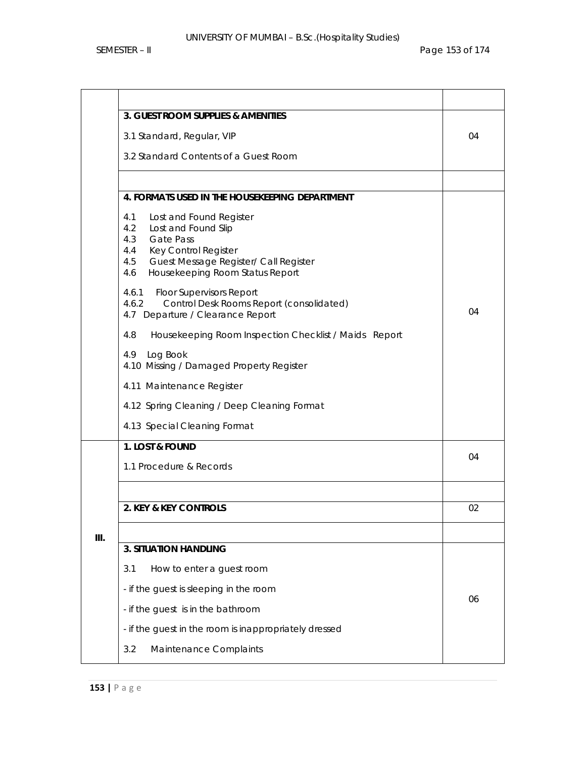| | | |
|---|---|---|
| | | |
| | **3. GUEST ROOM SUPPLIES & AMENITIES**<br><br>3.1 Standard, Regular, VIP<br><br>3.2 Standard Contents of a Guest Room | 04 |
| | | |
| | **4. FORMATS USED IN THE HOUSEKEEPING DEPARTMENT**<br><br>4.1 Lost and Found Register<br>4.2 Lost and Found Slip<br>4.3 Gate Pass<br>4.4 Key Control Register<br>4.5 Guest Message Register/ Call Register<br>4.6 Housekeeping Room Status Report<br><br>4.6.1 Floor Supervisors Report<br>4.6.2 Control Desk Rooms Report (consolidated)<br>4.7 Departure / Clearance Report<br><br>4.8 Housekeeping Room Inspection Checklist / Maids Report<br><br>4.9 Log Book<br>4.10 Missing / Damaged Property Register<br><br>4.11 Maintenance Register<br><br>4.12 Spring Cleaning / Deep Cleaning Format<br><br>4.13 Special Cleaning Format | 04 |
| III. | **1. LOST & FOUND**<br><br>1.1 Procedure & Records | 04 |
| | | |
| | **2. KEY & KEY CONTROLS** | 02 |
| | | |
| | **3. SITUATION HANDLING**<br><br>3.1 How to enter a guest room<br><br>- if the guest is sleeping in the room<br><br>- if the guest is in the bathroom<br><br>- if the guest in the room is inappropriately dressed<br><br>3.2 Maintenance Complaints | 06 |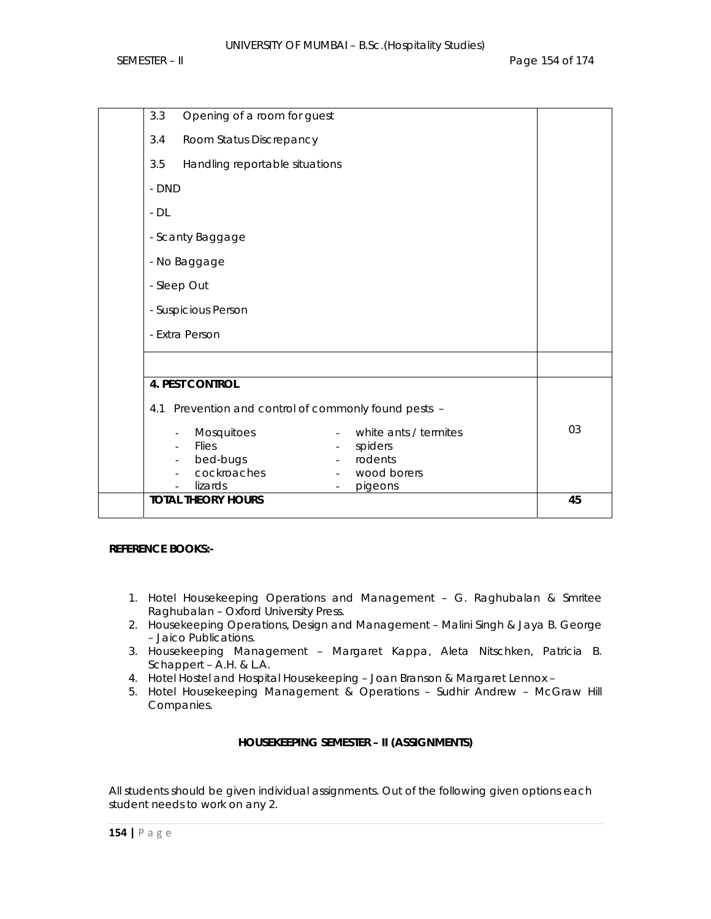| | | |
|---|---|---|
| | 3.3 Opening of a room for guest<br><br>3.4 Room Status Discrepancy<br><br>3.5 Handling reportable situations<br><br>- DND<br><br>- DL<br><br>- Scanty Baggage<br><br>- No Baggage<br><br>- Sleep Out<br><br>- Suspicious Person<br><br>- Extra Person | |
| | | |
| | **4. PEST CONTROL**<br><br>4.1 Prevention and control of commonly found pests –<br><br>- Mosquitoes - white ants / termites<br>- Flies - spiders<br>- bed-bugs - rodents<br>- cockroaches - wood borers<br>- lizards - pigeons | 03 |
| | **TOTAL THEORY HOURS** | **45** |

**REFERENCE BOOKS:-**

1. Hotel Housekeeping Operations and Management – G. Raghubalan & Smritee Raghubalan – Oxford University Press.
2. Housekeeping Operations, Design and Management – Malini Singh & Jaya B. George – Jaico Publications.
3. Housekeeping Management – Margaret Kappa, Aleta Nitschken, Patricia B. Schappert – A.H. & L.A.
4. Hotel Hostel and Hospital Housekeeping – Joan Branson & Margaret Lennox –
5. Hotel Housekeeping Management & Operations – Sudhir Andrew – McGraw Hill Companies.

**HOUSEKEEPING SEMESTER – II (ASSIGNMENTS)**

All students should be given individual assignments. Out of the following given options each student needs to work on any 2.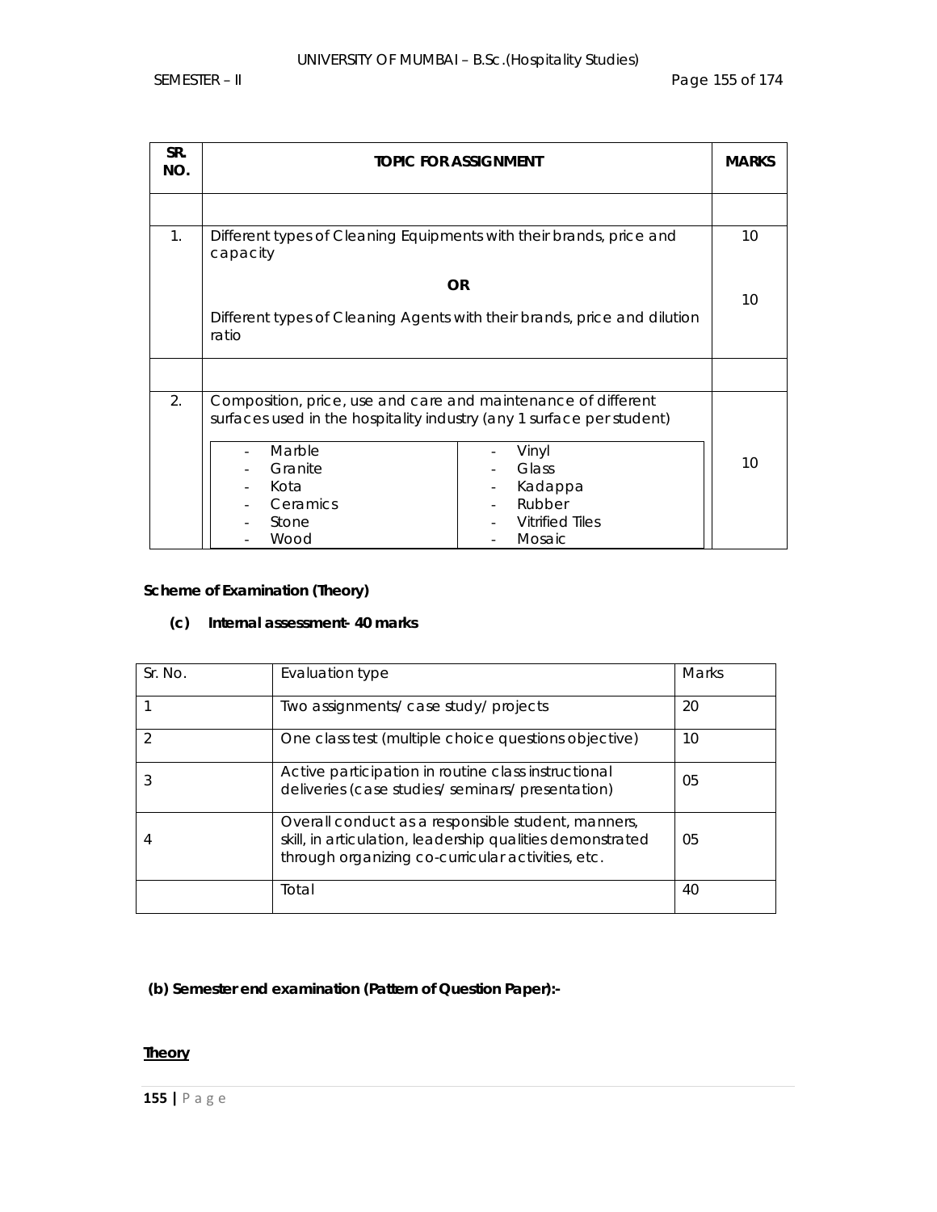| SR. NO. | TOPIC FOR ASSIGNMENT | MARKS |
|---|---|---|
| | | |
| 1. | Different types of Cleaning Equipments with their brands, price and capacity | 10 |
| | **OR** | |
| | Different types of Cleaning Agents with their brands, price and dilution ratio | 10 |
| | | |
| 2. | Composition, price, use and care and maintenance of different surfaces used in the hospitality industry (any 1 surface per student)<br>- Marble<br>- Granite<br>- Kota<br>- Ceramics<br>- Stone<br>- Wood<br>- Vinyl<br>- Glass<br>- Kadappa<br>- Rubber<br>- Vitrified Tiles<br>- Mosaic | 10 |

**Scheme of Examination (Theory)**

**(c) Internal assessment- 40 marks**

| Sr. No. | Evaluation type | Marks |
|---|---|---|
| 1 | Two assignments/ case study/ projects | 20 |
| 2 | One class test (multiple choice questions objective) | 10 |
| 3 | Active participation in routine class instructional deliveries (case studies/ seminars/ presentation) | 05 |
| 4 | Overall conduct as a responsible student, manners, skill, in articulation, leadership qualities demonstrated through organizing co-curricular activities, etc. | 05 |
| | Total | 40 |

**(b) Semester end examination (Pattern of Question Paper):-**

**Theory**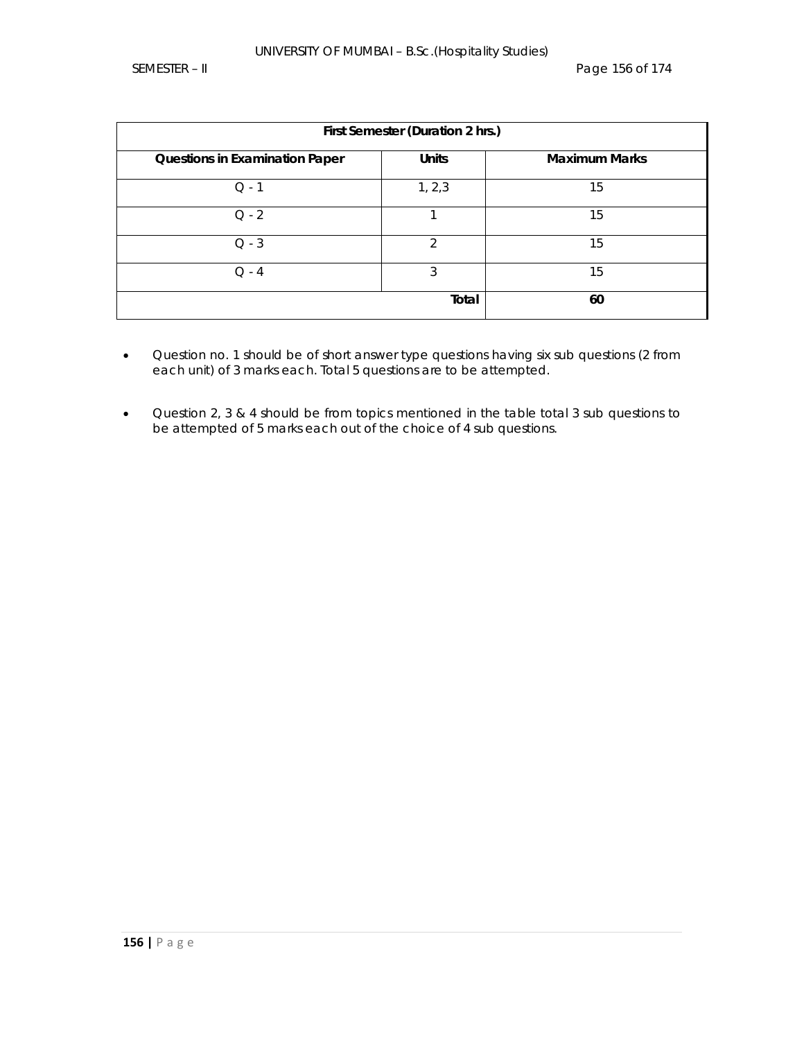| First Semester (Duration 2 hrs.) | | |
|---|---|---|
| **Questions in Examination Paper** | **Units** | **Maximum Marks** |
| Q - 1 | 1, 2,3 | 15 |
| Q - 2 | 1 | 15 |
| Q - 3 | 2 | 15 |
| Q - 4 | 3 | 15 |
| | **Total** | **60** |

- Question no. 1 should be of short answer type questions having six sub questions (2 from each unit) of 3 marks each. Total 5 questions are to be attempted.
- Question 2, 3 & 4 should be from topics mentioned in the table total 3 sub questions to be attempted of 5 marks each out of the choice of 4 sub questions.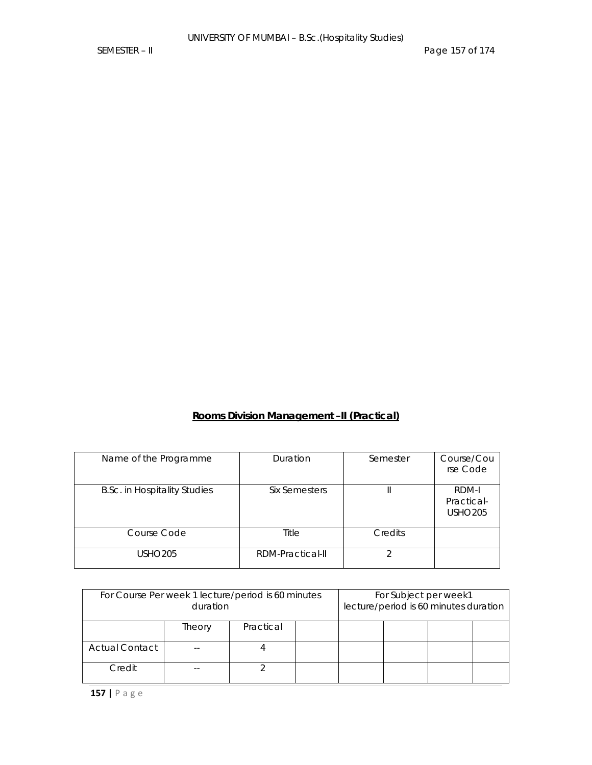**<u>Rooms Division Management –II (Practical)</u>**

| Name of the Programme | Duration | Semester | Course/Course Code |
|---|---|---|---|
| B.Sc. in Hospitality Studies | Six Semesters | II | RDM-I Practical-USHO205 |
| Course Code | Title | Credits | |
| USHO205 | RDM-Practical-II | 2 | |

| For Course Per week 1 lecture/period is 60 minutes duration | | | | For Subject per week1 lecture/period is 60 minutes duration | | | |
|---|---|---|---|---|---|---|---|
| | Theory | Practical | | | | | |
| Actual Contact | -- | 4 | | | | | |
| Credit | -- | 2 | | | | | |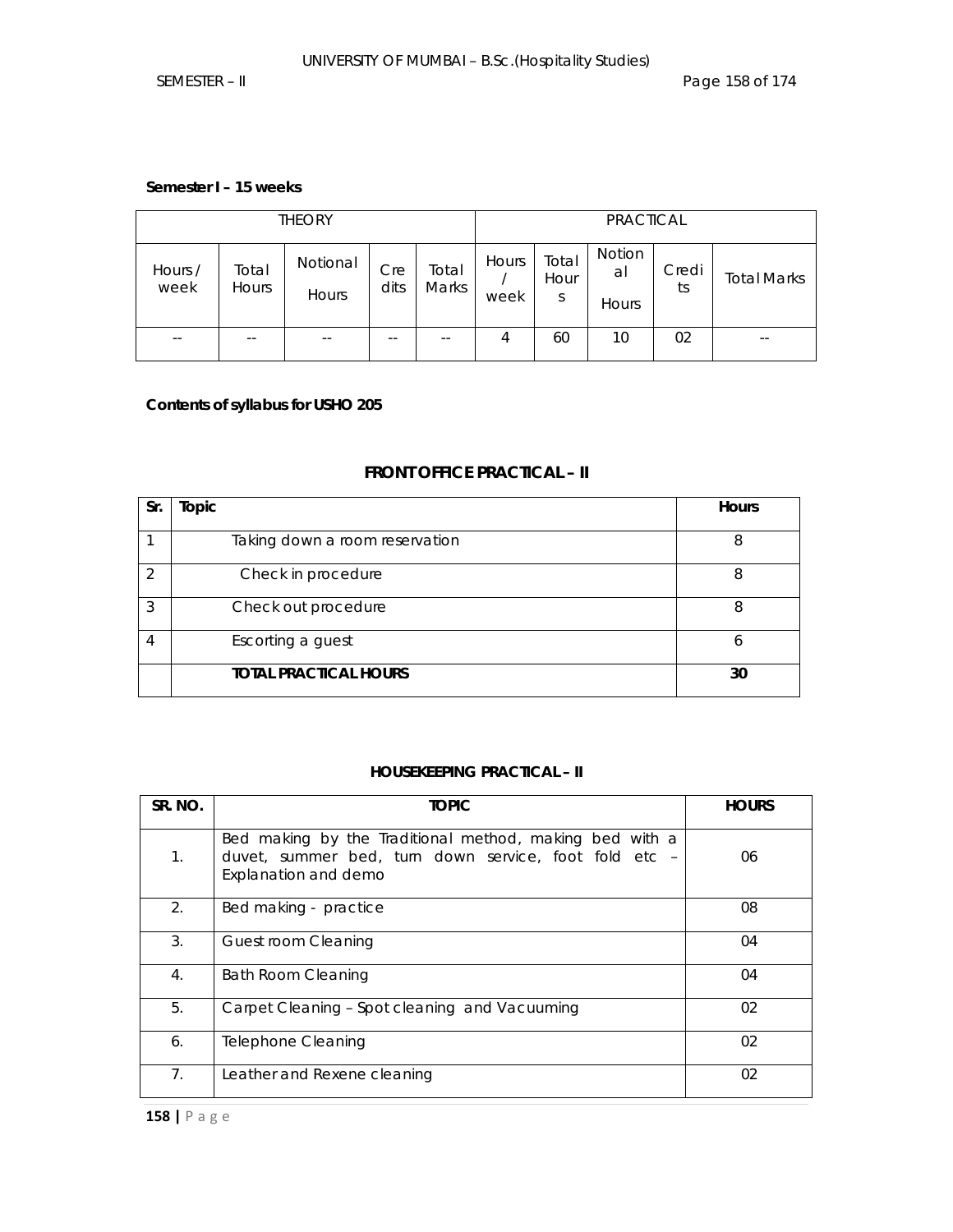**Semester I – 15 weeks**

| THEORY | | | | | PRACTICAL | | | | |
|---|---|---|---|---|---|---|---|---|---|
| Hours / week | Total Hours | Notional Hours | Credits | Total Marks | Hours / week | Total Hours | Notional Hours | Credits | Total Marks |
| -- | -- | -- | -- | -- | 4 | 60 | 10 | 02 | -- |

**Contents of syllabus for USHO 205**

## FRONT OFFICE PRACTICAL – II

| Sr. | Topic | Hours |
|---|---|---|
| 1 | Taking down a room reservation | 8 |
| 2 | Check in procedure | 8 |
| 3 | Check out procedure | 8 |
| 4 | Escorting a guest | 6 |
| | **TOTAL PRACTICAL HOURS** | **30** |

## HOUSEKEEPING PRACTICAL – II

| SR. NO. | TOPIC | HOURS |
|---|---|---|
| 1. | Bed making by the Traditional method, making bed with a duvet, summer bed, turn down service, foot fold etc – Explanation and demo | 06 |
| 2. | Bed making - practice | 08 |
| 3. | Guest room Cleaning | 04 |
| 4. | Bath Room Cleaning | 04 |
| 5. | Carpet Cleaning – Spot cleaning and Vacuuming | 02 |
| 6. | Telephone Cleaning | 02 |
| 7. | Leather and Rexene cleaning | 02 |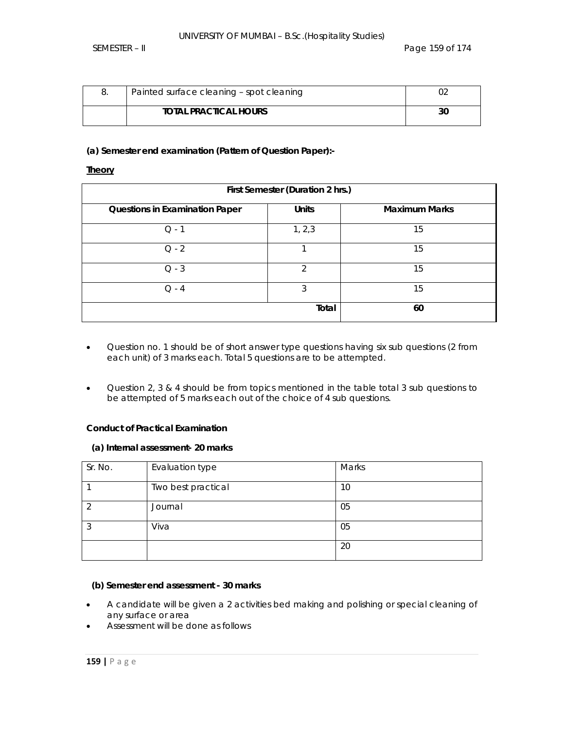| 8. | Painted surface cleaning – spot cleaning | 02 |
|---|---|---|
| | **TOTAL PRACTICAL HOURS** | **30** |

**(a) Semester end examination (Pattern of Question Paper):-**

**Theory**

| **First Semester (Duration 2 hrs.)** | | |
|---|---|---|
| **Questions in Examination Paper** | **Units** | **Maximum Marks** |
| Q - 1 | 1, 2,3 | 15 |
| Q - 2 | 1 | 15 |
| Q - 3 | 2 | 15 |
| Q - 4 | 3 | 15 |
| | **Total** | **60** |

- Question no. 1 should be of short answer type questions having six sub questions (2 from each unit) of 3 marks each. Total 5 questions are to be attempted.
- Question 2, 3 & 4 should be from topics mentioned in the table total 3 sub questions to be attempted of 5 marks each out of the choice of 4 sub questions.

**Conduct of Practical Examination**

**(a) Internal assessment- 20 marks**

| Sr. No. | Evaluation type | Marks |
|---|---|---|
| 1 | Two best practical | 10 |
| 2 | Journal | 05 |
| 3 | Viva | 05 |
| | | 20 |

**(b) Semester end assessment - 30 marks**

- A candidate will be given a 2 activities bed making and polishing or special cleaning of any surface or area
- Assessment will be done as follows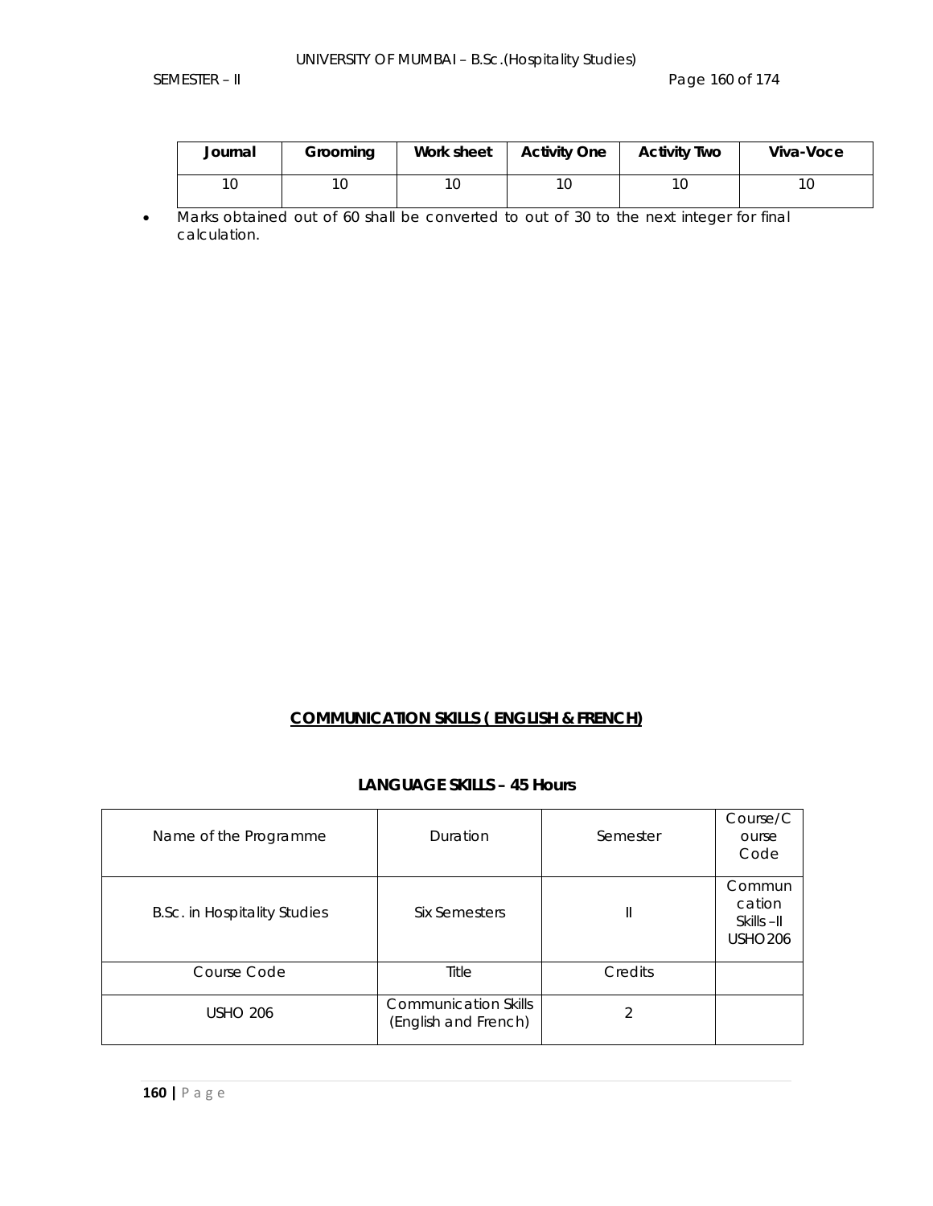| Journal | Grooming | Work sheet | Activity One | Activity Two | Viva-Voce |
|---|---|---|---|---|---|
| 10 | 10 | 10 | 10 | 10 | 10 |

- Marks obtained out of 60 shall be converted to out of 30 to the next integer for final calculation.

## **COMMUNICATION SKILLS ( ENGLISH & FRENCH)**

### LANGUAGE SKILLS – 45 Hours

| Name of the Programme | Duration | Semester | Course/Course Code |
|---|---|---|---|
| B.Sc. in Hospitality Studies | Six Semesters | II | Communcation Skills –II USHO206 |
| Course Code | Title | Credits | |
| USHO 206 | Communication Skills (English and French) | 2 | |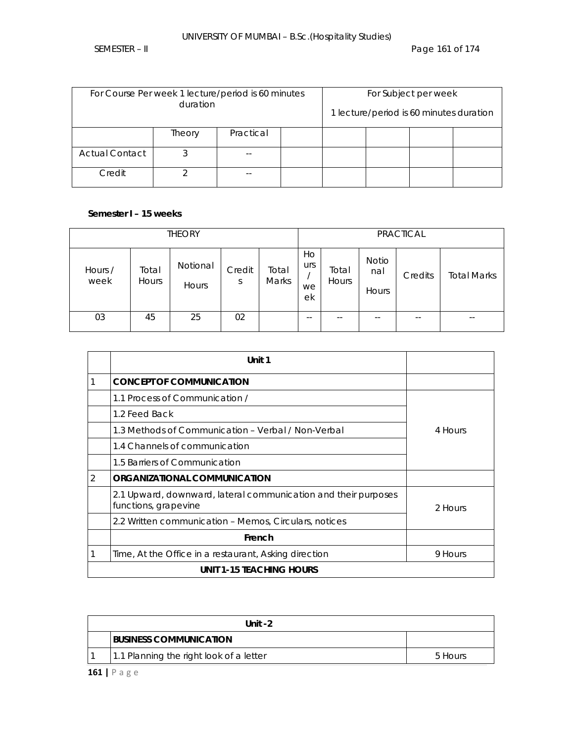| For Course Per week 1 lecture/period is 60 minutes duration | | | | For Subject per week 1 lecture/period is 60 minutes duration | | | |
|---|---|---|---|---|---|---|---|
| | Theory | Practical | | | | | |
| Actual Contact | 3 | -- | | | | | |
| Credit | 2 | -- | | | | | |

**Semester I – 15 weeks**

| THEORY | | | | | PRACTICAL | | | | |
|---|---|---|---|---|---|---|---|---|---|
| Hours / week | Total Hours | Notional Hours | Credits | Total Marks | Hours / week | Total Hours | Notional Hours | Credits | Total Marks |
| 03 | 45 | 25 | 02 | | -- | -- | -- | -- | -- |

| | Unit 1 | |
|---|---|---|
| 1 | **CONCEPT OF COMMUNICATION** | |
| | 1.1 Process of Communication / | 4 Hours |
| | 1.2 Feed Back | |
| | 1.3 Methods of Communication – Verbal / Non-Verbal | |
| | 1.4 Channels of communication | |
| | 1.5 Barriers of Communication | |
| 2 | **ORGANIZATIONAL COMMUNICATION** | |
| | 2.1 Upward, downward, lateral communication and their purposes functions, grapevine | 2 Hours |
| | 2.2 Written communication – Memos, Circulars, notices | |
| | **French** | |
| 1 | Time, At the Office in a restaurant, Asking direction | 9 Hours |
| **UNIT 1-15 TEACHING HOURS** | | |

| | Unit -2 | |
|---|---|---|
| | **BUSINESS COMMUNICATION** | |
| 1 | 1.1 Planning the right look of a letter | 5 Hours |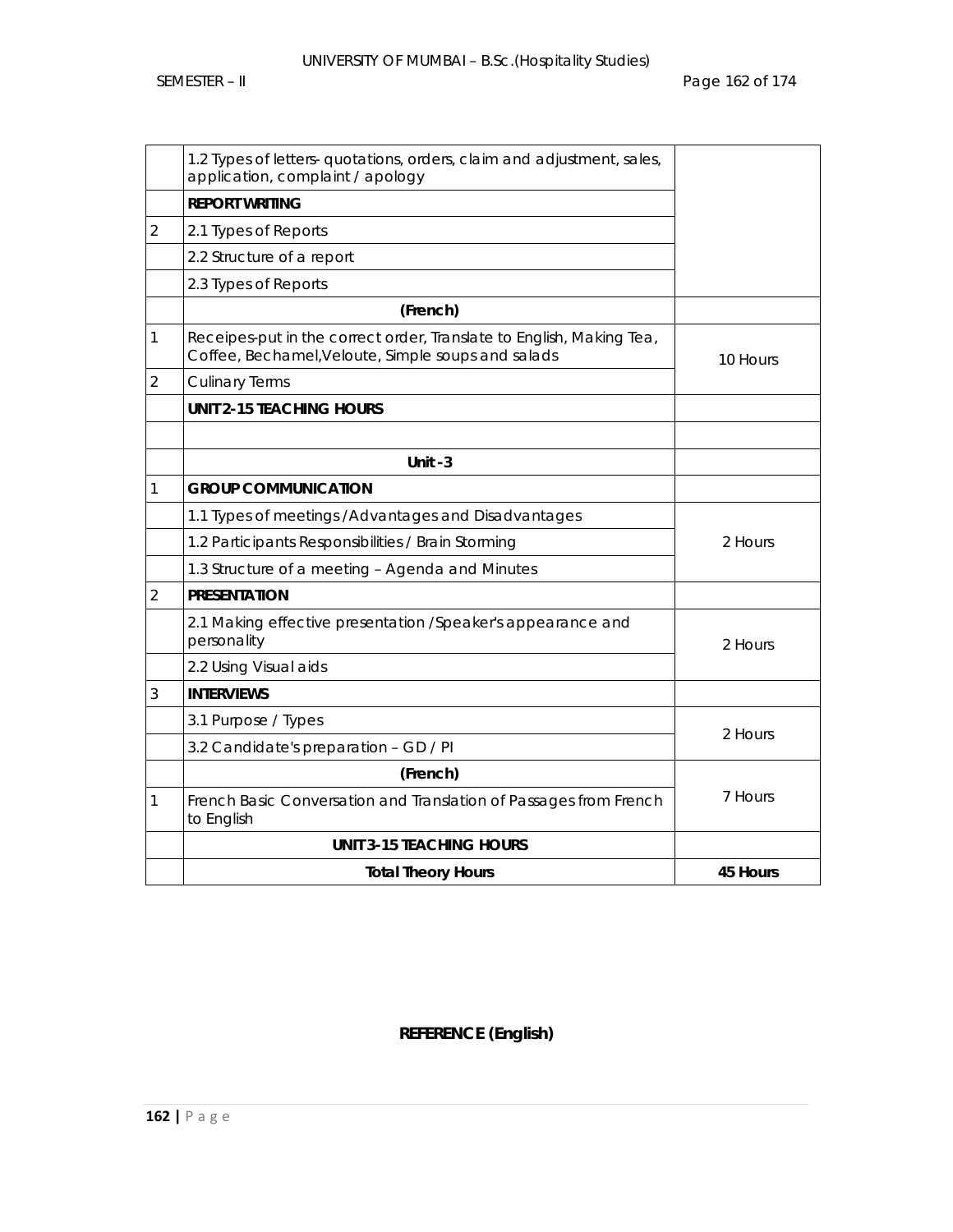|  | 1.2 Types of letters- quotations, orders, claim and adjustment, sales, application, complaint / apology |  |
|---|---|---|
|  | **REPORT WRITING** |  |
| 2 | 2.1 Types of Reports |  |
|  | 2.2 Structure of a report |  |
|  | 2.3 Types of Reports |  |
|  | **(French)** |  |
| 1 | Receipes-put in the correct order, Translate to English, Making Tea, Coffee, Bechamel,Veloute, Simple soups and salads | 10 Hours |
| 2 | Culinary Terms |  |
|  | **UNIT 2-15 TEACHING HOURS** |  |
|  |  |  |
|  | **Unit -3** |  |
| 1 | **GROUP COMMUNICATION** |  |
|  | 1.1 Types of meetings /Advantages and Disadvantages | 2 Hours |
|  | 1.2 Participants Responsibilities / Brain Storming |  |
|  | 1.3 Structure of a meeting – Agenda and Minutes |  |
| 2 | **PRESENTATION** |  |
|  | 2.1 Making effective presentation /Speaker's appearance and personality | 2 Hours |
|  | 2.2 Using Visual aids |  |
| 3 | **INTERVIEWS** |  |
|  | 3.1 Purpose / Types | 2 Hours |
|  | 3.2 Candidate's preparation – GD / PI |  |
|  | **(French)** | 7 Hours |
| 1 | French Basic Conversation and Translation of Passages from French to English |  |
|  | **UNIT 3-15 TEACHING HOURS** |  |
|  | **Total Theory Hours** | **45 Hours** |

**REFERENCE (English)**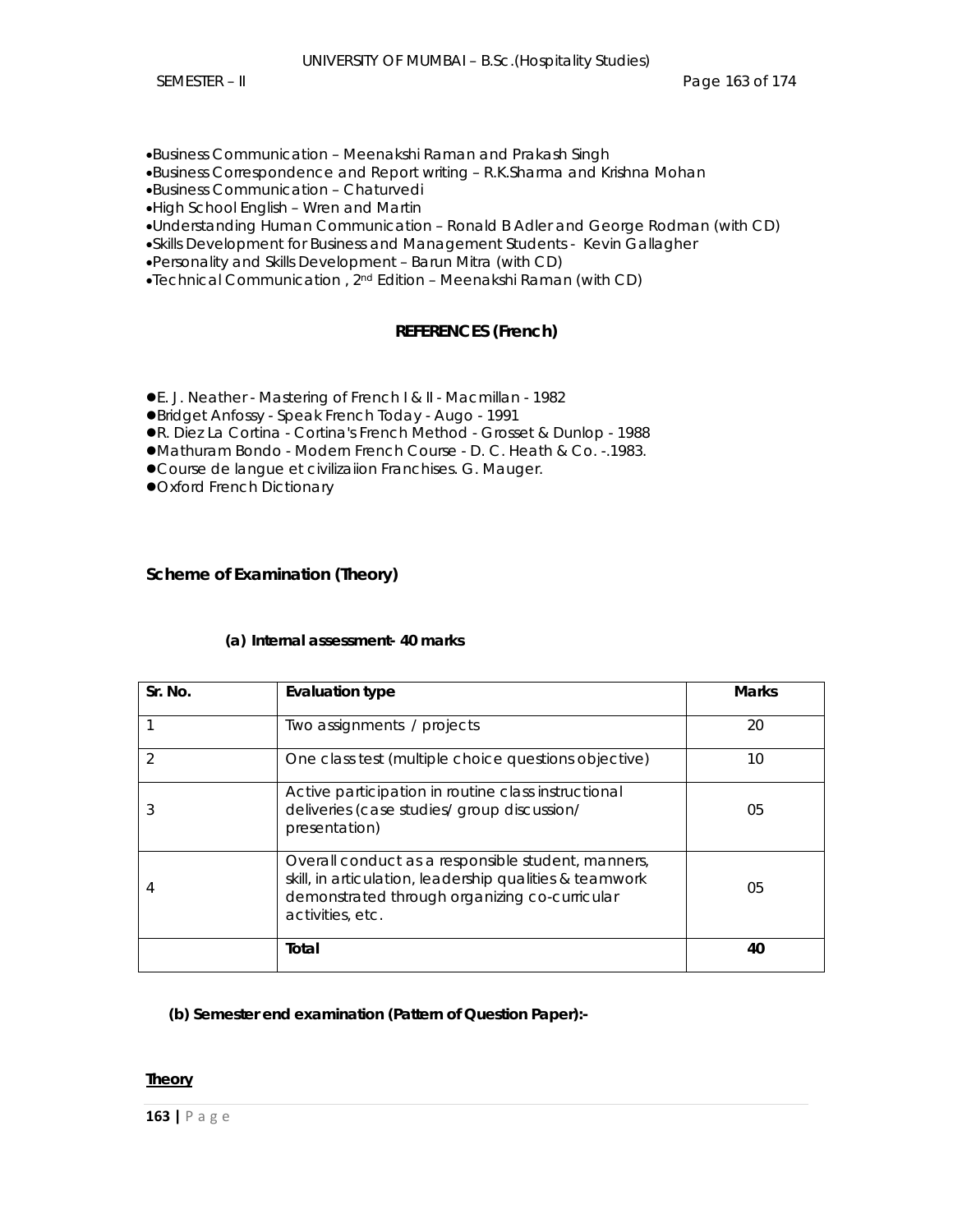- Business Communication – Meenakshi Raman and Prakash Singh
- Business Correspondence and Report writing – R.K.Sharma and Krishna Mohan
- Business Communication – Chaturvedi
- High School English – Wren and Martin
- Understanding Human Communication – Ronald B Adler and George Rodman (with CD)
- Skills Development for Business and Management Students - Kevin Gallagher
- Personality and Skills Development – Barun Mitra (with CD)
- Technical Communication , 2nd Edition – Meenakshi Raman (with CD)

### REFERENCES (French)

- E. J. Neather - Mastering of French I & II - Macmillan - 1982
- Bridget Anfossy - Speak French Today - Augo - 1991
- R. Diez La Cortina - Cortina's French Method - Grosset & Dunlop - 1988
- Mathuram Bondo - Modern French Course - D. C. Heath & Co. -.1983.
- Course de langue et civilizaiion Franchises. G. Mauger.
- Oxford French Dictionary

### Scheme of Examination (Theory)

**(a) Internal assessment- 40 marks**

| Sr. No. | Evaluation type | Marks |
|---|---|---|
| 1 | Two assignments / projects | 20 |
| 2 | One class test (multiple choice questions objective) | 10 |
| 3 | Active participation in routine class instructional deliveries (case studies/ group discussion/ presentation) | 05 |
| 4 | Overall conduct as a responsible student, manners, skill, in articulation, leadership qualities & teamwork demonstrated through organizing co-curricular activities, etc. | 05 |
| | **Total** | **40** |

**(b) Semester end examination (Pattern of Question Paper):-**

**Theory**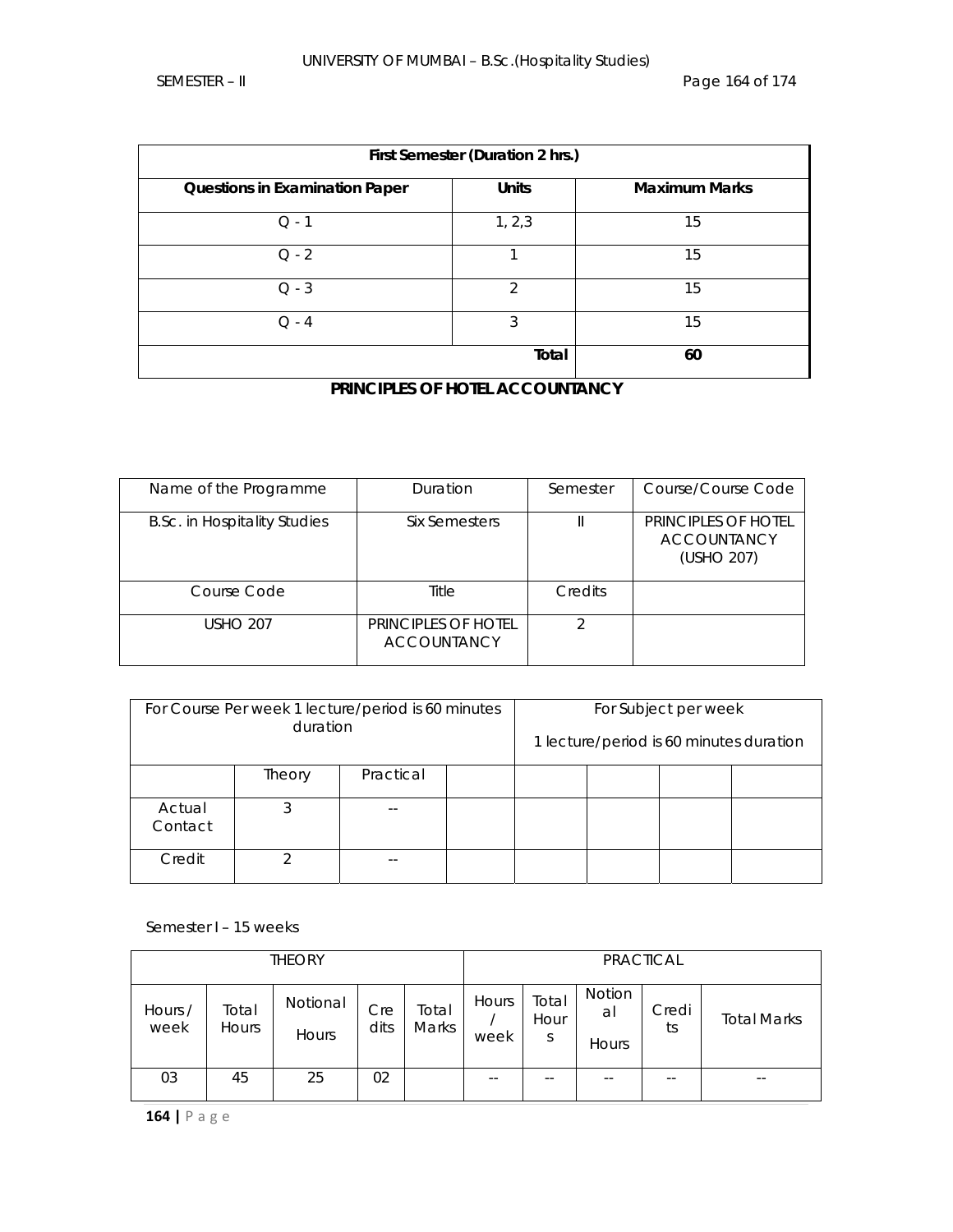| First Semester (Duration 2 hrs.) | | |
|---|---|---|
| **Questions in Examination Paper** | **Units** | **Maximum Marks** |
| Q - 1 | 1, 2,3 | 15 |
| Q - 2 | 1 | 15 |
| Q - 3 | 2 | 15 |
| Q - 4 | 3 | 15 |
| | **Total** | **60** |

## PRINCIPLES OF HOTEL ACCOUNTANCY

| Name of the Programme | Duration | Semester | Course/Course Code |
|---|---|---|---|
| B.Sc. in Hospitality Studies | Six Semesters | II | PRINCIPLES OF HOTEL ACCOUNTANCY (USHO 207) |
| Course Code | Title | Credits | |
| USHO 207 | PRINCIPLES OF HOTEL ACCOUNTANCY | 2 | |

| For Course Per week 1 lecture/period is 60 minutes duration | | | | For Subject per week 1 lecture/period is 60 minutes duration | | | |
|---|---|---|---|---|---|---|---|
| | Theory | Practical | | | | | |
| Actual Contact | 3 | -- | | | | | |
| Credit | 2 | -- | | | | | |

Semester I – 15 weeks

| THEORY | | | | | PRACTICAL | | | | |
|---|---|---|---|---|---|---|---|---|---|
| Hours / week | Total Hours | Notional Hours | Credits | Total Marks | Hours / week | Total Hours | Notional Hours | Credits | Total Marks |
| 03 | 45 | 25 | 02 | | -- | -- | -- | -- | -- |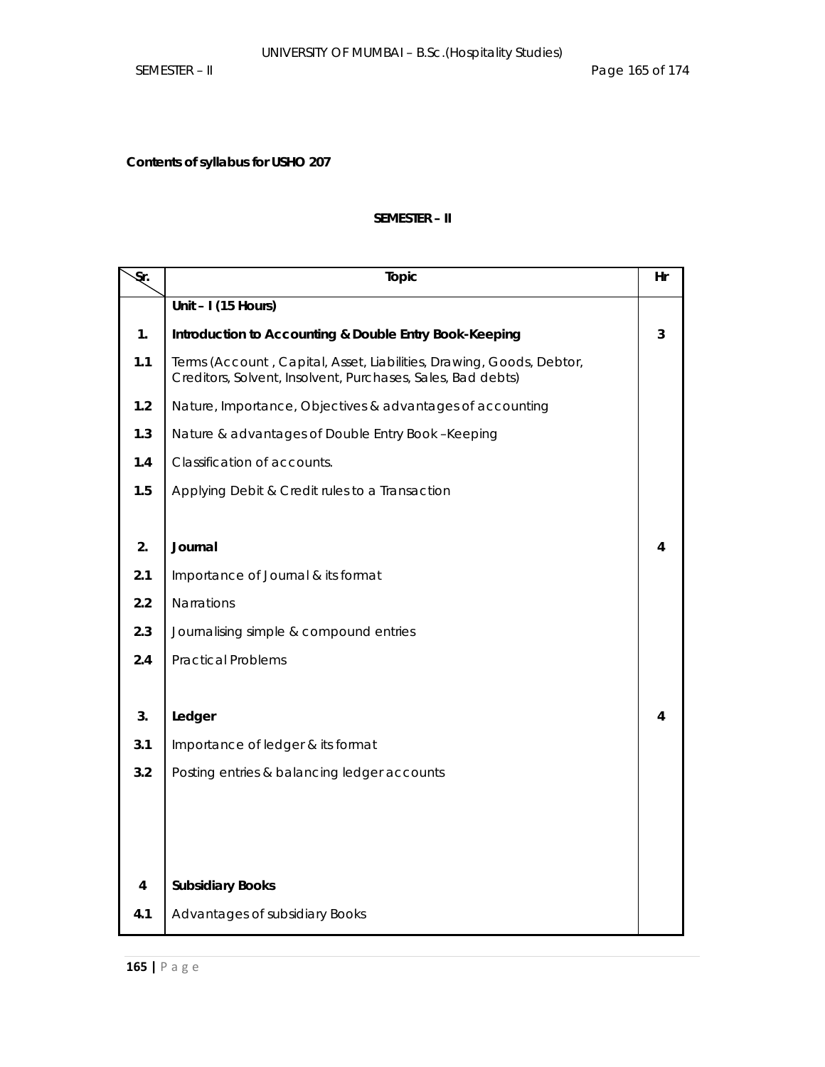**Contents of syllabus for USHO 207**

**SEMESTER – II**

| Sr. | Topic | Hr |
|---|---|---|
| | **Unit – I (15 Hours)** | |
| **1.** | **Introduction to Accounting & Double Entry Book-Keeping** | **3** |
| **1.1** | Terms (Account , Capital, Asset, Liabilities, Drawing, Goods, Debtor, Creditors, Solvent, Insolvent, Purchases, Sales, Bad debts) | |
| **1.2** | Nature, Importance, Objectives & advantages of accounting | |
| **1.3** | Nature & advantages of Double Entry Book –Keeping | |
| **1.4** | Classification of accounts. | |
| **1.5** | Applying Debit & Credit rules to a Transaction | |
| **2.** | **Journal** | **4** |
| **2.1** | Importance of Journal & its format | |
| **2.2** | Narrations | |
| **2.3** | Journalising simple & compound entries | |
| **2.4** | Practical Problems | |
| **3.** | **Ledger** | **4** |
| **3.1** | Importance of ledger & its format | |
| **3.2** | Posting entries & balancing ledger accounts | |
| **4** | **Subsidiary Books** | |
| **4.1** | Advantages of subsidiary Books | |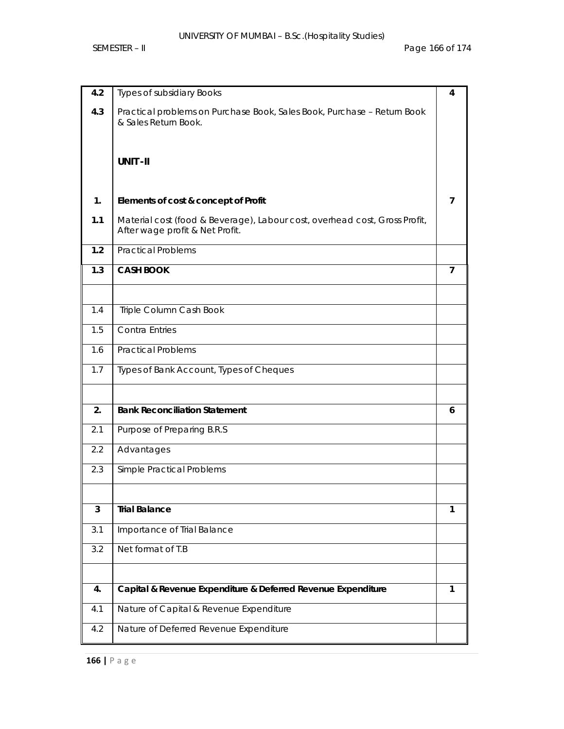| | | |
|---|---|---|
| **4.2** | Types of subsidiary Books | **4** |
| **4.3** | Practical problems on Purchase Book, Sales Book, Purchase – Return Book & Sales Return Book. | |
| | **UNIT -II** | |
| **1.** | **Elements of cost & concept of Profit** | **7** |
| **1.1** | Material cost (food & Beverage), Labour cost, overhead cost, Gross Profit, After wage profit & Net Profit. | |
| **1.2** | Practical Problems | |
| **1.3** | **CASH BOOK** | **7** |
| | | |
| 1.4 | Triple Column Cash Book | |
| 1.5 | Contra Entries | |
| 1.6 | Practical Problems | |
| 1.7 | Types of Bank Account, Types of Cheques | |
| | | |
| **2.** | **Bank Reconciliation Statement** | **6** |
| 2.1 | Purpose of Preparing B.R.S | |
| 2.2 | Advantages | |
| 2.3 | Simple Practical Problems | |
| | | |
| **3** | **Trial Balance** | **1** |
| 3.1 | Importance of Trial Balance | |
| 3.2 | Net format of T.B | |
| | | |
| **4.** | **Capital & Revenue Expenditure & Deferred Revenue Expenditure** | **1** |
| 4.1 | Nature of Capital & Revenue Expenditure | |
| 4.2 | Nature of Deferred Revenue Expenditure | |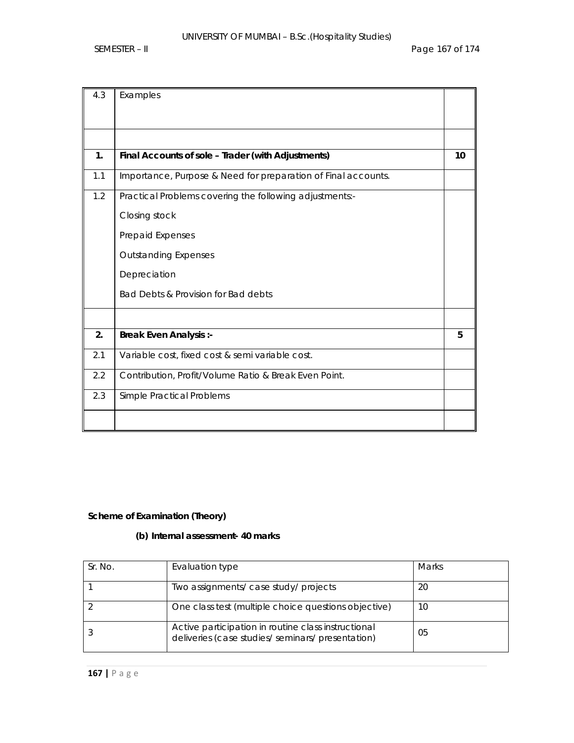| | | |
|---|---|---|
| 4.3 | Examples | |
| | | |
| **1.** | **Final Accounts of sole – Trader (with Adjustments)** | **10** |
| 1.1 | Importance, Purpose & Need for preparation of Final accounts. | |
| 1.2 | Practical Problems covering the following adjustments:-<br>Closing stock<br>Prepaid Expenses<br>Outstanding Expenses<br>Depreciation<br>Bad Debts & Provision for Bad debts | |
| | | |
| **2.** | **Break Even Analysis :-** | **5** |
| 2.1 | Variable cost, fixed cost & semi variable cost. | |
| 2.2 | Contribution, Profit/Volume Ratio & Break Even Point. | |
| 2.3 | Simple Practical Problems | |
| | | |

**Scheme of Examination (Theory)**

**(b) Internal assessment- 40 marks**

| Sr. No. | Evaluation type | Marks |
|---|---|---|
| 1 | Two assignments/ case study/ projects | 20 |
| 2 | One class test (multiple choice questions objective) | 10 |
| 3 | Active participation in routine class instructional deliveries (case studies/ seminars/ presentation) | 05 |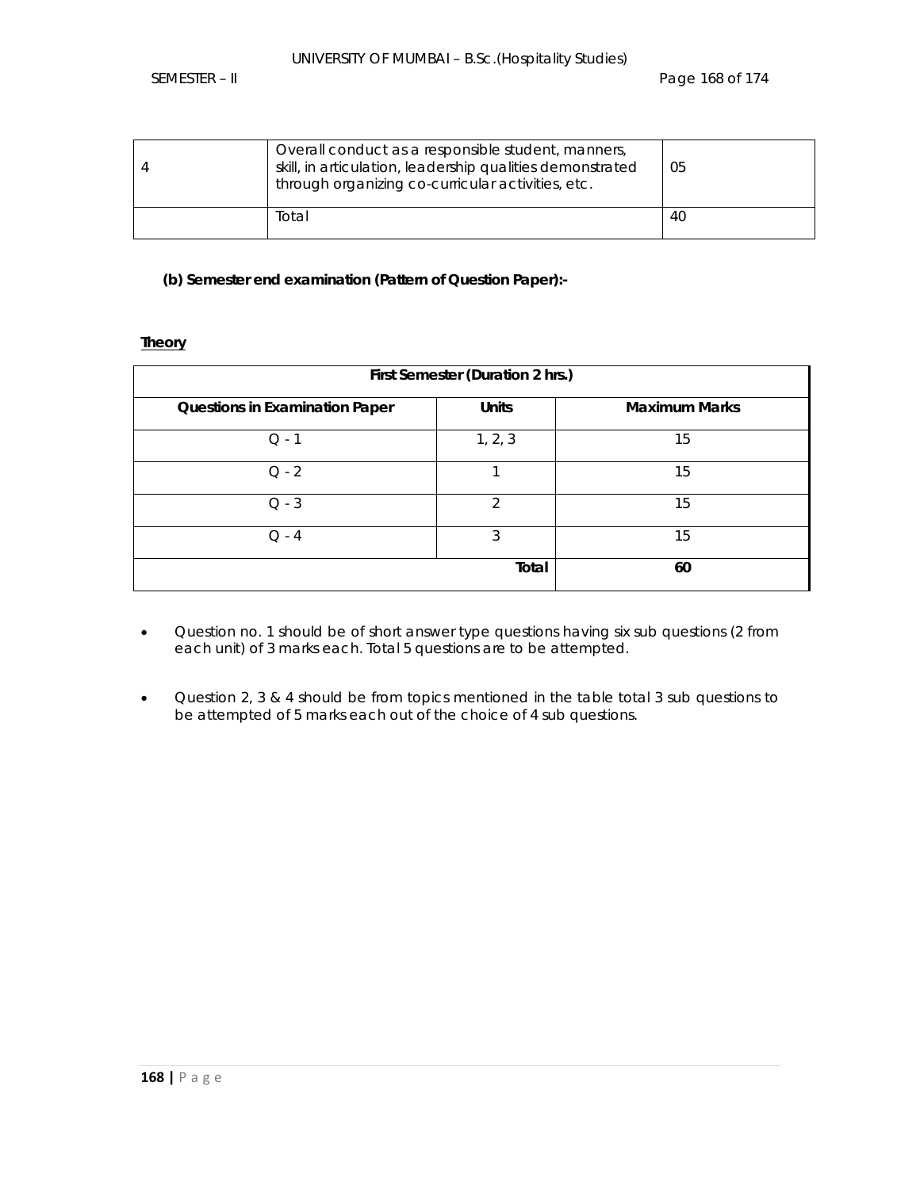| 4 | Overall conduct as a responsible student, manners, skill, in articulation, leadership qualities demonstrated through organizing co-curricular activities, etc. | 05 |
|---|---|---|
| | Total | 40 |

**(b) Semester end examination (Pattern of Question Paper):-**

**Theory**

| First Semester (Duration 2 hrs.) | | |
|---|---|---|
| **Questions in Examination Paper** | **Units** | **Maximum Marks** |
| Q - 1 | 1, 2, 3 | 15 |
| Q - 2 | 1 | 15 |
| Q - 3 | 2 | 15 |
| Q - 4 | 3 | 15 |
| | **Total** | **60** |

- Question no. 1 should be of short answer type questions having six sub questions (2 from each unit) of 3 marks each. Total 5 questions are to be attempted.

- Question 2, 3 & 4 should be from topics mentioned in the table total 3 sub questions to be attempted of 5 marks each out of the choice of 4 sub questions.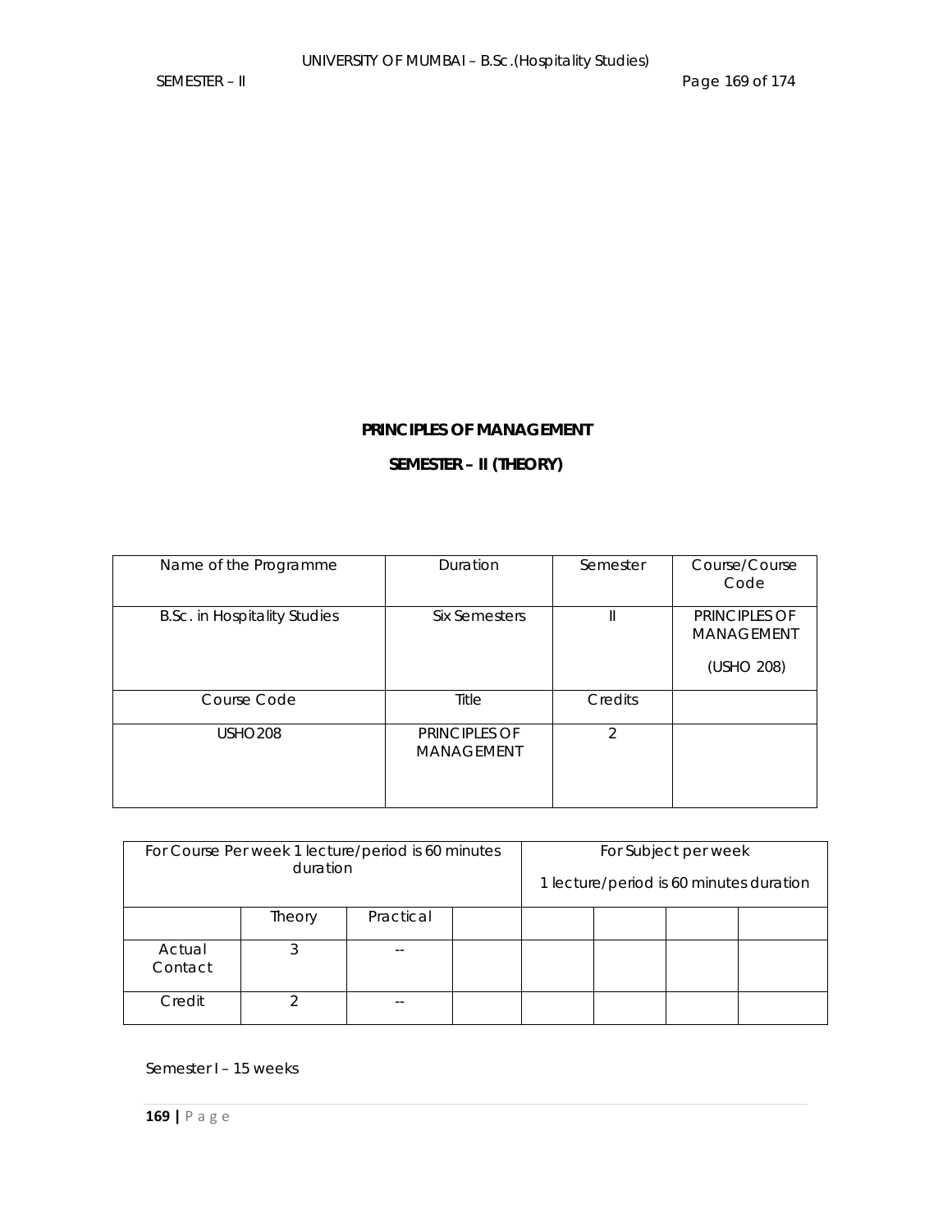**PRINCIPLES OF MANAGEMENT**

**SEMESTER – II (THEORY)**

| Name of the Programme | Duration | Semester | Course/Course Code |
|---|---|---|---|
| B.Sc. in Hospitality Studies | Six Semesters | II | PRINCIPLES OF MANAGEMENT (USHO 208) |
| Course Code | Title | Credits | |
| USHO208 | PRINCIPLES OF MANAGEMENT | 2 | |

| For Course Per week 1 lecture/period is 60 minutes duration | | | | For Subject per week 1 lecture/period is 60 minutes duration | | | |
|---|---|---|---|---|---|---|---|
| | Theory | Practical | | | | | |
| Actual Contact | 3 | -- | | | | | |
| Credit | 2 | -- | | | | | |

Semester I – 15 weeks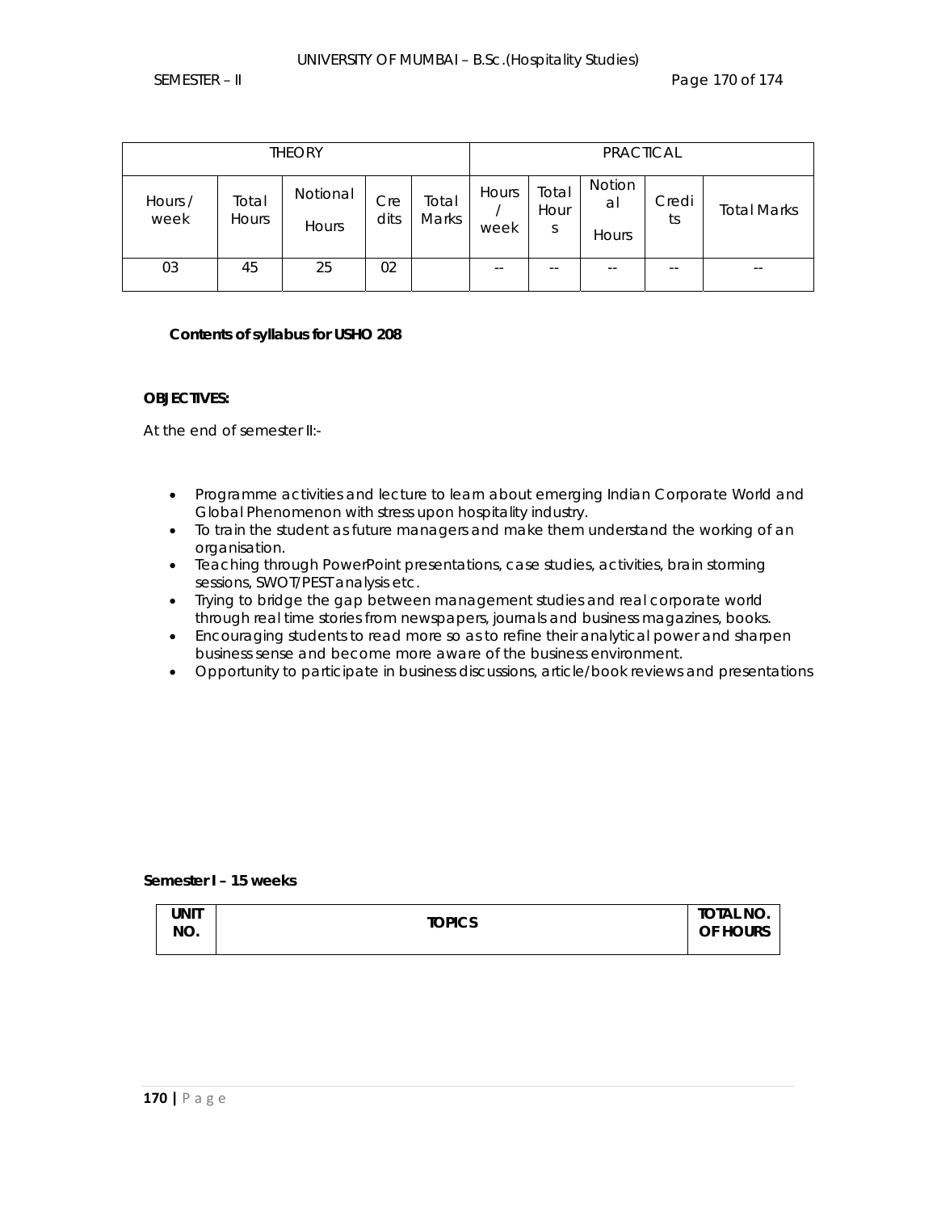| THEORY | | | | | PRACTICAL | | | | |
|---|---|---|---|---|---|---|---|---|---|
| Hours / week | Total Hours | Notional Hours | Credits | Total Marks | Hours / week | Total Hours | Notional Hours | Credits | Total Marks |
| 03 | 45 | 25 | 02 | | -- | -- | -- | -- | -- |

**Contents of syllabus for USHO 208**

**OBJECTIVES:**

At the end of semester II:-

- Programme activities and lecture to learn about emerging Indian Corporate World and Global Phenomenon with stress upon hospitality industry.
- To train the student as future managers and make them understand the working of an organisation.
- Teaching through PowerPoint presentations, case studies, activities, brain storming sessions, SWOT/PEST analysis etc.
- Trying to bridge the gap between management studies and real corporate world through real time stories from newspapers, journals and business magazines, books.
- Encouraging students to read more so as to refine their analytical power and sharpen business sense and become more aware of the business environment.
- Opportunity to participate in business discussions, article/book reviews and presentations

**Semester I – 15 weeks**

| UNIT NO. | TOPICS | TOTAL NO. OF HOURS |
|---|---|---|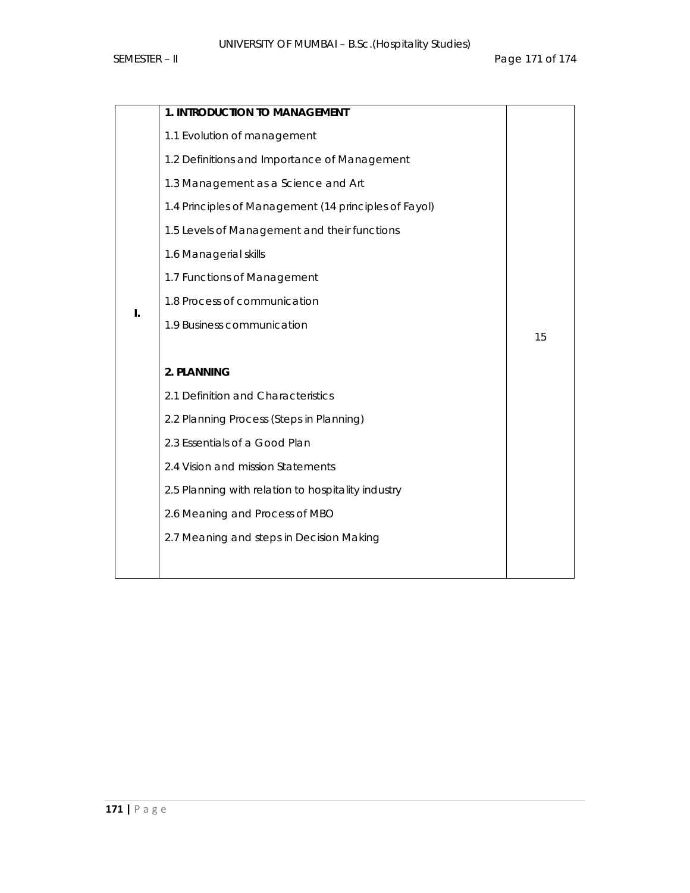| | | |
|---|---|---|
| I. | **1. INTRODUCTION TO MANAGEMENT**<br>1.1 Evolution of management<br>1.2 Definitions and Importance of Management<br>1.3 Management as a Science and Art<br>1.4 Principles of Management (14 principles of Fayol)<br>1.5 Levels of Management and their functions<br>1.6 Managerial skills<br>1.7 Functions of Management<br>1.8 Process of communication<br>1.9 Business communication<br><br>**2. PLANNING**<br>2.1 Definition and Characteristics<br>2.2 Planning Process (Steps in Planning)<br>2.3 Essentials of a Good Plan<br>2.4 Vision and mission Statements<br>2.5 Planning with relation to hospitality industry<br>2.6 Meaning and Process of MBO<br>2.7 Meaning and steps in Decision Making | 15 |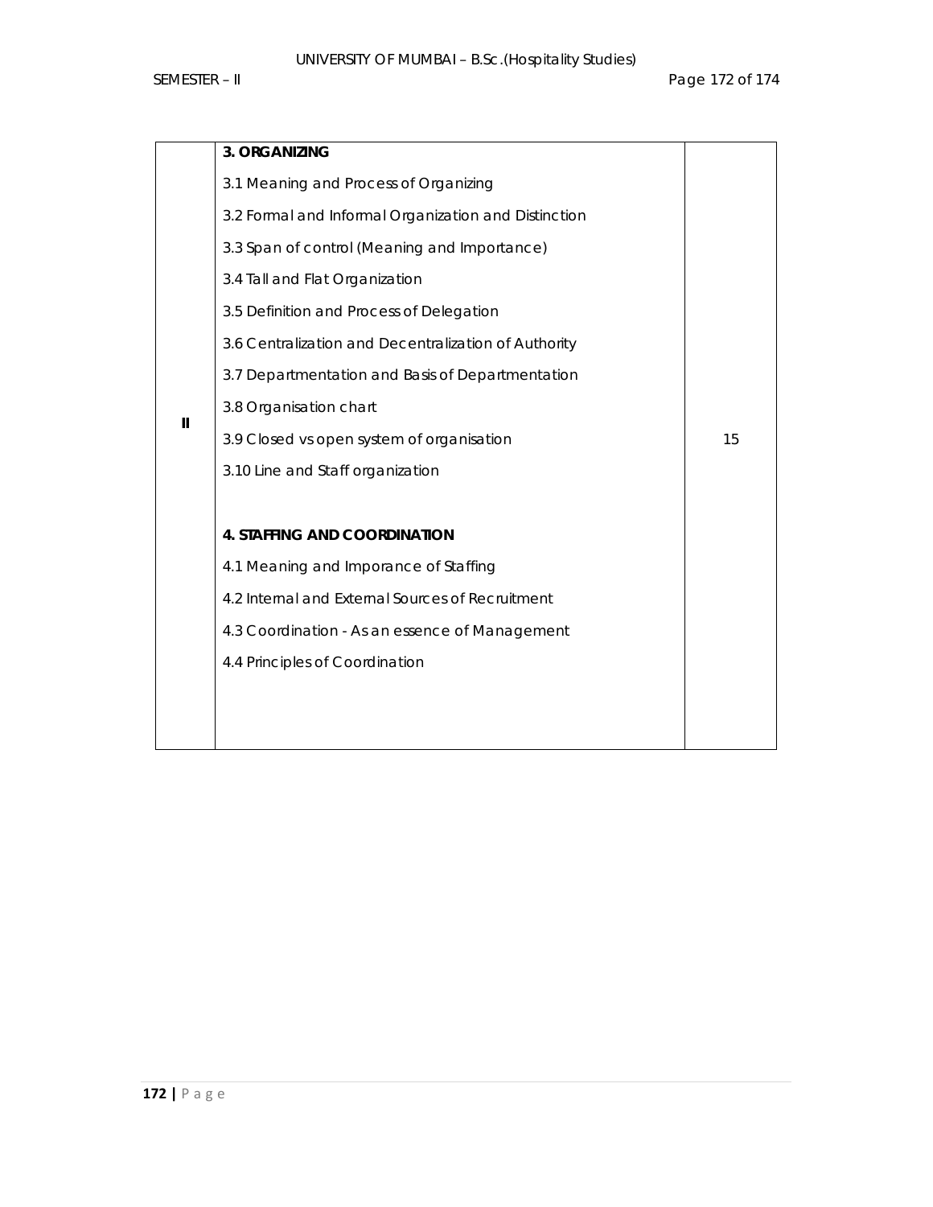| | | |
|---|---|---|
| II | **3. ORGANIZING**<br>3.1 Meaning and Process of Organizing<br>3.2 Formal and Informal Organization and Distinction<br>3.3 Span of control (Meaning and Importance)<br>3.4 Tall and Flat Organization<br>3.5 Definition and Process of Delegation<br>3.6 Centralization and Decentralization of Authority<br>3.7 Departmentation and Basis of Departmentation<br>3.8 Organisation chart<br>3.9 Closed vs open system of organisation<br>3.10 Line and Staff organization<br><br>**4. STAFFING AND COORDINATION**<br>4.1 Meaning and Imporance of Staffing<br>4.2 Internal and External Sources of Recruitment<br>4.3 Coordination - As an essence of Management<br>4.4 Principles of Coordination | 15 |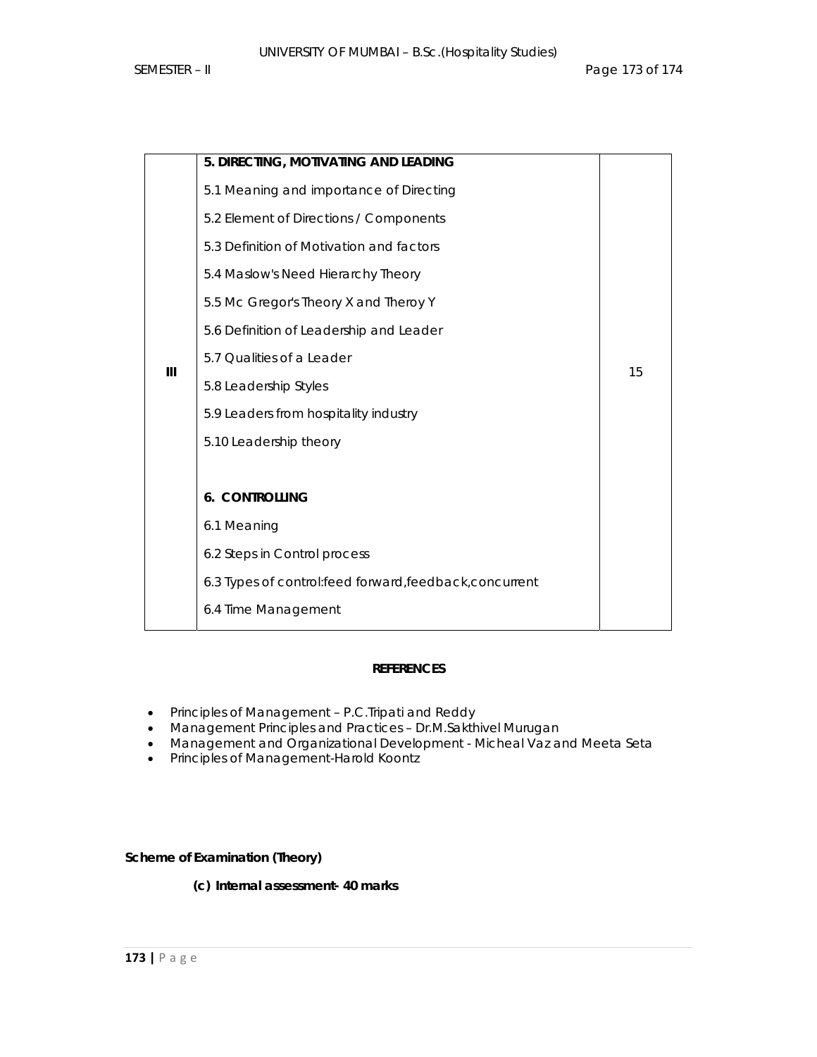| | | |
|---|---|---|
| III | **5. DIRECTING, MOTIVATING AND LEADING**<br>5.1 Meaning and importance of Directing<br>5.2 Element of Directions / Components<br>5.3 Definition of Motivation and factors<br>5.4 Maslow's Need Hierarchy Theory<br>5.5 Mc Gregor's Theory X and Theroy Y<br>5.6 Definition of Leadership and Leader<br>5.7 Qualities of a Leader<br>5.8 Leadership Styles<br>5.9 Leaders from hospitality industry<br>5.10 Leadership theory<br><br>**6. CONTROLLING**<br>6.1 Meaning<br>6.2 Steps in Control process<br>6.3 Types of control:feed forward,feedback,concurrent<br>6.4 Time Management | 15 |

**REFERENCES**

- Principles of Management – P.C.Tripati and Reddy
- Management Principles and Practices – Dr.M.Sakthivel Murugan
- Management and Organizational Development - Micheal Vaz and Meeta Seta
- Principles of Management-Harold Koontz

**Scheme of Examination (Theory)**

**(c) Internal assessment- 40 marks**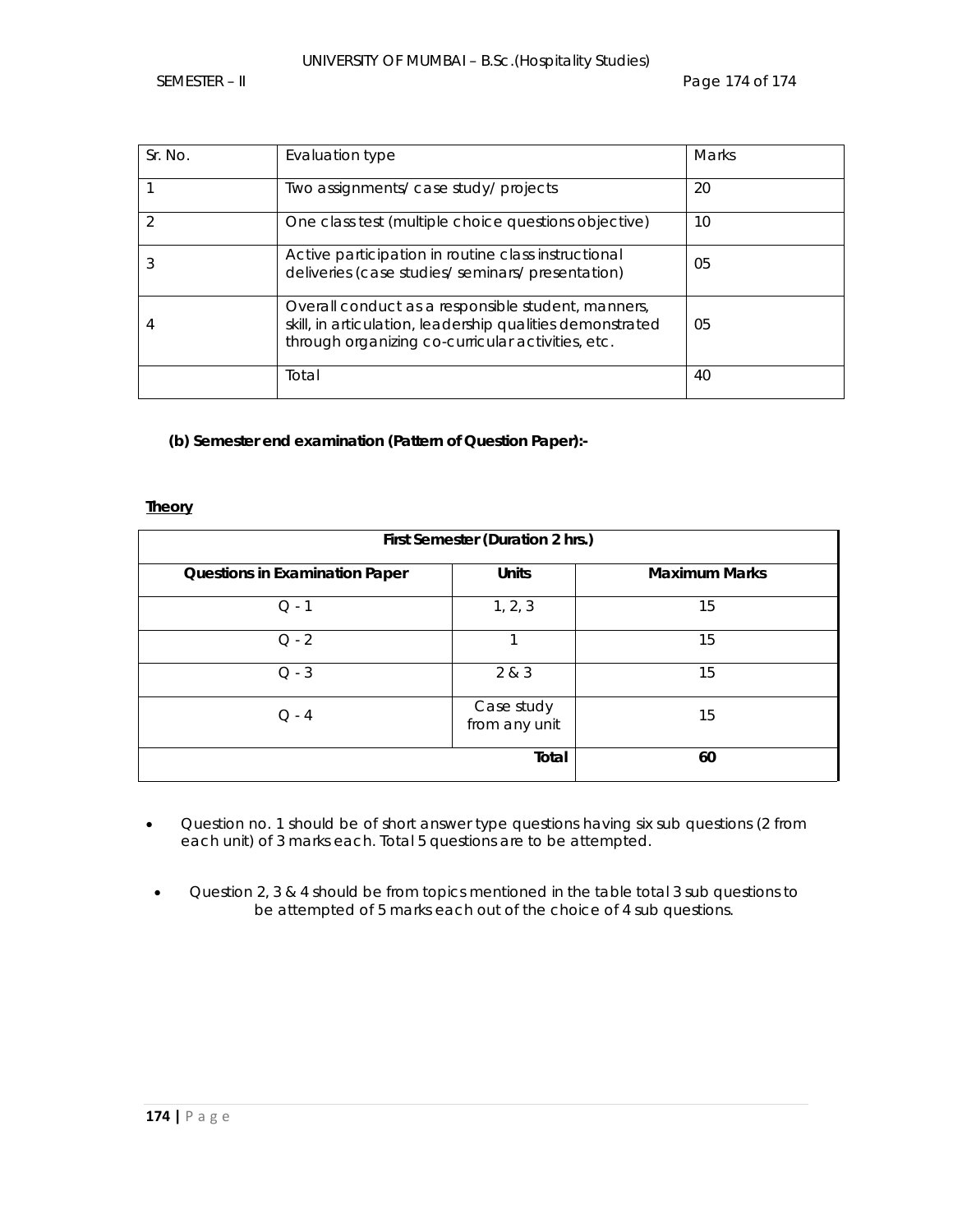| Sr. No. | Evaluation type | Marks |
|---|---|---|
| 1 | Two assignments/ case study/ projects | 20 |
| 2 | One class test (multiple choice questions objective) | 10 |
| 3 | Active participation in routine class instructional deliveries (case studies/ seminars/ presentation) | 05 |
| 4 | Overall conduct as a responsible student, manners, skill, in articulation, leadership qualities demonstrated through organizing co-curricular activities, etc. | 05 |
| | Total | 40 |

**(b) Semester end examination (Pattern of Question Paper):-**

**Theory**

| First Semester (Duration 2 hrs.) | | |
|---|---|---|
| **Questions in Examination Paper** | **Units** | **Maximum Marks** |
| Q - 1 | 1, 2, 3 | 15 |
| Q - 2 | 1 | 15 |
| Q - 3 | 2 & 3 | 15 |
| Q - 4 | Case study from any unit | 15 |
| | **Total** | **60** |

- Question no. 1 should be of short answer type questions having six sub questions (2 from each unit) of 3 marks each. Total 5 questions are to be attempted.
- Question 2, 3 & 4 should be from topics mentioned in the table total 3 sub questions to be attempted of 5 marks each out of the choice of 4 sub questions.